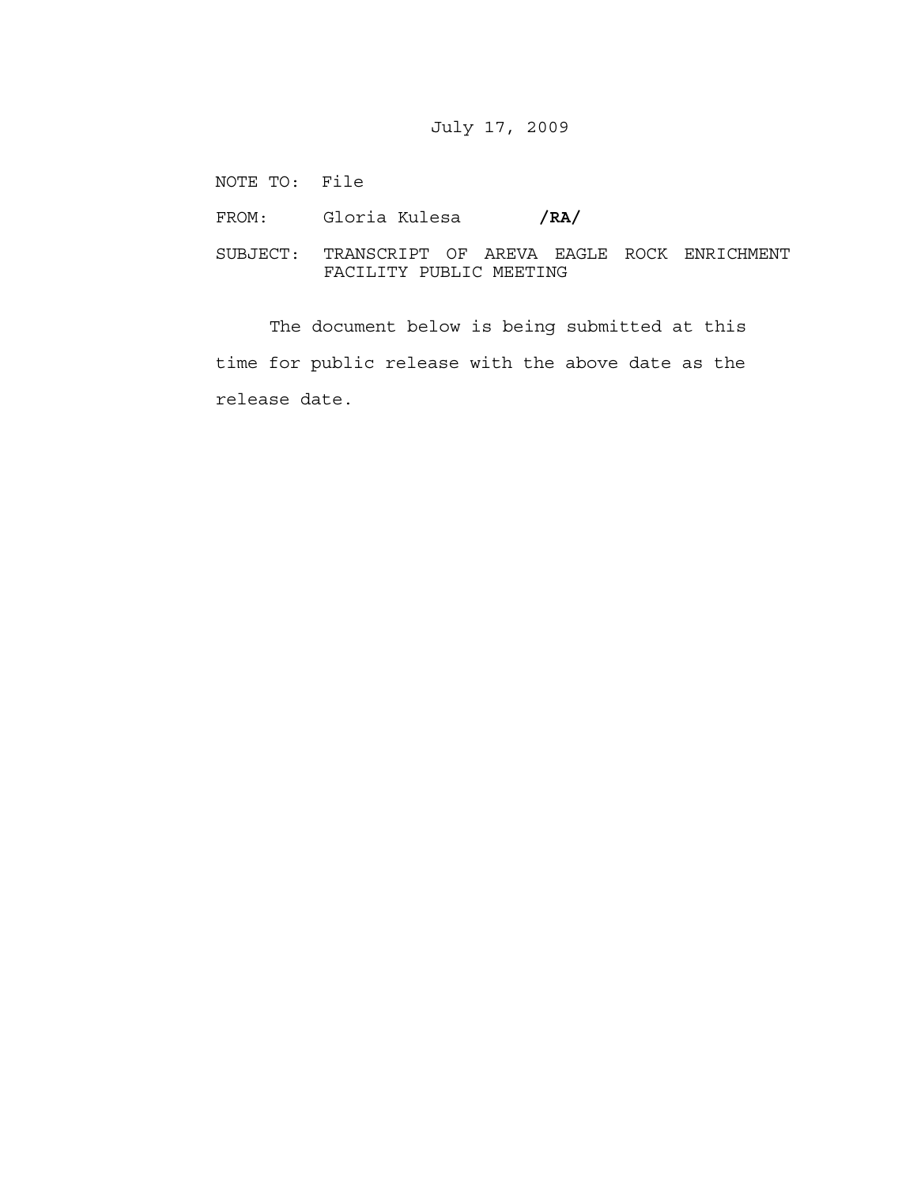July 17, 2009

NOTE TO: File

FROM: Gloria Kulesa **/RA/**

SUBJECT: TRANSCRIPT OF AREVA EAGLE ROCK ENRICHMENT FACILITY PUBLIC MEETING

The document below is being submitted at this time for public release with the above date as the release date.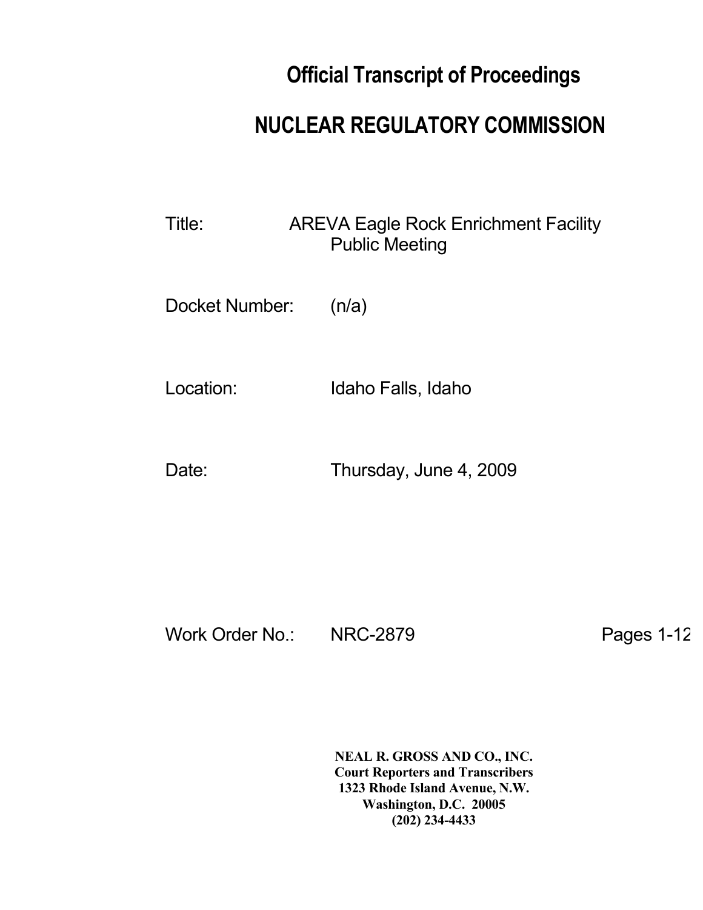# Official Transcript of Proceedings

# NUCLEAR REGULATORY COMMISSION

Title: AREVA Eagle Rock Enrichment Facility Public Meeting

Docket Number: (n/a)

Location: Idaho Falls, Idaho

Date: Thursday, June 4, 2009

Work Order No.: NRC-2879

Pages 1-12

**NEAL R. GROSS AND CO., INC.**
**Court Reporters and Transcribers**
**1323 Rhode Island Avenue, N.W.**
**Washington, D.C. 20005**
**(202) 234-4433**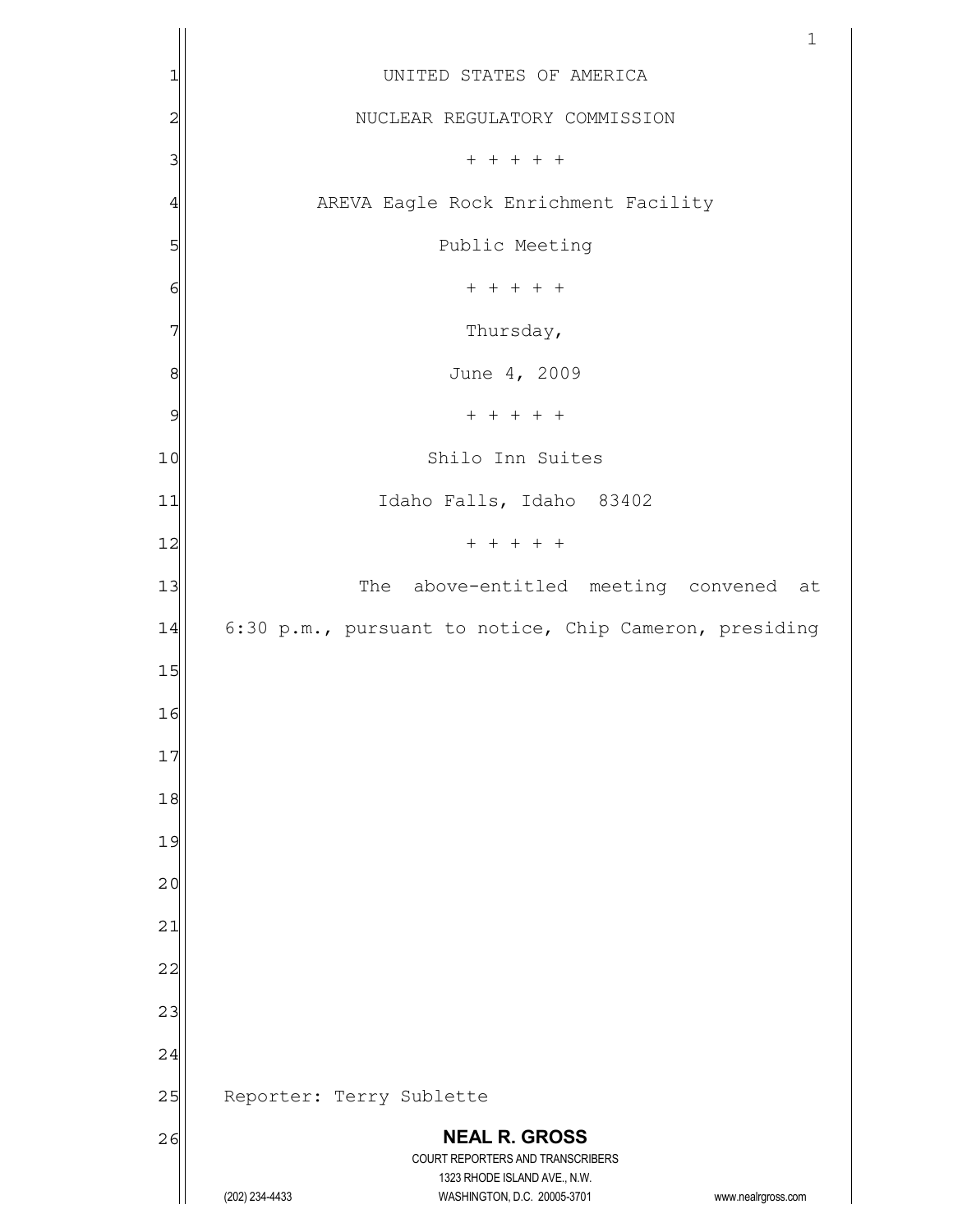UNITED STATES OF AMERICA

NUCLEAR REGULATORY COMMISSION

+ + + + +

AREVA Eagle Rock Enrichment Facility

Public Meeting

+ + + + +

Thursday,

June 4, 2009

+ + + + +

Shilo Inn Suites

Idaho Falls, Idaho 83402

+ + + + +

The above-entitled meeting convened at 6:30 p.m., pursuant to notice, Chip Cameron, presiding

Reporter: Terry Sublette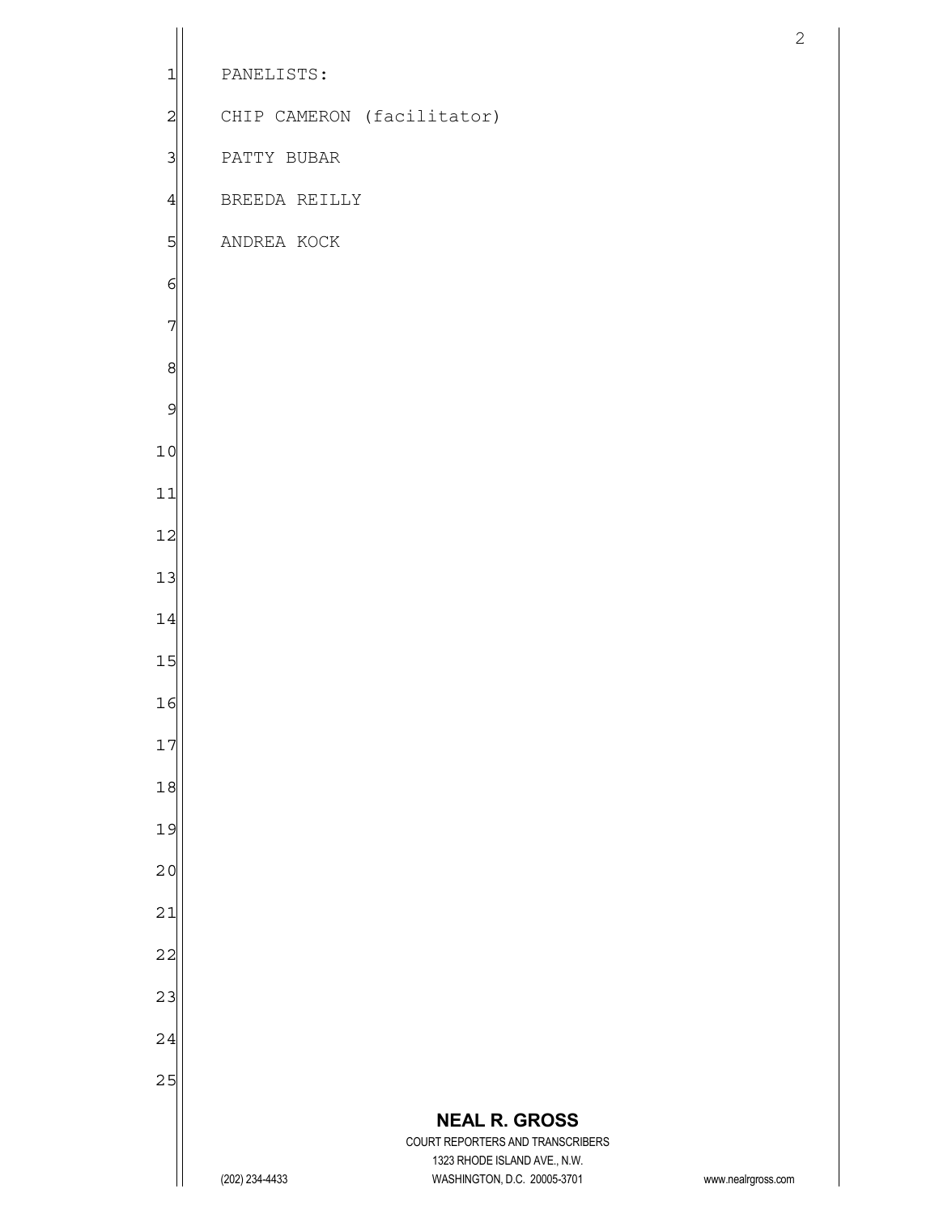PANELISTS:

CHIP CAMERON (facilitator)

PATTY BUBAR

BREEDA REILLY

ANDREA KOCK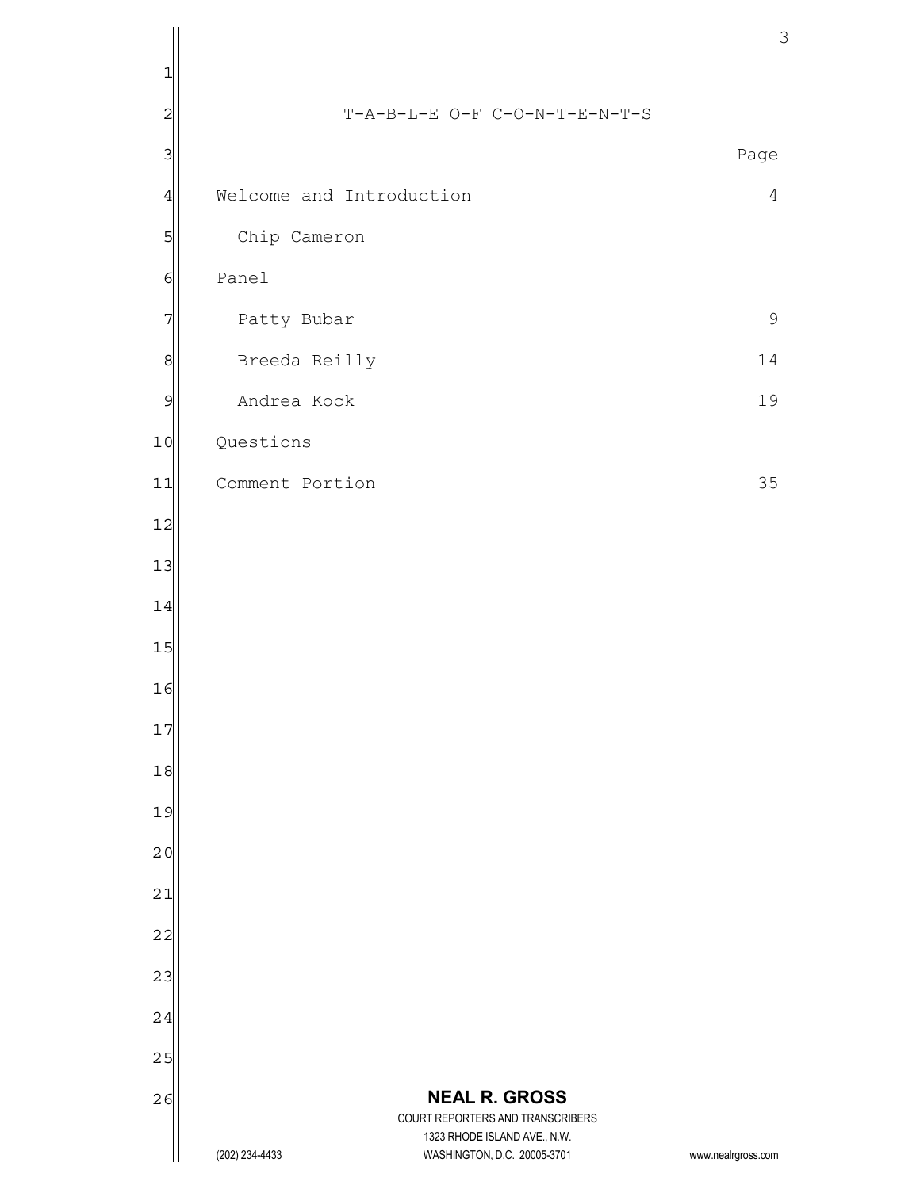# T-A-B-L-E O-F C-O-N-T-E-N-T-S

| | Page |
|---|---|
| Welcome and Introduction | 4 |
| Chip Cameron | |
| Panel | |
| Patty Bubar | 9 |
| Breeda Reilly | 14 |
| Andrea Kock | 19 |
| Questions | |
| Comment Portion | 35 |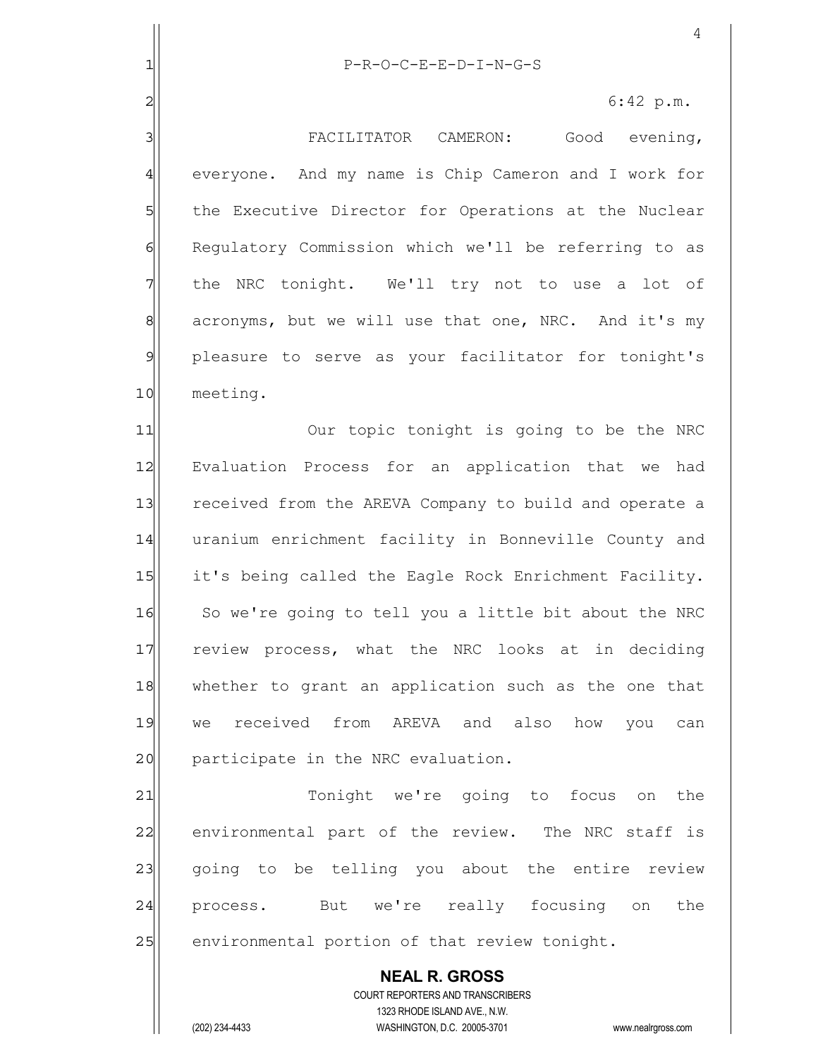P-R-O-C-E-E-D-I-N-G-S

6:42 p.m.

FACILITATOR CAMERON: Good evening, everyone. And my name is Chip Cameron and I work for the Executive Director for Operations at the Nuclear Regulatory Commission which we'll be referring to as the NRC tonight. We'll try not to use a lot of acronyms, but we will use that one, NRC. And it's my pleasure to serve as your facilitator for tonight's meeting.

Our topic tonight is going to be the NRC Evaluation Process for an application that we had received from the AREVA Company to build and operate a uranium enrichment facility in Bonneville County and it's being called the Eagle Rock Enrichment Facility. So we're going to tell you a little bit about the NRC review process, what the NRC looks at in deciding whether to grant an application such as the one that we received from AREVA and also how you can participate in the NRC evaluation.

Tonight we're going to focus on the environmental part of the review. The NRC staff is going to be telling you about the entire review process. But we're really focusing on the environmental portion of that review tonight.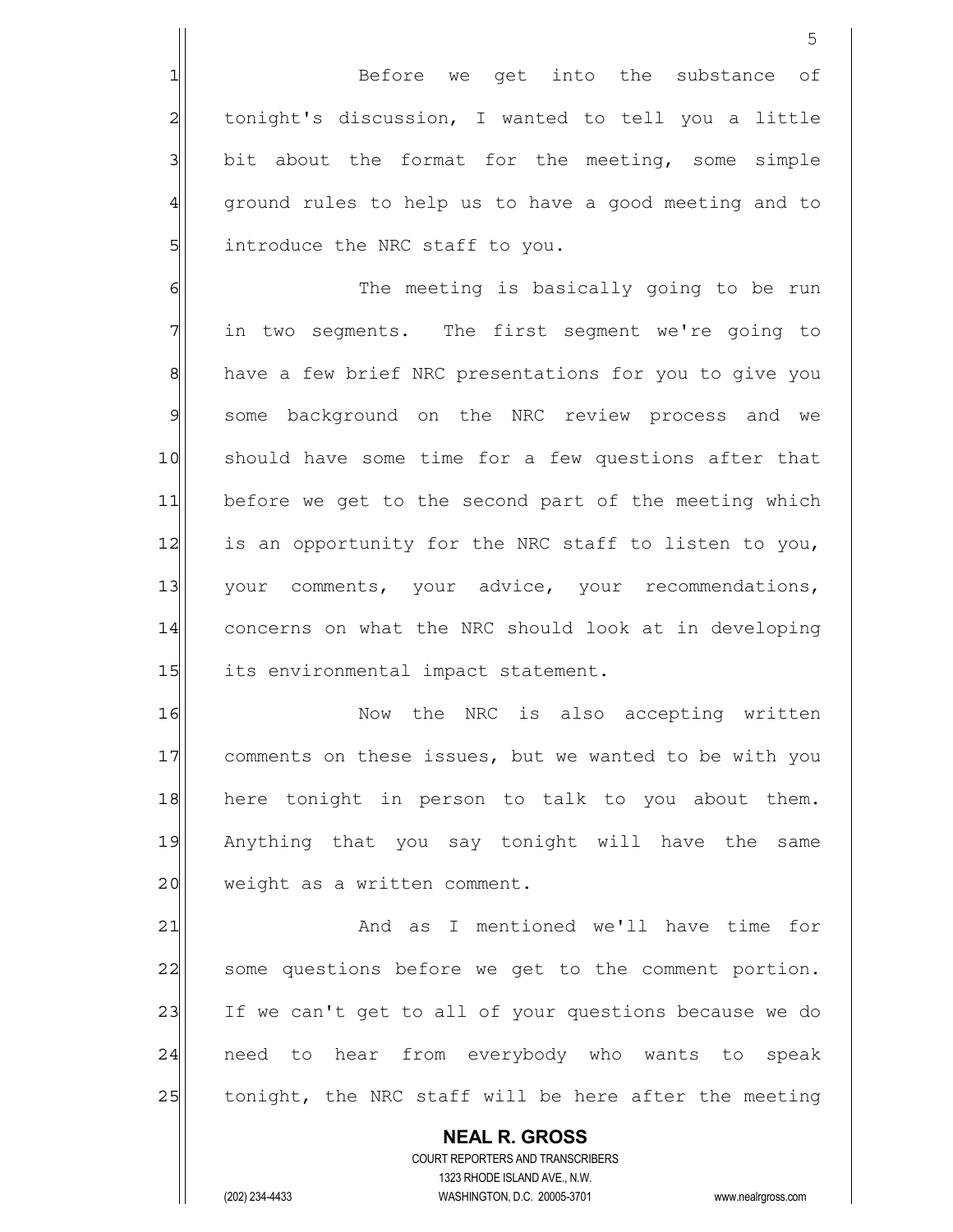Before we get into the substance of tonight's discussion, I wanted to tell you a little bit about the format for the meeting, some simple ground rules to help us to have a good meeting and to introduce the NRC staff to you.

The meeting is basically going to be run in two segments. The first segment we're going to have a few brief NRC presentations for you to give you some background on the NRC review process and we should have some time for a few questions after that before we get to the second part of the meeting which is an opportunity for the NRC staff to listen to you, your comments, your advice, your recommendations, concerns on what the NRC should look at in developing its environmental impact statement.

Now the NRC is also accepting written comments on these issues, but we wanted to be with you here tonight in person to talk to you about them. Anything that you say tonight will have the same weight as a written comment.

And as I mentioned we'll have time for some questions before we get to the comment portion. If we can't get to all of your questions because we do need to hear from everybody who wants to speak tonight, the NRC staff will be here after the meeting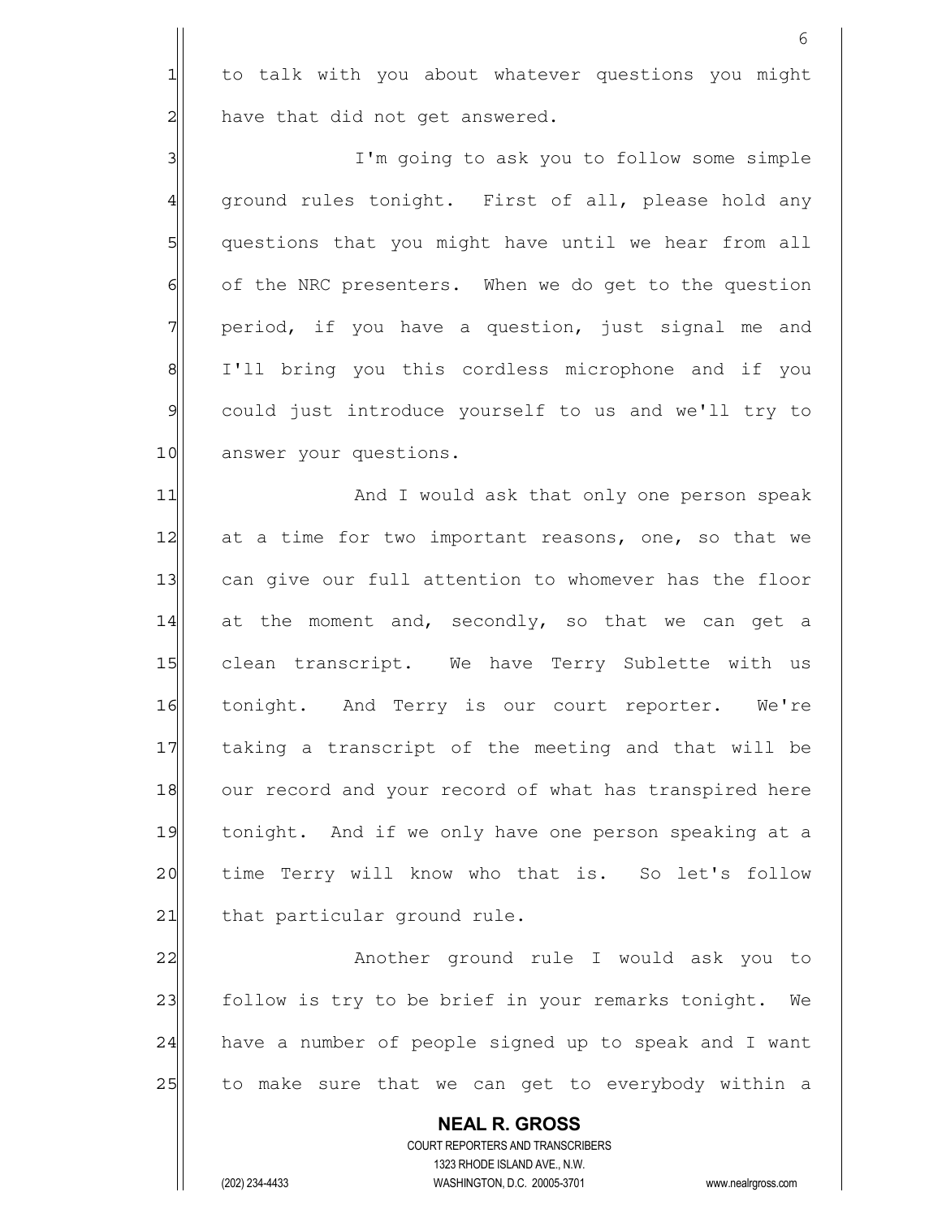to talk with you about whatever questions you might have that did not get answered.

I'm going to ask you to follow some simple ground rules tonight. First of all, please hold any questions that you might have until we hear from all of the NRC presenters. When we do get to the question period, if you have a question, just signal me and I'll bring you this cordless microphone and if you could just introduce yourself to us and we'll try to answer your questions.

And I would ask that only one person speak at a time for two important reasons, one, so that we can give our full attention to whomever has the floor at the moment and, secondly, so that we can get a clean transcript. We have Terry Sublette with us tonight. And Terry is our court reporter. We're taking a transcript of the meeting and that will be our record and your record of what has transpired here tonight. And if we only have one person speaking at a time Terry will know who that is. So let's follow that particular ground rule.

Another ground rule I would ask you to follow is try to be brief in your remarks tonight. We have a number of people signed up to speak and I want to make sure that we can get to everybody within a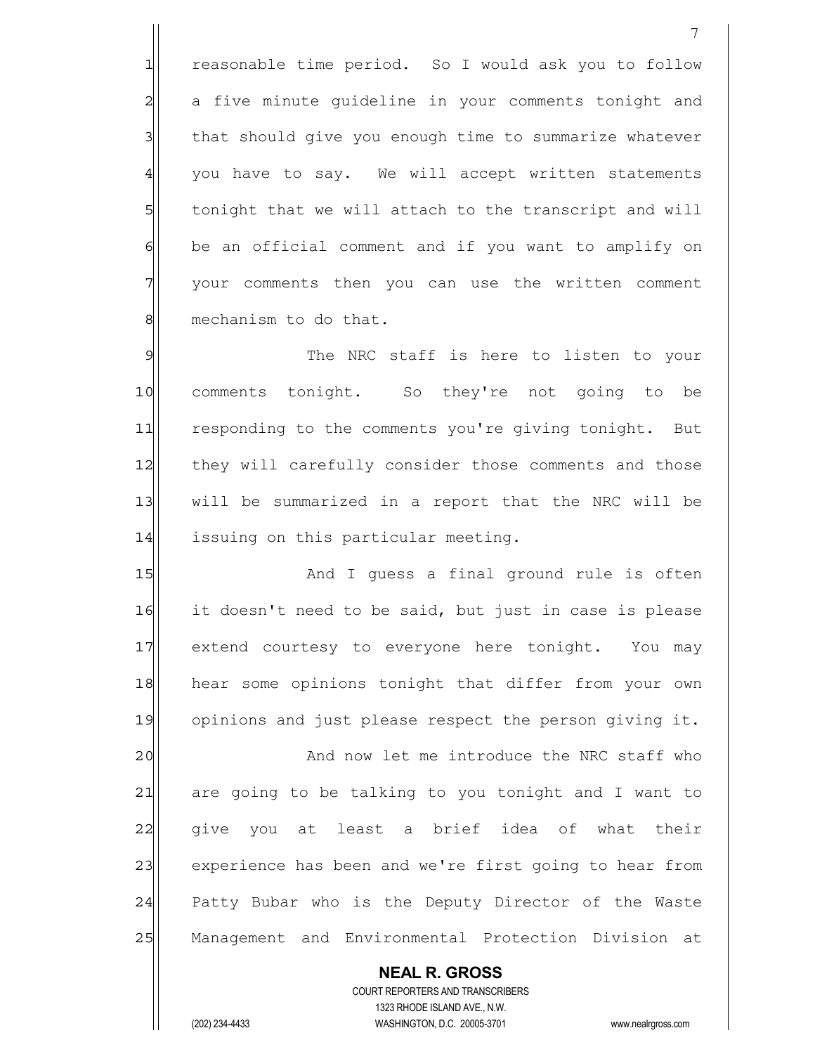reasonable time period. So I would ask you to follow a five minute guideline in your comments tonight and that should give you enough time to summarize whatever you have to say. We will accept written statements tonight that we will attach to the transcript and will be an official comment and if you want to amplify on your comments then you can use the written comment mechanism to do that.

The NRC staff is here to listen to your comments tonight. So they're not going to be responding to the comments you're giving tonight. But they will carefully consider those comments and those will be summarized in a report that the NRC will be issuing on this particular meeting.

And I guess a final ground rule is often it doesn't need to be said, but just in case is please extend courtesy to everyone here tonight. You may hear some opinions tonight that differ from your own opinions and just please respect the person giving it.

And now let me introduce the NRC staff who are going to be talking to you tonight and I want to give you at least a brief idea of what their experience has been and we're first going to hear from Patty Bubar who is the Deputy Director of the Waste Management and Environmental Protection Division at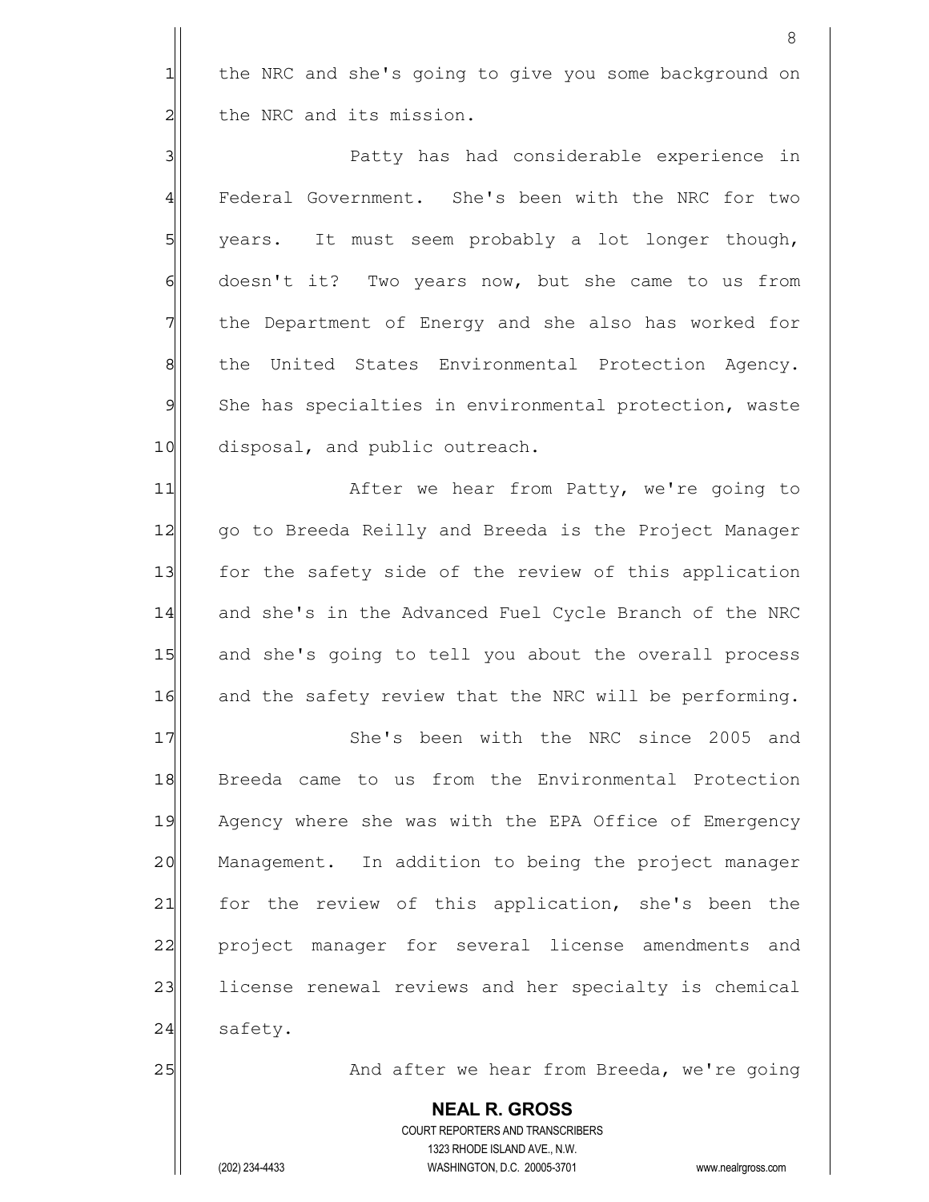the NRC and she's going to give you some background on the NRC and its mission.

Patty has had considerable experience in Federal Government. She's been with the NRC for two years. It must seem probably a lot longer though, doesn't it? Two years now, but she came to us from the Department of Energy and she also has worked for the United States Environmental Protection Agency. She has specialties in environmental protection, waste disposal, and public outreach.

After we hear from Patty, we're going to go to Breeda Reilly and Breeda is the Project Manager for the safety side of the review of this application and she's in the Advanced Fuel Cycle Branch of the NRC and she's going to tell you about the overall process and the safety review that the NRC will be performing.

She's been with the NRC since 2005 and Breeda came to us from the Environmental Protection Agency where she was with the EPA Office of Emergency Management. In addition to being the project manager for the review of this application, she's been the project manager for several license amendments and license renewal reviews and her specialty is chemical safety.

And after we hear from Breeda, we're going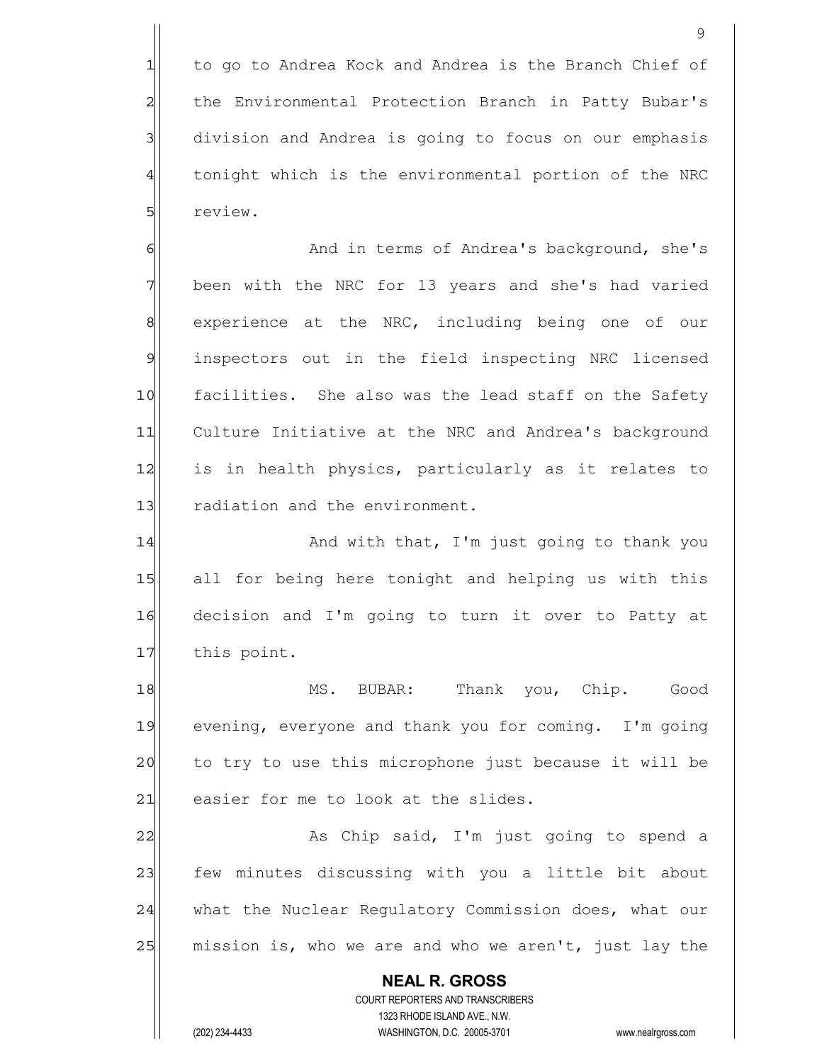to go to Andrea Kock and Andrea is the Branch Chief of the Environmental Protection Branch in Patty Bubar's division and Andrea is going to focus on our emphasis tonight which is the environmental portion of the NRC review.

And in terms of Andrea's background, she's been with the NRC for 13 years and she's had varied experience at the NRC, including being one of our inspectors out in the field inspecting NRC licensed facilities. She also was the lead staff on the Safety Culture Initiative at the NRC and Andrea's background is in health physics, particularly as it relates to radiation and the environment.

And with that, I'm just going to thank you all for being here tonight and helping us with this decision and I'm going to turn it over to Patty at this point.

MS. BUBAR: Thank you, Chip. Good evening, everyone and thank you for coming. I'm going to try to use this microphone just because it will be easier for me to look at the slides.

As Chip said, I'm just going to spend a few minutes discussing with you a little bit about what the Nuclear Regulatory Commission does, what our mission is, who we are and who we aren't, just lay the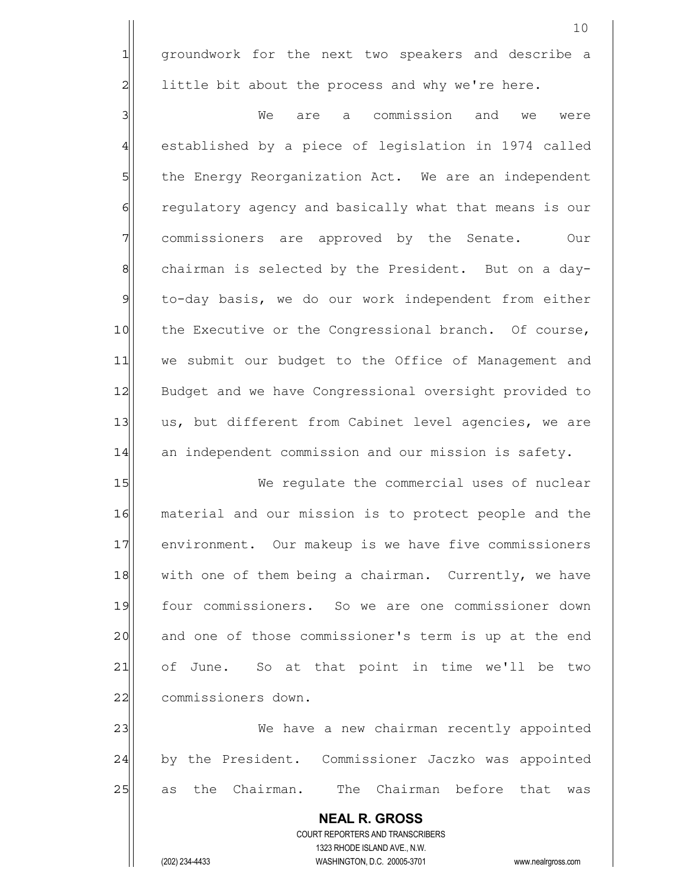groundwork for the next two speakers and describe a little bit about the process and why we're here.

We are a commission and we were established by a piece of legislation in 1974 called the Energy Reorganization Act. We are an independent regulatory agency and basically what that means is our commissioners are approved by the Senate. Our chairman is selected by the President. But on a day-to-day basis, we do our work independent from either the Executive or the Congressional branch. Of course, we submit our budget to the Office of Management and Budget and we have Congressional oversight provided to us, but different from Cabinet level agencies, we are an independent commission and our mission is safety.

We regulate the commercial uses of nuclear material and our mission is to protect people and the environment. Our makeup is we have five commissioners with one of them being a chairman. Currently, we have four commissioners. So we are one commissioner down and one of those commissioner's term is up at the end of June. So at that point in time we'll be two commissioners down.

We have a new chairman recently appointed by the President. Commissioner Jaczko was appointed as the Chairman. The Chairman before that was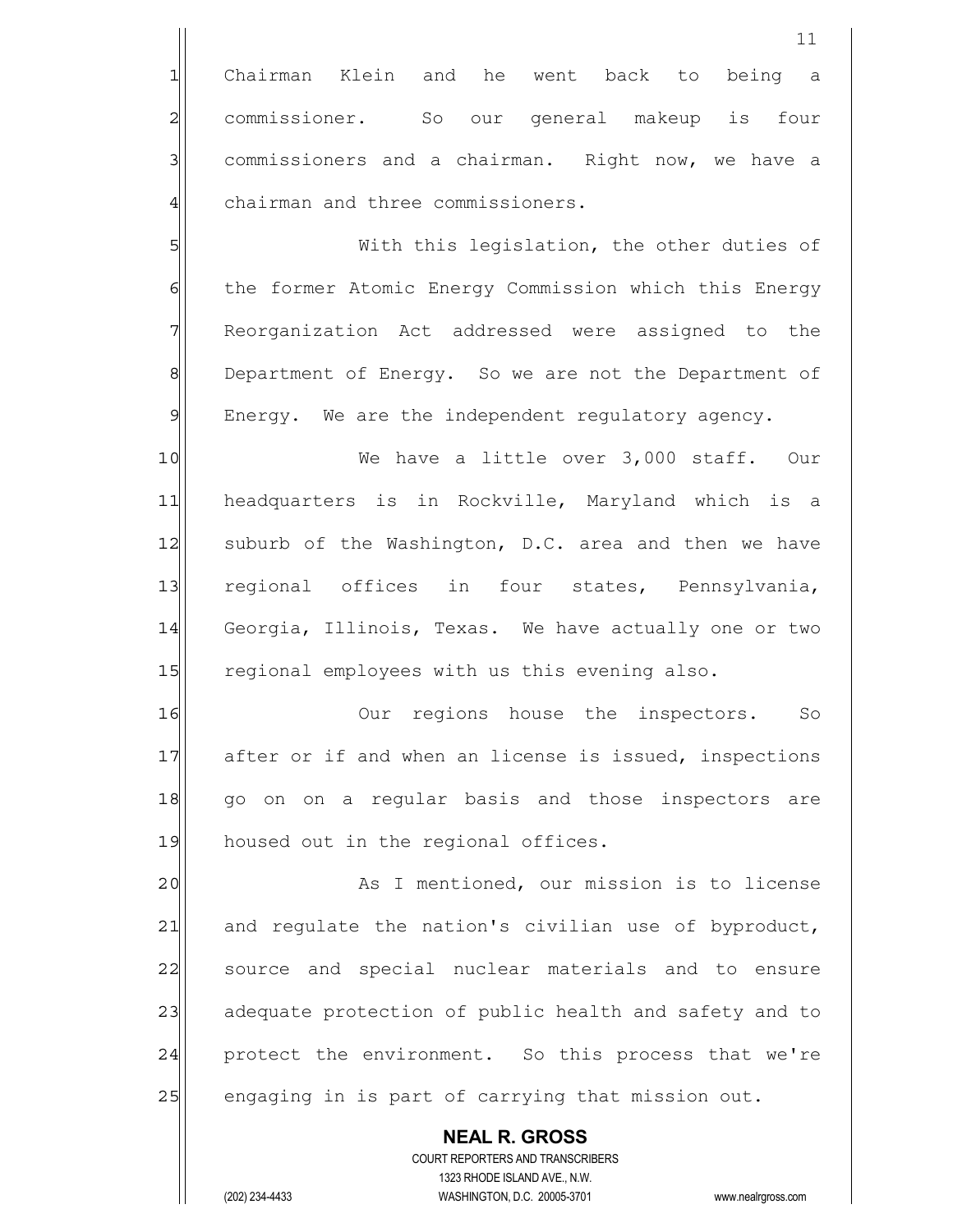Chairman Klein and he went back to being a commissioner. So our general makeup is four commissioners and a chairman. Right now, we have a chairman and three commissioners.

With this legislation, the other duties of the former Atomic Energy Commission which this Energy Reorganization Act addressed were assigned to the Department of Energy. So we are not the Department of Energy. We are the independent regulatory agency.

We have a little over 3,000 staff. Our headquarters is in Rockville, Maryland which is a suburb of the Washington, D.C. area and then we have regional offices in four states, Pennsylvania, Georgia, Illinois, Texas. We have actually one or two regional employees with us this evening also.

Our regions house the inspectors. So after or if and when an license is issued, inspections go on on a regular basis and those inspectors are housed out in the regional offices.

As I mentioned, our mission is to license and regulate the nation's civilian use of byproduct, source and special nuclear materials and to ensure adequate protection of public health and safety and to protect the environment. So this process that we're engaging in is part of carrying that mission out.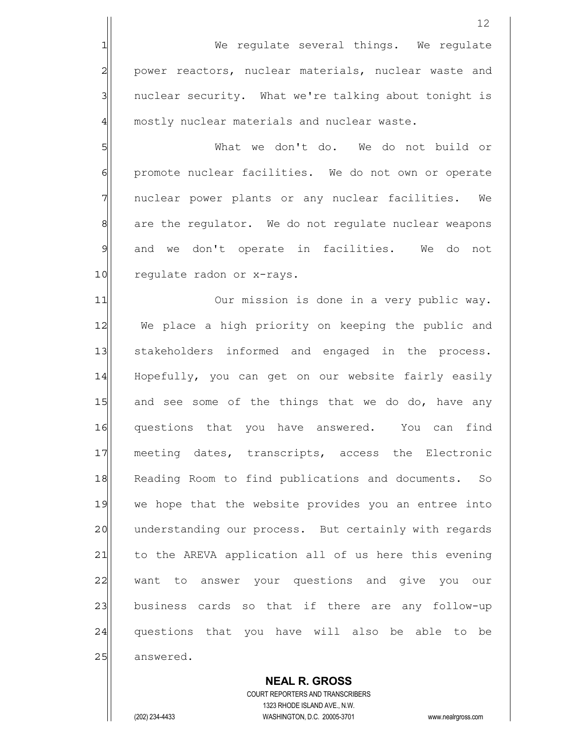We regulate several things. We regulate power reactors, nuclear materials, nuclear waste and nuclear security. What we're talking about tonight is mostly nuclear materials and nuclear waste.

What we don't do. We do not build or promote nuclear facilities. We do not own or operate nuclear power plants or any nuclear facilities. We are the regulator. We do not regulate nuclear weapons and we don't operate in facilities. We do not regulate radon or x-rays.

Our mission is done in a very public way. We place a high priority on keeping the public and stakeholders informed and engaged in the process. Hopefully, you can get on our website fairly easily and see some of the things that we do do, have any questions that you have answered. You can find meeting dates, transcripts, access the Electronic Reading Room to find publications and documents. So we hope that the website provides you an entree into understanding our process. But certainly with regards to the AREVA application all of us here this evening want to answer your questions and give you our business cards so that if there are any follow-up questions that you have will also be able to be answered.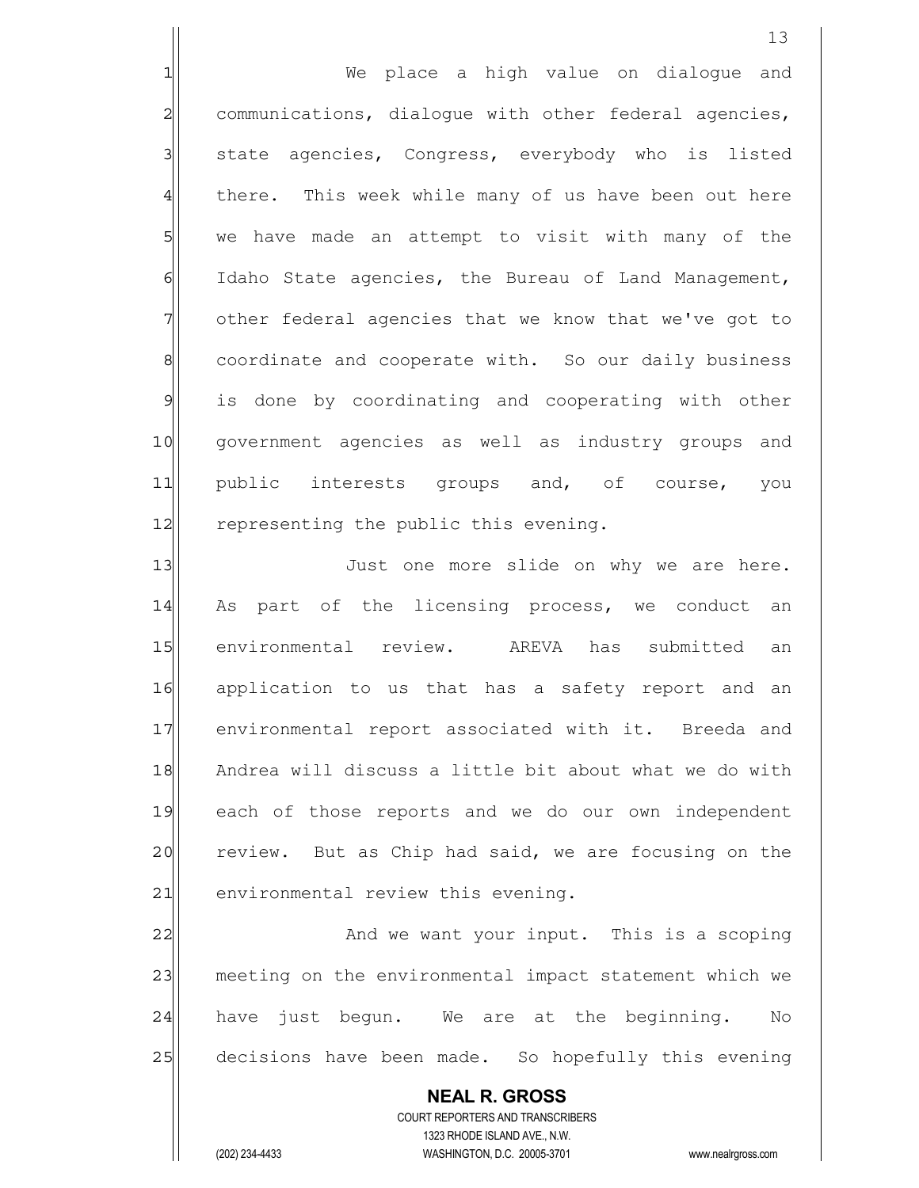We place a high value on dialogue and communications, dialogue with other federal agencies, state agencies, Congress, everybody who is listed there. This week while many of us have been out here we have made an attempt to visit with many of the Idaho State agencies, the Bureau of Land Management, other federal agencies that we know that we've got to coordinate and cooperate with. So our daily business is done by coordinating and cooperating with other government agencies as well as industry groups and public interests groups and, of course, you representing the public this evening.

Just one more slide on why we are here. As part of the licensing process, we conduct an environmental review. AREVA has submitted an application to us that has a safety report and an environmental report associated with it. Breeda and Andrea will discuss a little bit about what we do with each of those reports and we do our own independent review. But as Chip had said, we are focusing on the environmental review this evening.

And we want your input. This is a scoping meeting on the environmental impact statement which we have just begun. We are at the beginning. No decisions have been made. So hopefully this evening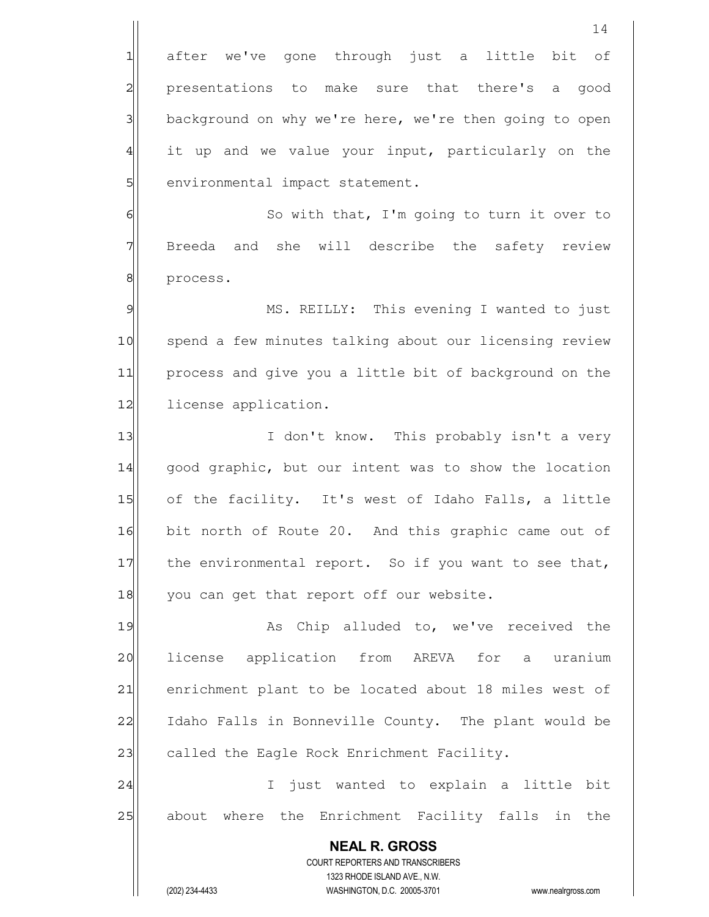after we've gone through just a little bit of presentations to make sure that there's a good background on why we're here, we're then going to open it up and we value your input, particularly on the environmental impact statement.

So with that, I'm going to turn it over to Breeda and she will describe the safety review process.

MS. REILLY: This evening I wanted to just spend a few minutes talking about our licensing review process and give you a little bit of background on the license application.

I don't know. This probably isn't a very good graphic, but our intent was to show the location of the facility. It's west of Idaho Falls, a little bit north of Route 20. And this graphic came out of the environmental report. So if you want to see that, you can get that report off our website.

As Chip alluded to, we've received the license application from AREVA for a uranium enrichment plant to be located about 18 miles west of Idaho Falls in Bonneville County. The plant would be called the Eagle Rock Enrichment Facility.

I just wanted to explain a little bit about where the Enrichment Facility falls in the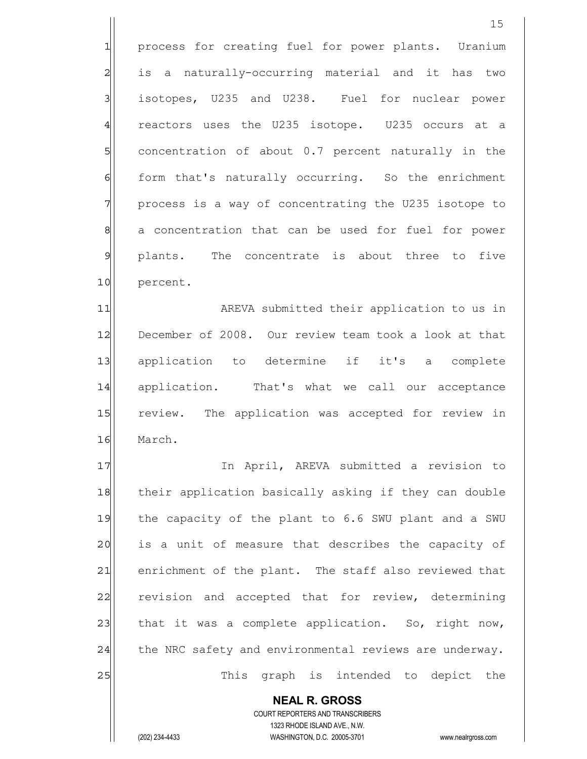process for creating fuel for power plants. Uranium is a naturally-occurring material and it has two isotopes, U235 and U238. Fuel for nuclear power reactors uses the U235 isotope. U235 occurs at a concentration of about 0.7 percent naturally in the form that's naturally occurring. So the enrichment process is a way of concentrating the U235 isotope to a concentration that can be used for fuel for power plants. The concentrate is about three to five percent.

AREVA submitted their application to us in December of 2008. Our review team took a look at that application to determine if it's a complete application. That's what we call our acceptance review. The application was accepted for review in March.

In April, AREVA submitted a revision to their application basically asking if they can double the capacity of the plant to 6.6 SWU plant and a SWU is a unit of measure that describes the capacity of enrichment of the plant. The staff also reviewed that revision and accepted that for review, determining that it was a complete application. So, right now, the NRC safety and environmental reviews are underway.

This graph is intended to depict the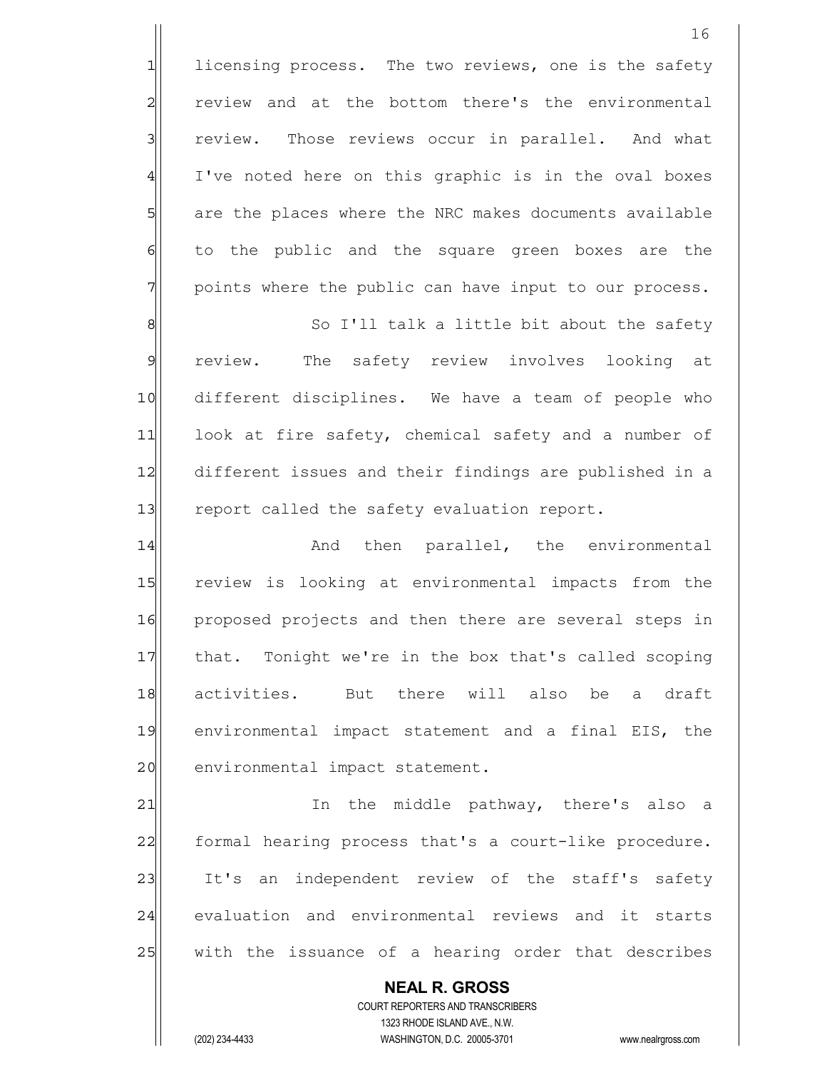licensing process. The two reviews, one is the safety review and at the bottom there's the environmental review. Those reviews occur in parallel. And what I've noted here on this graphic is in the oval boxes are the places where the NRC makes documents available to the public and the square green boxes are the points where the public can have input to our process.

So I'll talk a little bit about the safety review. The safety review involves looking at different disciplines. We have a team of people who look at fire safety, chemical safety and a number of different issues and their findings are published in a report called the safety evaluation report.

And then parallel, the environmental review is looking at environmental impacts from the proposed projects and then there are several steps in that. Tonight we're in the box that's called scoping activities. But there will also be a draft environmental impact statement and a final EIS, the environmental impact statement.

In the middle pathway, there's also a formal hearing process that's a court-like procedure. It's an independent review of the staff's safety evaluation and environmental reviews and it starts with the issuance of a hearing order that describes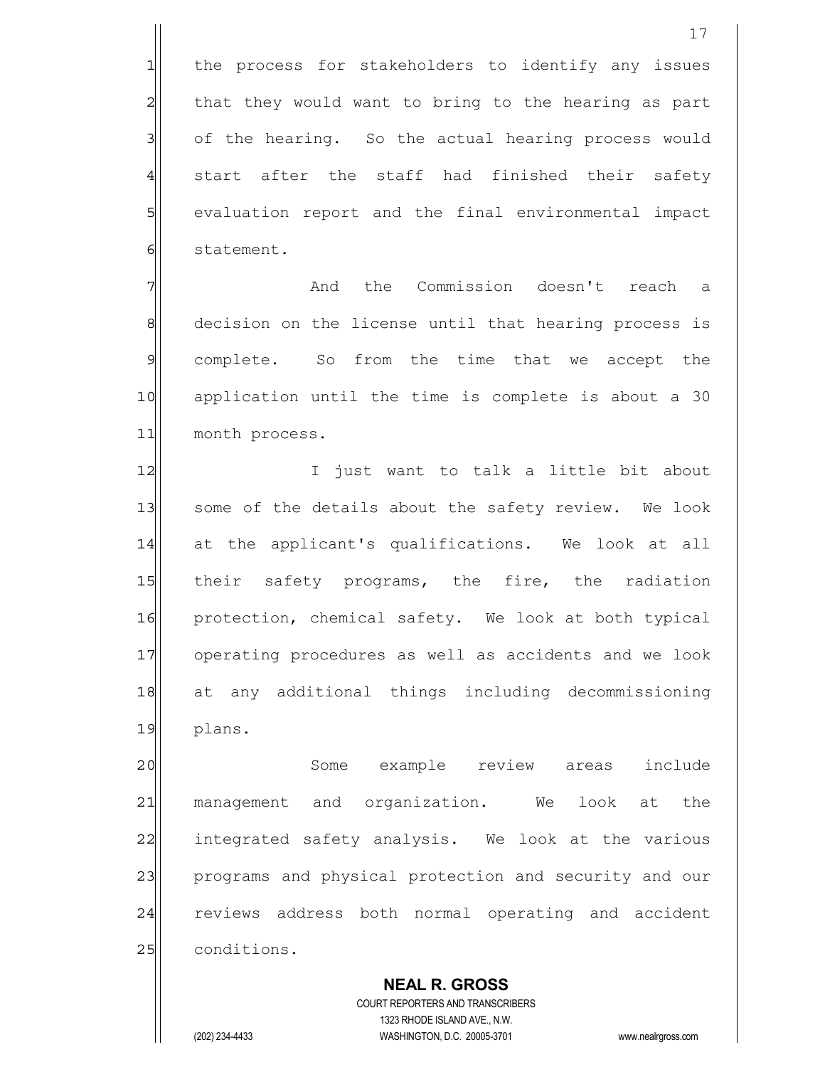the process for stakeholders to identify any issues that they would want to bring to the hearing as part of the hearing. So the actual hearing process would start after the staff had finished their safety evaluation report and the final environmental impact statement.

And the Commission doesn't reach a decision on the license until that hearing process is complete. So from the time that we accept the application until the time is complete is about a 30 month process.

I just want to talk a little bit about some of the details about the safety review. We look at the applicant's qualifications. We look at all their safety programs, the fire, the radiation protection, chemical safety. We look at both typical operating procedures as well as accidents and we look at any additional things including decommissioning plans.

Some example review areas include management and organization. We look at the integrated safety analysis. We look at the various programs and physical protection and security and our reviews address both normal operating and accident conditions.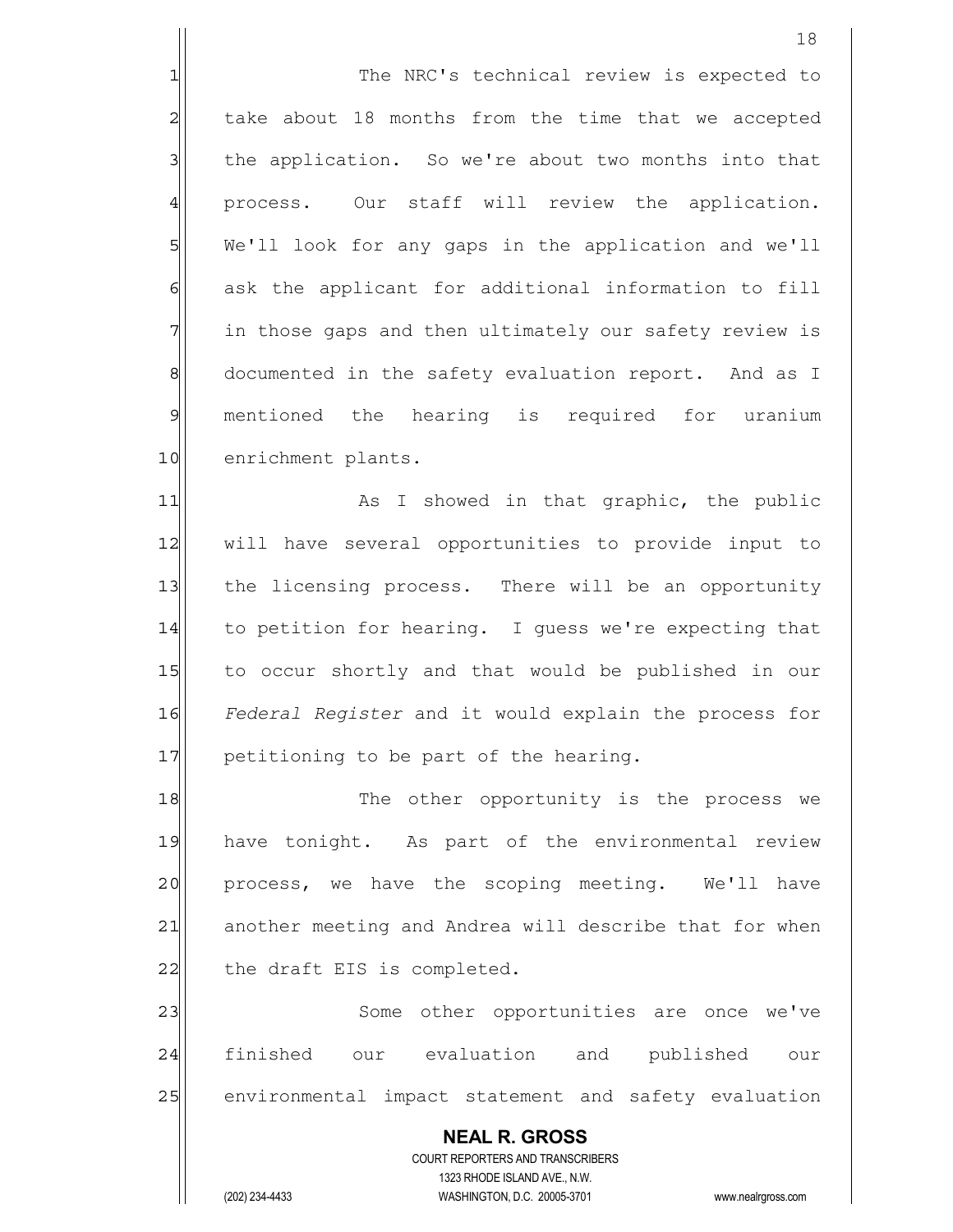The NRC's technical review is expected to take about 18 months from the time that we accepted the application. So we're about two months into that process. Our staff will review the application. We'll look for any gaps in the application and we'll ask the applicant for additional information to fill in those gaps and then ultimately our safety review is documented in the safety evaluation report. And as I mentioned the hearing is required for uranium enrichment plants.

As I showed in that graphic, the public will have several opportunities to provide input to the licensing process. There will be an opportunity to petition for hearing. I guess we're expecting that to occur shortly and that would be published in our *Federal Register* and it would explain the process for petitioning to be part of the hearing.

The other opportunity is the process we have tonight. As part of the environmental review process, we have the scoping meeting. We'll have another meeting and Andrea will describe that for when the draft EIS is completed.

Some other opportunities are once we've finished our evaluation and published our environmental impact statement and safety evaluation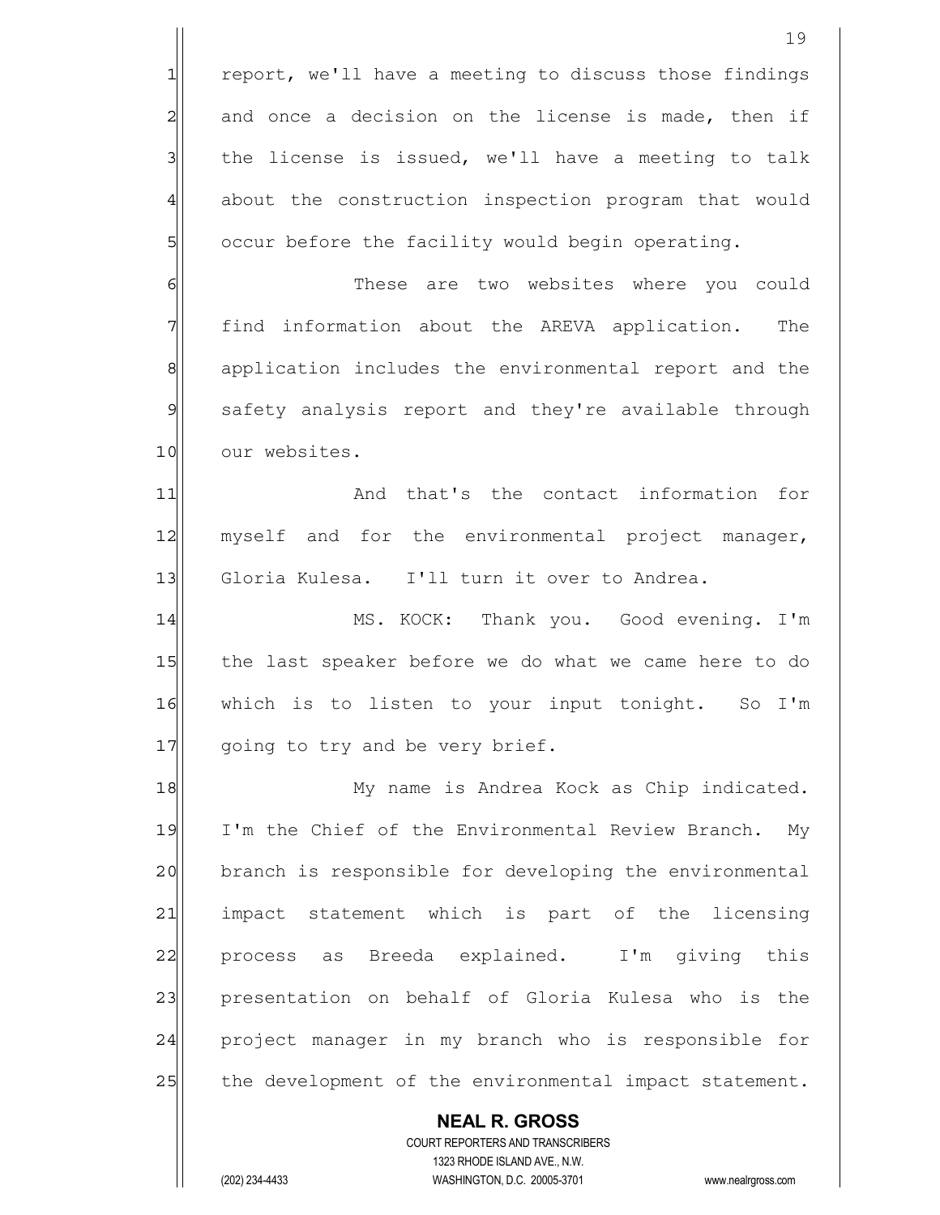report, we'll have a meeting to discuss those findings and once a decision on the license is made, then if the license is issued, we'll have a meeting to talk about the construction inspection program that would occur before the facility would begin operating.

These are two websites where you could find information about the AREVA application. The application includes the environmental report and the safety analysis report and they're available through our websites.

And that's the contact information for myself and for the environmental project manager, Gloria Kulesa. I'll turn it over to Andrea.

MS. KOCK: Thank you. Good evening. I'm the last speaker before we do what we came here to do which is to listen to your input tonight. So I'm going to try and be very brief.

My name is Andrea Kock as Chip indicated. I'm the Chief of the Environmental Review Branch. My branch is responsible for developing the environmental impact statement which is part of the licensing process as Breeda explained. I'm giving this presentation on behalf of Gloria Kulesa who is the project manager in my branch who is responsible for the development of the environmental impact statement.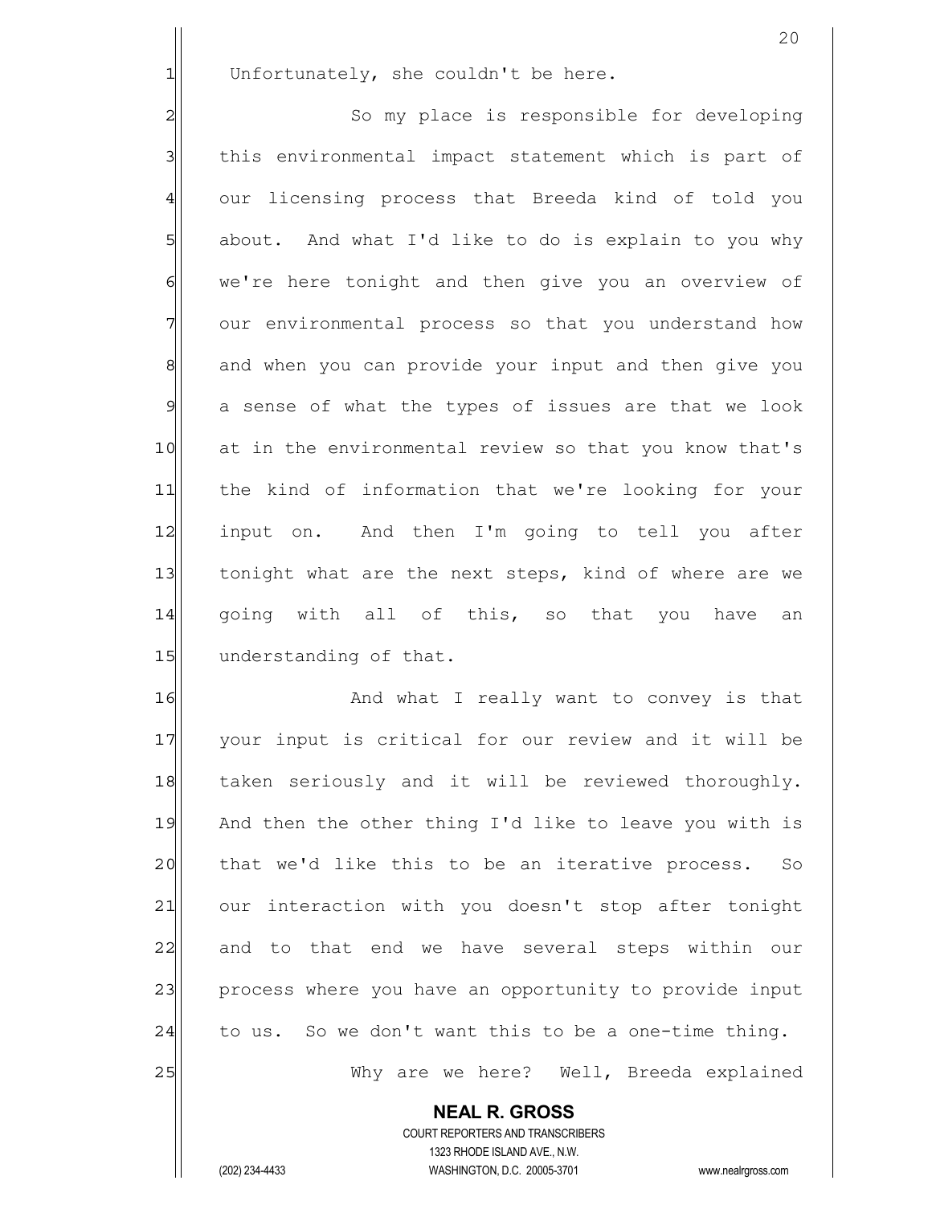Unfortunately, she couldn't be here.

So my place is responsible for developing this environmental impact statement which is part of our licensing process that Breeda kind of told you about. And what I'd like to do is explain to you why we're here tonight and then give you an overview of our environmental process so that you understand how and when you can provide your input and then give you a sense of what the types of issues are that we look at in the environmental review so that you know that's the kind of information that we're looking for your input on. And then I'm going to tell you after tonight what are the next steps, kind of where are we going with all of this, so that you have an understanding of that.

And what I really want to convey is that your input is critical for our review and it will be taken seriously and it will be reviewed thoroughly. And then the other thing I'd like to leave you with is that we'd like this to be an iterative process. So our interaction with you doesn't stop after tonight and to that end we have several steps within our process where you have an opportunity to provide input to us. So we don't want this to be a one-time thing.

Why are we here? Well, Breeda explained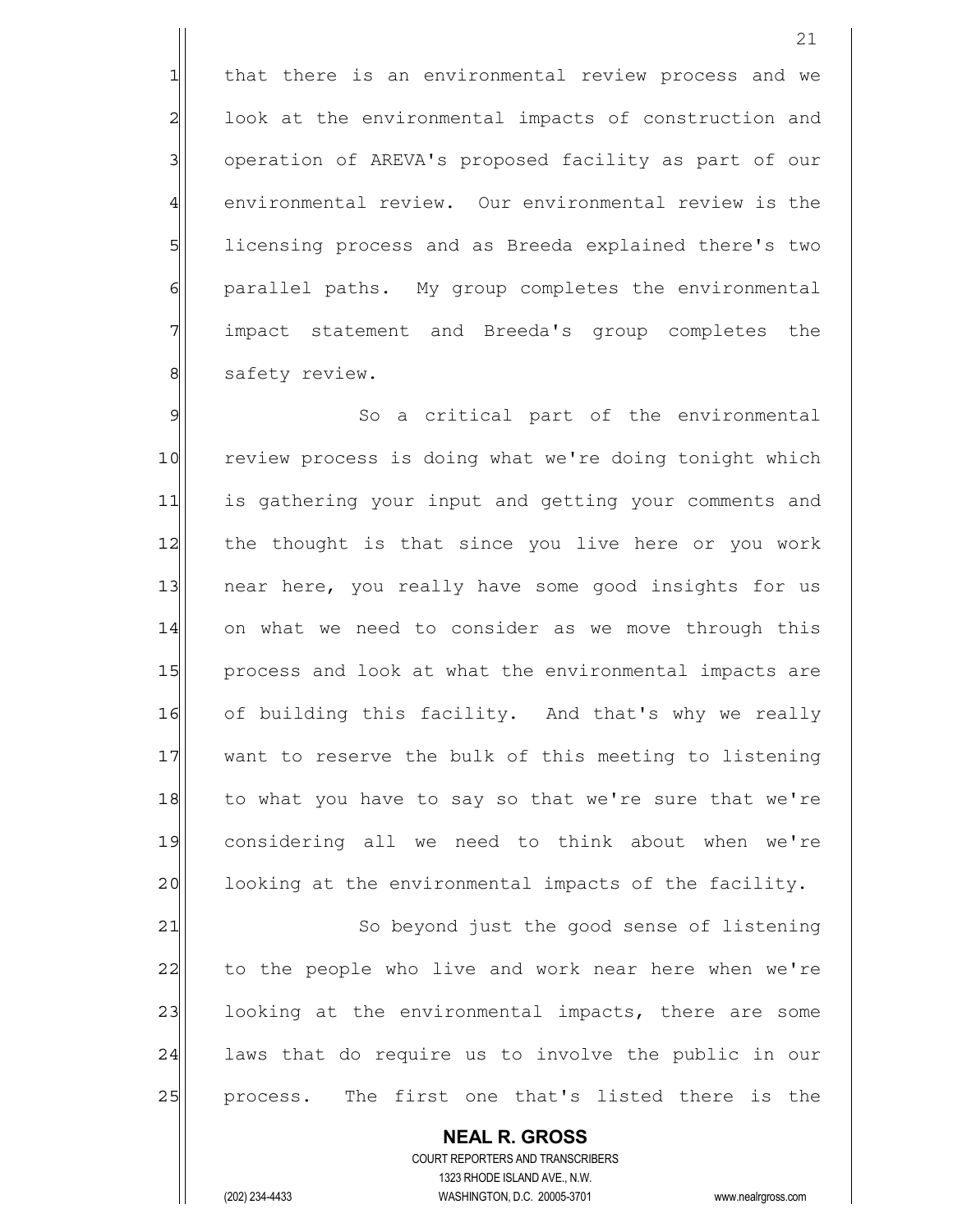that there is an environmental review process and we look at the environmental impacts of construction and operation of AREVA's proposed facility as part of our environmental review. Our environmental review is the licensing process and as Breeda explained there's two parallel paths. My group completes the environmental impact statement and Breeda's group completes the safety review.

So a critical part of the environmental review process is doing what we're doing tonight which is gathering your input and getting your comments and the thought is that since you live here or you work near here, you really have some good insights for us on what we need to consider as we move through this process and look at what the environmental impacts are of building this facility. And that's why we really want to reserve the bulk of this meeting to listening to what you have to say so that we're sure that we're considering all we need to think about when we're looking at the environmental impacts of the facility.

So beyond just the good sense of listening to the people who live and work near here when we're looking at the environmental impacts, there are some laws that do require us to involve the public in our process. The first one that's listed there is the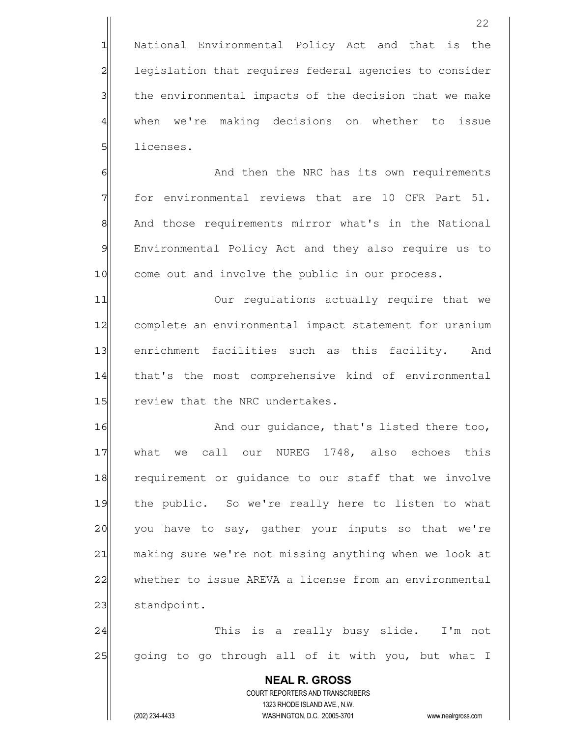National Environmental Policy Act and that is the legislation that requires federal agencies to consider the environmental impacts of the decision that we make when we're making decisions on whether to issue licenses.

And then the NRC has its own requirements for environmental reviews that are 10 CFR Part 51. And those requirements mirror what's in the National Environmental Policy Act and they also require us to come out and involve the public in our process.

Our regulations actually require that we complete an environmental impact statement for uranium enrichment facilities such as this facility. And that's the most comprehensive kind of environmental review that the NRC undertakes.

And our guidance, that's listed there too, what we call our NUREG 1748, also echoes this requirement or guidance to our staff that we involve the public. So we're really here to listen to what you have to say, gather your inputs so that we're making sure we're not missing anything when we look at whether to issue AREVA a license from an environmental standpoint.

This is a really busy slide. I'm not going to go through all of it with you, but what I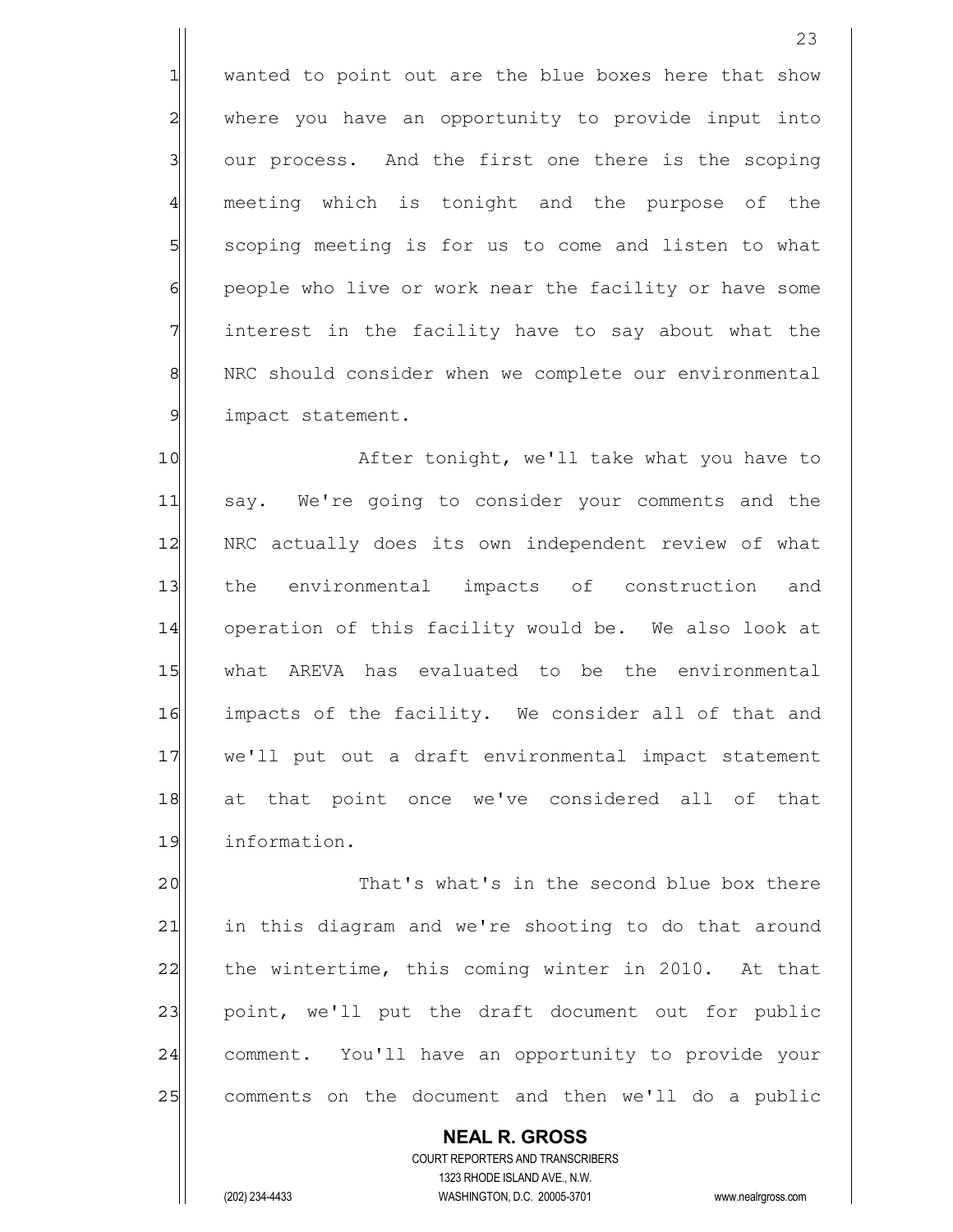wanted to point out are the blue boxes here that show where you have an opportunity to provide input into our process. And the first one there is the scoping meeting which is tonight and the purpose of the scoping meeting is for us to come and listen to what people who live or work near the facility or have some interest in the facility have to say about what the NRC should consider when we complete our environmental impact statement.

After tonight, we'll take what you have to say. We're going to consider your comments and the NRC actually does its own independent review of what the environmental impacts of construction and operation of this facility would be. We also look at what AREVA has evaluated to be the environmental impacts of the facility. We consider all of that and we'll put out a draft environmental impact statement at that point once we've considered all of that information.

That's what's in the second blue box there in this diagram and we're shooting to do that around the wintertime, this coming winter in 2010. At that point, we'll put the draft document out for public comment. You'll have an opportunity to provide your comments on the document and then we'll do a public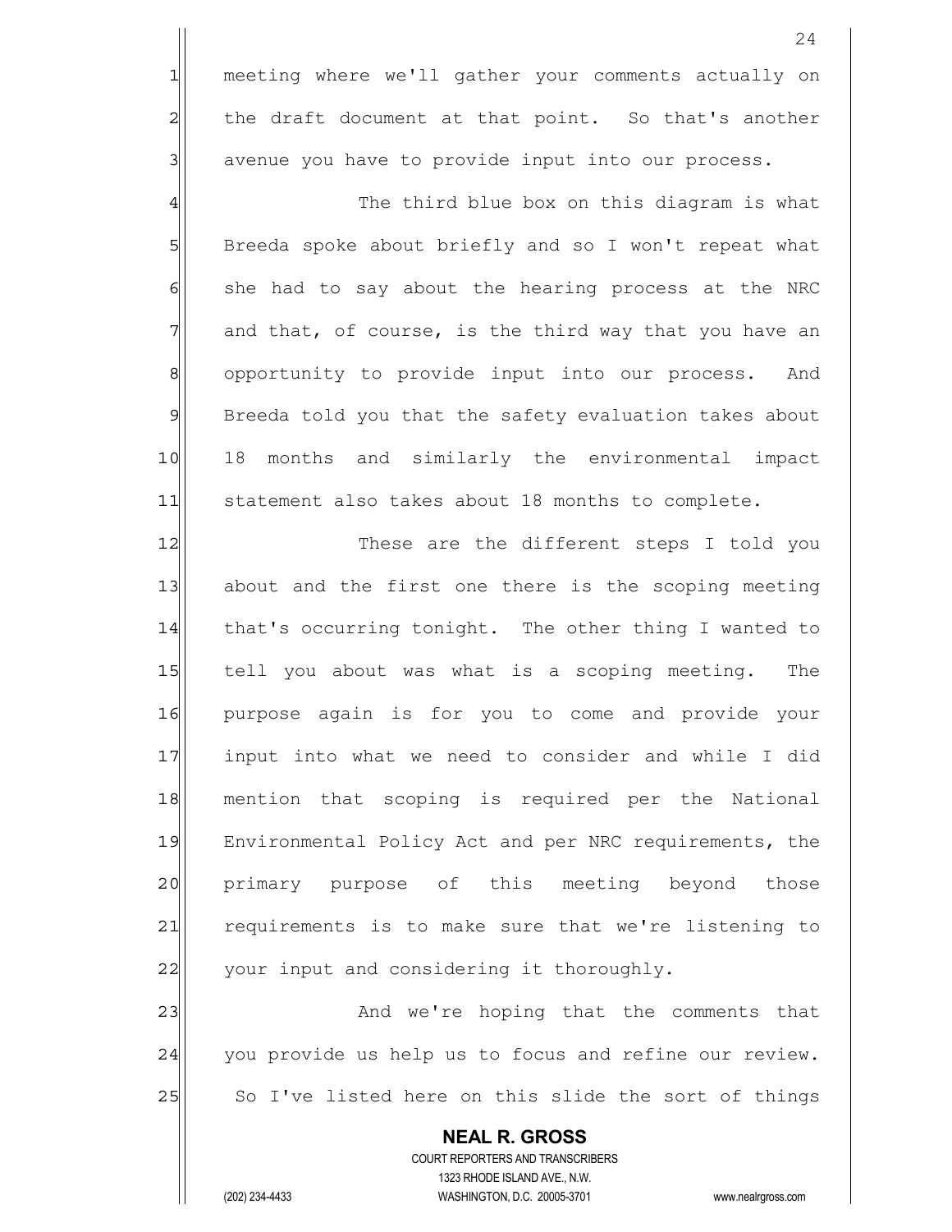meeting where we'll gather your comments actually on the draft document at that point. So that's another avenue you have to provide input into our process.

The third blue box on this diagram is what Breeda spoke about briefly and so I won't repeat what she had to say about the hearing process at the NRC and that, of course, is the third way that you have an opportunity to provide input into our process. And Breeda told you that the safety evaluation takes about 18 months and similarly the environmental impact statement also takes about 18 months to complete.

These are the different steps I told you about and the first one there is the scoping meeting that's occurring tonight. The other thing I wanted to tell you about was what is a scoping meeting. The purpose again is for you to come and provide your input into what we need to consider and while I did mention that scoping is required per the National Environmental Policy Act and per NRC requirements, the primary purpose of this meeting beyond those requirements is to make sure that we're listening to your input and considering it thoroughly.

And we're hoping that the comments that you provide us help us to focus and refine our review. So I've listed here on this slide the sort of things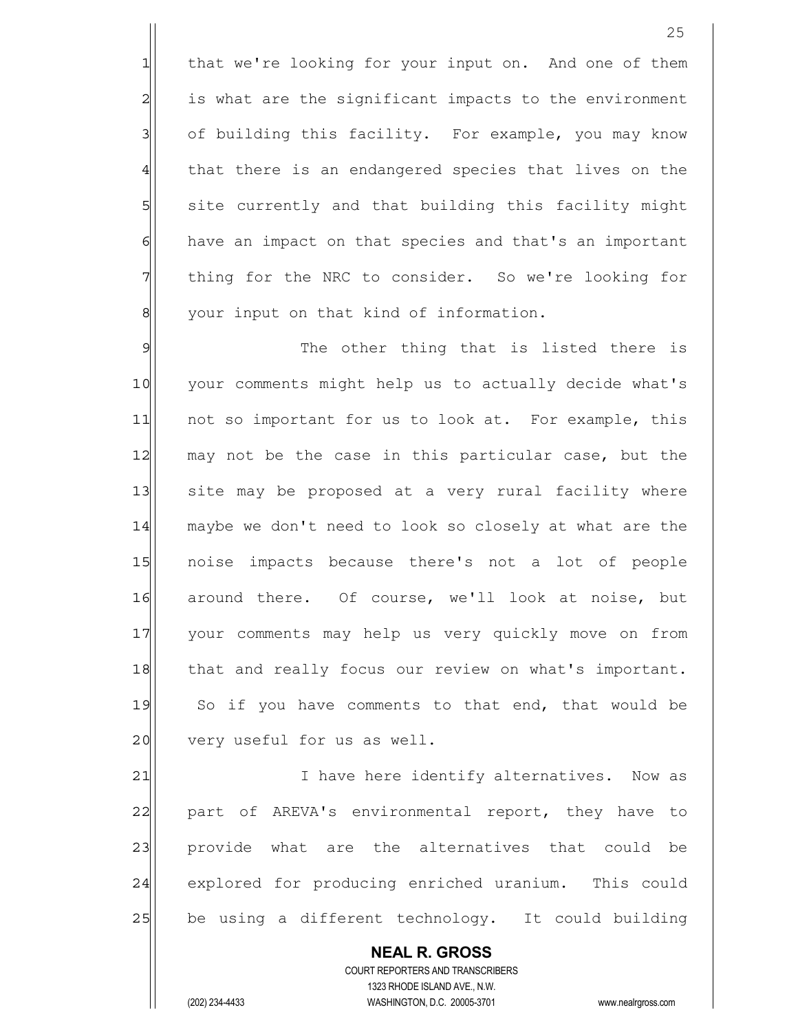that we're looking for your input on. And one of them is what are the significant impacts to the environment of building this facility. For example, you may know that there is an endangered species that lives on the site currently and that building this facility might have an impact on that species and that's an important thing for the NRC to consider. So we're looking for your input on that kind of information.

The other thing that is listed there is your comments might help us to actually decide what's not so important for us to look at. For example, this may not be the case in this particular case, but the site may be proposed at a very rural facility where maybe we don't need to look so closely at what are the noise impacts because there's not a lot of people around there. Of course, we'll look at noise, but your comments may help us very quickly move on from that and really focus our review on what's important. So if you have comments to that end, that would be very useful for us as well.

I have here identify alternatives. Now as part of AREVA's environmental report, they have to provide what are the alternatives that could be explored for producing enriched uranium. This could be using a different technology. It could building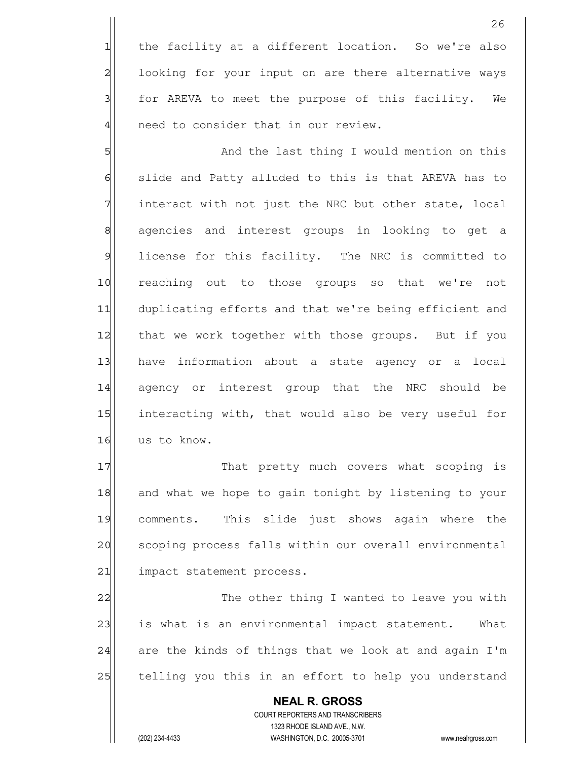the facility at a different location. So we're also looking for your input on are there alternative ways for AREVA to meet the purpose of this facility. We need to consider that in our review.

And the last thing I would mention on this slide and Patty alluded to this is that AREVA has to interact with not just the NRC but other state, local agencies and interest groups in looking to get a license for this facility. The NRC is committed to reaching out to those groups so that we're not duplicating efforts and that we're being efficient and that we work together with those groups. But if you have information about a state agency or a local agency or interest group that the NRC should be interacting with, that would also be very useful for us to know.

That pretty much covers what scoping is and what we hope to gain tonight by listening to your comments. This slide just shows again where the scoping process falls within our overall environmental impact statement process.

The other thing I wanted to leave you with is what is an environmental impact statement. What are the kinds of things that we look at and again I'm telling you this in an effort to help you understand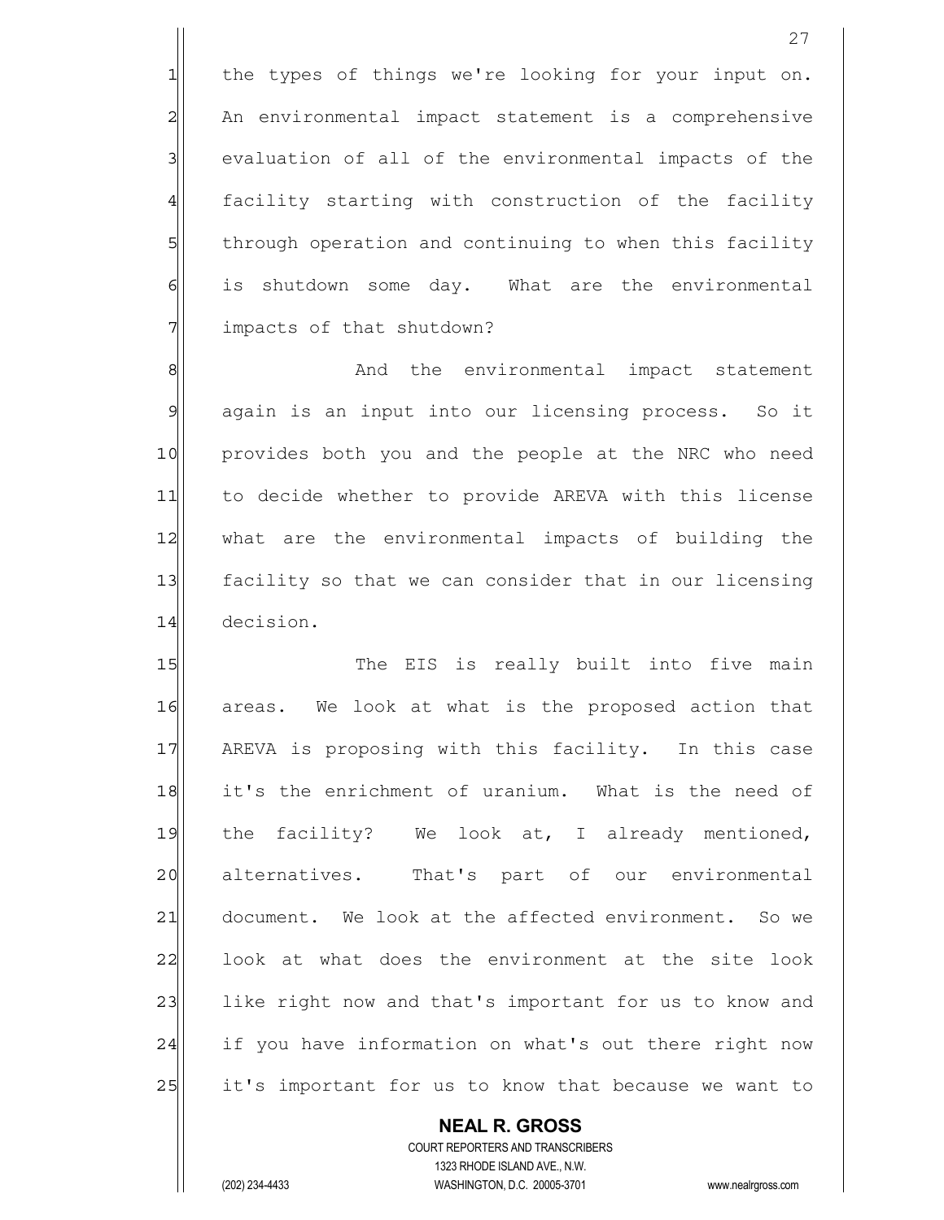the types of things we're looking for your input on. An environmental impact statement is a comprehensive evaluation of all of the environmental impacts of the facility starting with construction of the facility through operation and continuing to when this facility is shutdown some day. What are the environmental impacts of that shutdown?

And the environmental impact statement again is an input into our licensing process. So it provides both you and the people at the NRC who need to decide whether to provide AREVA with this license what are the environmental impacts of building the facility so that we can consider that in our licensing decision.

The EIS is really built into five main areas. We look at what is the proposed action that AREVA is proposing with this facility. In this case it's the enrichment of uranium. What is the need of the facility? We look at, I already mentioned, alternatives. That's part of our environmental document. We look at the affected environment. So we look at what does the environment at the site look like right now and that's important for us to know and if you have information on what's out there right now it's important for us to know that because we want to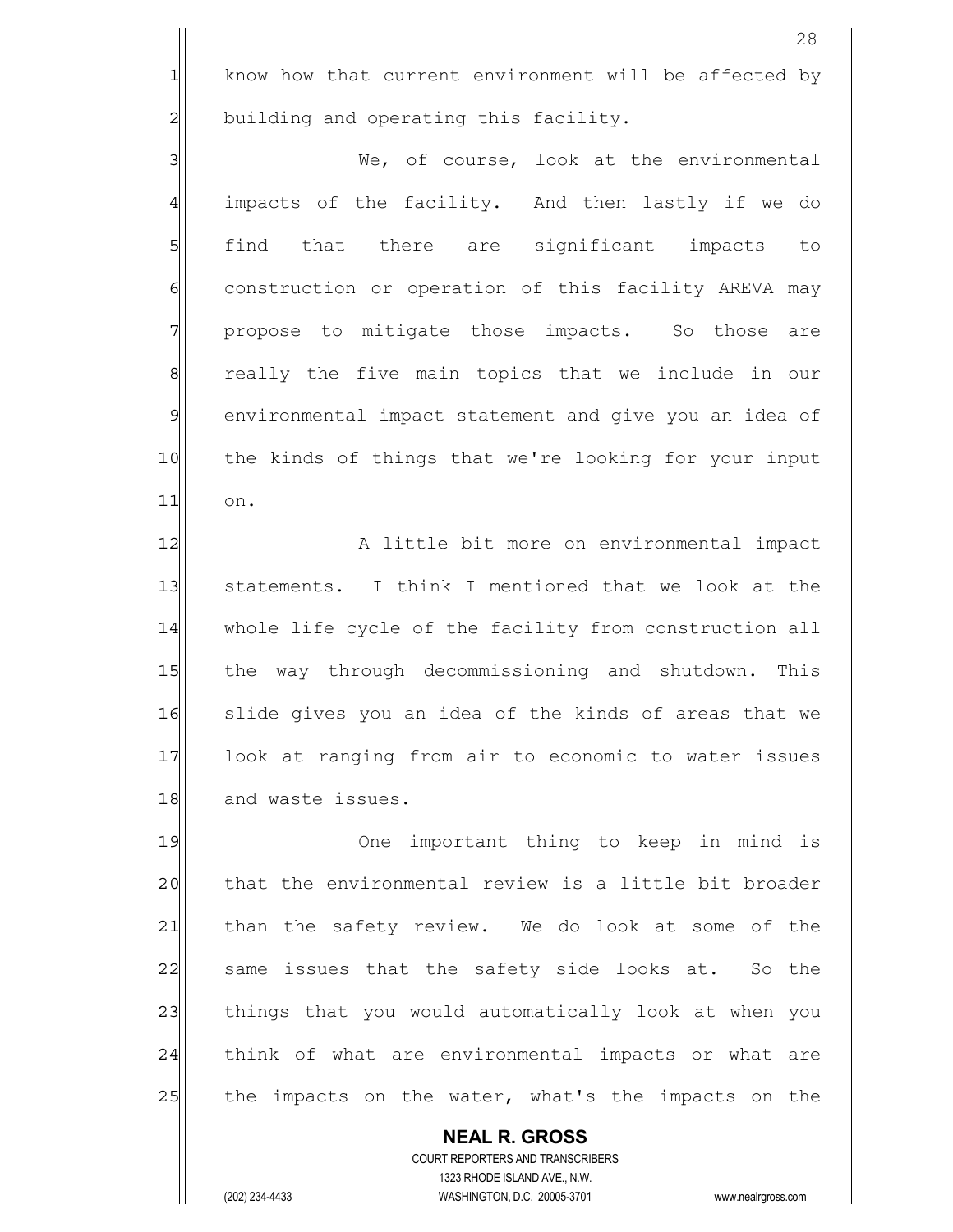know how that current environment will be affected by building and operating this facility.

We, of course, look at the environmental impacts of the facility. And then lastly if we do find that there are significant impacts to construction or operation of this facility AREVA may propose to mitigate those impacts. So those are really the five main topics that we include in our environmental impact statement and give you an idea of the kinds of things that we're looking for your input on.

A little bit more on environmental impact statements. I think I mentioned that we look at the whole life cycle of the facility from construction all the way through decommissioning and shutdown. This slide gives you an idea of the kinds of areas that we look at ranging from air to economic to water issues and waste issues.

One important thing to keep in mind is that the environmental review is a little bit broader than the safety review. We do look at some of the same issues that the safety side looks at. So the things that you would automatically look at when you think of what are environmental impacts or what are the impacts on the water, what's the impacts on the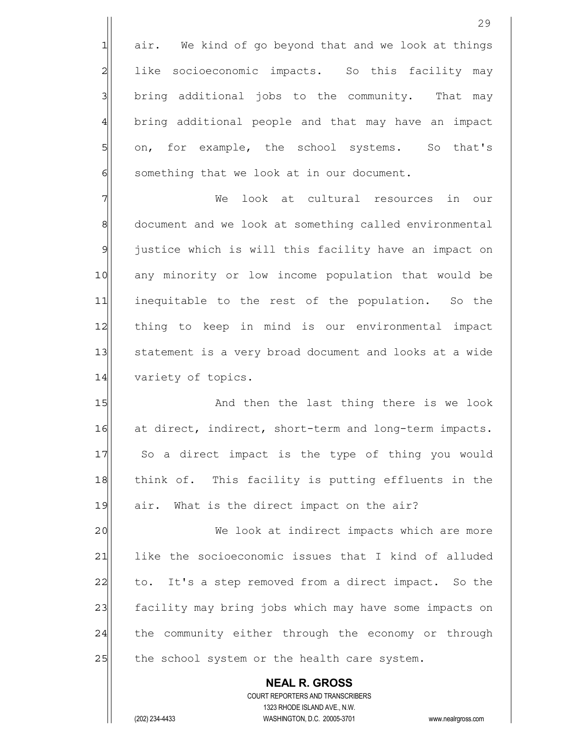air. We kind of go beyond that and we look at things like socioeconomic impacts. So this facility may bring additional jobs to the community. That may bring additional people and that may have an impact on, for example, the school systems. So that's something that we look at in our document.

We look at cultural resources in our document and we look at something called environmental justice which is will this facility have an impact on any minority or low income population that would be inequitable to the rest of the population. So the thing to keep in mind is our environmental impact statement is a very broad document and looks at a wide variety of topics.

And then the last thing there is we look at direct, indirect, short-term and long-term impacts. So a direct impact is the type of thing you would think of. This facility is putting effluents in the air. What is the direct impact on the air?

We look at indirect impacts which are more like the socioeconomic issues that I kind of alluded to. It's a step removed from a direct impact. So the facility may bring jobs which may have some impacts on the community either through the economy or through the school system or the health care system.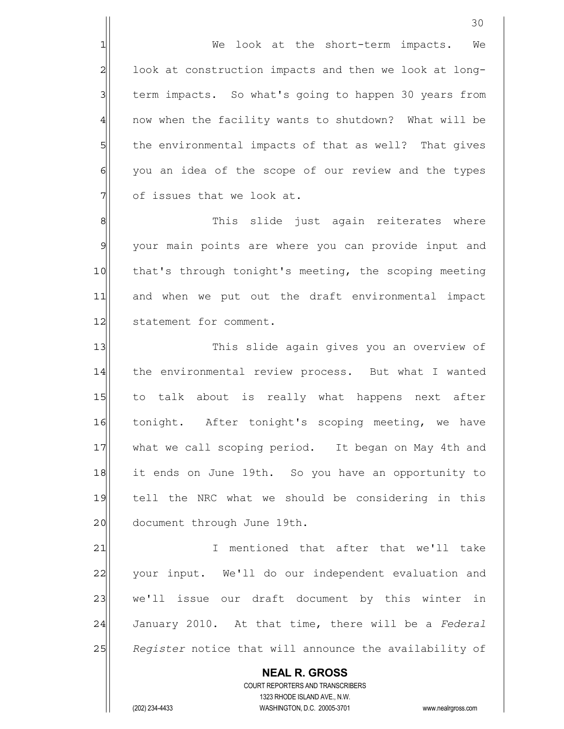We look at the short-term impacts. We look at construction impacts and then we look at long-term impacts. So what's going to happen 30 years from now when the facility wants to shutdown? What will be the environmental impacts of that as well? That gives you an idea of the scope of our review and the types of issues that we look at.

This slide just again reiterates where your main points are where you can provide input and that's through tonight's meeting, the scoping meeting and when we put out the draft environmental impact statement for comment.

This slide again gives you an overview of the environmental review process. But what I wanted to talk about is really what happens next after tonight. After tonight's scoping meeting, we have what we call scoping period. It began on May 4th and it ends on June 19th. So you have an opportunity to tell the NRC what we should be considering in this document through June 19th.

I mentioned that after that we'll take your input. We'll do our independent evaluation and we'll issue our draft document by this winter in January 2010. At that time, there will be a *Federal Register* notice that will announce the availability of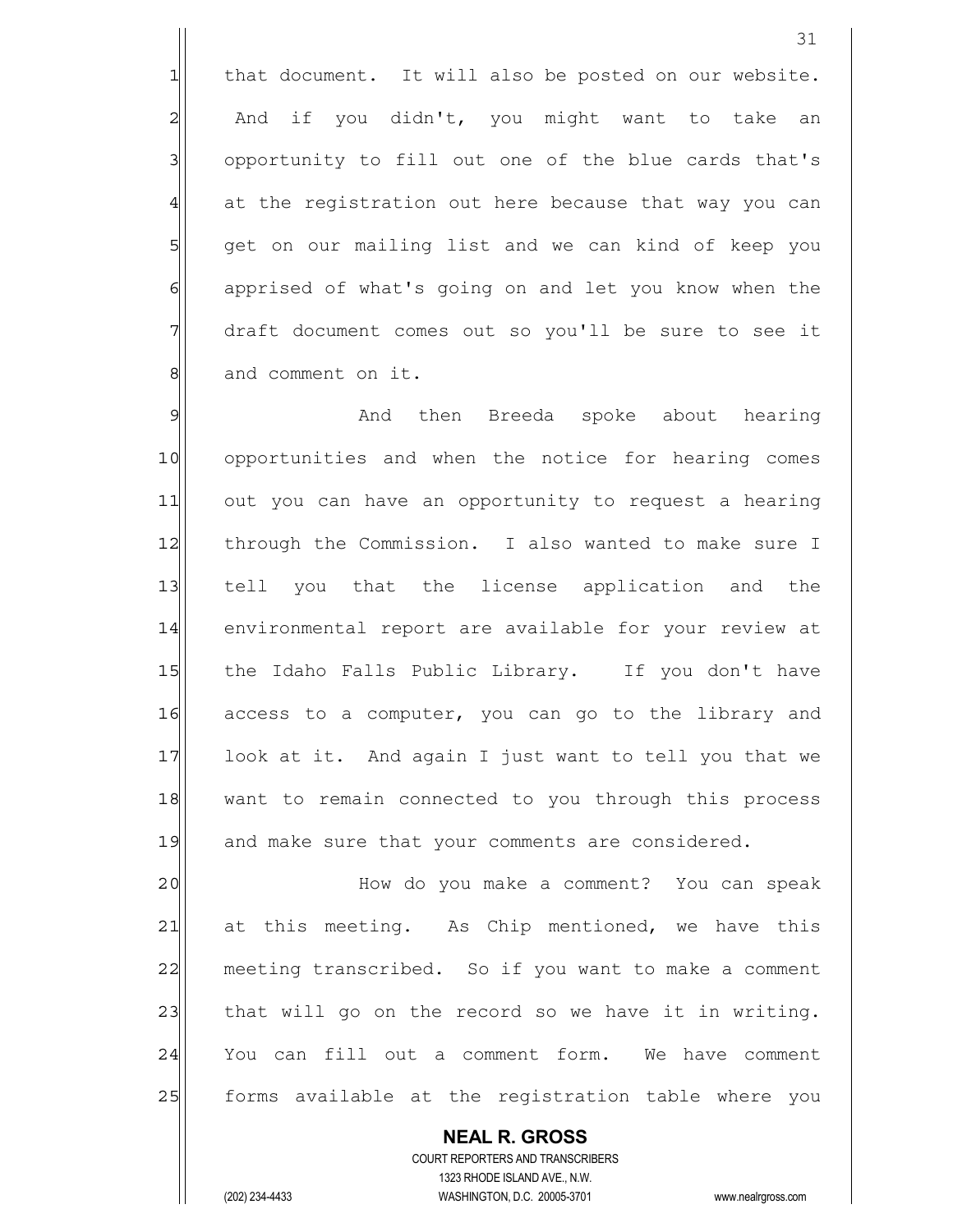that document. It will also be posted on our website. And if you didn't, you might want to take an opportunity to fill out one of the blue cards that's at the registration out here because that way you can get on our mailing list and we can kind of keep you apprised of what's going on and let you know when the draft document comes out so you'll be sure to see it and comment on it.

And then Breeda spoke about hearing opportunities and when the notice for hearing comes out you can have an opportunity to request a hearing through the Commission. I also wanted to make sure I tell you that the license application and the environmental report are available for your review at the Idaho Falls Public Library. If you don't have access to a computer, you can go to the library and look at it. And again I just want to tell you that we want to remain connected to you through this process and make sure that your comments are considered.

How do you make a comment? You can speak at this meeting. As Chip mentioned, we have this meeting transcribed. So if you want to make a comment that will go on the record so we have it in writing. You can fill out a comment form. We have comment forms available at the registration table where you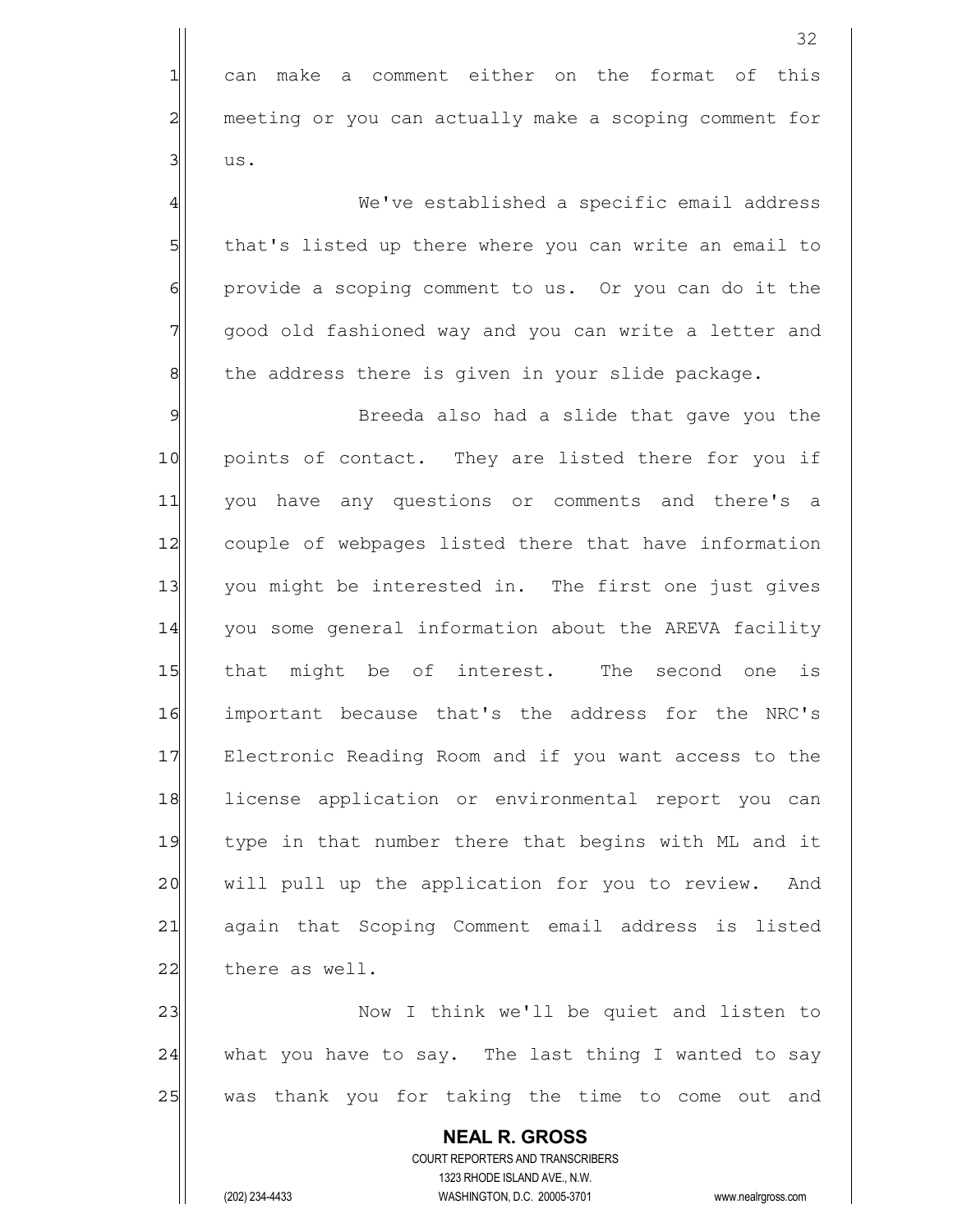can make a comment either on the format of this meeting or you can actually make a scoping comment for us.

We've established a specific email address that's listed up there where you can write an email to provide a scoping comment to us. Or you can do it the good old fashioned way and you can write a letter and the address there is given in your slide package.

Breeda also had a slide that gave you the points of contact. They are listed there for you if you have any questions or comments and there's a couple of webpages listed there that have information you might be interested in. The first one just gives you some general information about the AREVA facility that might be of interest. The second one is important because that's the address for the NRC's Electronic Reading Room and if you want access to the license application or environmental report you can type in that number there that begins with ML and it will pull up the application for you to review. And again that Scoping Comment email address is listed there as well.

Now I think we'll be quiet and listen to what you have to say. The last thing I wanted to say was thank you for taking the time to come out and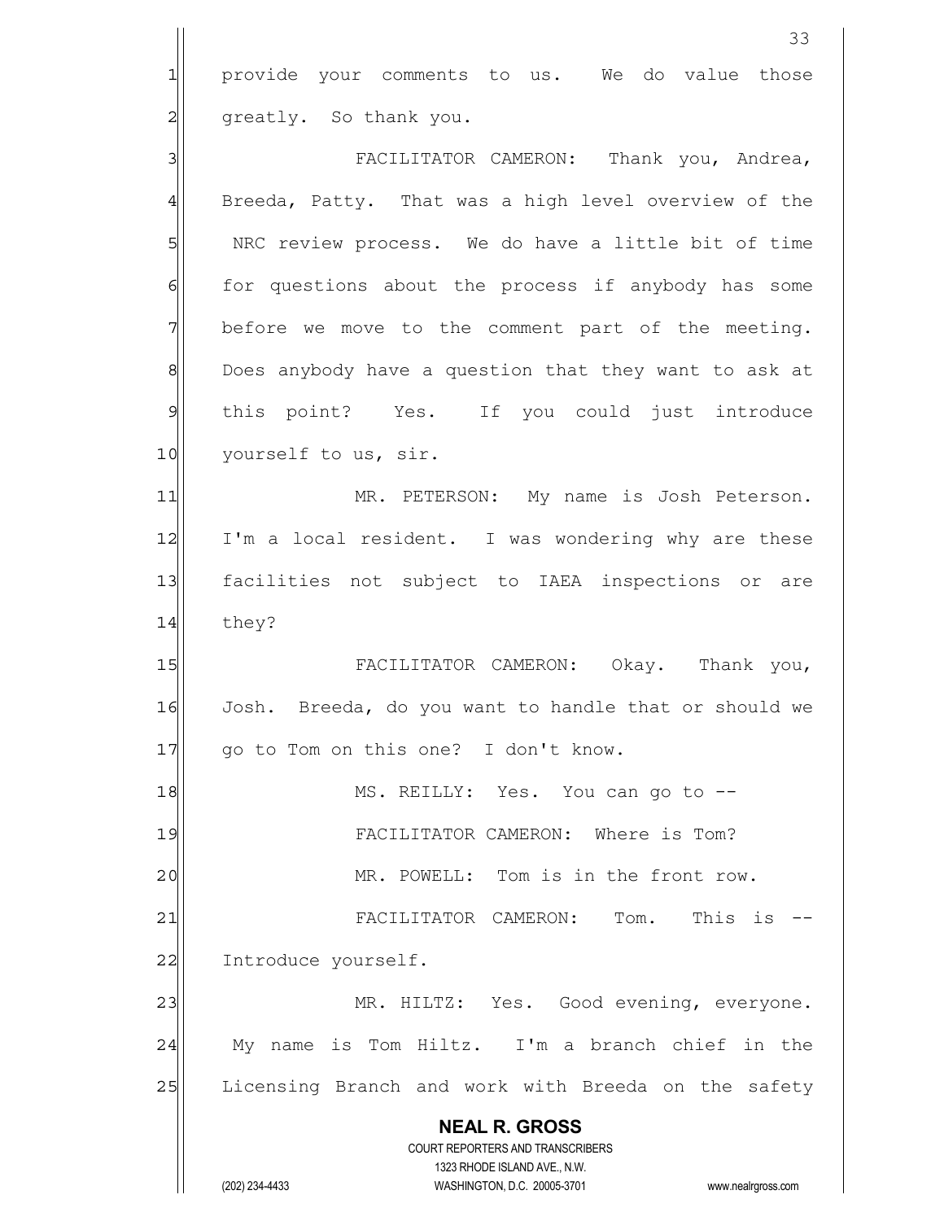provide your comments to us. We do value those greatly. So thank you.

FACILITATOR CAMERON: Thank you, Andrea, Breeda, Patty. That was a high level overview of the NRC review process. We do have a little bit of time for questions about the process if anybody has some before we move to the comment part of the meeting. Does anybody have a question that they want to ask at this point? Yes. If you could just introduce yourself to us, sir.

MR. PETERSON: My name is Josh Peterson. I'm a local resident. I was wondering why are these facilities not subject to IAEA inspections or are they?

FACILITATOR CAMERON: Okay. Thank you, Josh. Breeda, do you want to handle that or should we go to Tom on this one? I don't know.

MS. REILLY: Yes. You can go to --

FACILITATOR CAMERON: Where is Tom?

MR. POWELL: Tom is in the front row.

FACILITATOR CAMERON: Tom. This is -- Introduce yourself.

MR. HILTZ: Yes. Good evening, everyone. My name is Tom Hiltz. I'm a branch chief in the Licensing Branch and work with Breeda on the safety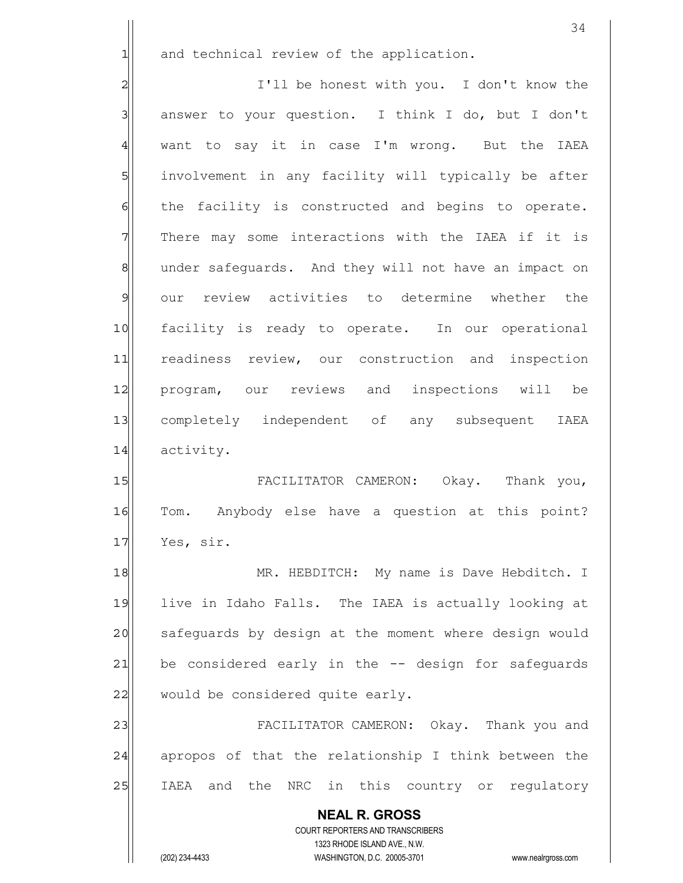and technical review of the application.

I'll be honest with you. I don't know the answer to your question. I think I do, but I don't want to say it in case I'm wrong. But the IAEA involvement in any facility will typically be after the facility is constructed and begins to operate. There may some interactions with the IAEA if it is under safeguards. And they will not have an impact on our review activities to determine whether the facility is ready to operate. In our operational readiness review, our construction and inspection program, our reviews and inspections will be completely independent of any subsequent IAEA activity.

FACILITATOR CAMERON: Okay. Thank you, Tom. Anybody else have a question at this point? Yes, sir.

MR. HEBDITCH: My name is Dave Hebditch. I live in Idaho Falls. The IAEA is actually looking at safeguards by design at the moment where design would be considered early in the -- design for safeguards would be considered quite early.

FACILITATOR CAMERON: Okay. Thank you and apropos of that the relationship I think between the IAEA and the NRC in this country or regulatory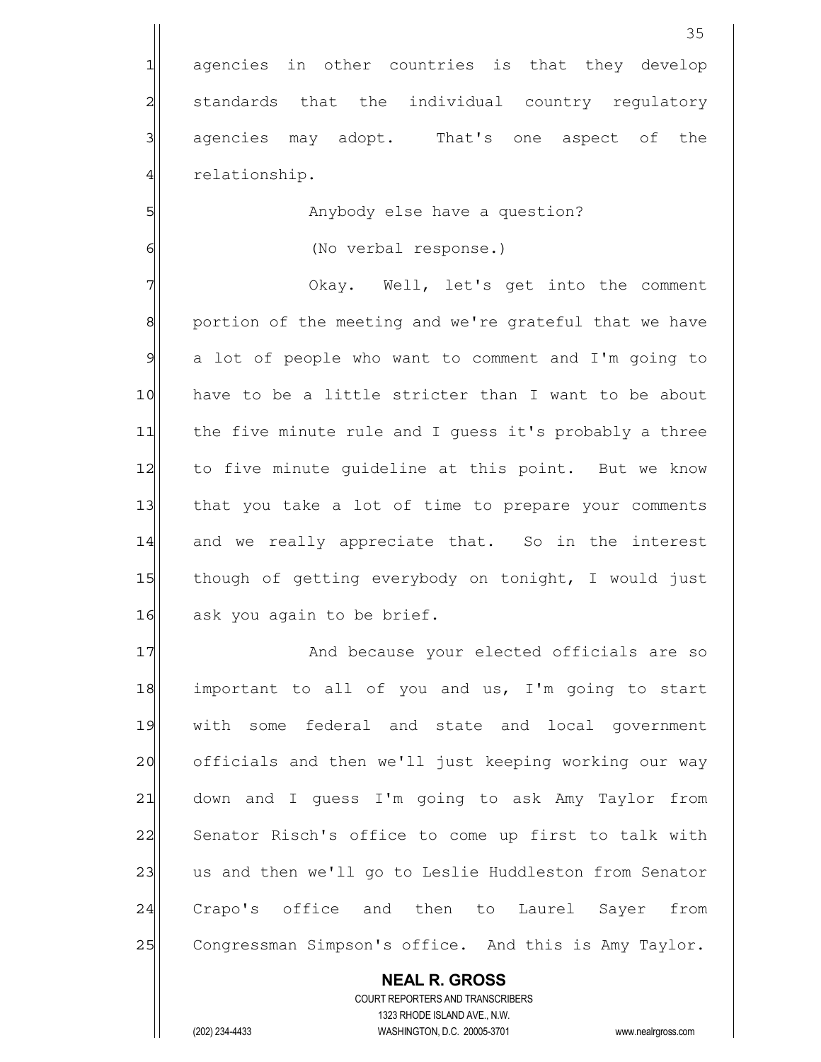agencies in other countries is that they develop standards that the individual country regulatory agencies may adopt. That's one aspect of the relationship.

Anybody else have a question?

(No verbal response.)

Okay. Well, let's get into the comment portion of the meeting and we're grateful that we have a lot of people who want to comment and I'm going to have to be a little stricter than I want to be about the five minute rule and I guess it's probably a three to five minute guideline at this point. But we know that you take a lot of time to prepare your comments and we really appreciate that. So in the interest though of getting everybody on tonight, I would just ask you again to be brief.

And because your elected officials are so important to all of you and us, I'm going to start with some federal and state and local government officials and then we'll just keeping working our way down and I guess I'm going to ask Amy Taylor from Senator Risch's office to come up first to talk with us and then we'll go to Leslie Huddleston from Senator Crapo's office and then to Laurel Sayer from Congressman Simpson's office. And this is Amy Taylor.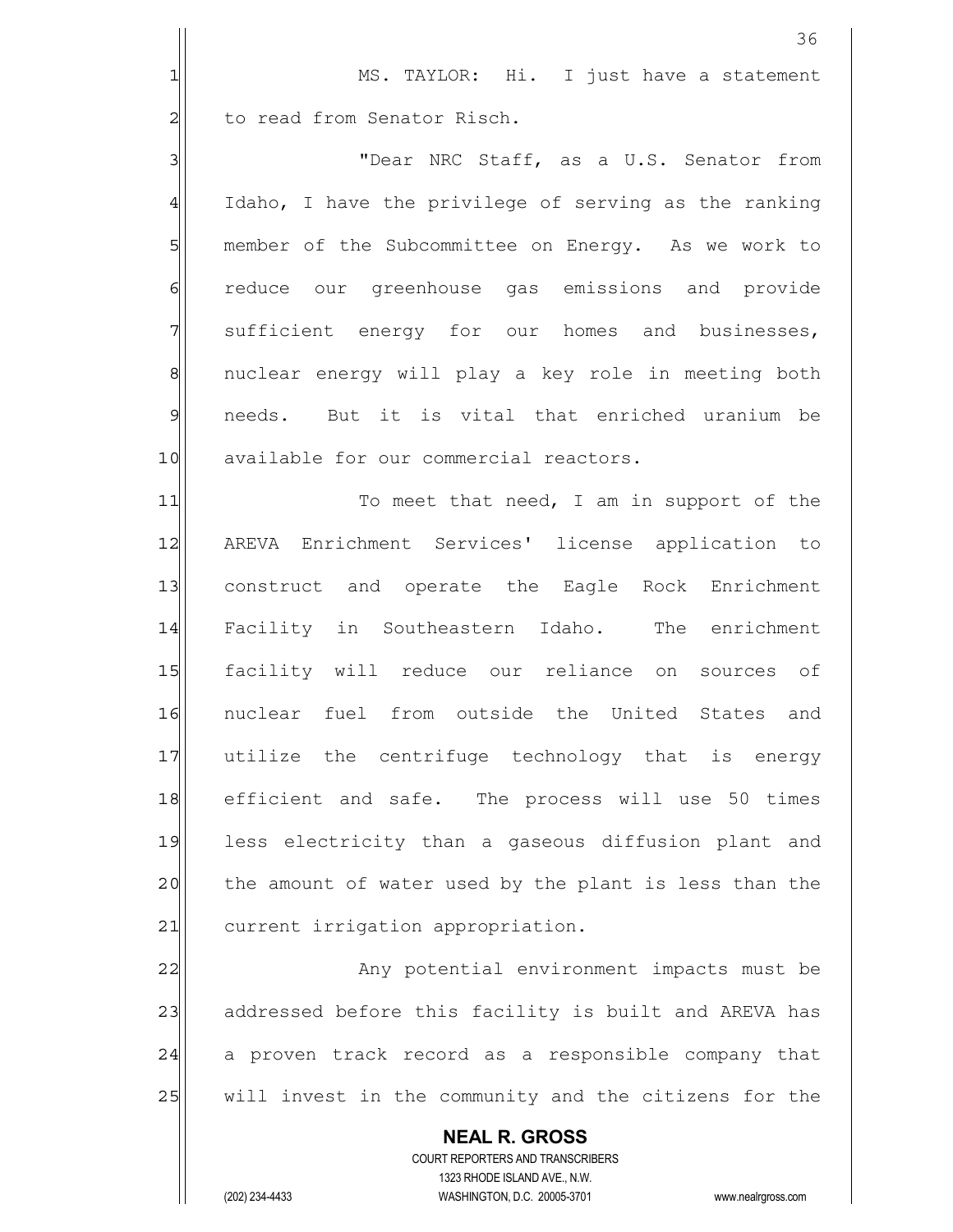MS. TAYLOR: Hi. I just have a statement to read from Senator Risch.

"Dear NRC Staff, as a U.S. Senator from Idaho, I have the privilege of serving as the ranking member of the Subcommittee on Energy. As we work to reduce our greenhouse gas emissions and provide sufficient energy for our homes and businesses, nuclear energy will play a key role in meeting both needs. But it is vital that enriched uranium be available for our commercial reactors.

To meet that need, I am in support of the AREVA Enrichment Services' license application to construct and operate the Eagle Rock Enrichment Facility in Southeastern Idaho. The enrichment facility will reduce our reliance on sources of nuclear fuel from outside the United States and utilize the centrifuge technology that is energy efficient and safe. The process will use 50 times less electricity than a gaseous diffusion plant and the amount of water used by the plant is less than the current irrigation appropriation.

Any potential environment impacts must be addressed before this facility is built and AREVA has a proven track record as a responsible company that will invest in the community and the citizens for the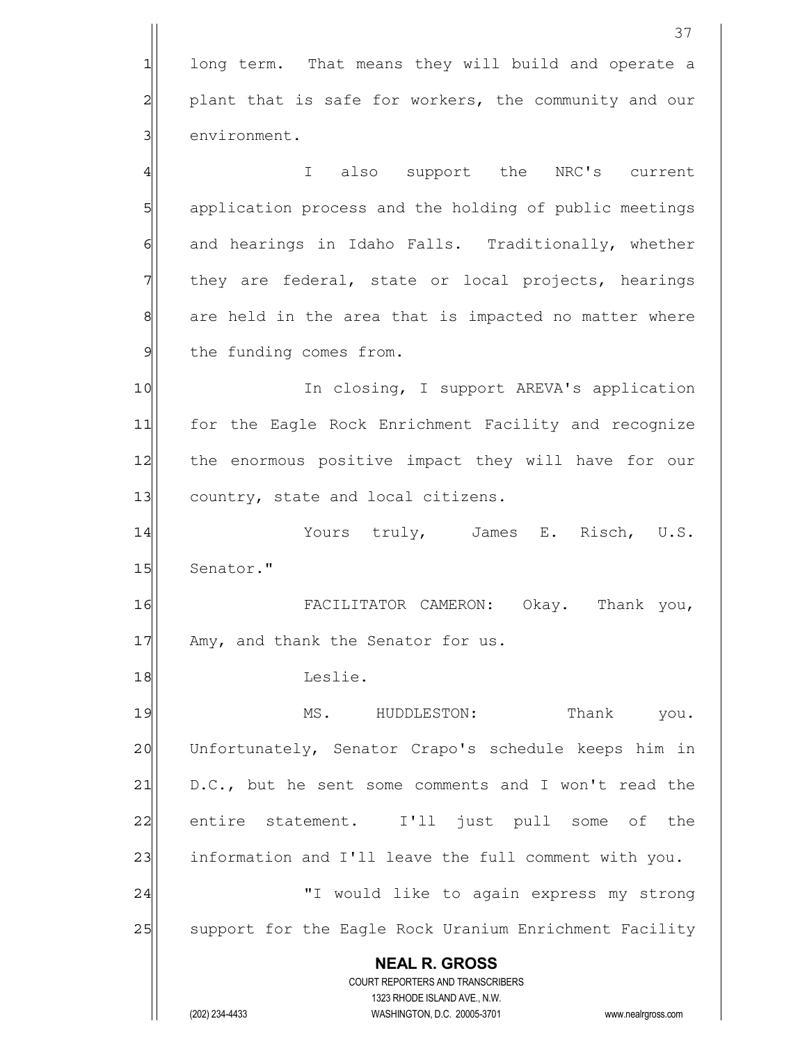long term. That means they will build and operate a plant that is safe for workers, the community and our environment.

I also support the NRC's current application process and the holding of public meetings and hearings in Idaho Falls. Traditionally, whether they are federal, state or local projects, hearings are held in the area that is impacted no matter where the funding comes from.

In closing, I support AREVA's application for the Eagle Rock Enrichment Facility and recognize the enormous positive impact they will have for our country, state and local citizens.

Yours truly, James E. Risch, U.S. Senator."

FACILITATOR CAMERON: Okay. Thank you, Amy, and thank the Senator for us.

Leslie.

MS. HUDDLESTON: Thank you. Unfortunately, Senator Crapo's schedule keeps him in D.C., but he sent some comments and I won't read the entire statement. I'll just pull some of the information and I'll leave the full comment with you.

"I would like to again express my strong support for the Eagle Rock Uranium Enrichment Facility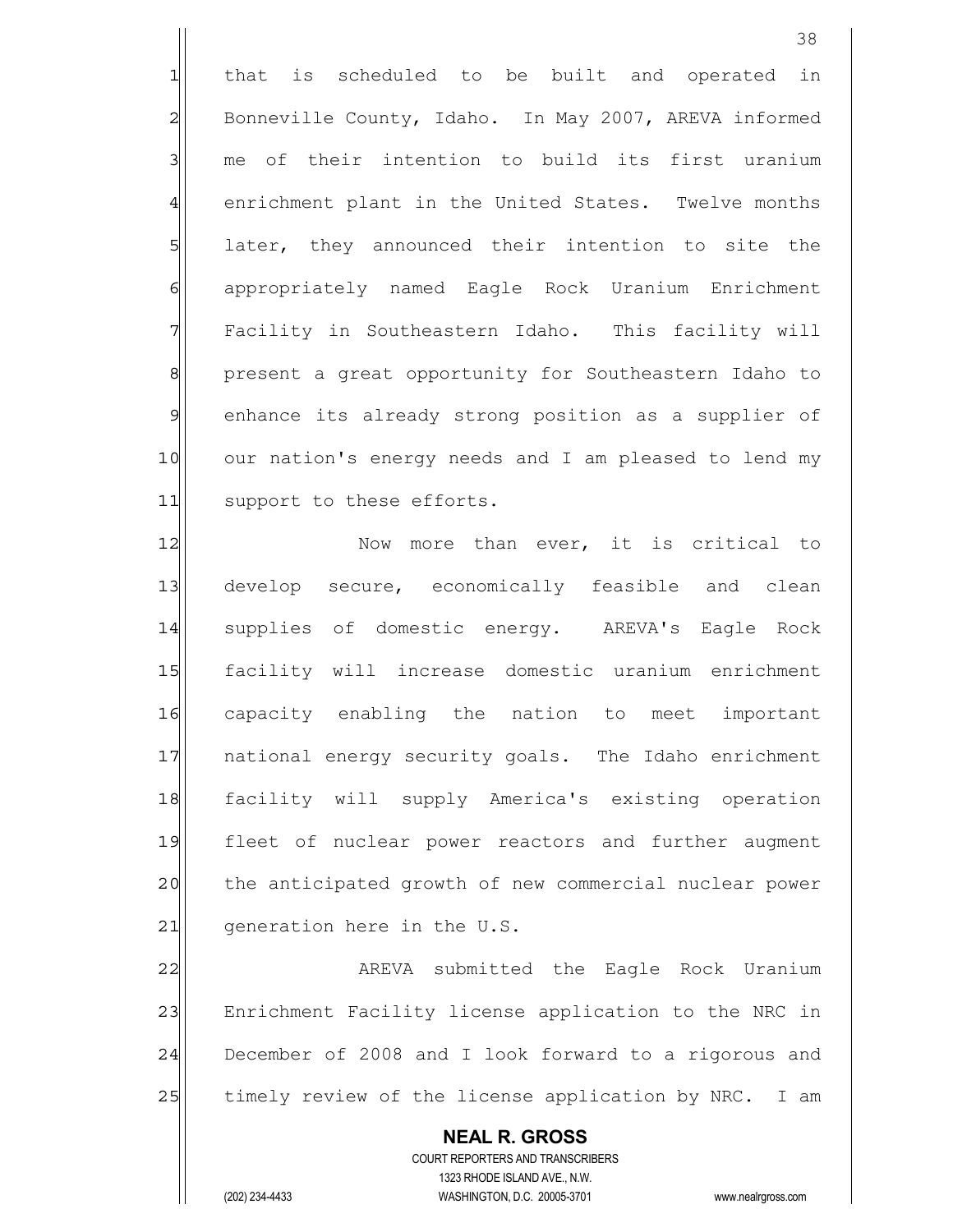that is scheduled to be built and operated in Bonneville County, Idaho. In May 2007, AREVA informed me of their intention to build its first uranium enrichment plant in the United States. Twelve months later, they announced their intention to site the appropriately named Eagle Rock Uranium Enrichment Facility in Southeastern Idaho. This facility will present a great opportunity for Southeastern Idaho to enhance its already strong position as a supplier of our nation's energy needs and I am pleased to lend my support to these efforts.

Now more than ever, it is critical to develop secure, economically feasible and clean supplies of domestic energy. AREVA's Eagle Rock facility will increase domestic uranium enrichment capacity enabling the nation to meet important national energy security goals. The Idaho enrichment facility will supply America's existing operation fleet of nuclear power reactors and further augment the anticipated growth of new commercial nuclear power generation here in the U.S.

AREVA submitted the Eagle Rock Uranium Enrichment Facility license application to the NRC in December of 2008 and I look forward to a rigorous and timely review of the license application by NRC. I am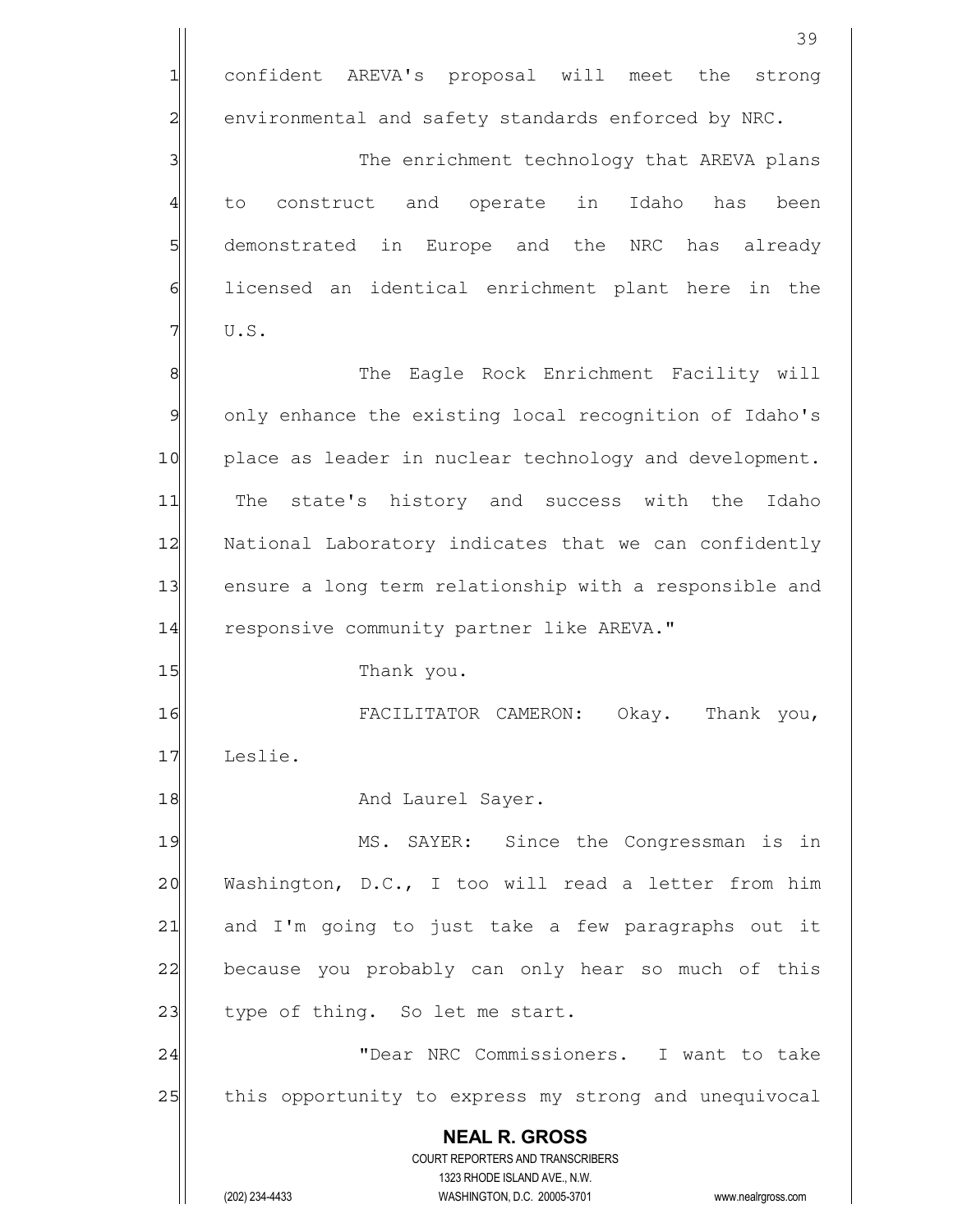confident AREVA's proposal will meet the strong environmental and safety standards enforced by NRC.

The enrichment technology that AREVA plans to construct and operate in Idaho has been demonstrated in Europe and the NRC has already licensed an identical enrichment plant here in the U.S.

The Eagle Rock Enrichment Facility will only enhance the existing local recognition of Idaho's place as leader in nuclear technology and development. The state's history and success with the Idaho National Laboratory indicates that we can confidently ensure a long term relationship with a responsible and responsive community partner like AREVA."

Thank you.

FACILITATOR CAMERON: Okay. Thank you, Leslie.

And Laurel Sayer.

MS. SAYER: Since the Congressman is in Washington, D.C., I too will read a letter from him and I'm going to just take a few paragraphs out it because you probably can only hear so much of this type of thing. So let me start.

"Dear NRC Commissioners. I want to take this opportunity to express my strong and unequivocal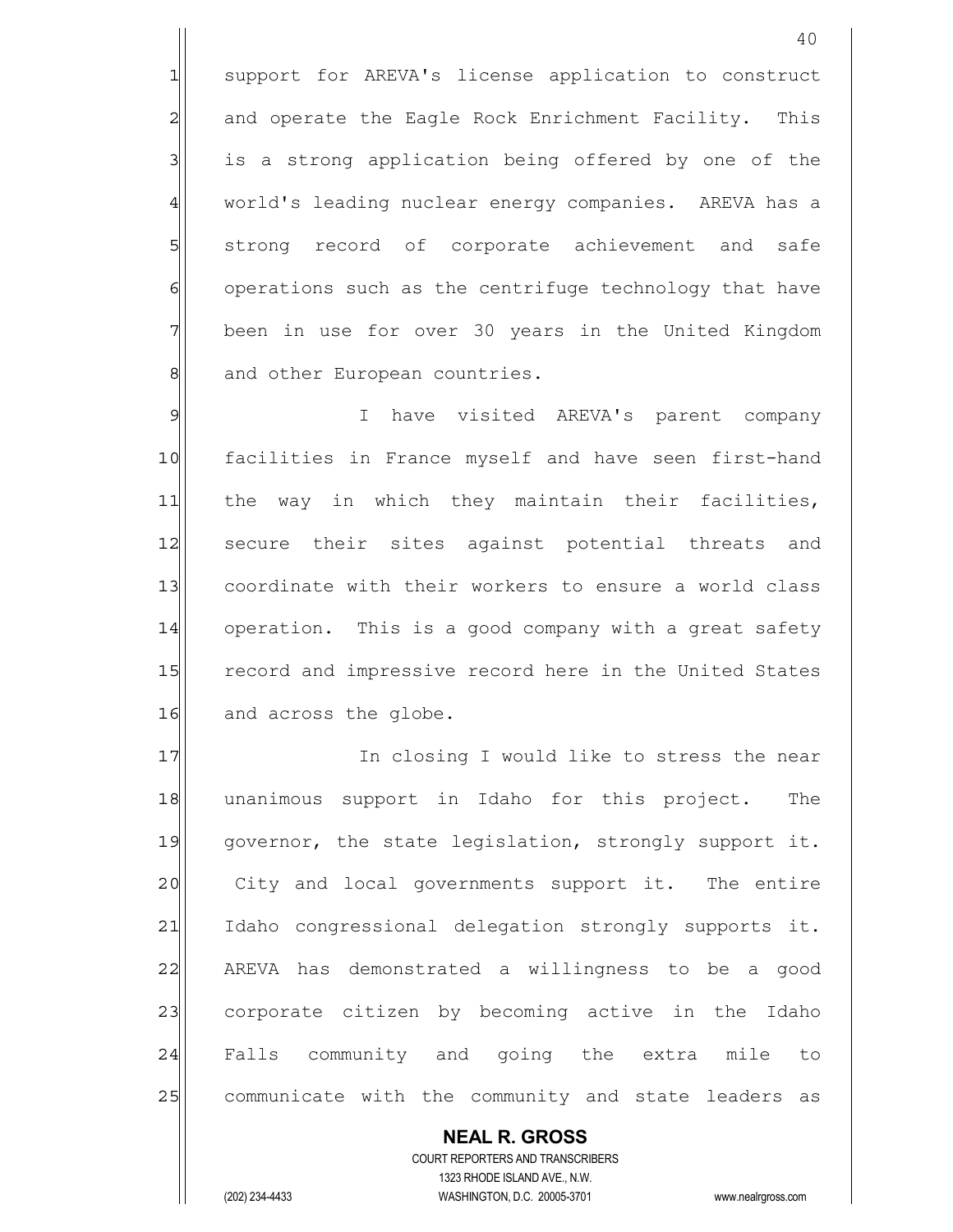support for AREVA's license application to construct and operate the Eagle Rock Enrichment Facility. This is a strong application being offered by one of the world's leading nuclear energy companies. AREVA has a strong record of corporate achievement and safe operations such as the centrifuge technology that have been in use for over 30 years in the United Kingdom and other European countries.

I have visited AREVA's parent company facilities in France myself and have seen first-hand the way in which they maintain their facilities, secure their sites against potential threats and coordinate with their workers to ensure a world class operation. This is a good company with a great safety record and impressive record here in the United States and across the globe.

In closing I would like to stress the near unanimous support in Idaho for this project. The governor, the state legislation, strongly support it. City and local governments support it. The entire Idaho congressional delegation strongly supports it. AREVA has demonstrated a willingness to be a good corporate citizen by becoming active in the Idaho Falls community and going the extra mile to communicate with the community and state leaders as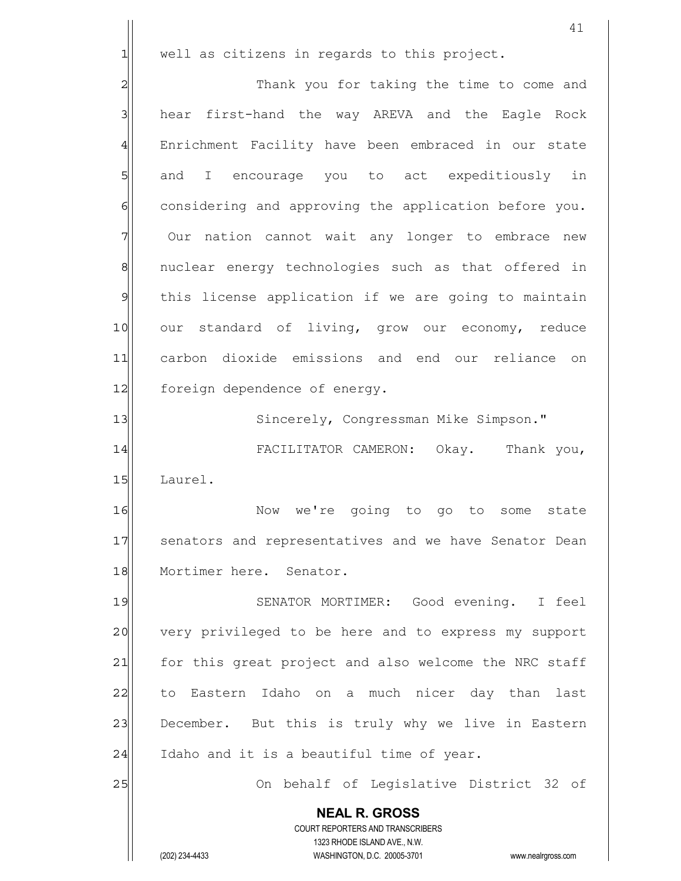well as citizens in regards to this project.

Thank you for taking the time to come and hear first-hand the way AREVA and the Eagle Rock Enrichment Facility have been embraced in our state and I encourage you to act expeditiously in considering and approving the application before you. Our nation cannot wait any longer to embrace new nuclear energy technologies such as that offered in this license application if we are going to maintain our standard of living, grow our economy, reduce carbon dioxide emissions and end our reliance on foreign dependence of energy.

Sincerely, Congressman Mike Simpson."

FACILITATOR CAMERON: Okay. Thank you, Laurel.

Now we're going to go to some state senators and representatives and we have Senator Dean Mortimer here. Senator.

SENATOR MORTIMER: Good evening. I feel very privileged to be here and to express my support for this great project and also welcome the NRC staff to Eastern Idaho on a much nicer day than last December. But this is truly why we live in Eastern Idaho and it is a beautiful time of year.

On behalf of Legislative District 32 of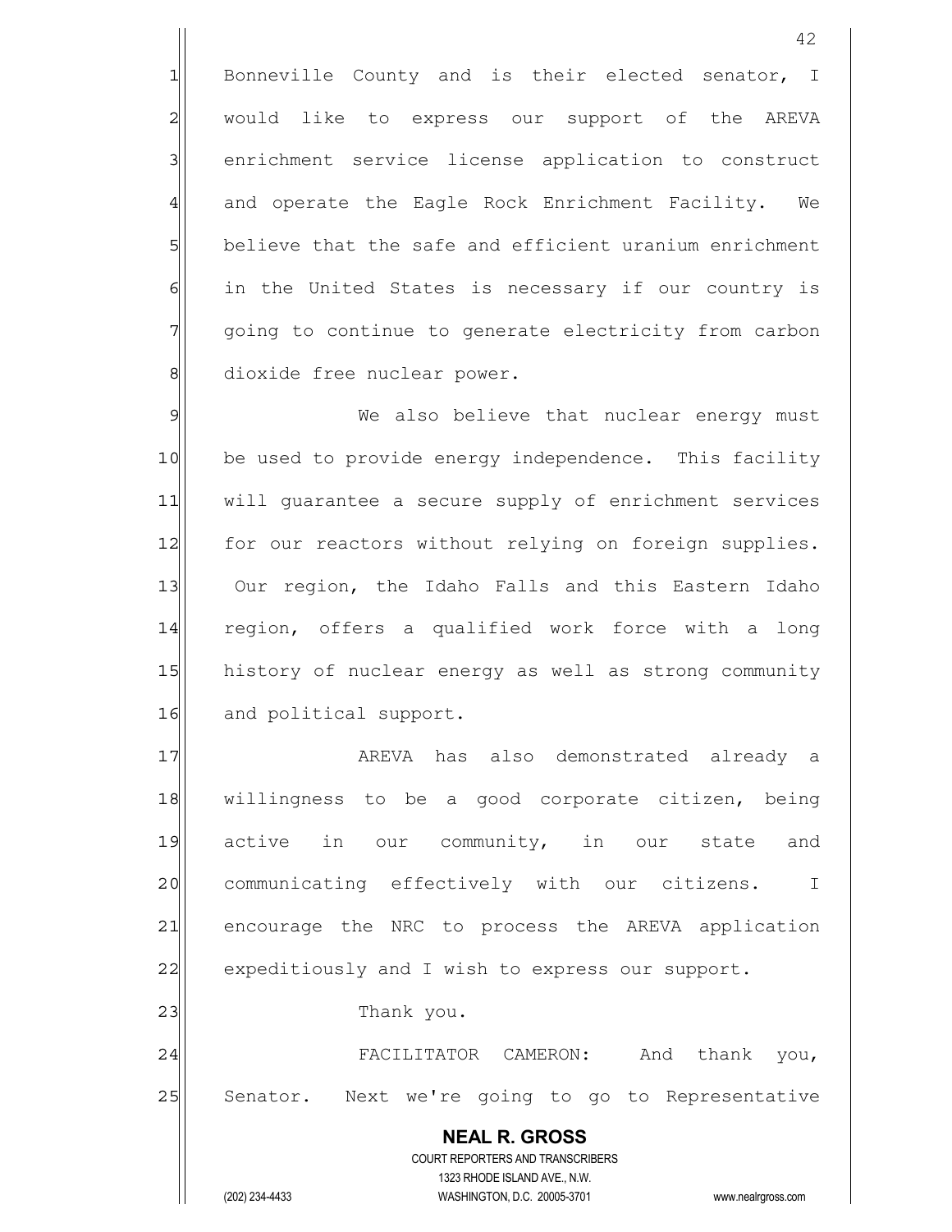Bonneville County and is their elected senator, I would like to express our support of the AREVA enrichment service license application to construct and operate the Eagle Rock Enrichment Facility. We believe that the safe and efficient uranium enrichment in the United States is necessary if our country is going to continue to generate electricity from carbon dioxide free nuclear power.

We also believe that nuclear energy must be used to provide energy independence. This facility will guarantee a secure supply of enrichment services for our reactors without relying on foreign supplies. Our region, the Idaho Falls and this Eastern Idaho region, offers a qualified work force with a long history of nuclear energy as well as strong community and political support.

AREVA has also demonstrated already a willingness to be a good corporate citizen, being active in our community, in our state and communicating effectively with our citizens. I encourage the NRC to process the AREVA application expeditiously and I wish to express our support.

Thank you.

FACILITATOR CAMERON: And thank you, Senator. Next we're going to go to Representative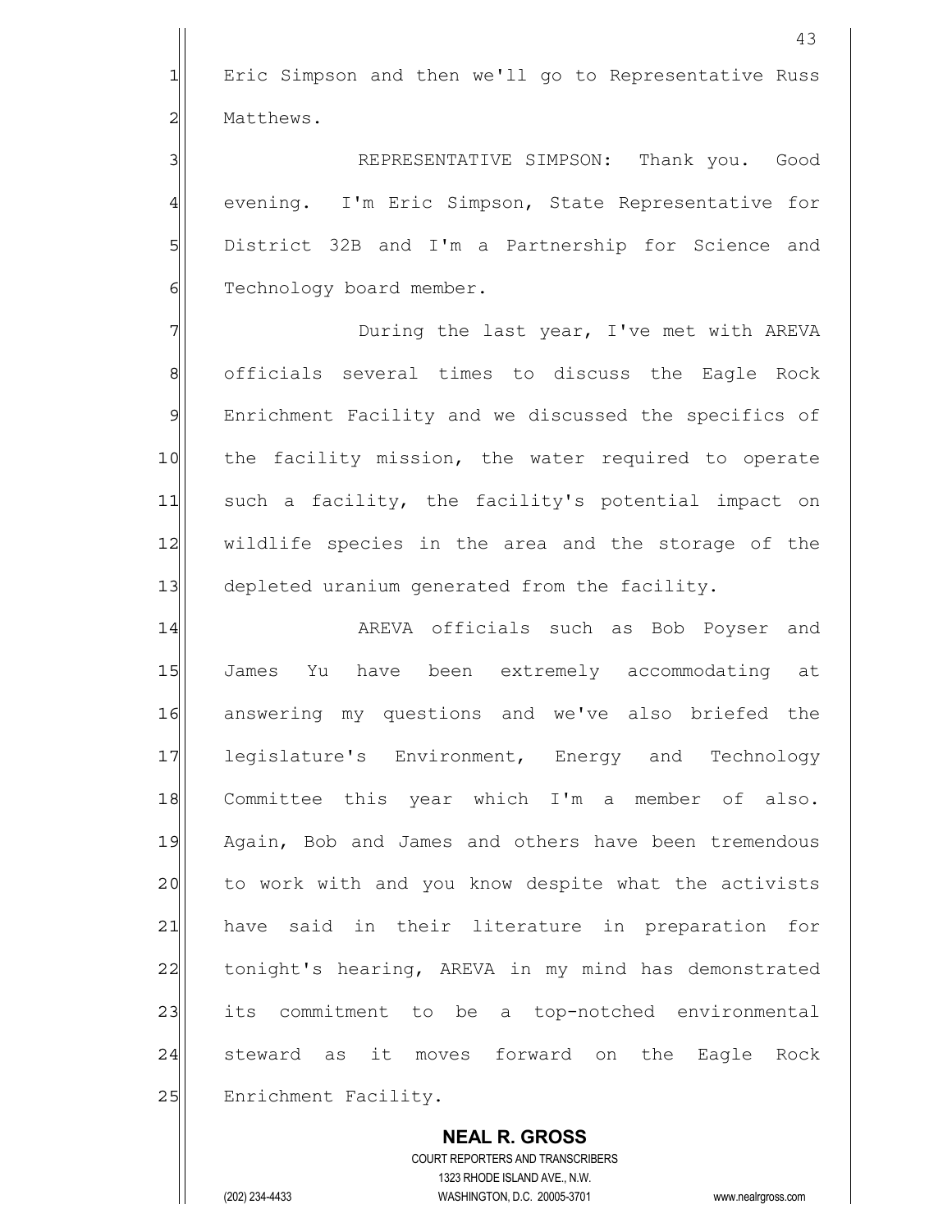Eric Simpson and then we'll go to Representative Russ Matthews.

REPRESENTATIVE SIMPSON: Thank you. Good evening. I'm Eric Simpson, State Representative for District 32B and I'm a Partnership for Science and Technology board member.

During the last year, I've met with AREVA officials several times to discuss the Eagle Rock Enrichment Facility and we discussed the specifics of the facility mission, the water required to operate such a facility, the facility's potential impact on wildlife species in the area and the storage of the depleted uranium generated from the facility.

AREVA officials such as Bob Poyser and James Yu have been extremely accommodating at answering my questions and we've also briefed the legislature's Environment, Energy and Technology Committee this year which I'm a member of also. Again, Bob and James and others have been tremendous to work with and you know despite what the activists have said in their literature in preparation for tonight's hearing, AREVA in my mind has demonstrated its commitment to be a top-notched environmental steward as it moves forward on the Eagle Rock Enrichment Facility.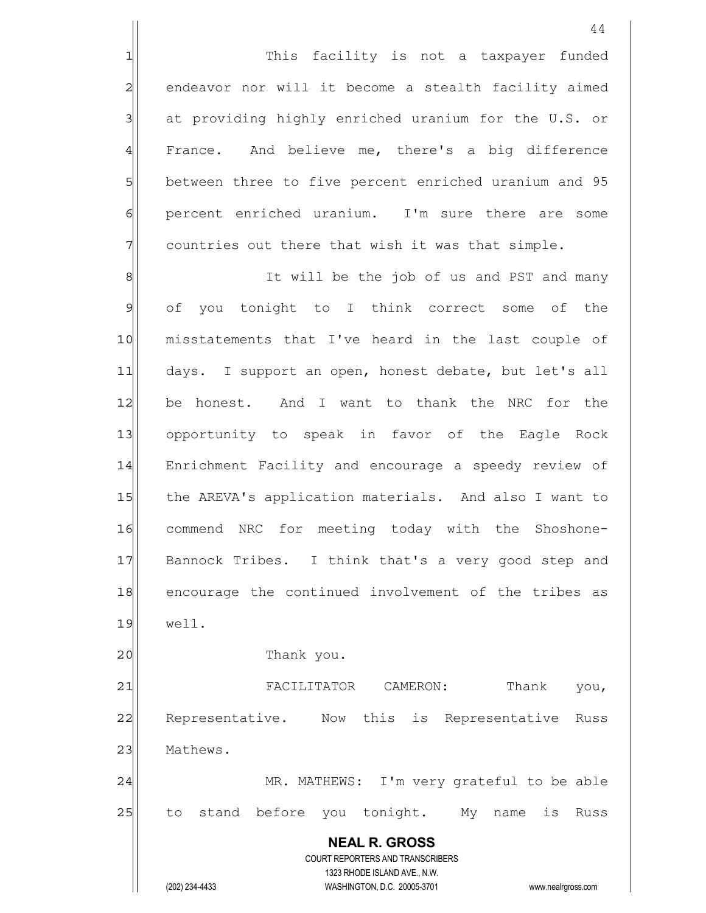This facility is not a taxpayer funded endeavor nor will it become a stealth facility aimed at providing highly enriched uranium for the U.S. or France. And believe me, there's a big difference between three to five percent enriched uranium and 95 percent enriched uranium. I'm sure there are some countries out there that wish it was that simple.

It will be the job of us and PST and many of you tonight to I think correct some of the misstatements that I've heard in the last couple of days. I support an open, honest debate, but let's all be honest. And I want to thank the NRC for the opportunity to speak in favor of the Eagle Rock Enrichment Facility and encourage a speedy review of the AREVA's application materials. And also I want to commend NRC for meeting today with the Shoshone-Bannock Tribes. I think that's a very good step and encourage the continued involvement of the tribes as well.

Thank you.

FACILITATOR CAMERON: Thank you, Representative. Now this is Representative Russ Mathews.

MR. MATHEWS: I'm very grateful to be able to stand before you tonight. My name is Russ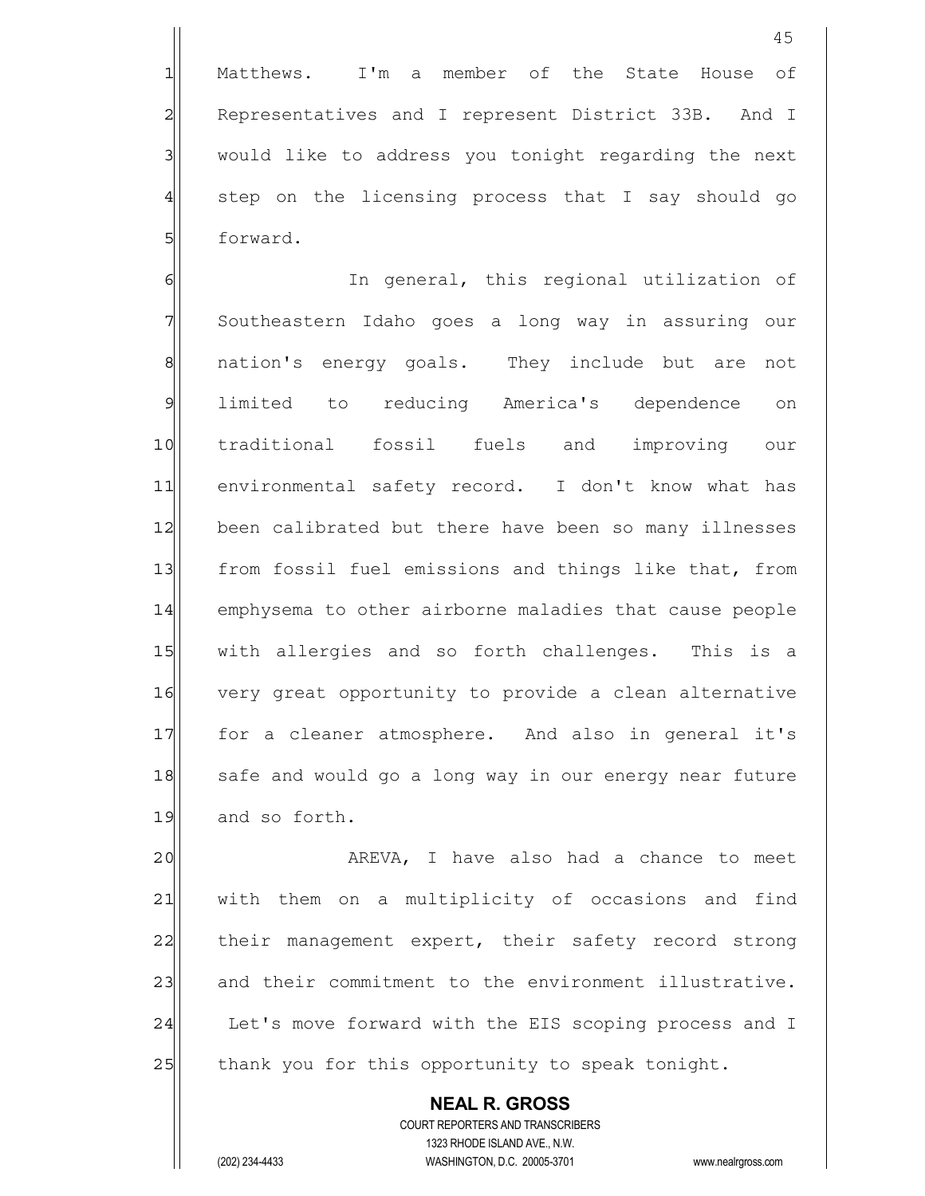Matthews. I'm a member of the State House of Representatives and I represent District 33B. And I would like to address you tonight regarding the next step on the licensing process that I say should go forward.

In general, this regional utilization of Southeastern Idaho goes a long way in assuring our nation's energy goals. They include but are not limited to reducing America's dependence on traditional fossil fuels and improving our environmental safety record. I don't know what has been calibrated but there have been so many illnesses from fossil fuel emissions and things like that, from emphysema to other airborne maladies that cause people with allergies and so forth challenges. This is a very great opportunity to provide a clean alternative for a cleaner atmosphere. And also in general it's safe and would go a long way in our energy near future and so forth.

AREVA, I have also had a chance to meet with them on a multiplicity of occasions and find their management expert, their safety record strong and their commitment to the environment illustrative. Let's move forward with the EIS scoping process and I thank you for this opportunity to speak tonight.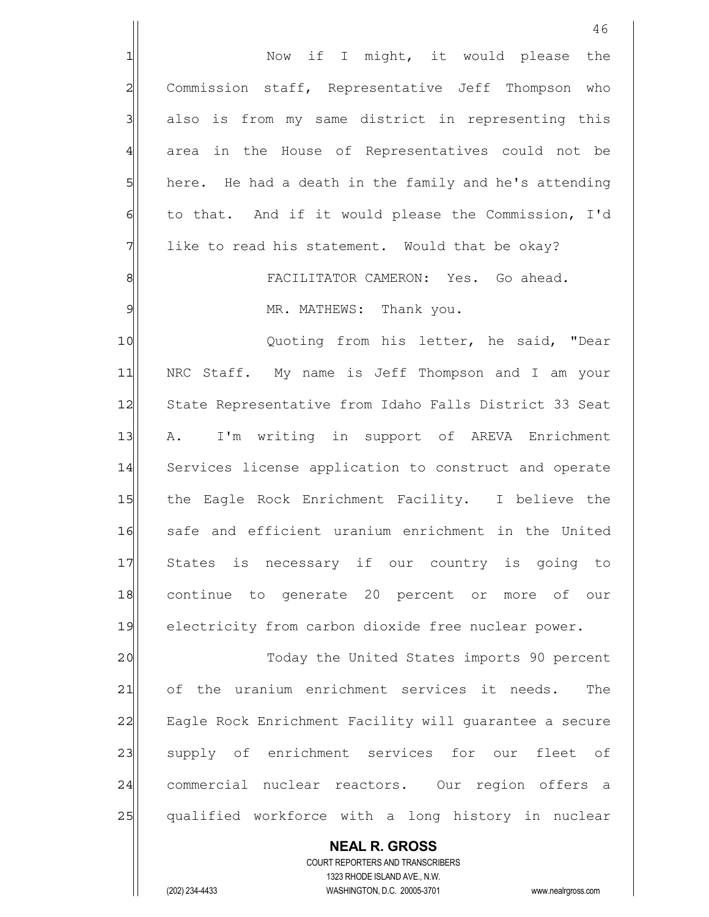Now if I might, it would please the Commission staff, Representative Jeff Thompson who also is from my same district in representing this area in the House of Representatives could not be here. He had a death in the family and he's attending to that. And if it would please the Commission, I'd like to read his statement. Would that be okay?

FACILITATOR CAMERON: Yes. Go ahead.

MR. MATHEWS: Thank you.

Quoting from his letter, he said, "Dear NRC Staff. My name is Jeff Thompson and I am your State Representative from Idaho Falls District 33 Seat A. I'm writing in support of AREVA Enrichment Services license application to construct and operate the Eagle Rock Enrichment Facility. I believe the safe and efficient uranium enrichment in the United States is necessary if our country is going to continue to generate 20 percent or more of our electricity from carbon dioxide free nuclear power.

Today the United States imports 90 percent of the uranium enrichment services it needs. The Eagle Rock Enrichment Facility will guarantee a secure supply of enrichment services for our fleet of commercial nuclear reactors. Our region offers a qualified workforce with a long history in nuclear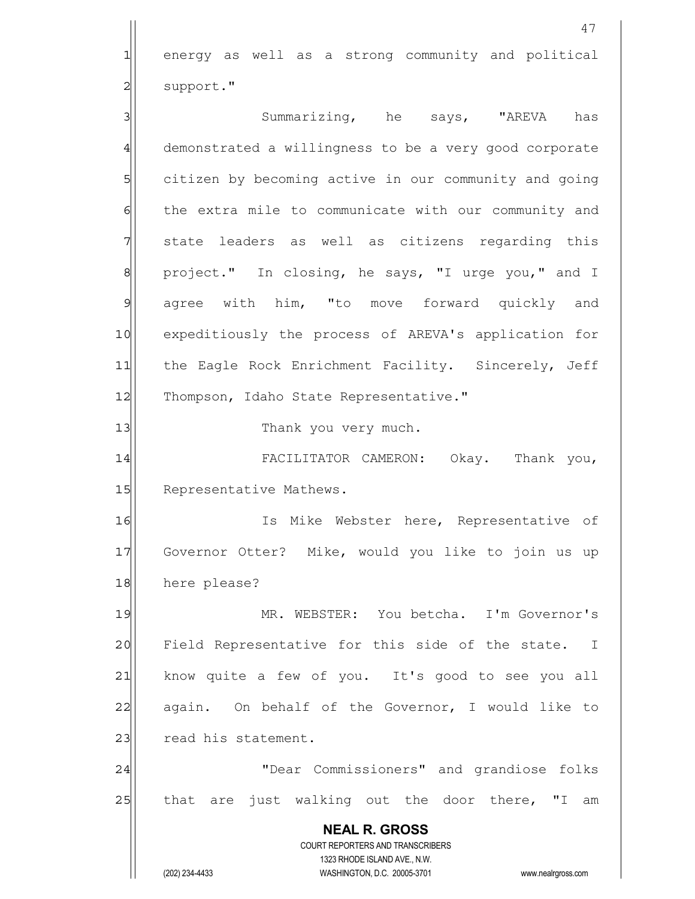energy as well as a strong community and political support."

Summarizing, he says, "AREVA has demonstrated a willingness to be a very good corporate citizen by becoming active in our community and going the extra mile to communicate with our community and state leaders as well as citizens regarding this project." In closing, he says, "I urge you," and I agree with him, "to move forward quickly and expeditiously the process of AREVA's application for the Eagle Rock Enrichment Facility. Sincerely, Jeff Thompson, Idaho State Representative."

Thank you very much.

FACILITATOR CAMERON: Okay. Thank you, Representative Mathews.

Is Mike Webster here, Representative of Governor Otter? Mike, would you like to join us up here please?

MR. WEBSTER: You betcha. I'm Governor's Field Representative for this side of the state. I know quite a few of you. It's good to see you all again. On behalf of the Governor, I would like to read his statement.

"Dear Commissioners" and grandiose folks that are just walking out the door there, "I am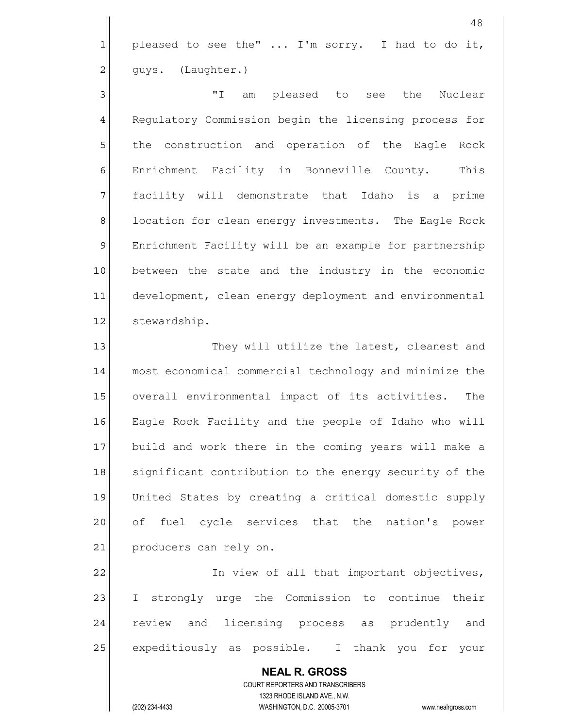pleased to see the" ... I'm sorry. I had to do it, guys. (Laughter.)

"I am pleased to see the Nuclear Regulatory Commission begin the licensing process for the construction and operation of the Eagle Rock Enrichment Facility in Bonneville County. This facility will demonstrate that Idaho is a prime location for clean energy investments. The Eagle Rock Enrichment Facility will be an example for partnership between the state and the industry in the economic development, clean energy deployment and environmental stewardship.

They will utilize the latest, cleanest and most economical commercial technology and minimize the overall environmental impact of its activities. The Eagle Rock Facility and the people of Idaho who will build and work there in the coming years will make a significant contribution to the energy security of the United States by creating a critical domestic supply of fuel cycle services that the nation's power producers can rely on.

In view of all that important objectives, I strongly urge the Commission to continue their review and licensing process as prudently and expeditiously as possible. I thank you for your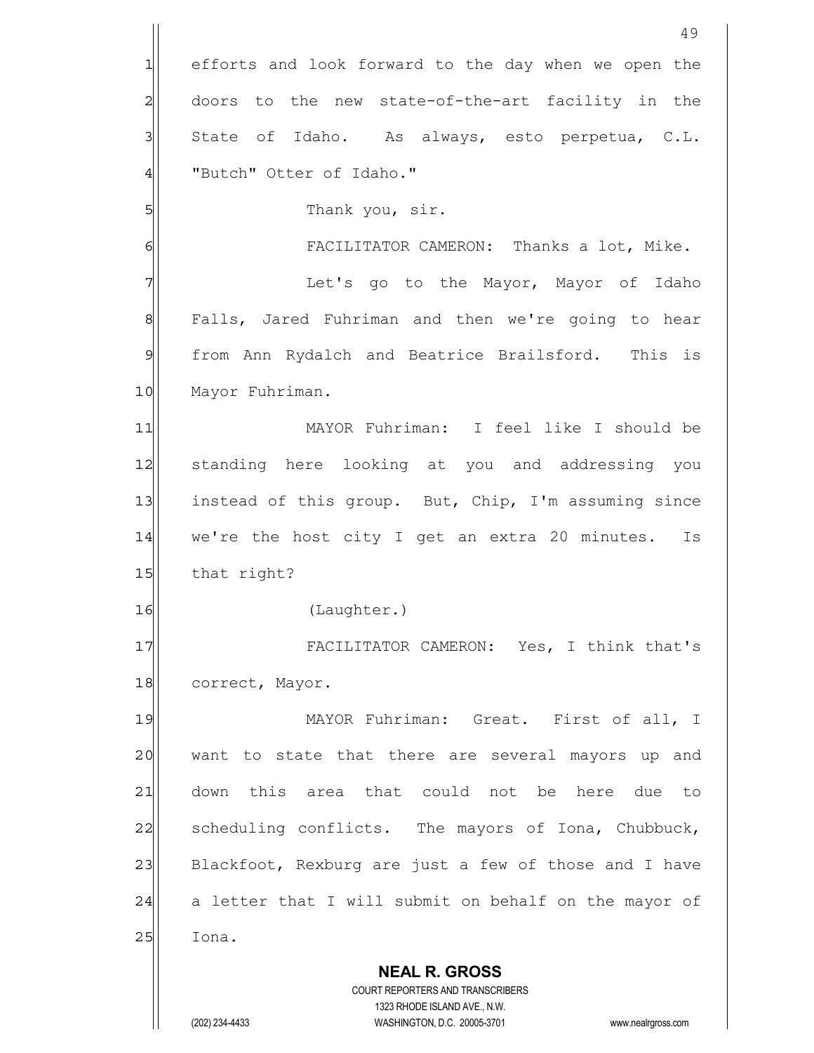efforts and look forward to the day when we open the doors to the new state-of-the-art facility in the State of Idaho. As always, esto perpetua, C.L. "Butch" Otter of Idaho."

Thank you, sir.

FACILITATOR CAMERON: Thanks a lot, Mike.

Let's go to the Mayor, Mayor of Idaho Falls, Jared Fuhriman and then we're going to hear from Ann Rydalch and Beatrice Brailsford. This is Mayor Fuhriman.

MAYOR Fuhriman: I feel like I should be standing here looking at you and addressing you instead of this group. But, Chip, I'm assuming since we're the host city I get an extra 20 minutes. Is that right?

(Laughter.)

FACILITATOR CAMERON: Yes, I think that's correct, Mayor.

MAYOR Fuhriman: Great. First of all, I want to state that there are several mayors up and down this area that could not be here due to scheduling conflicts. The mayors of Iona, Chubbuck, Blackfoot, Rexburg are just a few of those and I have a letter that I will submit on behalf on the mayor of Iona.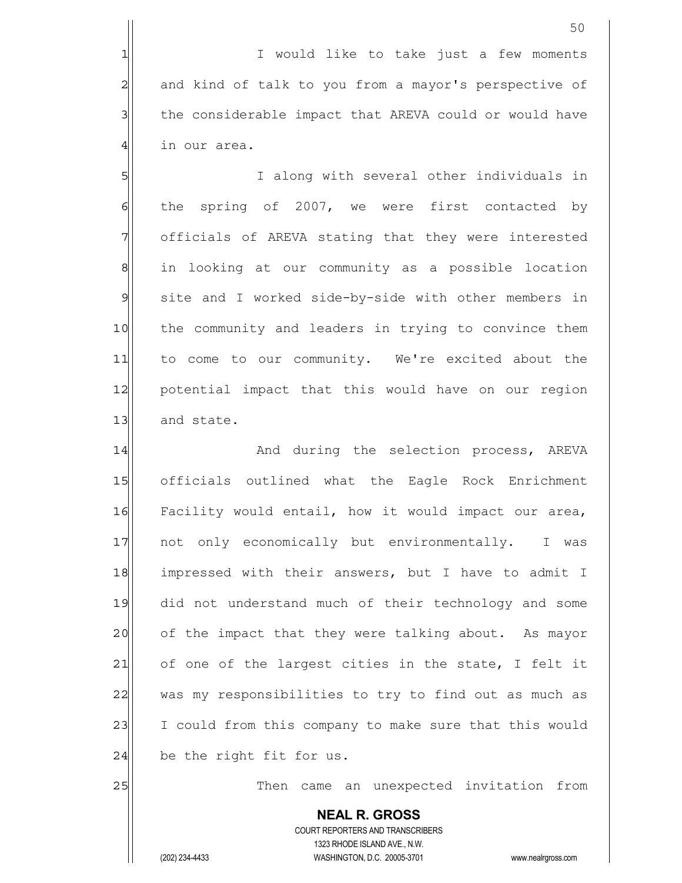I would like to take just a few moments and kind of talk to you from a mayor's perspective of the considerable impact that AREVA could or would have in our area.

I along with several other individuals in the spring of 2007, we were first contacted by officials of AREVA stating that they were interested in looking at our community as a possible location site and I worked side-by-side with other members in the community and leaders in trying to convince them to come to our community. We're excited about the potential impact that this would have on our region and state.

And during the selection process, AREVA officials outlined what the Eagle Rock Enrichment Facility would entail, how it would impact our area, not only economically but environmentally. I was impressed with their answers, but I have to admit I did not understand much of their technology and some of the impact that they were talking about. As mayor of one of the largest cities in the state, I felt it was my responsibilities to try to find out as much as I could from this company to make sure that this would be the right fit for us.

Then came an unexpected invitation from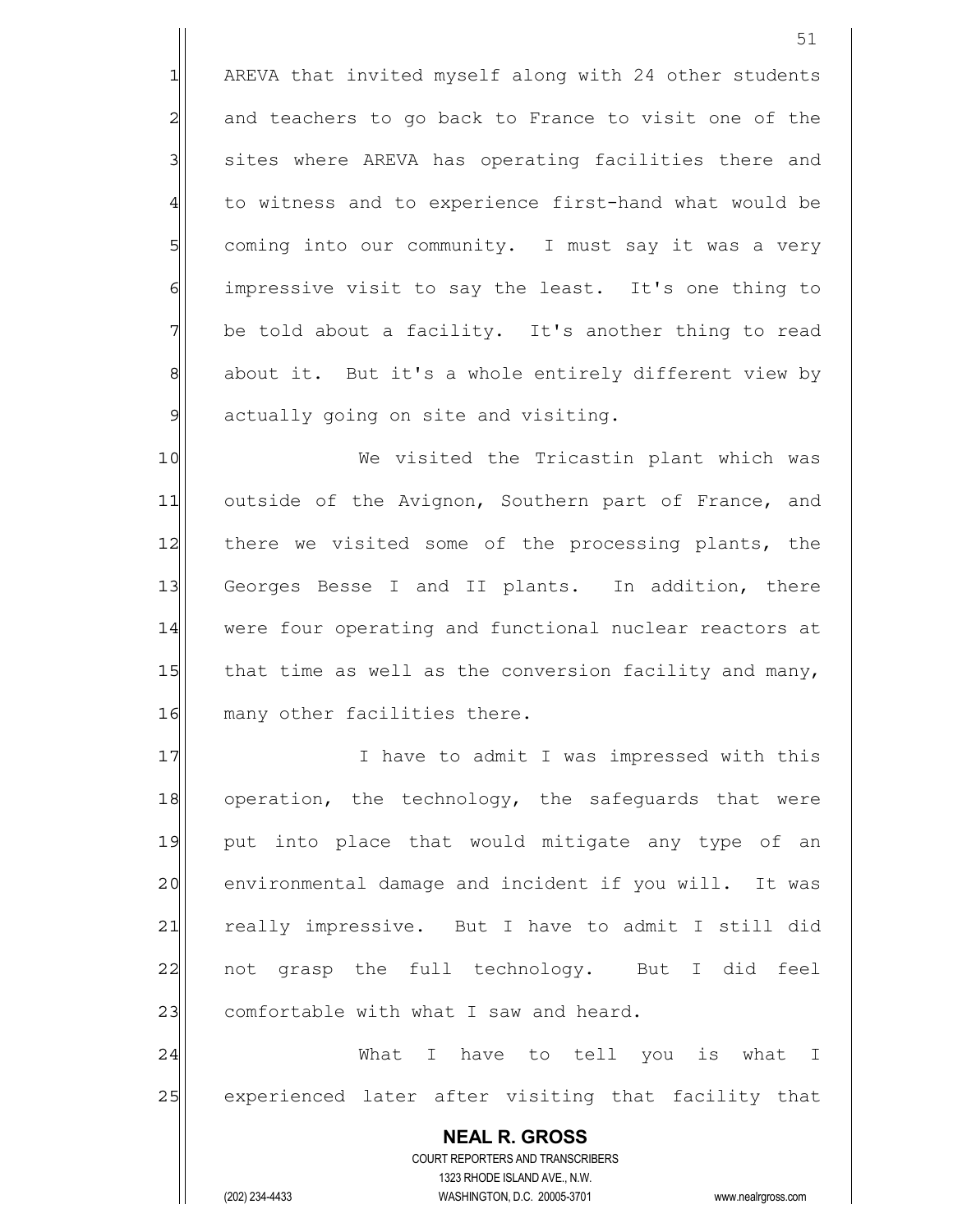AREVA that invited myself along with 24 other students and teachers to go back to France to visit one of the sites where AREVA has operating facilities there and to witness and to experience first-hand what would be coming into our community. I must say it was a very impressive visit to say the least. It's one thing to be told about a facility. It's another thing to read about it. But it's a whole entirely different view by actually going on site and visiting.

We visited the Tricastin plant which was outside of the Avignon, Southern part of France, and there we visited some of the processing plants, the Georges Besse I and II plants. In addition, there were four operating and functional nuclear reactors at that time as well as the conversion facility and many, many other facilities there.

I have to admit I was impressed with this operation, the technology, the safeguards that were put into place that would mitigate any type of an environmental damage and incident if you will. It was really impressive. But I have to admit I still did not grasp the full technology. But I did feel comfortable with what I saw and heard.

What I have to tell you is what I experienced later after visiting that facility that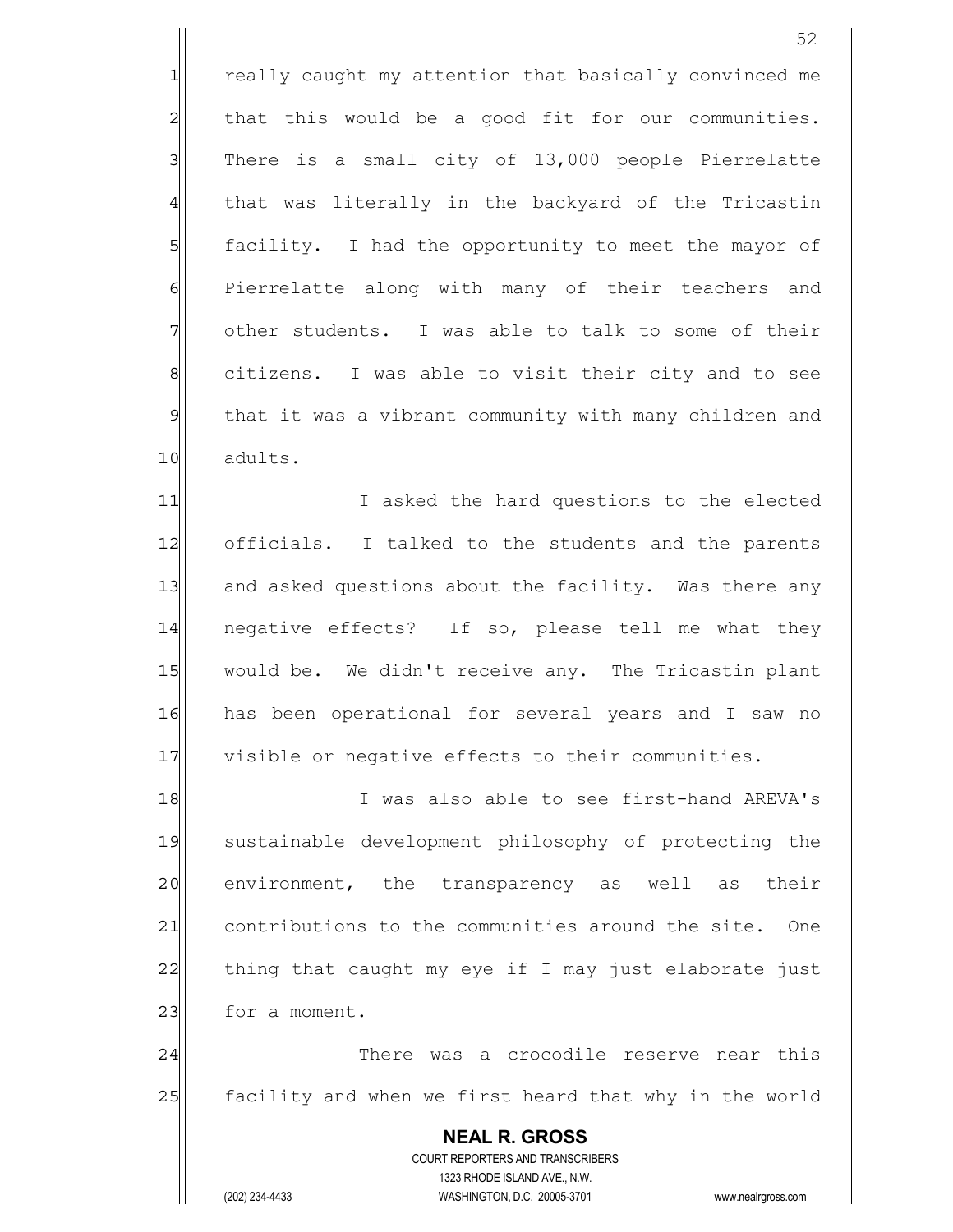really caught my attention that basically convinced me that this would be a good fit for our communities. There is a small city of 13,000 people Pierrelatte that was literally in the backyard of the Tricastin facility. I had the opportunity to meet the mayor of Pierrelatte along with many of their teachers and other students. I was able to talk to some of their citizens. I was able to visit their city and to see that it was a vibrant community with many children and adults.

I asked the hard questions to the elected officials. I talked to the students and the parents and asked questions about the facility. Was there any negative effects? If so, please tell me what they would be. We didn't receive any. The Tricastin plant has been operational for several years and I saw no visible or negative effects to their communities.

I was also able to see first-hand AREVA's sustainable development philosophy of protecting the environment, the transparency as well as their contributions to the communities around the site. One thing that caught my eye if I may just elaborate just for a moment.

There was a crocodile reserve near this facility and when we first heard that why in the world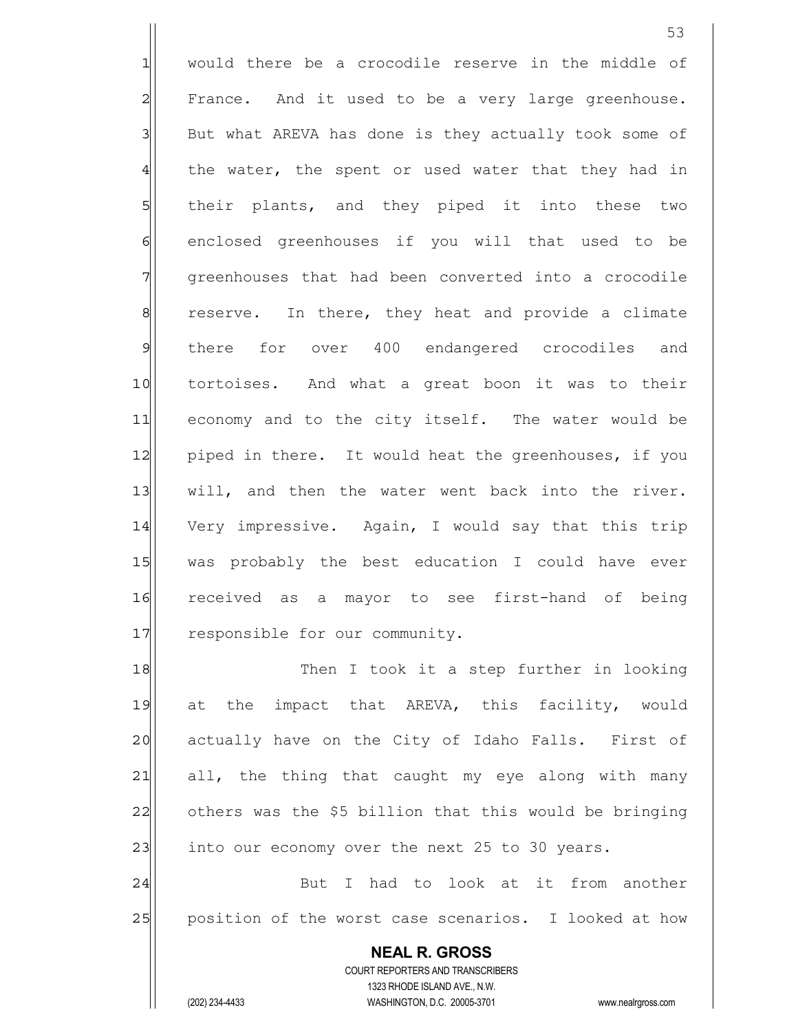would there be a crocodile reserve in the middle of France. And it used to be a very large greenhouse. But what AREVA has done is they actually took some of the water, the spent or used water that they had in their plants, and they piped it into these two enclosed greenhouses if you will that used to be greenhouses that had been converted into a crocodile reserve. In there, they heat and provide a climate there for over 400 endangered crocodiles and tortoises. And what a great boon it was to their economy and to the city itself. The water would be piped in there. It would heat the greenhouses, if you will, and then the water went back into the river. Very impressive. Again, I would say that this trip was probably the best education I could have ever received as a mayor to see first-hand of being responsible for our community.

Then I took it a step further in looking at the impact that AREVA, this facility, would actually have on the City of Idaho Falls. First of all, the thing that caught my eye along with many others was the $5 billion that this would be bringing into our economy over the next 25 to 30 years.

But I had to look at it from another position of the worst case scenarios. I looked at how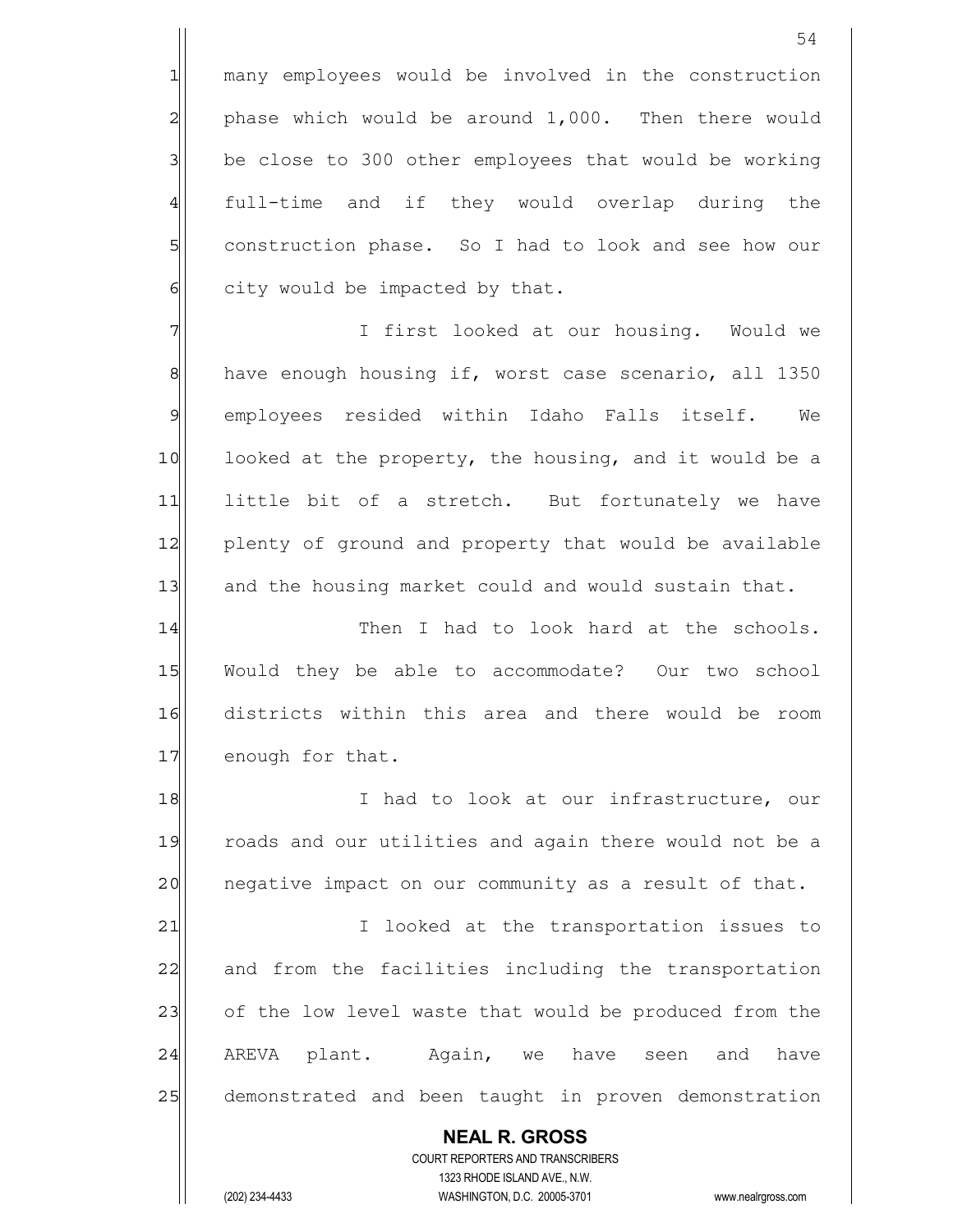many employees would be involved in the construction phase which would be around 1,000. Then there would be close to 300 other employees that would be working full-time and if they would overlap during the construction phase. So I had to look and see how our city would be impacted by that.

I first looked at our housing. Would we have enough housing if, worst case scenario, all 1350 employees resided within Idaho Falls itself. We looked at the property, the housing, and it would be a little bit of a stretch. But fortunately we have plenty of ground and property that would be available and the housing market could and would sustain that.

Then I had to look hard at the schools. Would they be able to accommodate? Our two school districts within this area and there would be room enough for that.

I had to look at our infrastructure, our roads and our utilities and again there would not be a negative impact on our community as a result of that.

I looked at the transportation issues to and from the facilities including the transportation of the low level waste that would be produced from the AREVA plant. Again, we have seen and have demonstrated and been taught in proven demonstration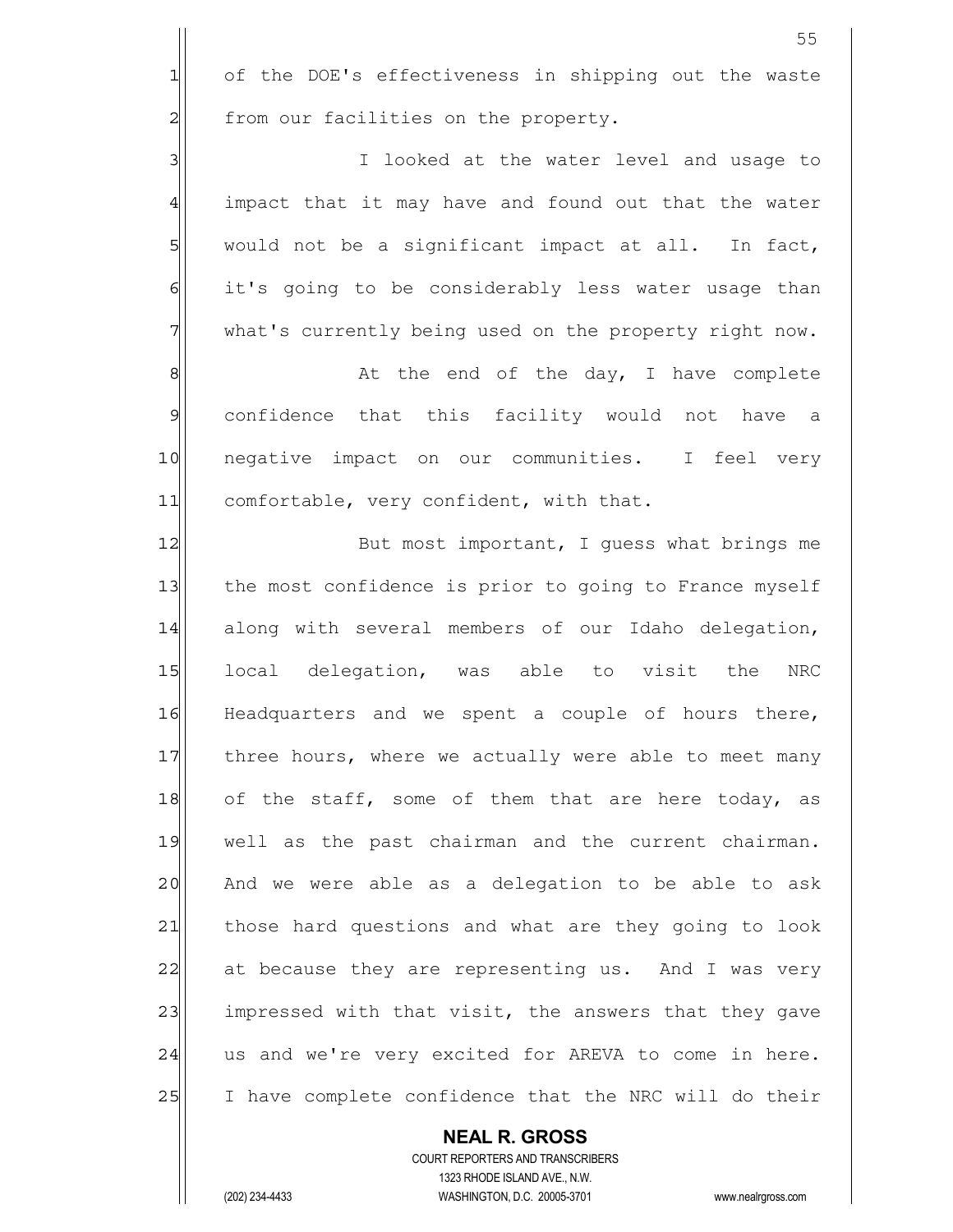of the DOE's effectiveness in shipping out the waste from our facilities on the property.

I looked at the water level and usage to impact that it may have and found out that the water would not be a significant impact at all. In fact, it's going to be considerably less water usage than what's currently being used on the property right now.

At the end of the day, I have complete confidence that this facility would not have a negative impact on our communities. I feel very comfortable, very confident, with that.

But most important, I guess what brings me the most confidence is prior to going to France myself along with several members of our Idaho delegation, local delegation, was able to visit the NRC Headquarters and we spent a couple of hours there, three hours, where we actually were able to meet many of the staff, some of them that are here today, as well as the past chairman and the current chairman. And we were able as a delegation to be able to ask those hard questions and what are they going to look at because they are representing us. And I was very impressed with that visit, the answers that they gave us and we're very excited for AREVA to come in here. I have complete confidence that the NRC will do their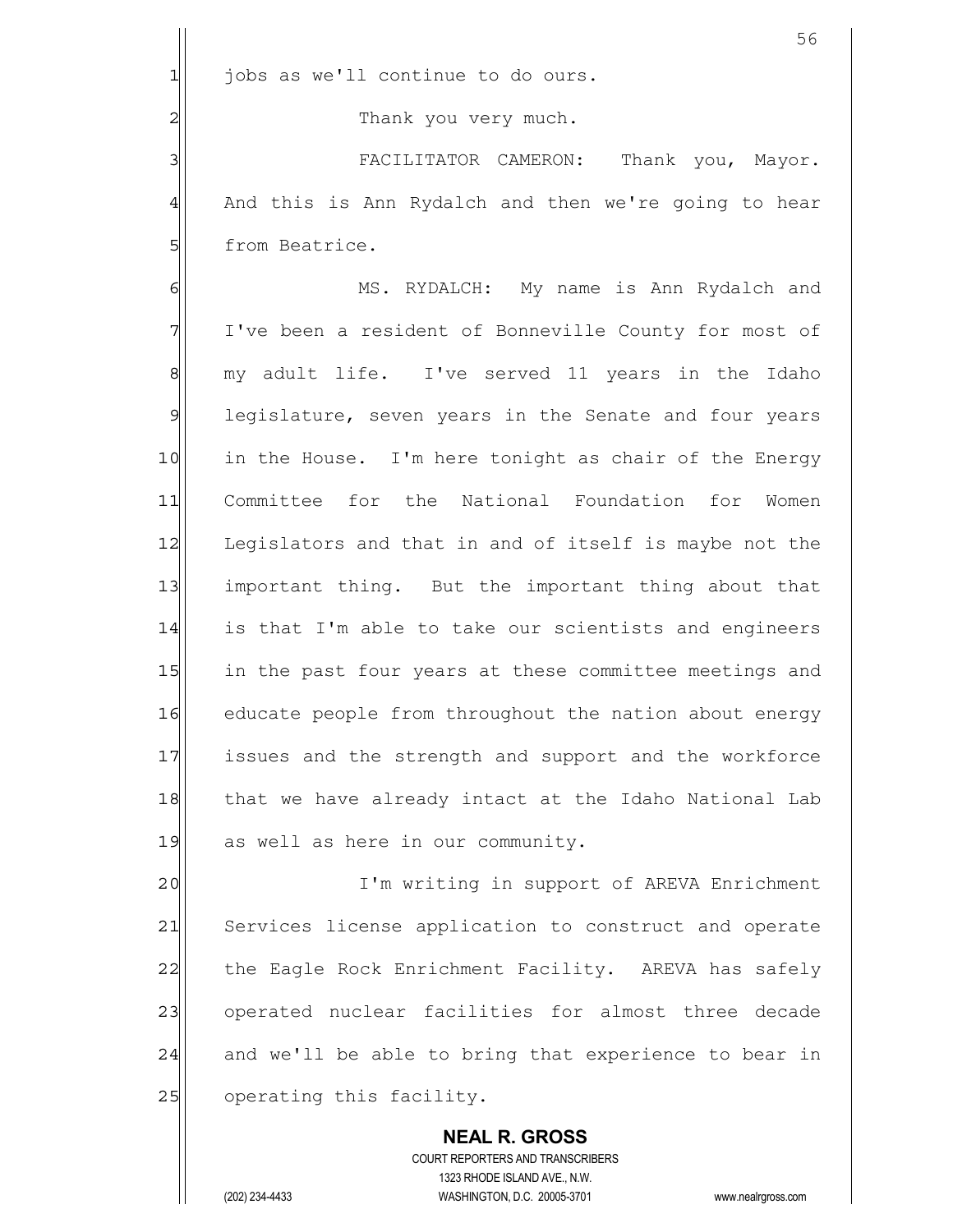jobs as we'll continue to do ours.

Thank you very much.

FACILITATOR CAMERON: Thank you, Mayor. And this is Ann Rydalch and then we're going to hear from Beatrice.

MS. RYDALCH: My name is Ann Rydalch and I've been a resident of Bonneville County for most of my adult life. I've served 11 years in the Idaho legislature, seven years in the Senate and four years in the House. I'm here tonight as chair of the Energy Committee for the National Foundation for Women Legislators and that in and of itself is maybe not the important thing. But the important thing about that is that I'm able to take our scientists and engineers in the past four years at these committee meetings and educate people from throughout the nation about energy issues and the strength and support and the workforce that we have already intact at the Idaho National Lab as well as here in our community.

I'm writing in support of AREVA Enrichment Services license application to construct and operate the Eagle Rock Enrichment Facility. AREVA has safely operated nuclear facilities for almost three decade and we'll be able to bring that experience to bear in operating this facility.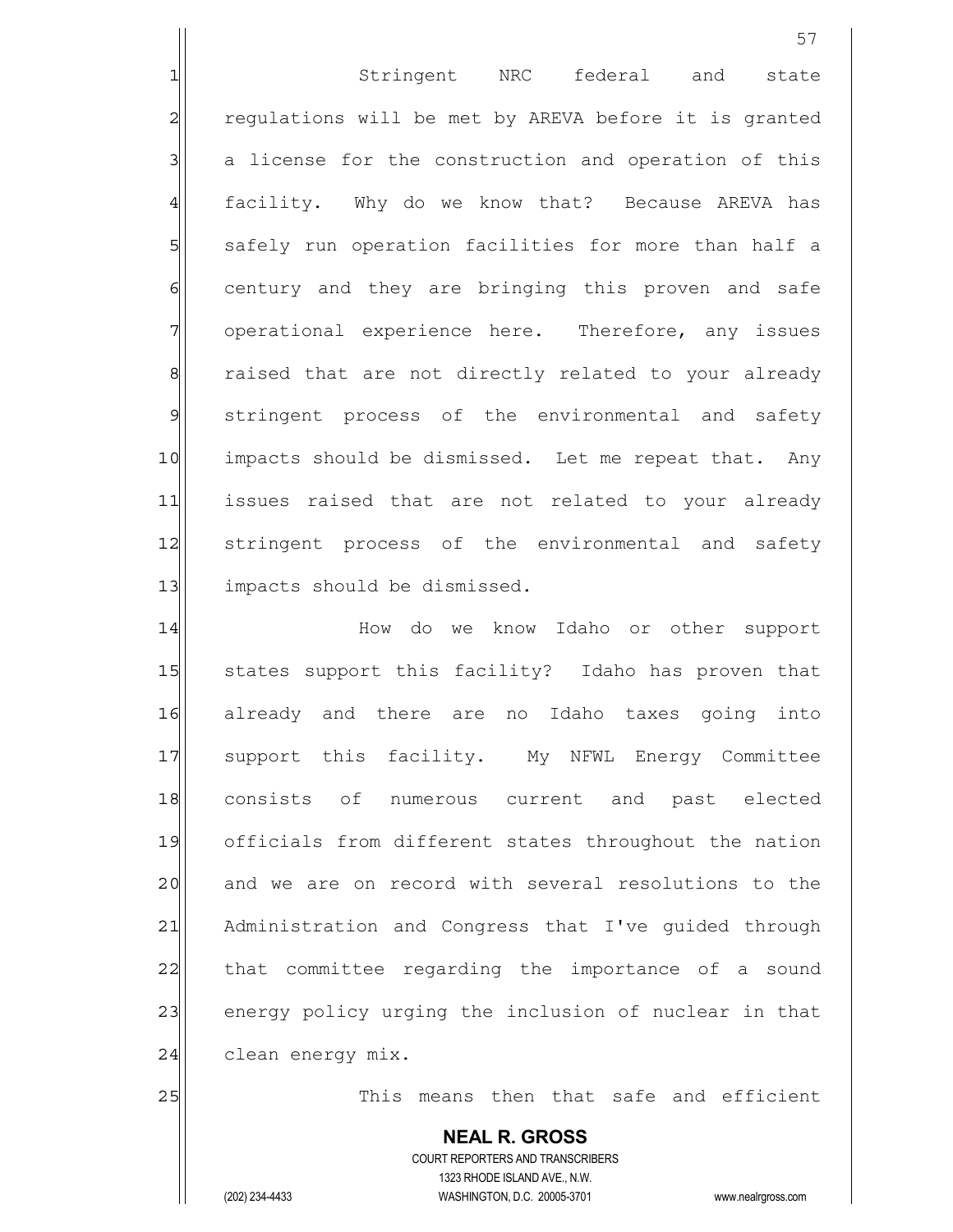Stringent NRC federal and state regulations will be met by AREVA before it is granted a license for the construction and operation of this facility. Why do we know that? Because AREVA has safely run operation facilities for more than half a century and they are bringing this proven and safe operational experience here. Therefore, any issues raised that are not directly related to your already stringent process of the environmental and safety impacts should be dismissed. Let me repeat that. Any issues raised that are not related to your already stringent process of the environmental and safety impacts should be dismissed.

How do we know Idaho or other support states support this facility? Idaho has proven that already and there are no Idaho taxes going into support this facility. My NFWL Energy Committee consists of numerous current and past elected officials from different states throughout the nation and we are on record with several resolutions to the Administration and Congress that I've guided through that committee regarding the importance of a sound energy policy urging the inclusion of nuclear in that clean energy mix.

This means then that safe and efficient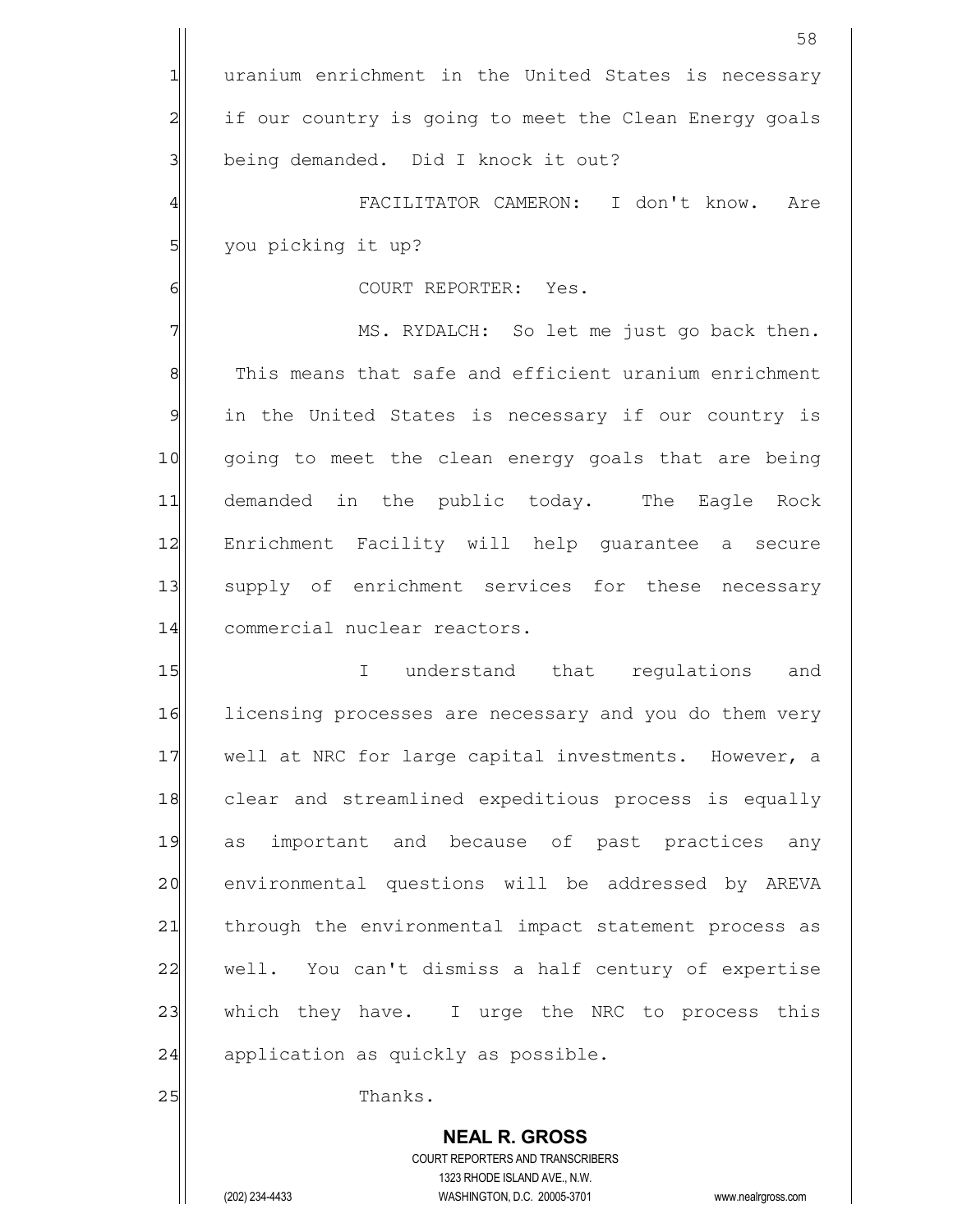uranium enrichment in the United States is necessary if our country is going to meet the Clean Energy goals being demanded. Did I knock it out?

FACILITATOR CAMERON: I don't know. Are you picking it up?

COURT REPORTER: Yes.

MS. RYDALCH: So let me just go back then. This means that safe and efficient uranium enrichment in the United States is necessary if our country is going to meet the clean energy goals that are being demanded in the public today. The Eagle Rock Enrichment Facility will help guarantee a secure supply of enrichment services for these necessary commercial nuclear reactors.

I understand that regulations and licensing processes are necessary and you do them very well at NRC for large capital investments. However, a clear and streamlined expeditious process is equally as important and because of past practices any environmental questions will be addressed by AREVA through the environmental impact statement process as well. You can't dismiss a half century of expertise which they have. I urge the NRC to process this application as quickly as possible.

Thanks.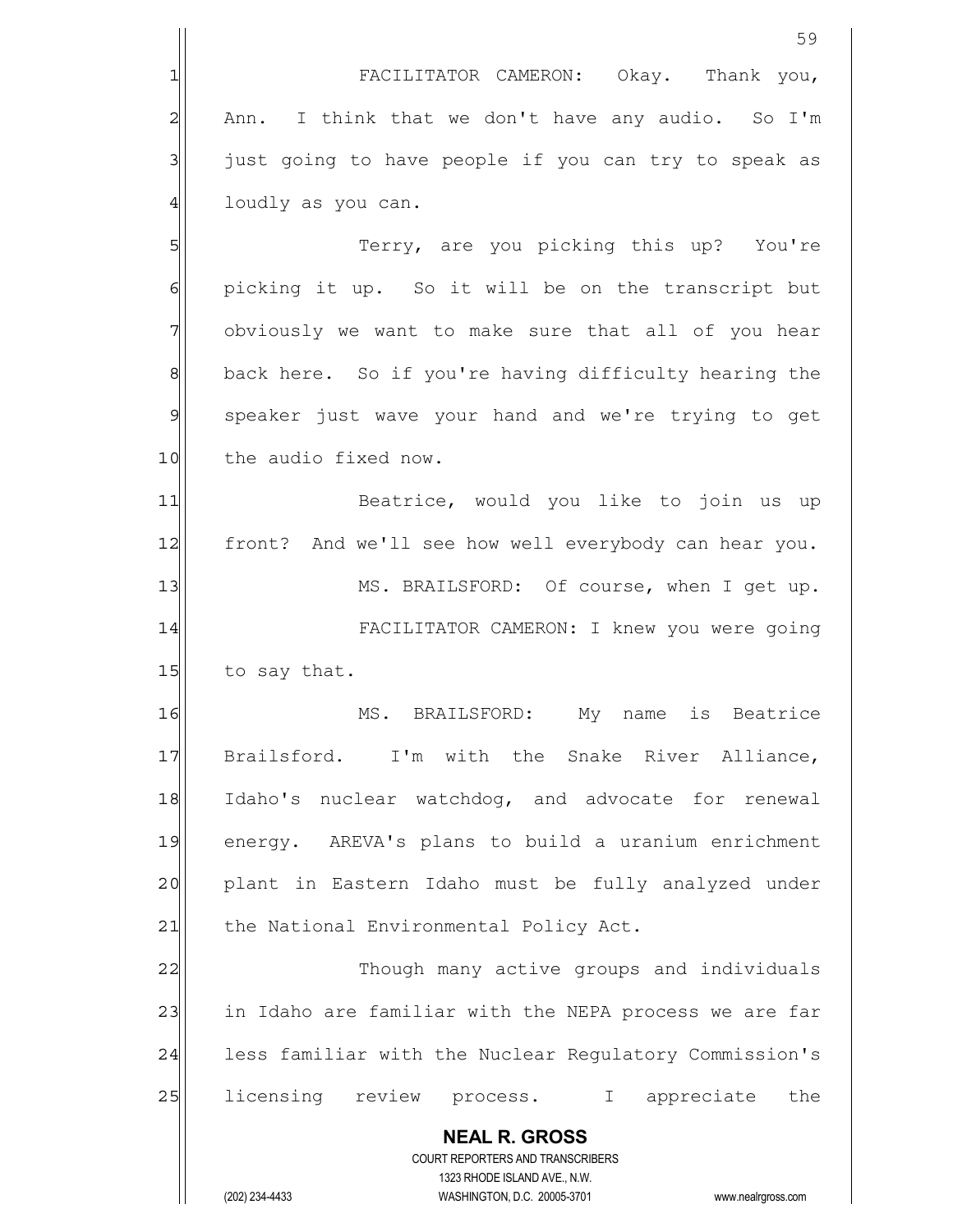FACILITATOR CAMERON: Okay. Thank you, Ann. I think that we don't have any audio. So I'm just going to have people if you can try to speak as loudly as you can.

Terry, are you picking this up? You're picking it up. So it will be on the transcript but obviously we want to make sure that all of you hear back here. So if you're having difficulty hearing the speaker just wave your hand and we're trying to get the audio fixed now.

Beatrice, would you like to join us up front? And we'll see how well everybody can hear you.

MS. BRAILSFORD: Of course, when I get up.

FACILITATOR CAMERON: I knew you were going to say that.

MS. BRAILSFORD: My name is Beatrice Brailsford. I'm with the Snake River Alliance, Idaho's nuclear watchdog, and advocate for renewal energy. AREVA's plans to build a uranium enrichment plant in Eastern Idaho must be fully analyzed under the National Environmental Policy Act.

Though many active groups and individuals in Idaho are familiar with the NEPA process we are far less familiar with the Nuclear Regulatory Commission's licensing review process. I appreciate the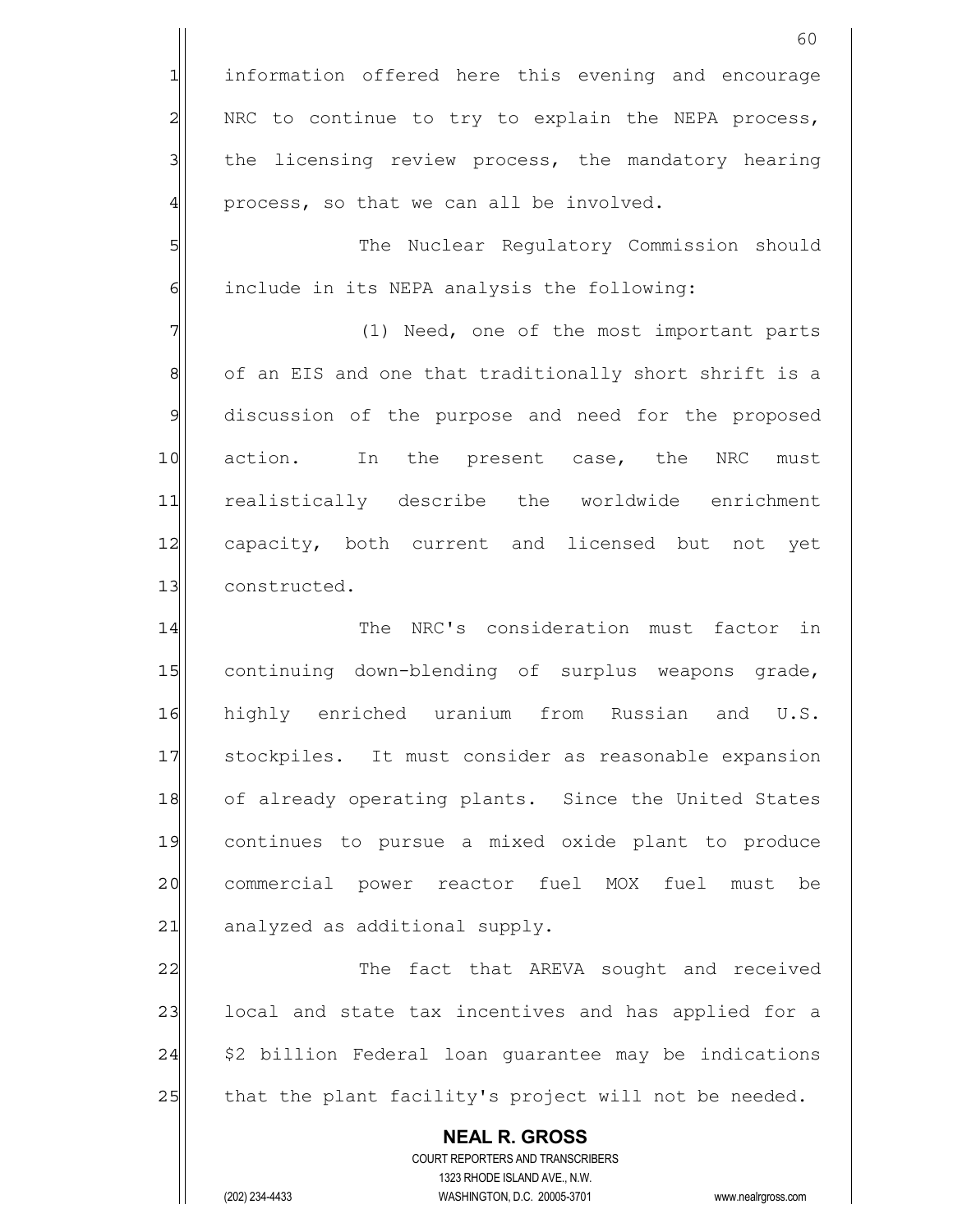information offered here this evening and encourage NRC to continue to try to explain the NEPA process, the licensing review process, the mandatory hearing process, so that we can all be involved.

The Nuclear Regulatory Commission should include in its NEPA analysis the following:

(1) Need, one of the most important parts of an EIS and one that traditionally short shrift is a discussion of the purpose and need for the proposed action. In the present case, the NRC must realistically describe the worldwide enrichment capacity, both current and licensed but not yet constructed.

The NRC's consideration must factor in continuing down-blending of surplus weapons grade, highly enriched uranium from Russian and U.S. stockpiles. It must consider as reasonable expansion of already operating plants. Since the United States continues to pursue a mixed oxide plant to produce commercial power reactor fuel MOX fuel must be analyzed as additional supply.

The fact that AREVA sought and received local and state tax incentives and has applied for a $2 billion Federal loan guarantee may be indications that the plant facility's project will not be needed.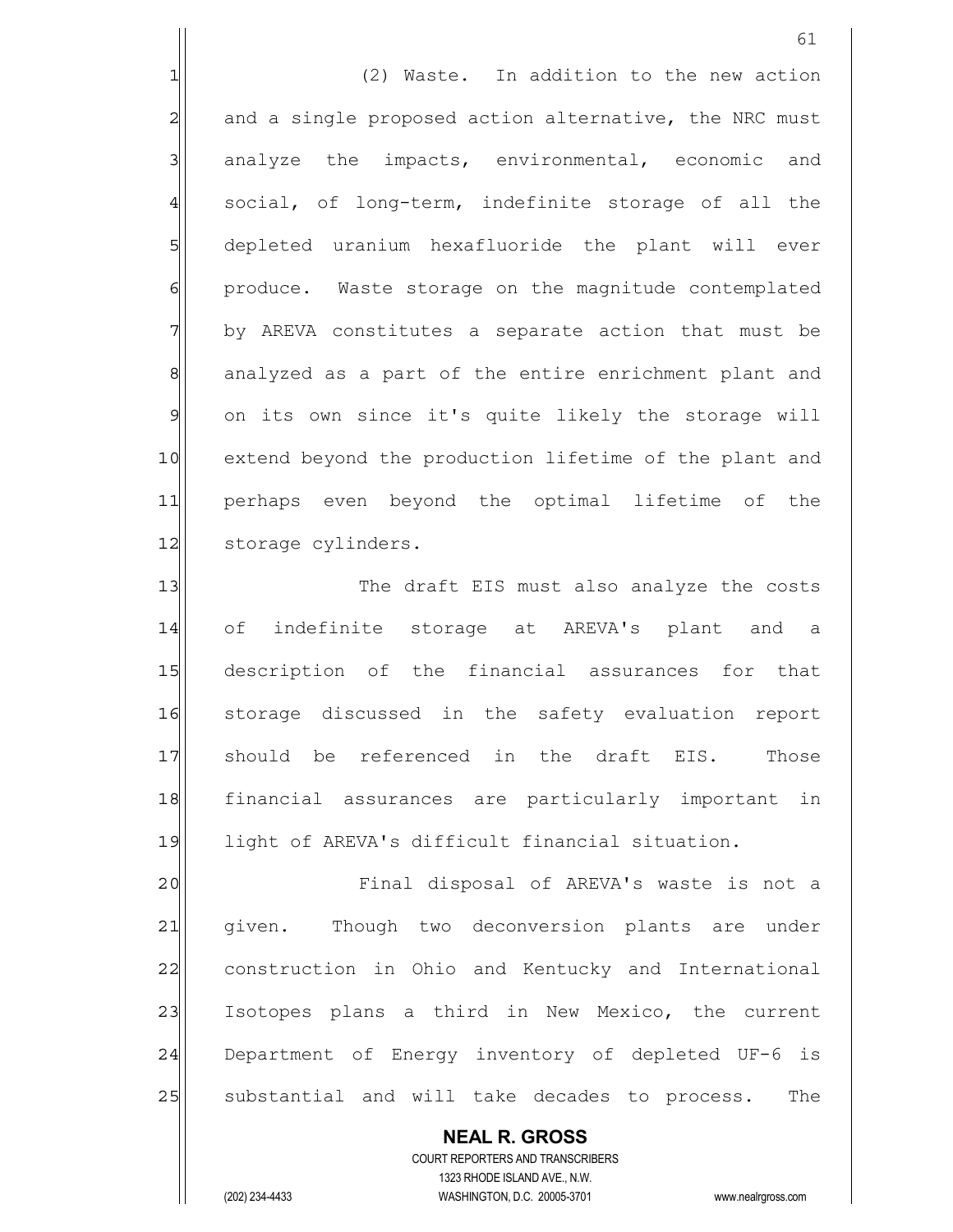(2) Waste. In addition to the new action and a single proposed action alternative, the NRC must analyze the impacts, environmental, economic and social, of long-term, indefinite storage of all the depleted uranium hexafluoride the plant will ever produce. Waste storage on the magnitude contemplated by AREVA constitutes a separate action that must be analyzed as a part of the entire enrichment plant and on its own since it's quite likely the storage will extend beyond the production lifetime of the plant and perhaps even beyond the optimal lifetime of the storage cylinders.

The draft EIS must also analyze the costs of indefinite storage at AREVA's plant and a description of the financial assurances for that storage discussed in the safety evaluation report should be referenced in the draft EIS. Those financial assurances are particularly important in light of AREVA's difficult financial situation.

Final disposal of AREVA's waste is not a given. Though two deconversion plants are under construction in Ohio and Kentucky and International Isotopes plans a third in New Mexico, the current Department of Energy inventory of depleted UF-6 is substantial and will take decades to process. The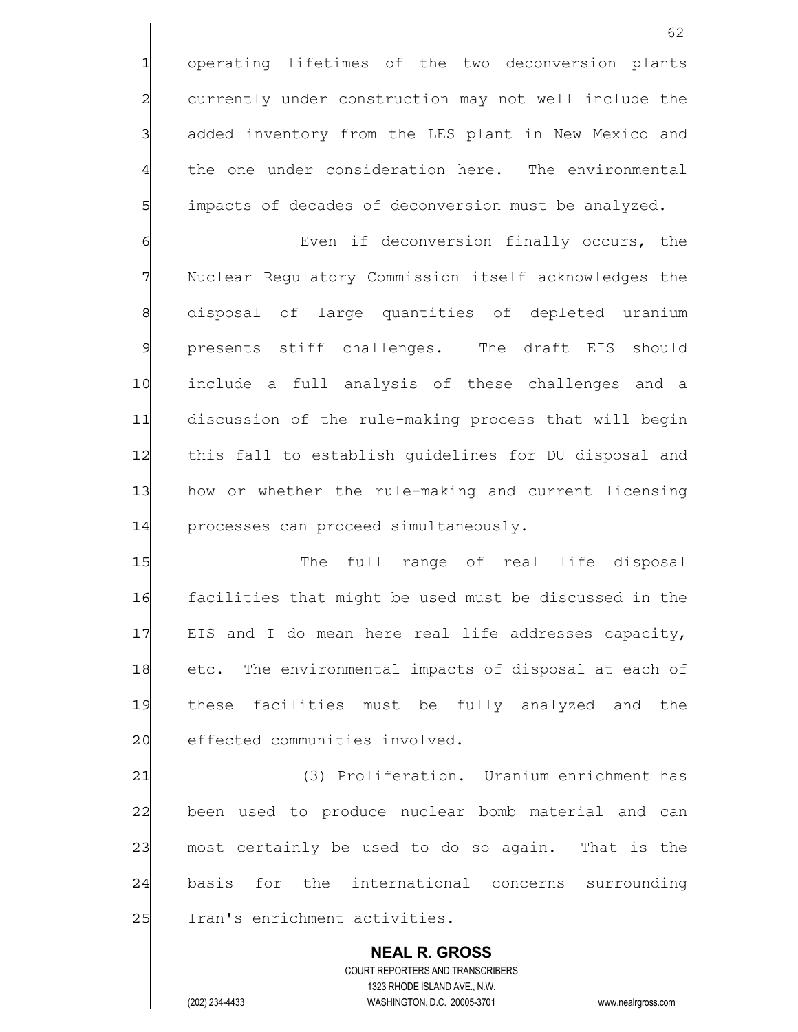operating lifetimes of the two deconversion plants currently under construction may not well include the added inventory from the LES plant in New Mexico and the one under consideration here. The environmental impacts of decades of deconversion must be analyzed.

Even if deconversion finally occurs, the Nuclear Regulatory Commission itself acknowledges the disposal of large quantities of depleted uranium presents stiff challenges. The draft EIS should include a full analysis of these challenges and a discussion of the rule-making process that will begin this fall to establish guidelines for DU disposal and how or whether the rule-making and current licensing processes can proceed simultaneously.

The full range of real life disposal facilities that might be used must be discussed in the EIS and I do mean here real life addresses capacity, etc. The environmental impacts of disposal at each of these facilities must be fully analyzed and the effected communities involved.

(3) Proliferation. Uranium enrichment has been used to produce nuclear bomb material and can most certainly be used to do so again. That is the basis for the international concerns surrounding Iran's enrichment activities.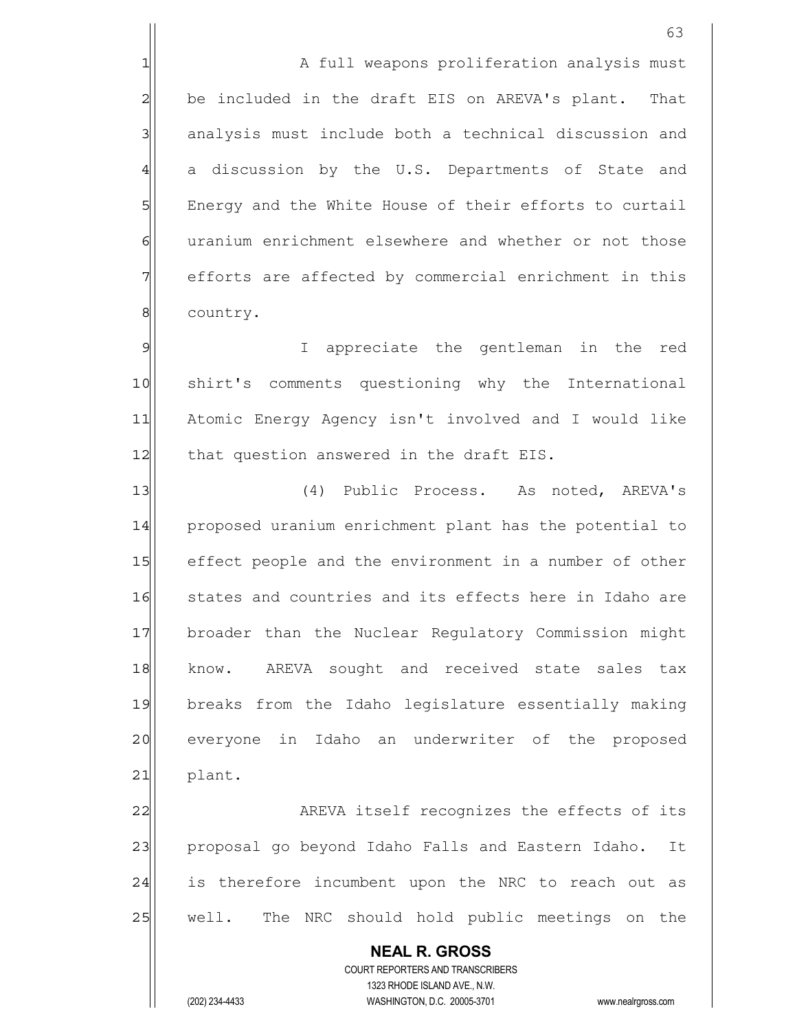A full weapons proliferation analysis must be included in the draft EIS on AREVA's plant. That analysis must include both a technical discussion and a discussion by the U.S. Departments of State and Energy and the White House of their efforts to curtail uranium enrichment elsewhere and whether or not those efforts are affected by commercial enrichment in this country.

I appreciate the gentleman in the red shirt's comments questioning why the International Atomic Energy Agency isn't involved and I would like that question answered in the draft EIS.

(4) Public Process. As noted, AREVA's proposed uranium enrichment plant has the potential to effect people and the environment in a number of other states and countries and its effects here in Idaho are broader than the Nuclear Regulatory Commission might know. AREVA sought and received state sales tax breaks from the Idaho legislature essentially making everyone in Idaho an underwriter of the proposed plant.

AREVA itself recognizes the effects of its proposal go beyond Idaho Falls and Eastern Idaho. It is therefore incumbent upon the NRC to reach out as well. The NRC should hold public meetings on the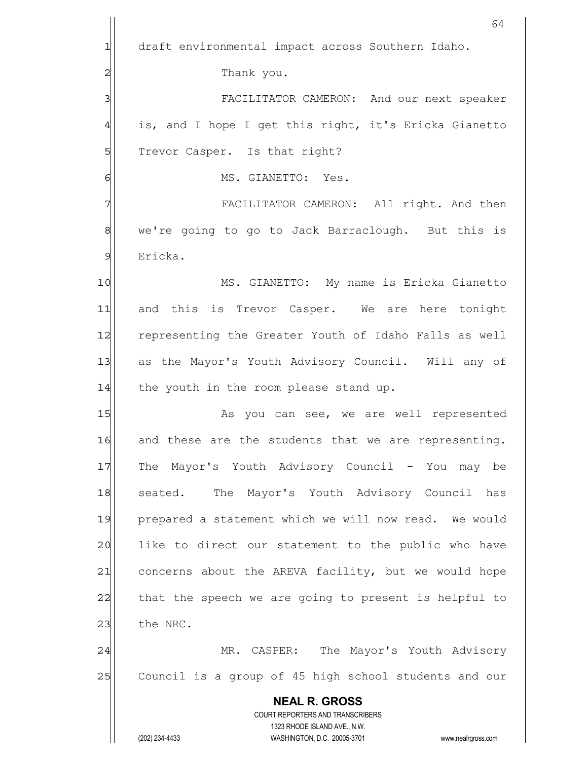draft environmental impact across Southern Idaho.

Thank you.

FACILITATOR CAMERON: And our next speaker is, and I hope I get this right, it's Ericka Gianetto Trevor Casper. Is that right?

MS. GIANETTO: Yes.

FACILITATOR CAMERON: All right. And then we're going to go to Jack Barraclough. But this is Ericka.

MS. GIANETTO: My name is Ericka Gianetto and this is Trevor Casper. We are here tonight representing the Greater Youth of Idaho Falls as well as the Mayor's Youth Advisory Council. Will any of the youth in the room please stand up.

As you can see, we are well represented and these are the students that we are representing. The Mayor's Youth Advisory Council - You may be seated. The Mayor's Youth Advisory Council has prepared a statement which we will now read. We would like to direct our statement to the public who have concerns about the AREVA facility, but we would hope that the speech we are going to present is helpful to the NRC.

MR. CASPER: The Mayor's Youth Advisory Council is a group of 45 high school students and our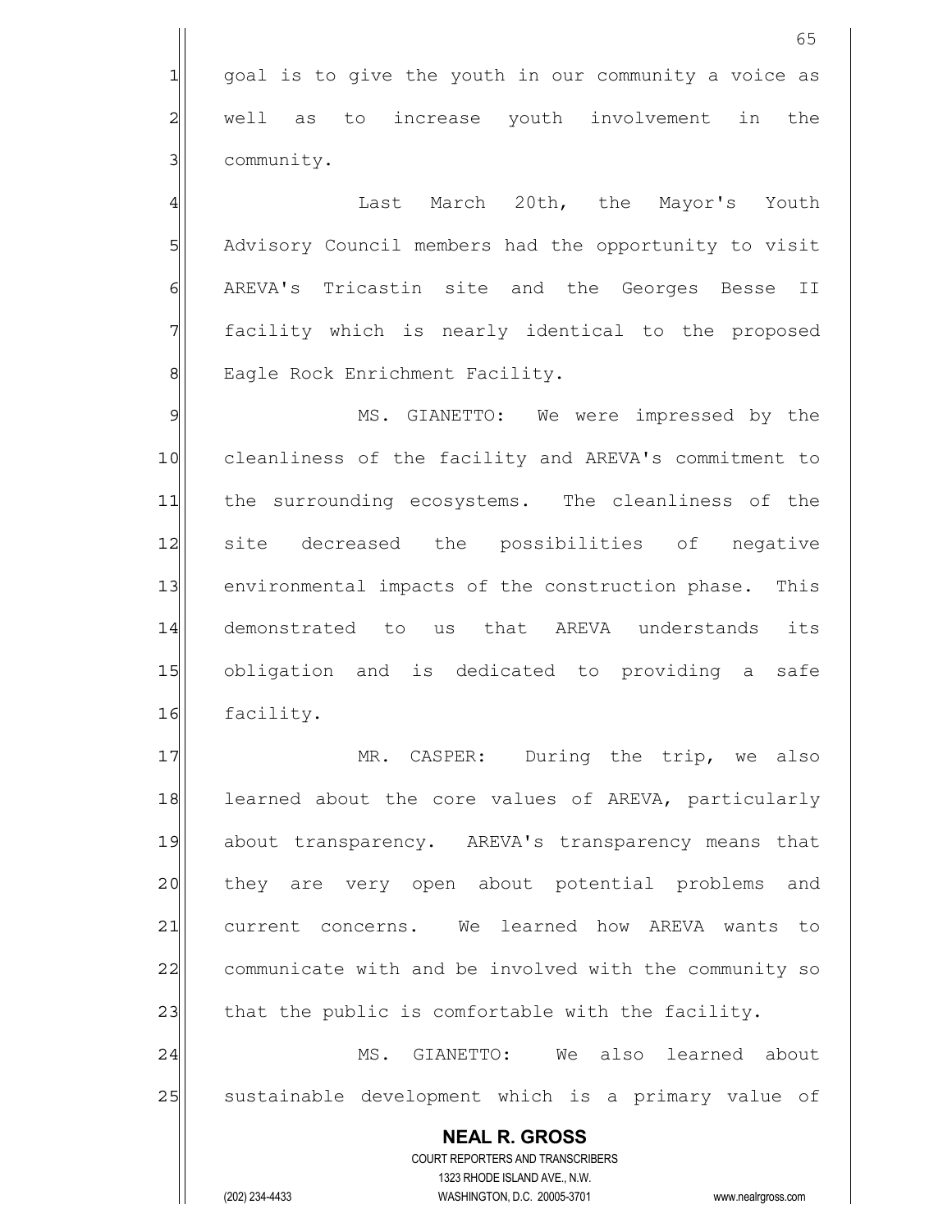goal is to give the youth in our community a voice as well as to increase youth involvement in the community.

Last March 20th, the Mayor's Youth Advisory Council members had the opportunity to visit AREVA's Tricastin site and the Georges Besse II facility which is nearly identical to the proposed Eagle Rock Enrichment Facility.

MS. GIANETTO: We were impressed by the cleanliness of the facility and AREVA's commitment to the surrounding ecosystems. The cleanliness of the site decreased the possibilities of negative environmental impacts of the construction phase. This demonstrated to us that AREVA understands its obligation and is dedicated to providing a safe facility.

MR. CASPER: During the trip, we also learned about the core values of AREVA, particularly about transparency. AREVA's transparency means that they are very open about potential problems and current concerns. We learned how AREVA wants to communicate with and be involved with the community so that the public is comfortable with the facility.

MS. GIANETTO: We also learned about sustainable development which is a primary value of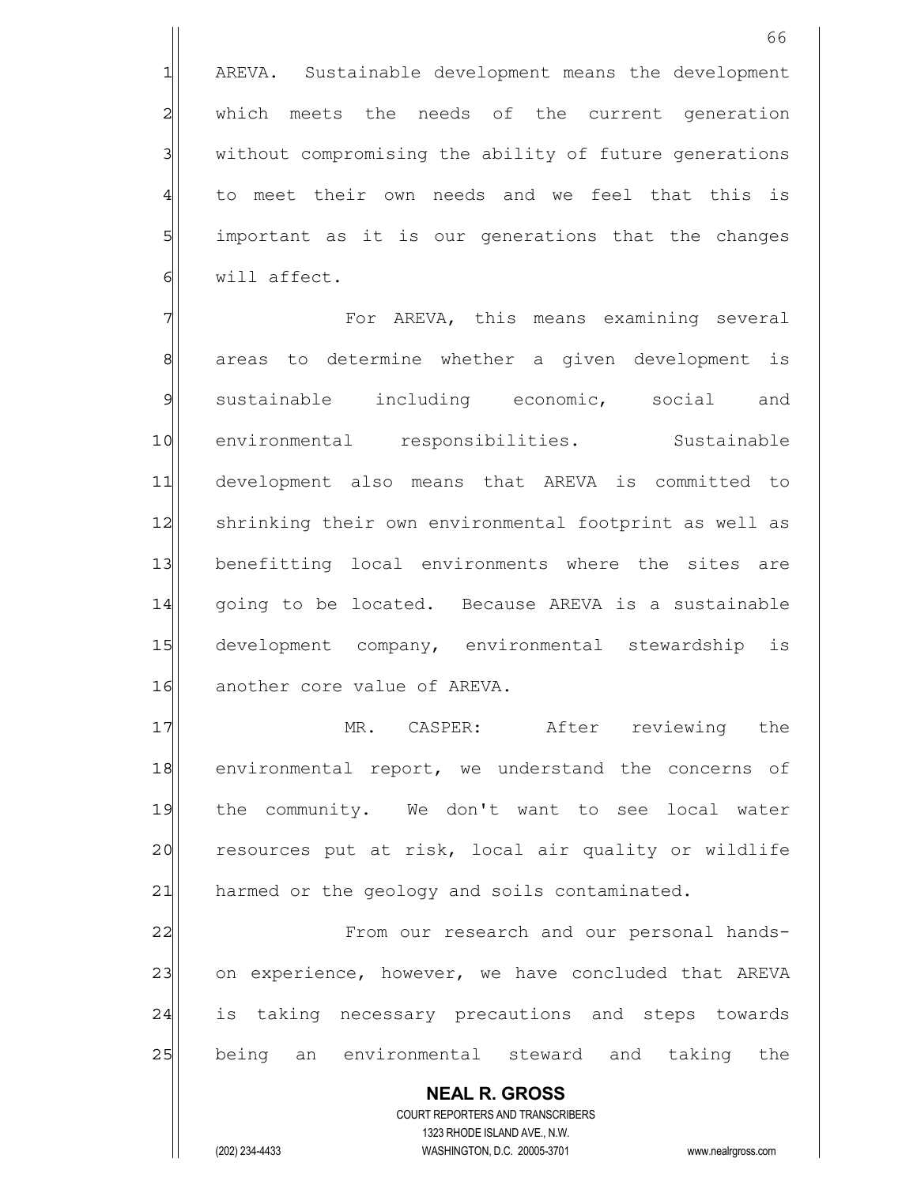AREVA. Sustainable development means the development which meets the needs of the current generation without compromising the ability of future generations to meet their own needs and we feel that this is important as it is our generations that the changes will affect.

For AREVA, this means examining several areas to determine whether a given development is sustainable including economic, social and environmental responsibilities. Sustainable development also means that AREVA is committed to shrinking their own environmental footprint as well as benefitting local environments where the sites are going to be located. Because AREVA is a sustainable development company, environmental stewardship is another core value of AREVA.

MR. CASPER: After reviewing the environmental report, we understand the concerns of the community. We don't want to see local water resources put at risk, local air quality or wildlife harmed or the geology and soils contaminated.

From our research and our personal hands-on experience, however, we have concluded that AREVA is taking necessary precautions and steps towards being an environmental steward and taking the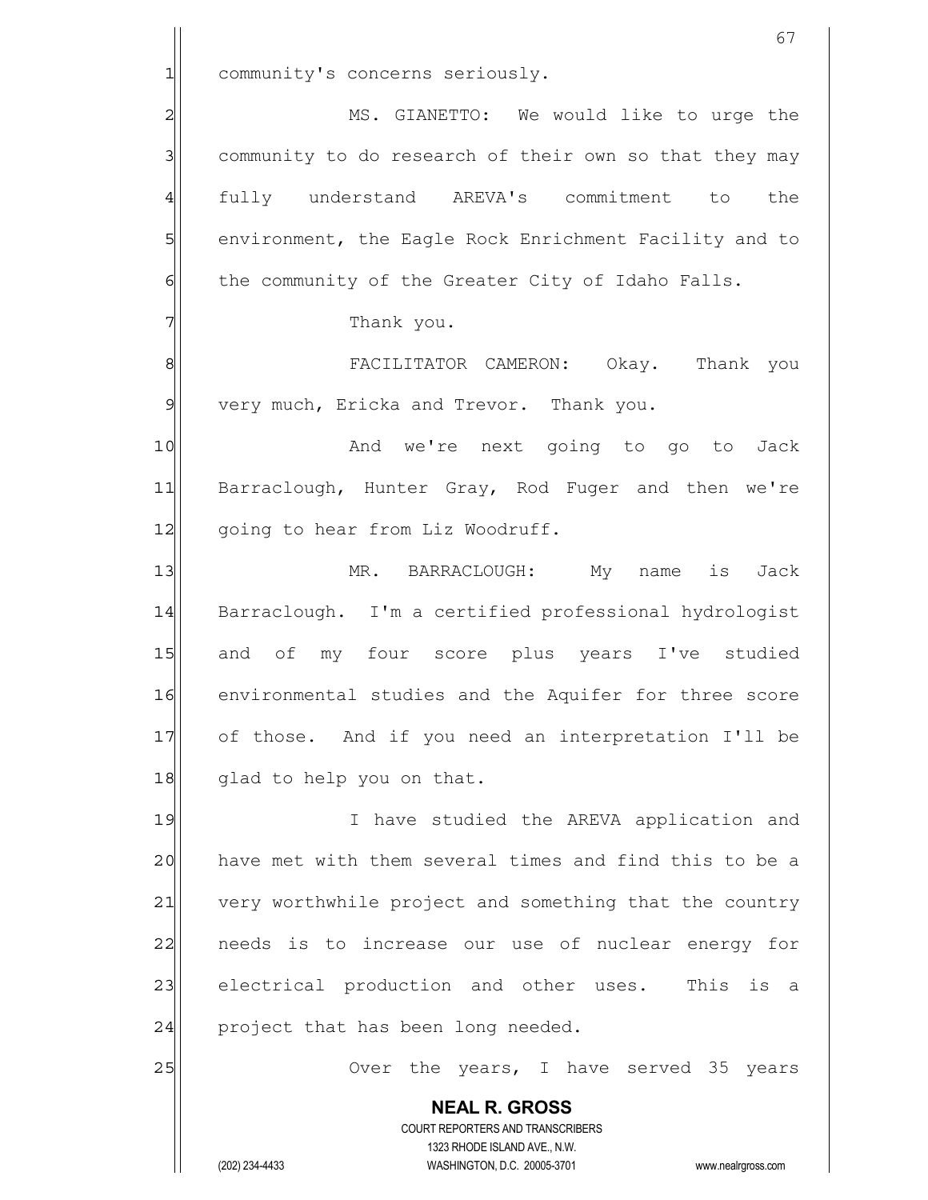community's concerns seriously.

MS. GIANETTO: We would like to urge the community to do research of their own so that they may fully understand AREVA's commitment to the environment, the Eagle Rock Enrichment Facility and to the community of the Greater City of Idaho Falls.

Thank you.

FACILITATOR CAMERON: Okay. Thank you very much, Ericka and Trevor. Thank you.

And we're next going to go to Jack Barraclough, Hunter Gray, Rod Fuger and then we're going to hear from Liz Woodruff.

MR. BARRACLOUGH: My name is Jack Barraclough. I'm a certified professional hydrologist and of my four score plus years I've studied environmental studies and the Aquifer for three score of those. And if you need an interpretation I'll be glad to help you on that.

I have studied the AREVA application and have met with them several times and find this to be a very worthwhile project and something that the country needs is to increase our use of nuclear energy for electrical production and other uses. This is a project that has been long needed.

Over the years, I have served 35 years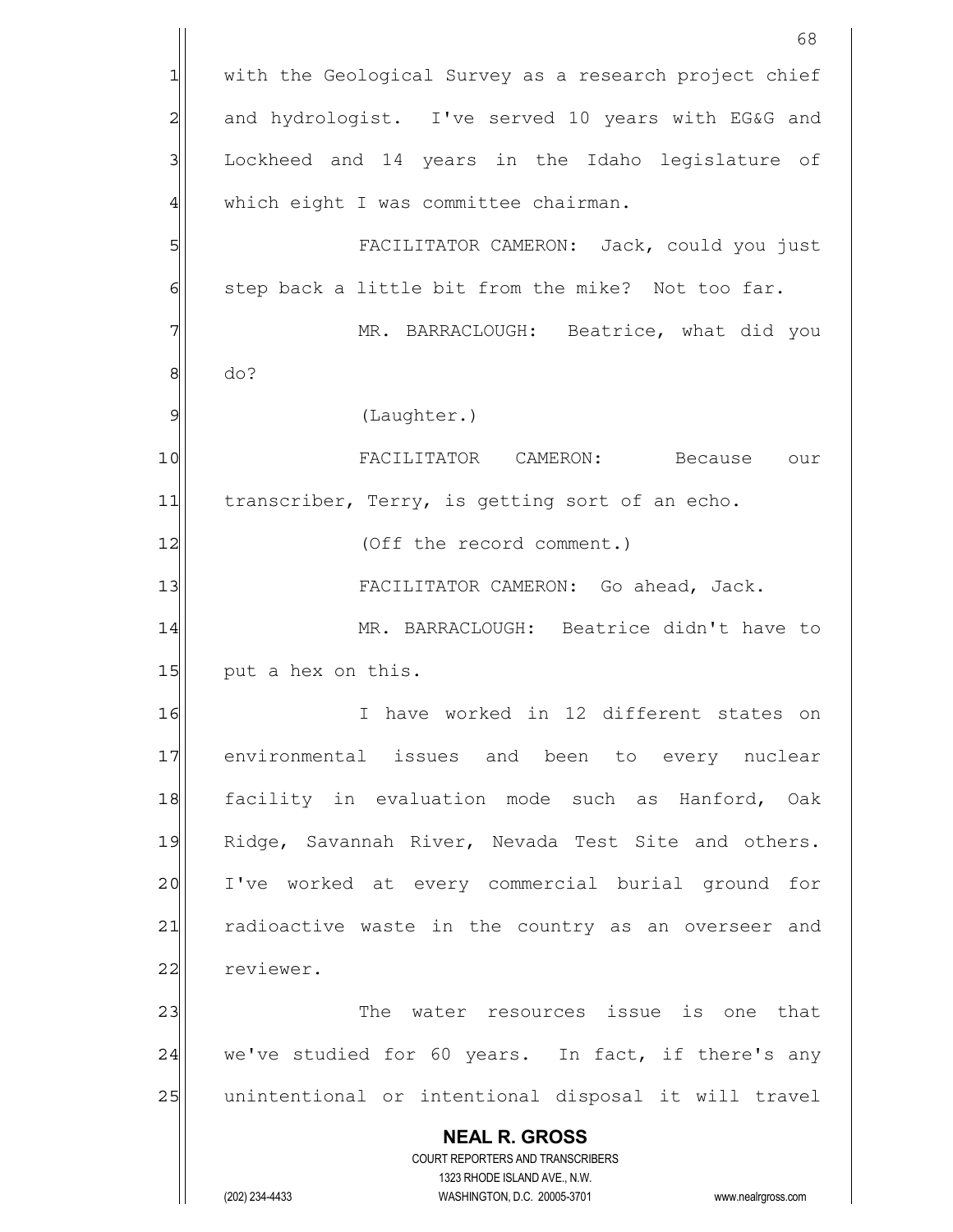with the Geological Survey as a research project chief and hydrologist. I've served 10 years with EG&G and Lockheed and 14 years in the Idaho legislature of which eight I was committee chairman.

FACILITATOR CAMERON: Jack, could you just step back a little bit from the mike? Not too far.

MR. BARRACLOUGH: Beatrice, what did you do?

(Laughter.)

FACILITATOR CAMERON: Because our transcriber, Terry, is getting sort of an echo.

(Off the record comment.)

FACILITATOR CAMERON: Go ahead, Jack.

MR. BARRACLOUGH: Beatrice didn't have to put a hex on this.

I have worked in 12 different states on environmental issues and been to every nuclear facility in evaluation mode such as Hanford, Oak Ridge, Savannah River, Nevada Test Site and others. I've worked at every commercial burial ground for radioactive waste in the country as an overseer and reviewer.

The water resources issue is one that we've studied for 60 years. In fact, if there's any unintentional or intentional disposal it will travel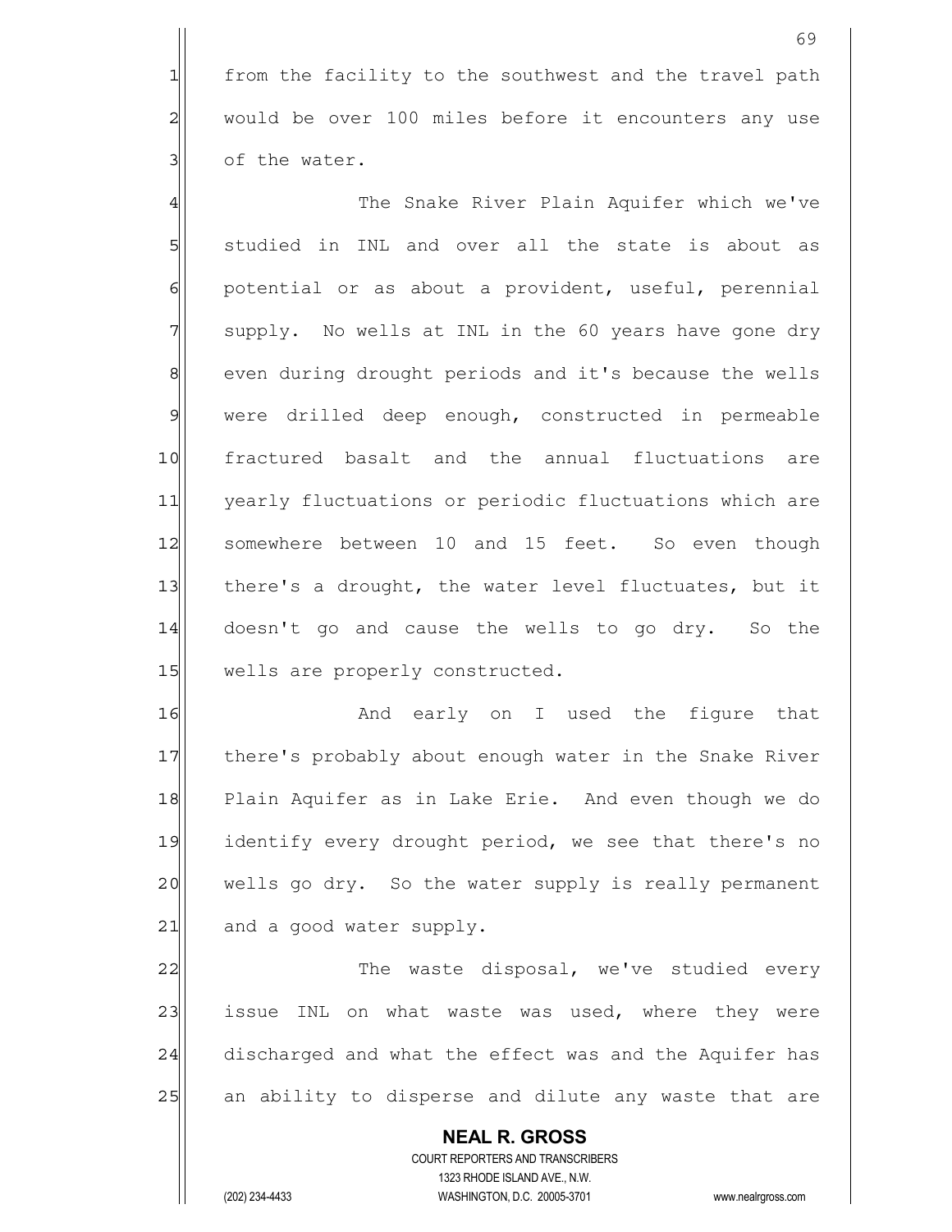from the facility to the southwest and the travel path would be over 100 miles before it encounters any use of the water.

The Snake River Plain Aquifer which we've studied in INL and over all the state is about as potential or as about a provident, useful, perennial supply. No wells at INL in the 60 years have gone dry even during drought periods and it's because the wells were drilled deep enough, constructed in permeable fractured basalt and the annual fluctuations are yearly fluctuations or periodic fluctuations which are somewhere between 10 and 15 feet. So even though there's a drought, the water level fluctuates, but it doesn't go and cause the wells to go dry. So the wells are properly constructed.

And early on I used the figure that there's probably about enough water in the Snake River Plain Aquifer as in Lake Erie. And even though we do identify every drought period, we see that there's no wells go dry. So the water supply is really permanent and a good water supply.

The waste disposal, we've studied every issue INL on what waste was used, where they were discharged and what the effect was and the Aquifer has an ability to disperse and dilute any waste that are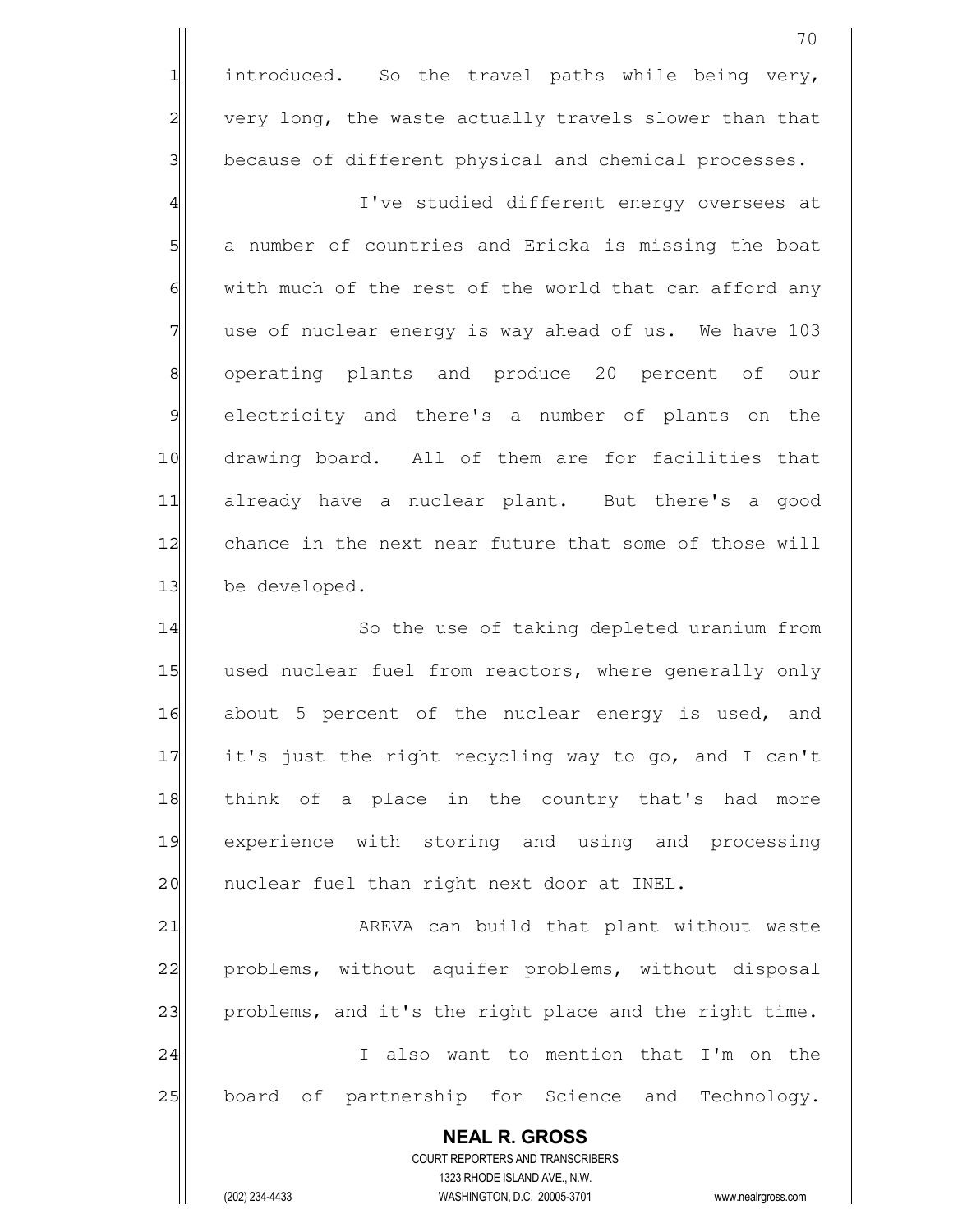introduced. So the travel paths while being very, very long, the waste actually travels slower than that because of different physical and chemical processes.

I've studied different energy oversees at a number of countries and Ericka is missing the boat with much of the rest of the world that can afford any use of nuclear energy is way ahead of us. We have 103 operating plants and produce 20 percent of our electricity and there's a number of plants on the drawing board. All of them are for facilities that already have a nuclear plant. But there's a good chance in the next near future that some of those will be developed.

So the use of taking depleted uranium from used nuclear fuel from reactors, where generally only about 5 percent of the nuclear energy is used, and it's just the right recycling way to go, and I can't think of a place in the country that's had more experience with storing and using and processing nuclear fuel than right next door at INEL.

AREVA can build that plant without waste problems, without aquifer problems, without disposal problems, and it's the right place and the right time.

I also want to mention that I'm on the board of partnership for Science and Technology.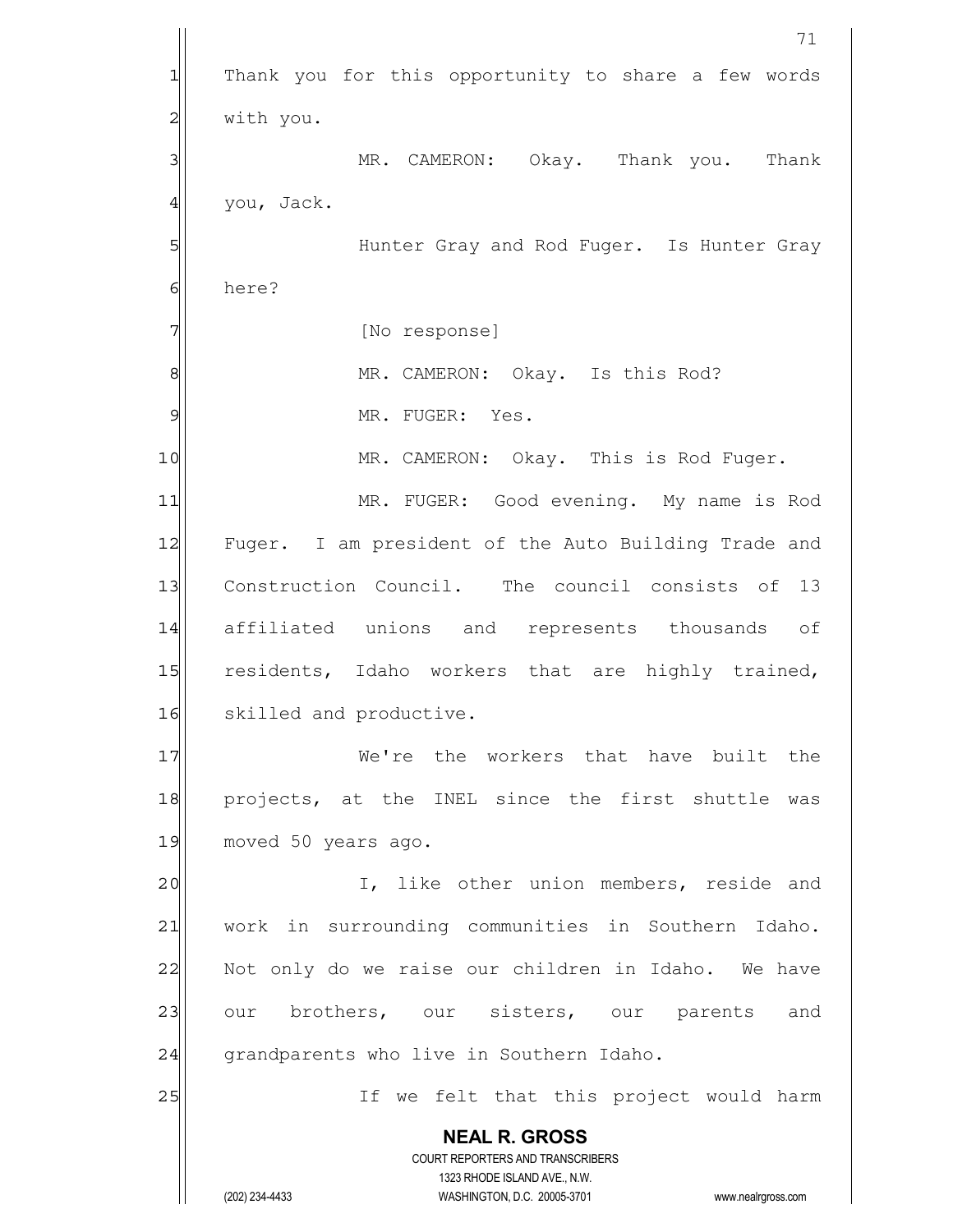Thank you for this opportunity to share a few words with you.

MR. CAMERON: Okay. Thank you. Thank you, Jack.

Hunter Gray and Rod Fuger. Is Hunter Gray here?

[No response]

MR. CAMERON: Okay. Is this Rod?

MR. FUGER: Yes.

MR. CAMERON: Okay. This is Rod Fuger.

MR. FUGER: Good evening. My name is Rod Fuger. I am president of the Auto Building Trade and Construction Council. The council consists of 13 affiliated unions and represents thousands of residents, Idaho workers that are highly trained, skilled and productive.

We're the workers that have built the projects, at the INEL since the first shuttle was moved 50 years ago.

I, like other union members, reside and work in surrounding communities in Southern Idaho. Not only do we raise our children in Idaho. We have our brothers, our sisters, our parents and grandparents who live in Southern Idaho.

If we felt that this project would harm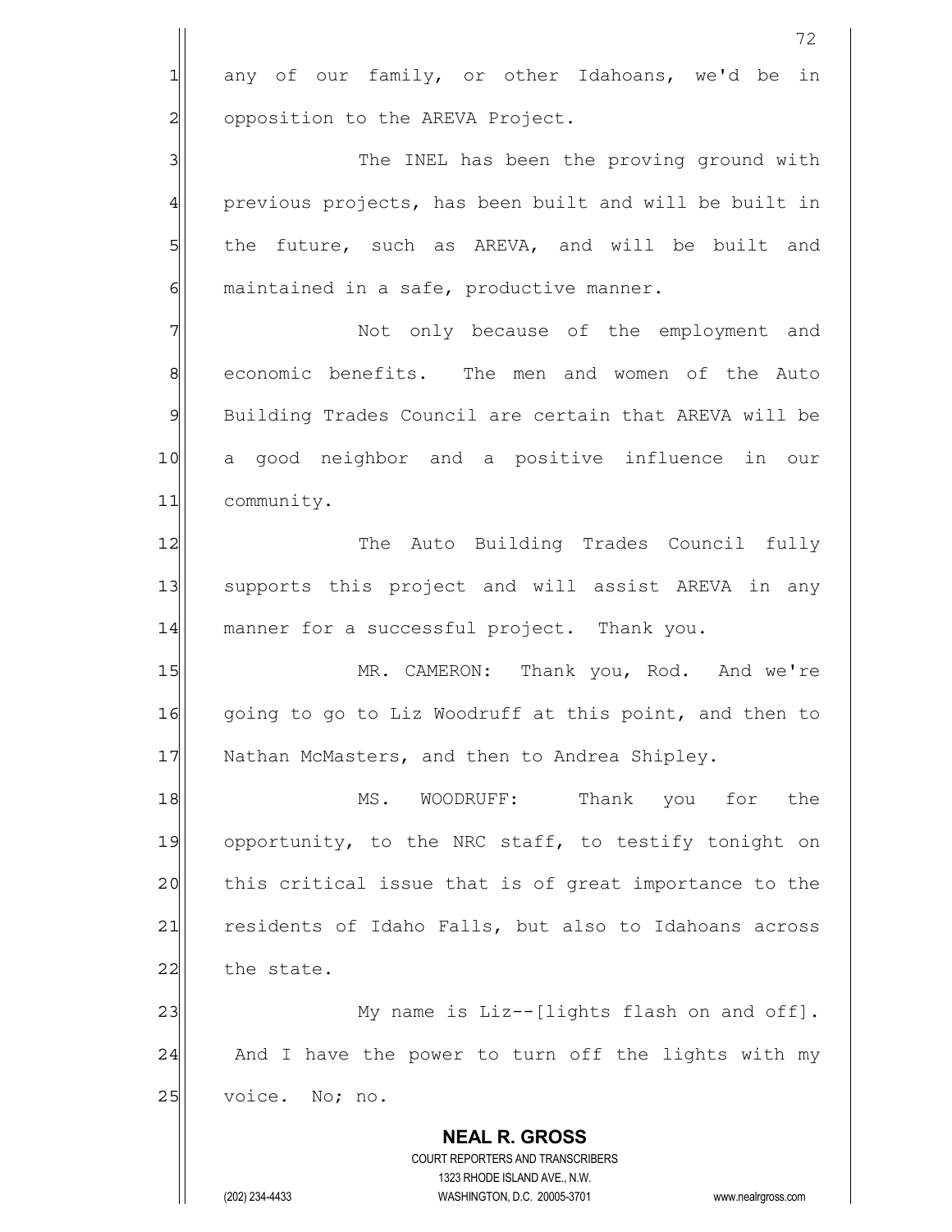any of our family, or other Idahoans, we'd be in opposition to the AREVA Project.

The INEL has been the proving ground with previous projects, has been built and will be built in the future, such as AREVA, and will be built and maintained in a safe, productive manner.

Not only because of the employment and economic benefits. The men and women of the Auto Building Trades Council are certain that AREVA will be a good neighbor and a positive influence in our community.

The Auto Building Trades Council fully supports this project and will assist AREVA in any manner for a successful project. Thank you.

MR. CAMERON: Thank you, Rod. And we're going to go to Liz Woodruff at this point, and then to Nathan McMasters, and then to Andrea Shipley.

MS. WOODRUFF: Thank you for the opportunity, to the NRC staff, to testify tonight on this critical issue that is of great importance to the residents of Idaho Falls, but also to Idahoans across the state.

My name is Liz--[lights flash on and off]. And I have the power to turn off the lights with my voice. No; no.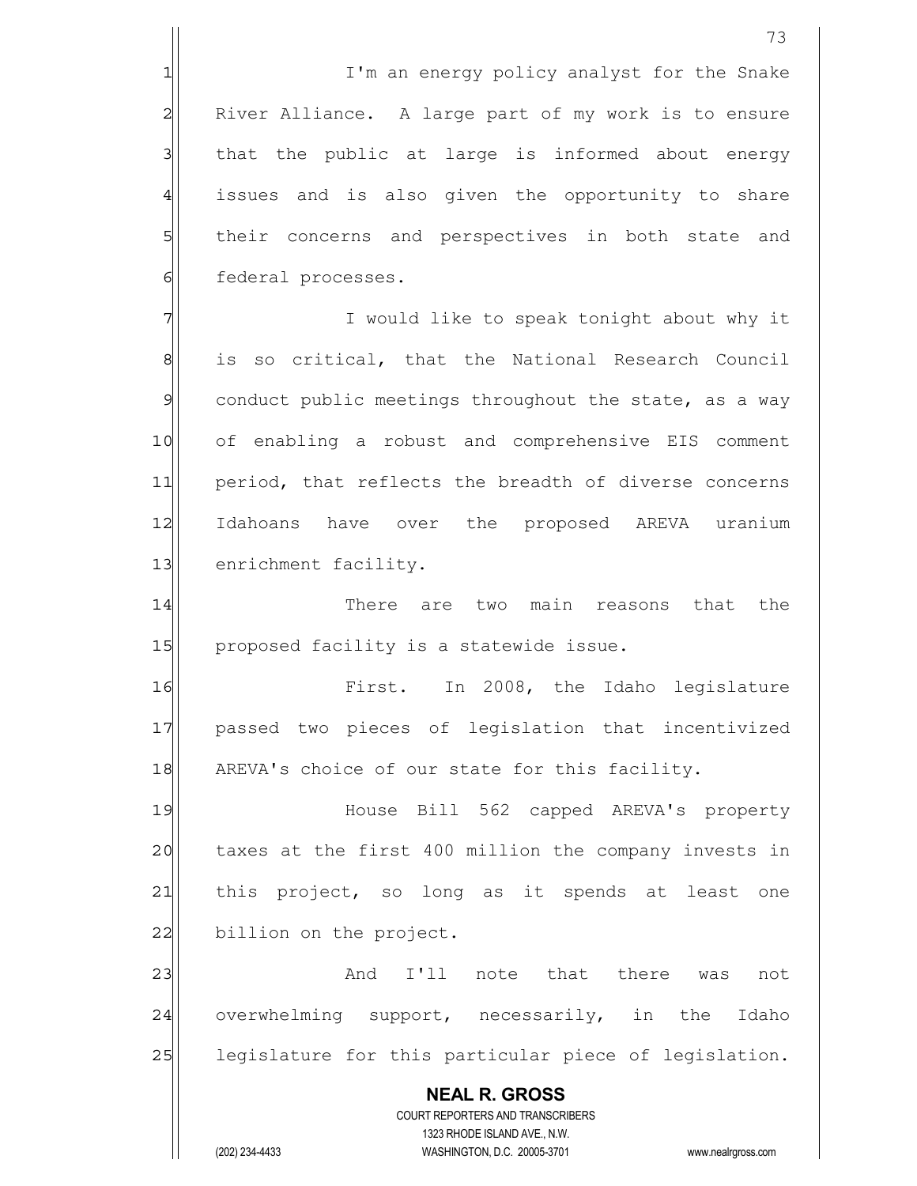I'm an energy policy analyst for the Snake River Alliance. A large part of my work is to ensure that the public at large is informed about energy issues and is also given the opportunity to share their concerns and perspectives in both state and federal processes.

I would like to speak tonight about why it is so critical, that the National Research Council conduct public meetings throughout the state, as a way of enabling a robust and comprehensive EIS comment period, that reflects the breadth of diverse concerns Idahoans have over the proposed AREVA uranium enrichment facility.

There are two main reasons that the proposed facility is a statewide issue.

First. In 2008, the Idaho legislature passed two pieces of legislation that incentivized AREVA's choice of our state for this facility.

House Bill 562 capped AREVA's property taxes at the first 400 million the company invests in this project, so long as it spends at least one billion on the project.

And I'll note that there was not overwhelming support, necessarily, in the Idaho legislature for this particular piece of legislation.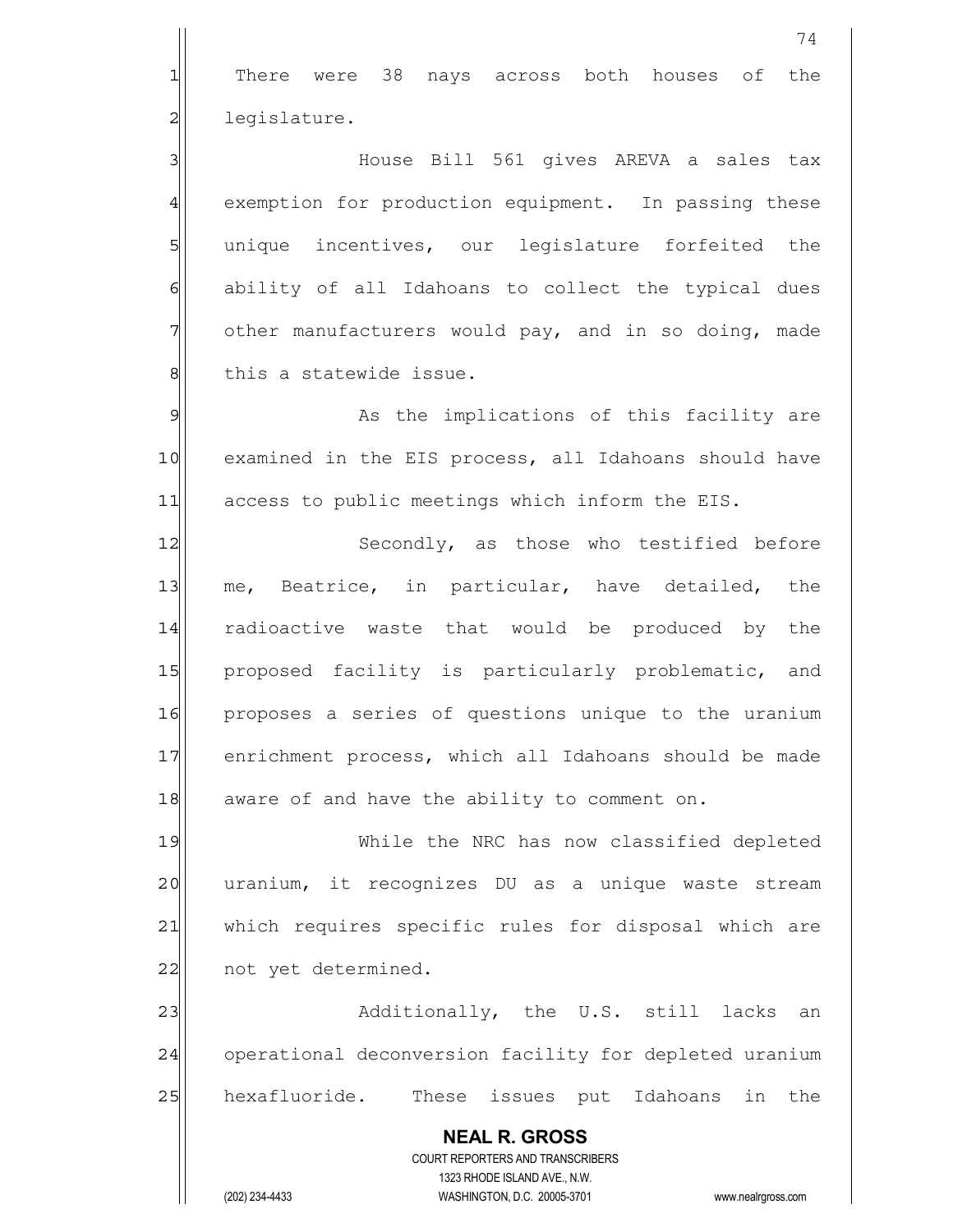There were 38 nays across both houses of the legislature.

House Bill 561 gives AREVA a sales tax exemption for production equipment. In passing these unique incentives, our legislature forfeited the ability of all Idahoans to collect the typical dues other manufacturers would pay, and in so doing, made this a statewide issue.

As the implications of this facility are examined in the EIS process, all Idahoans should have access to public meetings which inform the EIS.

Secondly, as those who testified before me, Beatrice, in particular, have detailed, the radioactive waste that would be produced by the proposed facility is particularly problematic, and proposes a series of questions unique to the uranium enrichment process, which all Idahoans should be made aware of and have the ability to comment on.

While the NRC has now classified depleted uranium, it recognizes DU as a unique waste stream which requires specific rules for disposal which are not yet determined.

Additionally, the U.S. still lacks an operational deconversion facility for depleted uranium hexafluoride. These issues put Idahoans in the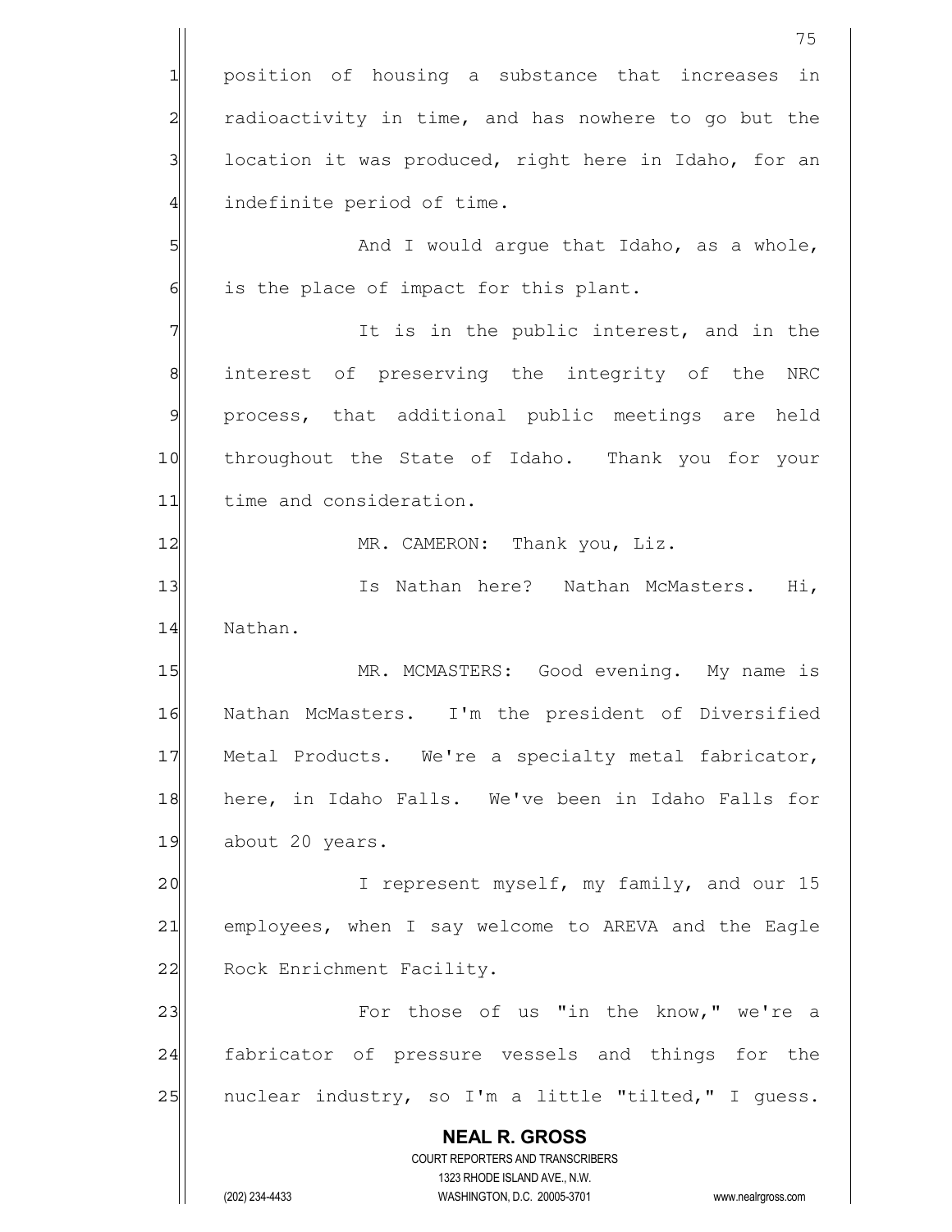position of housing a substance that increases in radioactivity in time, and has nowhere to go but the location it was produced, right here in Idaho, for an indefinite period of time.

And I would argue that Idaho, as a whole, is the place of impact for this plant.

It is in the public interest, and in the interest of preserving the integrity of the NRC process, that additional public meetings are held throughout the State of Idaho. Thank you for your time and consideration.

MR. CAMERON: Thank you, Liz.

Is Nathan here? Nathan McMasters. Hi, Nathan.

MR. MCMASTERS: Good evening. My name is Nathan McMasters. I'm the president of Diversified Metal Products. We're a specialty metal fabricator, here, in Idaho Falls. We've been in Idaho Falls for about 20 years.

I represent myself, my family, and our 15 employees, when I say welcome to AREVA and the Eagle Rock Enrichment Facility.

For those of us "in the know," we're a fabricator of pressure vessels and things for the nuclear industry, so I'm a little "tilted," I guess.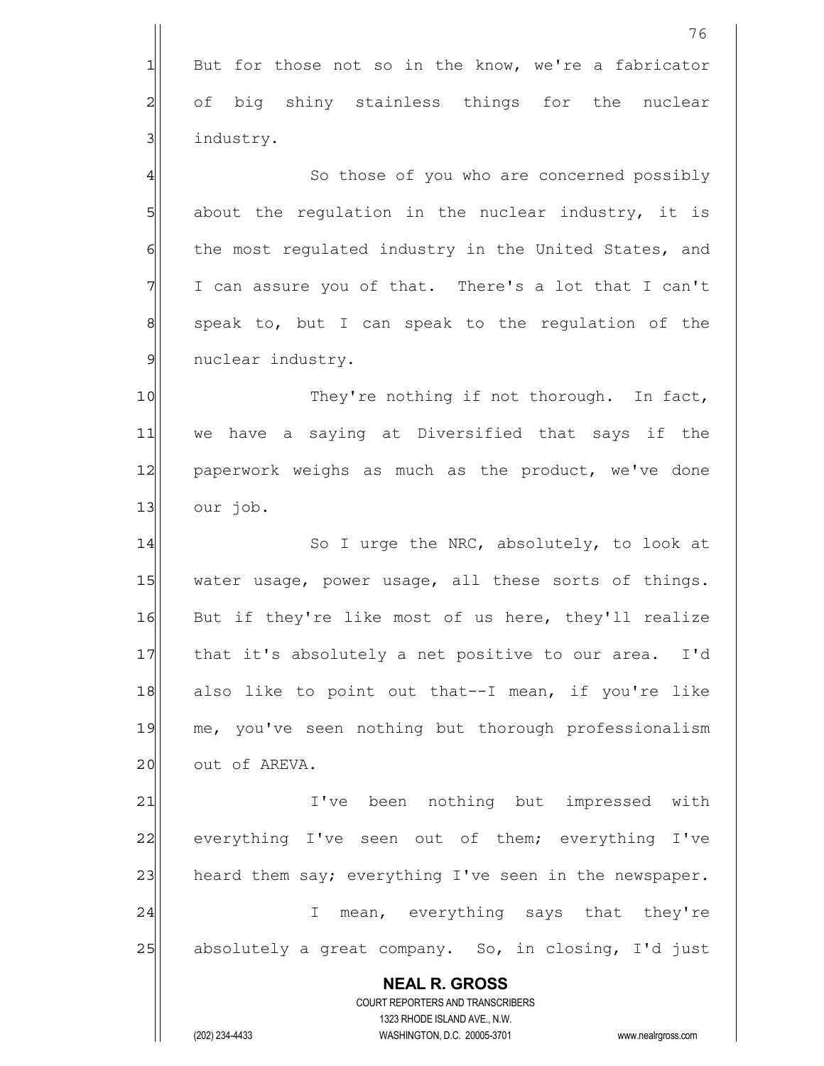But for those not so in the know, we're a fabricator of big shiny stainless things for the nuclear industry.

So those of you who are concerned possibly about the regulation in the nuclear industry, it is the most regulated industry in the United States, and I can assure you of that. There's a lot that I can't speak to, but I can speak to the regulation of the nuclear industry.

They're nothing if not thorough. In fact, we have a saying at Diversified that says if the paperwork weighs as much as the product, we've done our job.

So I urge the NRC, absolutely, to look at water usage, power usage, all these sorts of things. But if they're like most of us here, they'll realize that it's absolutely a net positive to our area. I'd also like to point out that--I mean, if you're like me, you've seen nothing but thorough professionalism out of AREVA.

I've been nothing but impressed with everything I've seen out of them; everything I've heard them say; everything I've seen in the newspaper.

I mean, everything says that they're absolutely a great company. So, in closing, I'd just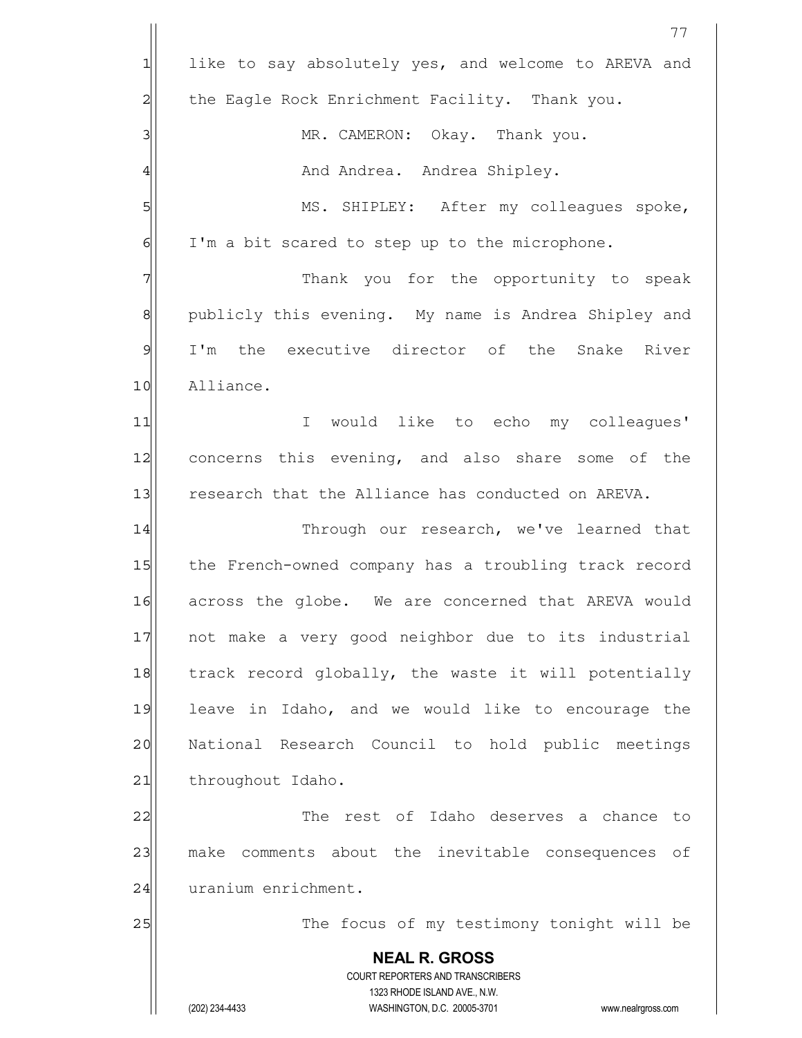like to say absolutely yes, and welcome to AREVA and the Eagle Rock Enrichment Facility. Thank you.

MR. CAMERON: Okay. Thank you.

And Andrea. Andrea Shipley.

MS. SHIPLEY: After my colleagues spoke, I'm a bit scared to step up to the microphone.

Thank you for the opportunity to speak publicly this evening. My name is Andrea Shipley and I'm the executive director of the Snake River Alliance.

I would like to echo my colleagues' concerns this evening, and also share some of the research that the Alliance has conducted on AREVA.

Through our research, we've learned that the French-owned company has a troubling track record across the globe. We are concerned that AREVA would not make a very good neighbor due to its industrial track record globally, the waste it will potentially leave in Idaho, and we would like to encourage the National Research Council to hold public meetings throughout Idaho.

The rest of Idaho deserves a chance to make comments about the inevitable consequences of uranium enrichment.

The focus of my testimony tonight will be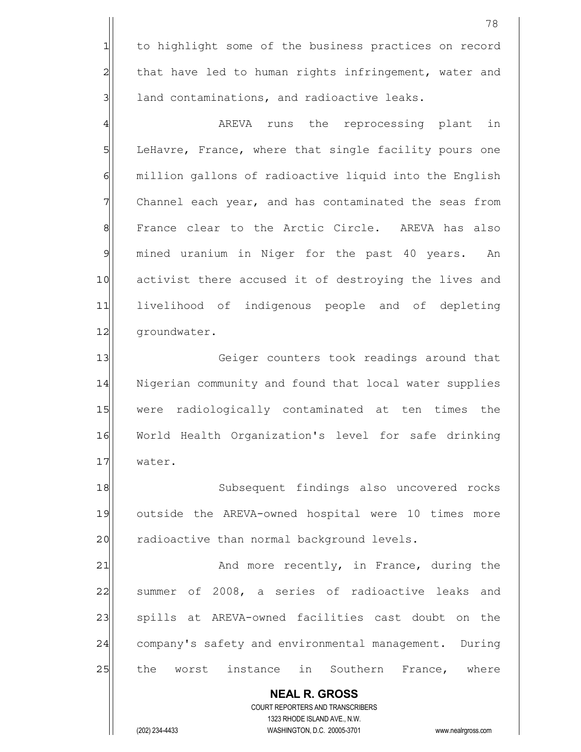to highlight some of the business practices on record that have led to human rights infringement, water and land contaminations, and radioactive leaks.

AREVA runs the reprocessing plant in LeHavre, France, where that single facility pours one million gallons of radioactive liquid into the English Channel each year, and has contaminated the seas from France clear to the Arctic Circle. AREVA has also mined uranium in Niger for the past 40 years. An activist there accused it of destroying the lives and livelihood of indigenous people and of depleting groundwater.

Geiger counters took readings around that Nigerian community and found that local water supplies were radiologically contaminated at ten times the World Health Organization's level for safe drinking water.

Subsequent findings also uncovered rocks outside the AREVA-owned hospital were 10 times more radioactive than normal background levels.

And more recently, in France, during the summer of 2008, a series of radioactive leaks and spills at AREVA-owned facilities cast doubt on the company's safety and environmental management. During the worst instance in Southern France, where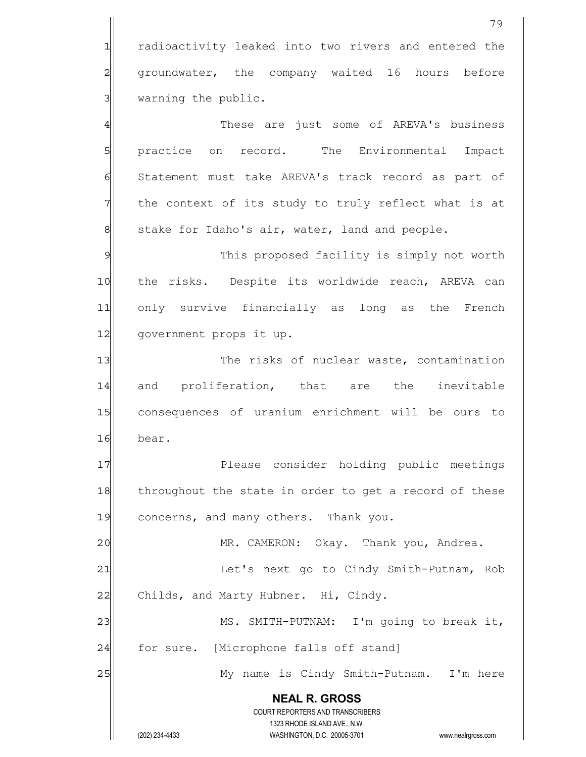radioactivity leaked into two rivers and entered the groundwater, the company waited 16 hours before warning the public.

These are just some of AREVA's business practice on record. The Environmental Impact Statement must take AREVA's track record as part of the context of its study to truly reflect what is at stake for Idaho's air, water, land and people.

This proposed facility is simply not worth the risks. Despite its worldwide reach, AREVA can only survive financially as long as the French government props it up.

The risks of nuclear waste, contamination and proliferation, that are the inevitable consequences of uranium enrichment will be ours to bear.

Please consider holding public meetings throughout the state in order to get a record of these concerns, and many others. Thank you.

MR. CAMERON: Okay. Thank you, Andrea.

Let's next go to Cindy Smith-Putnam, Rob Childs, and Marty Hubner. Hi, Cindy.

MS. SMITH-PUTNAM: I'm going to break it, for sure. [Microphone falls off stand]

My name is Cindy Smith-Putnam. I'm here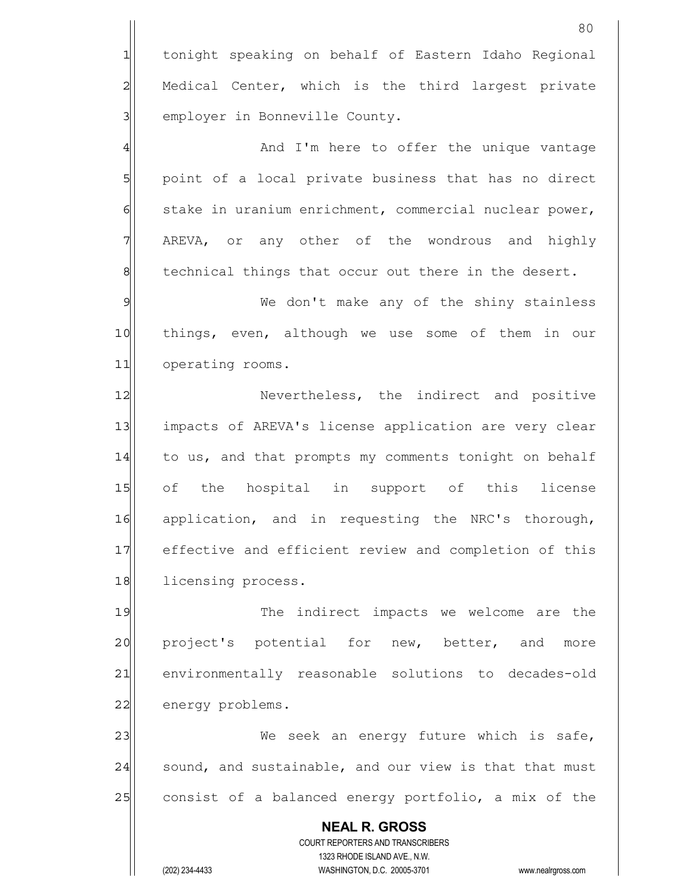tonight speaking on behalf of Eastern Idaho Regional Medical Center, which is the third largest private employer in Bonneville County.

And I'm here to offer the unique vantage point of a local private business that has no direct stake in uranium enrichment, commercial nuclear power, AREVA, or any other of the wondrous and highly technical things that occur out there in the desert.

We don't make any of the shiny stainless things, even, although we use some of them in our operating rooms.

Nevertheless, the indirect and positive impacts of AREVA's license application are very clear to us, and that prompts my comments tonight on behalf of the hospital in support of this license application, and in requesting the NRC's thorough, effective and efficient review and completion of this licensing process.

The indirect impacts we welcome are the project's potential for new, better, and more environmentally reasonable solutions to decades-old energy problems.

We seek an energy future which is safe, sound, and sustainable, and our view is that that must consist of a balanced energy portfolio, a mix of the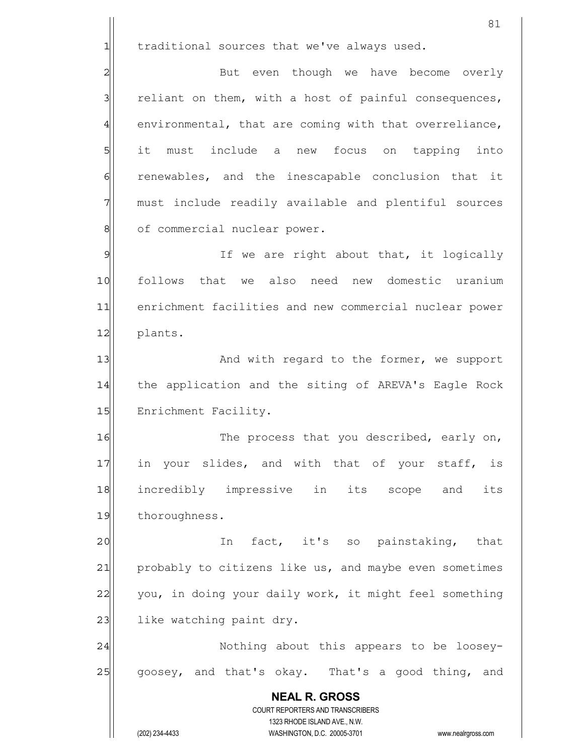traditional sources that we've always used.

But even though we have become overly reliant on them, with a host of painful consequences, environmental, that are coming with that overreliance, it must include a new focus on tapping into renewables, and the inescapable conclusion that it must include readily available and plentiful sources of commercial nuclear power.

If we are right about that, it logically follows that we also need new domestic uranium enrichment facilities and new commercial nuclear power plants.

And with regard to the former, we support the application and the siting of AREVA's Eagle Rock Enrichment Facility.

The process that you described, early on, in your slides, and with that of your staff, is incredibly impressive in its scope and its thoroughness.

In fact, it's so painstaking, that probably to citizens like us, and maybe even sometimes you, in doing your daily work, it might feel something like watching paint dry.

Nothing about this appears to be loosey-goosey, and that's okay. That's a good thing, and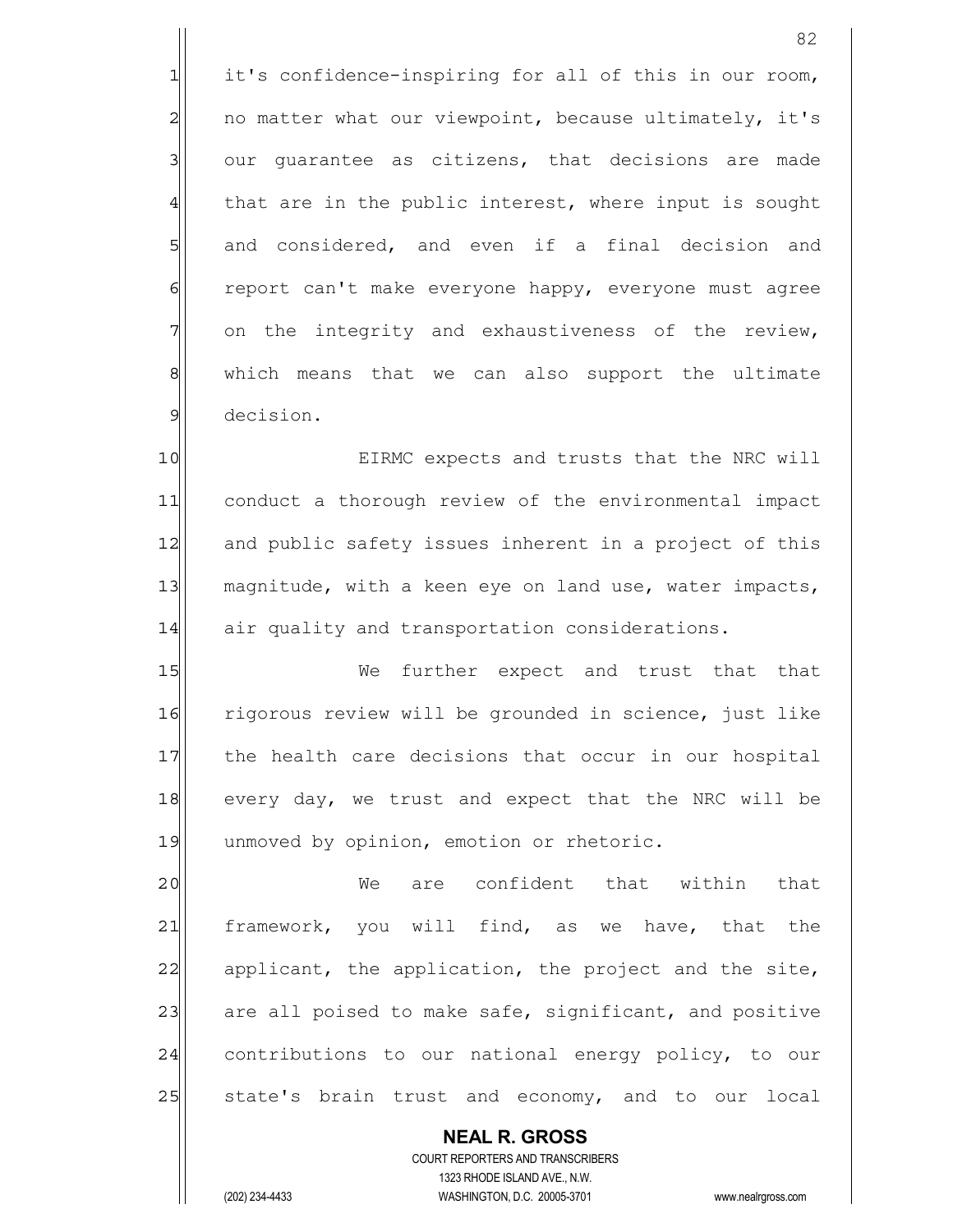it's confidence-inspiring for all of this in our room, no matter what our viewpoint, because ultimately, it's our guarantee as citizens, that decisions are made that are in the public interest, where input is sought and considered, and even if a final decision and report can't make everyone happy, everyone must agree on the integrity and exhaustiveness of the review, which means that we can also support the ultimate decision.

EIRMC expects and trusts that the NRC will conduct a thorough review of the environmental impact and public safety issues inherent in a project of this magnitude, with a keen eye on land use, water impacts, air quality and transportation considerations.

We further expect and trust that that rigorous review will be grounded in science, just like the health care decisions that occur in our hospital every day, we trust and expect that the NRC will be unmoved by opinion, emotion or rhetoric.

We are confident that within that framework, you will find, as we have, that the applicant, the application, the project and the site, are all poised to make safe, significant, and positive contributions to our national energy policy, to our state's brain trust and economy, and to our local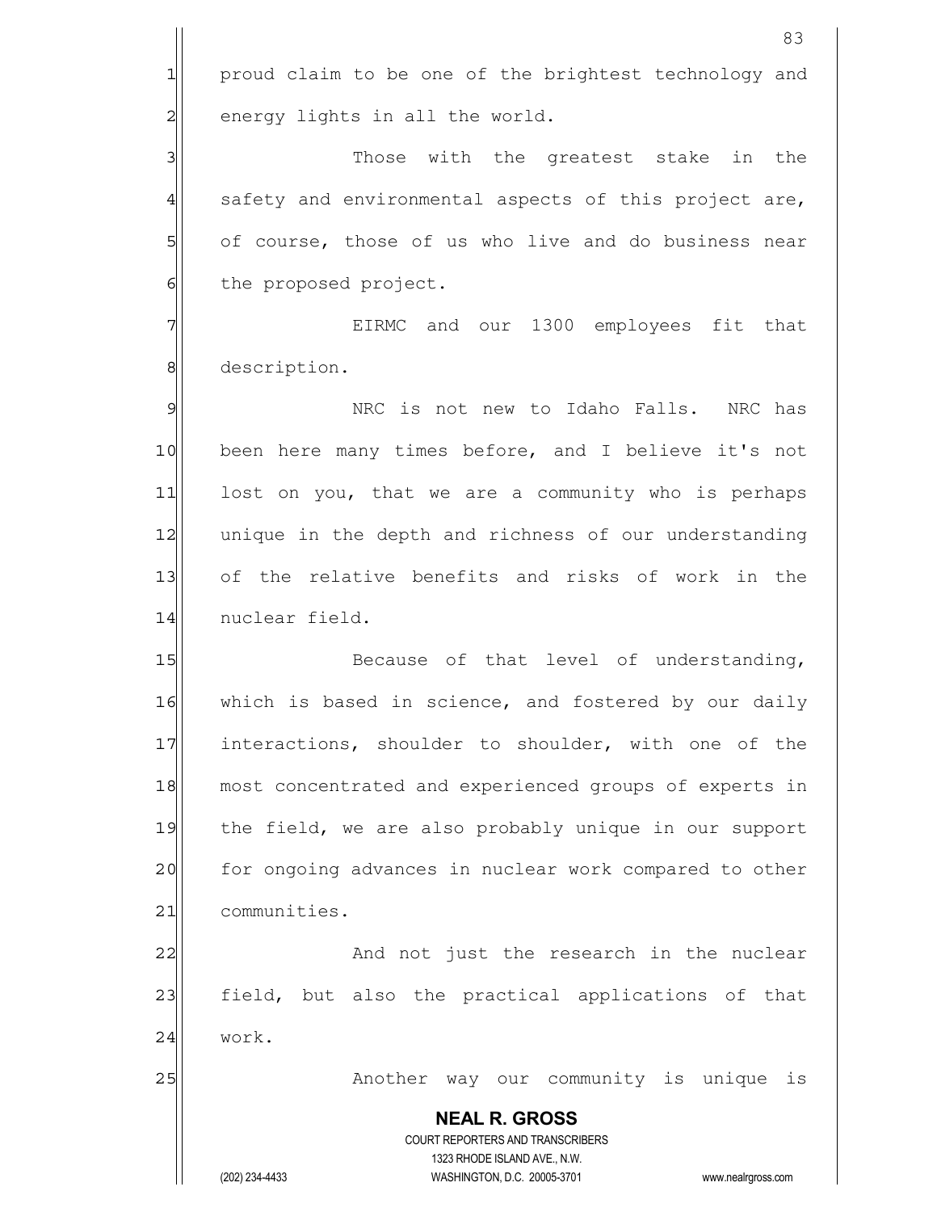proud claim to be one of the brightest technology and energy lights in all the world.

Those with the greatest stake in the safety and environmental aspects of this project are, of course, those of us who live and do business near the proposed project.

EIRMC and our 1300 employees fit that description.

NRC is not new to Idaho Falls. NRC has been here many times before, and I believe it's not lost on you, that we are a community who is perhaps unique in the depth and richness of our understanding of the relative benefits and risks of work in the nuclear field.

Because of that level of understanding, which is based in science, and fostered by our daily interactions, shoulder to shoulder, with one of the most concentrated and experienced groups of experts in the field, we are also probably unique in our support for ongoing advances in nuclear work compared to other communities.

And not just the research in the nuclear field, but also the practical applications of that work.

Another way our community is unique is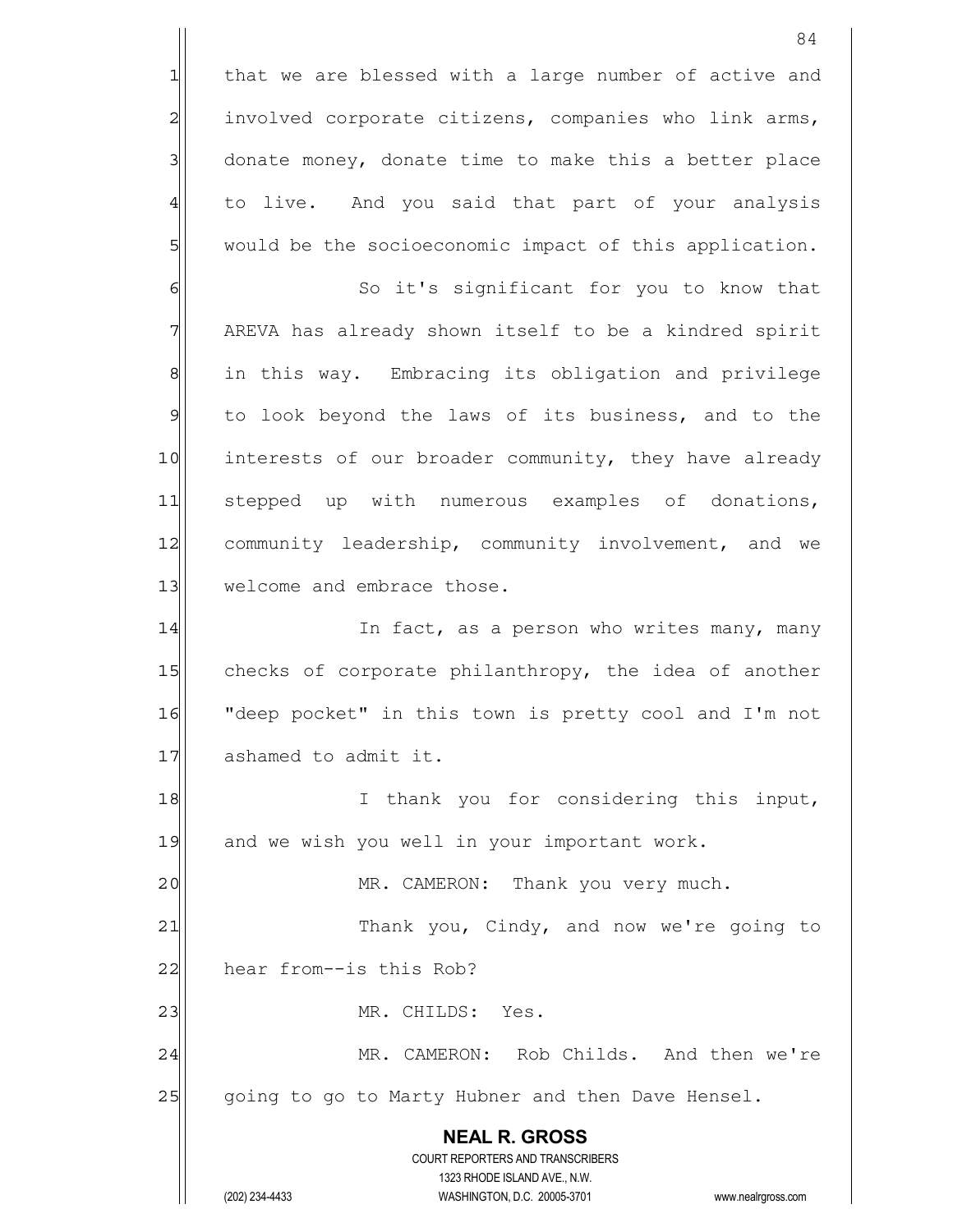that we are blessed with a large number of active and involved corporate citizens, companies who link arms, donate money, donate time to make this a better place to live. And you said that part of your analysis would be the socioeconomic impact of this application.

So it's significant for you to know that AREVA has already shown itself to be a kindred spirit in this way. Embracing its obligation and privilege to look beyond the laws of its business, and to the interests of our broader community, they have already stepped up with numerous examples of donations, community leadership, community involvement, and we welcome and embrace those.

In fact, as a person who writes many, many checks of corporate philanthropy, the idea of another "deep pocket" in this town is pretty cool and I'm not ashamed to admit it.

I thank you for considering this input, and we wish you well in your important work.

MR. CAMERON: Thank you very much.

Thank you, Cindy, and now we're going to hear from--is this Rob?

MR. CHILDS: Yes.

MR. CAMERON: Rob Childs. And then we're going to go to Marty Hubner and then Dave Hensel.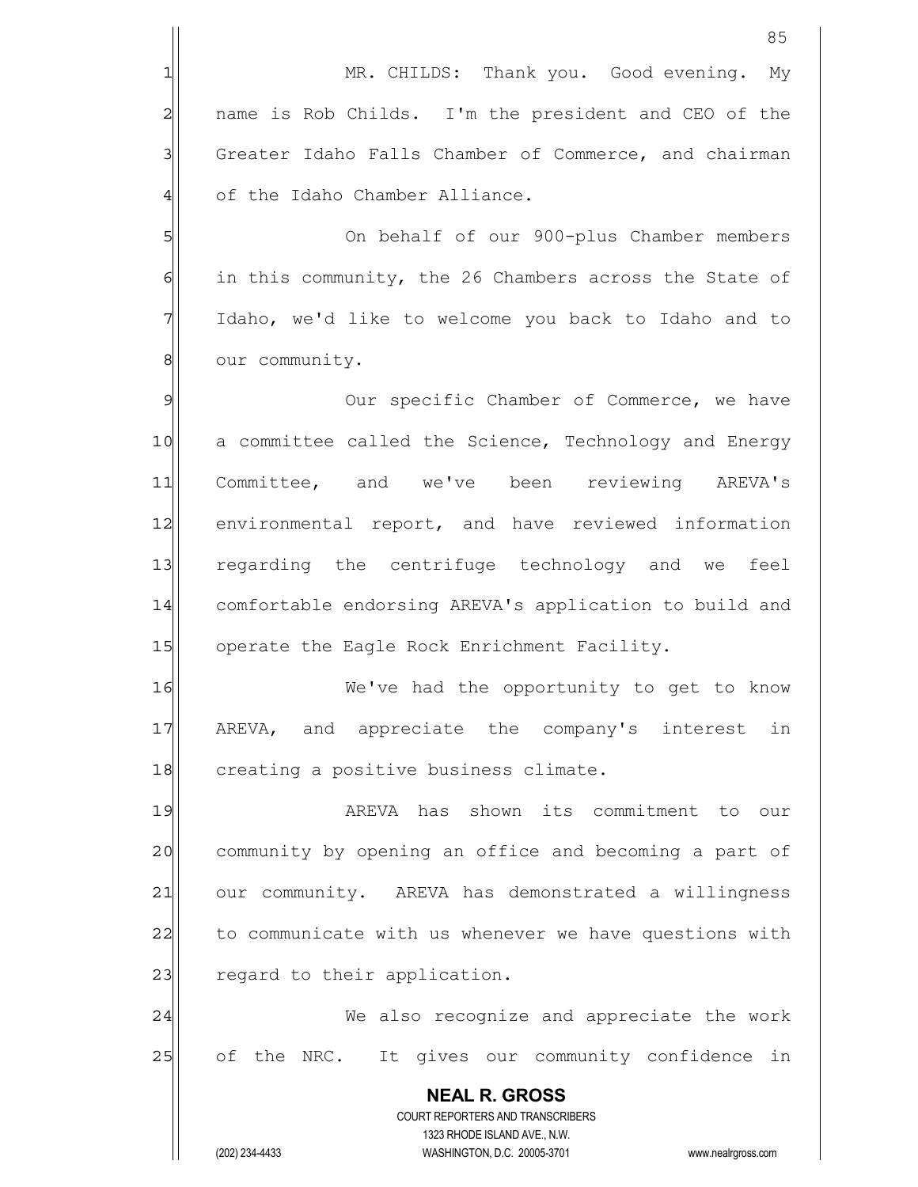MR. CHILDS: Thank you. Good evening. My name is Rob Childs. I'm the president and CEO of the Greater Idaho Falls Chamber of Commerce, and chairman of the Idaho Chamber Alliance.

On behalf of our 900-plus Chamber members in this community, the 26 Chambers across the State of Idaho, we'd like to welcome you back to Idaho and to our community.

Our specific Chamber of Commerce, we have a committee called the Science, Technology and Energy Committee, and we've been reviewing AREVA's environmental report, and have reviewed information regarding the centrifuge technology and we feel comfortable endorsing AREVA's application to build and operate the Eagle Rock Enrichment Facility.

We've had the opportunity to get to know AREVA, and appreciate the company's interest in creating a positive business climate.

AREVA has shown its commitment to our community by opening an office and becoming a part of our community. AREVA has demonstrated a willingness to communicate with us whenever we have questions with regard to their application.

We also recognize and appreciate the work of the NRC. It gives our community confidence in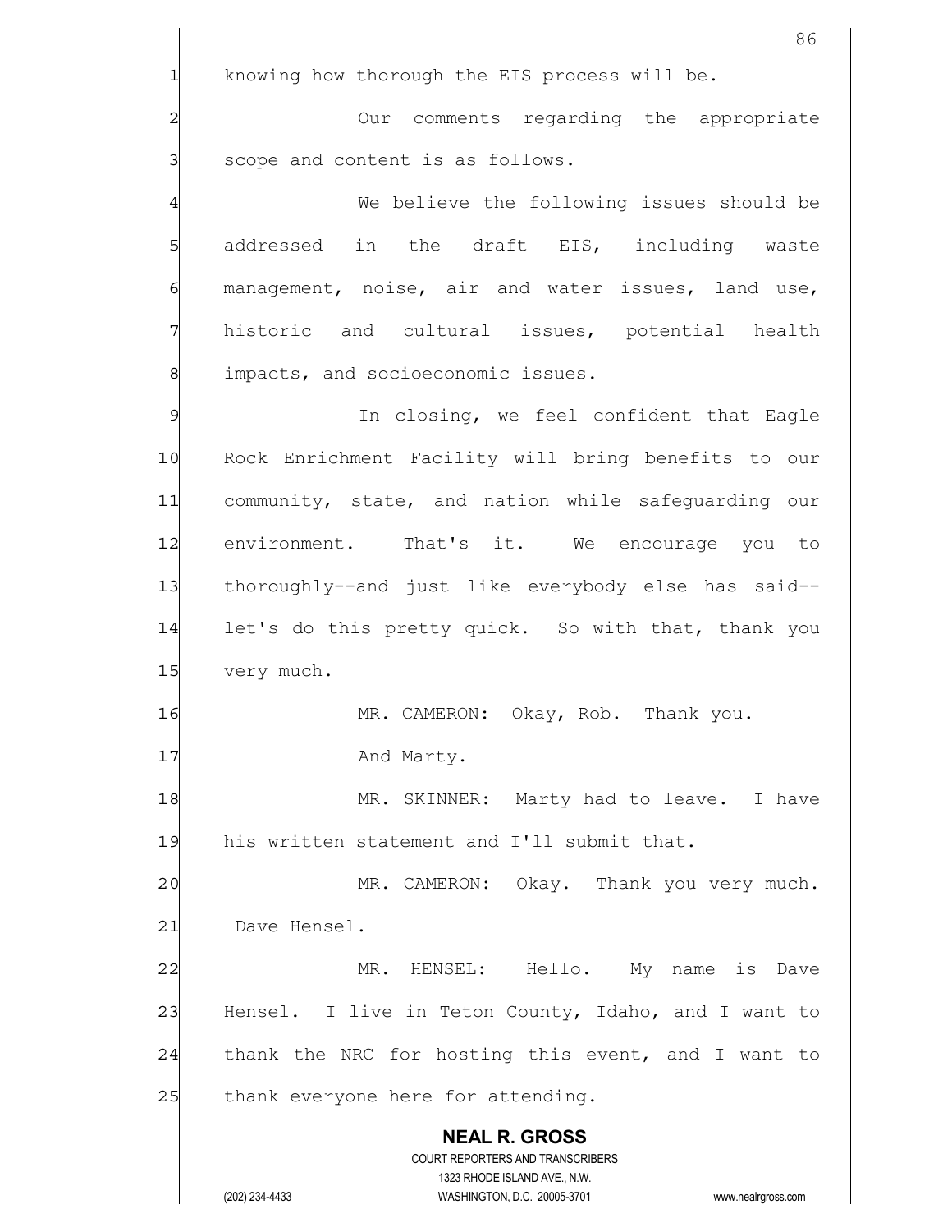knowing how thorough the EIS process will be.

Our comments regarding the appropriate scope and content is as follows.

We believe the following issues should be addressed in the draft EIS, including waste management, noise, air and water issues, land use, historic and cultural issues, potential health impacts, and socioeconomic issues.

In closing, we feel confident that Eagle Rock Enrichment Facility will bring benefits to our community, state, and nation while safeguarding our environment. That's it. We encourage you to thoroughly--and just like everybody else has said-- let's do this pretty quick. So with that, thank you very much.

MR. CAMERON: Okay, Rob. Thank you.

And Marty.

MR. SKINNER: Marty had to leave. I have his written statement and I'll submit that.

MR. CAMERON: Okay. Thank you very much. Dave Hensel.

MR. HENSEL: Hello. My name is Dave Hensel. I live in Teton County, Idaho, and I want to thank the NRC for hosting this event, and I want to thank everyone here for attending.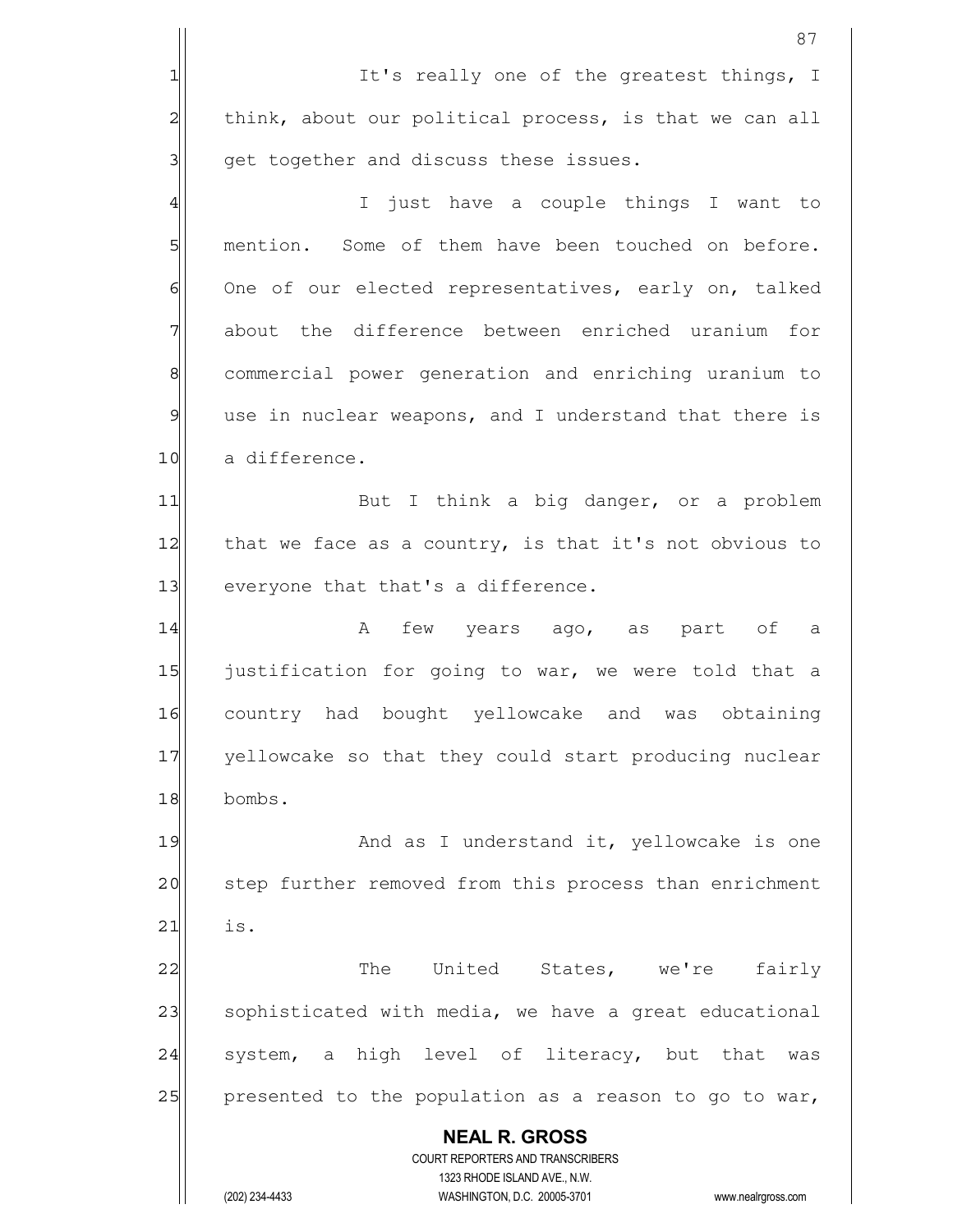It's really one of the greatest things, I think, about our political process, is that we can all get together and discuss these issues.

I just have a couple things I want to mention. Some of them have been touched on before. One of our elected representatives, early on, talked about the difference between enriched uranium for commercial power generation and enriching uranium to use in nuclear weapons, and I understand that there is a difference.

But I think a big danger, or a problem that we face as a country, is that it's not obvious to everyone that that's a difference.

A few years ago, as part of a justification for going to war, we were told that a country had bought yellowcake and was obtaining yellowcake so that they could start producing nuclear bombs.

And as I understand it, yellowcake is one step further removed from this process than enrichment is.

The United States, we're fairly sophisticated with media, we have a great educational system, a high level of literacy, but that was presented to the population as a reason to go to war,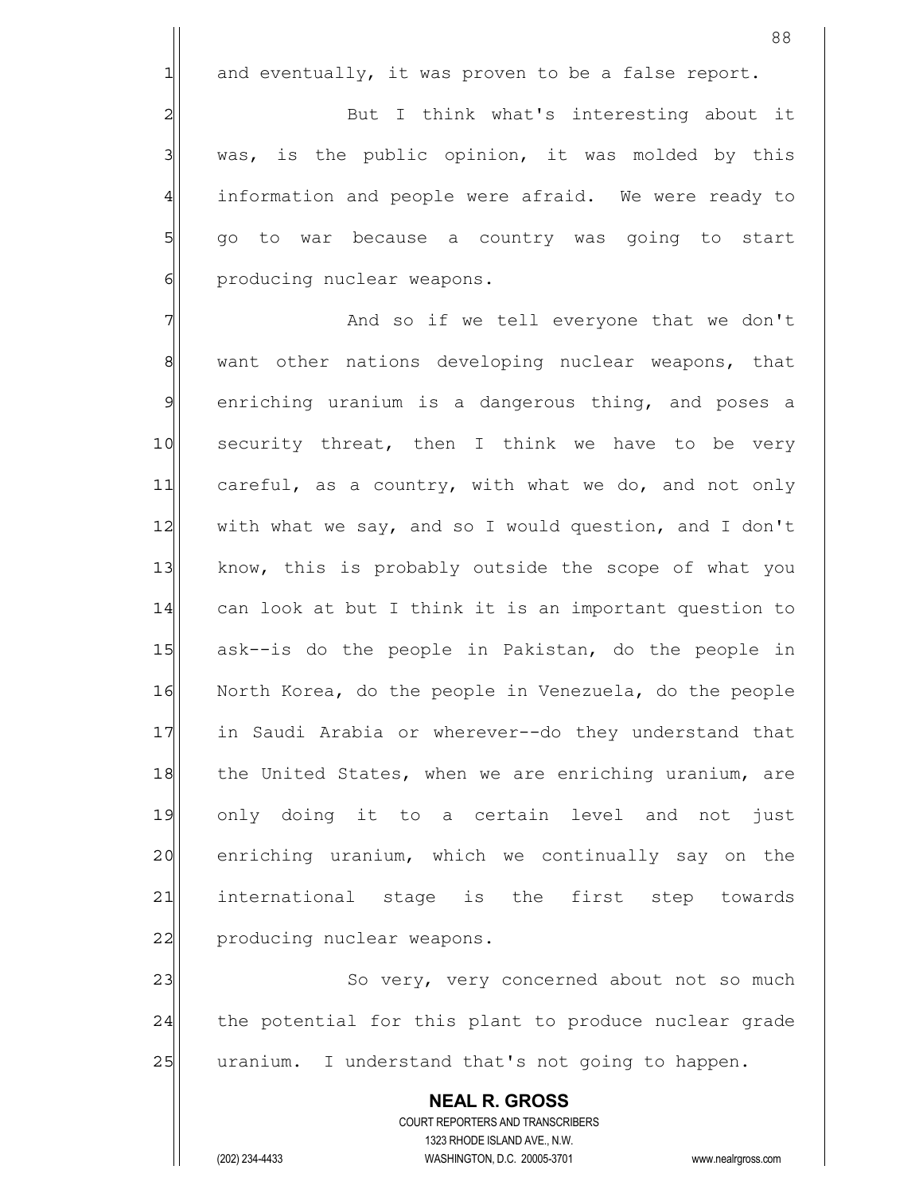and eventually, it was proven to be a false report.

But I think what's interesting about it was, is the public opinion, it was molded by this information and people were afraid. We were ready to go to war because a country was going to start producing nuclear weapons.

And so if we tell everyone that we don't want other nations developing nuclear weapons, that enriching uranium is a dangerous thing, and poses a security threat, then I think we have to be very careful, as a country, with what we do, and not only with what we say, and so I would question, and I don't know, this is probably outside the scope of what you can look at but I think it is an important question to ask--is do the people in Pakistan, do the people in North Korea, do the people in Venezuela, do the people in Saudi Arabia or wherever--do they understand that the United States, when we are enriching uranium, are only doing it to a certain level and not just enriching uranium, which we continually say on the international stage is the first step towards producing nuclear weapons.

So very, very concerned about not so much the potential for this plant to produce nuclear grade uranium. I understand that's not going to happen.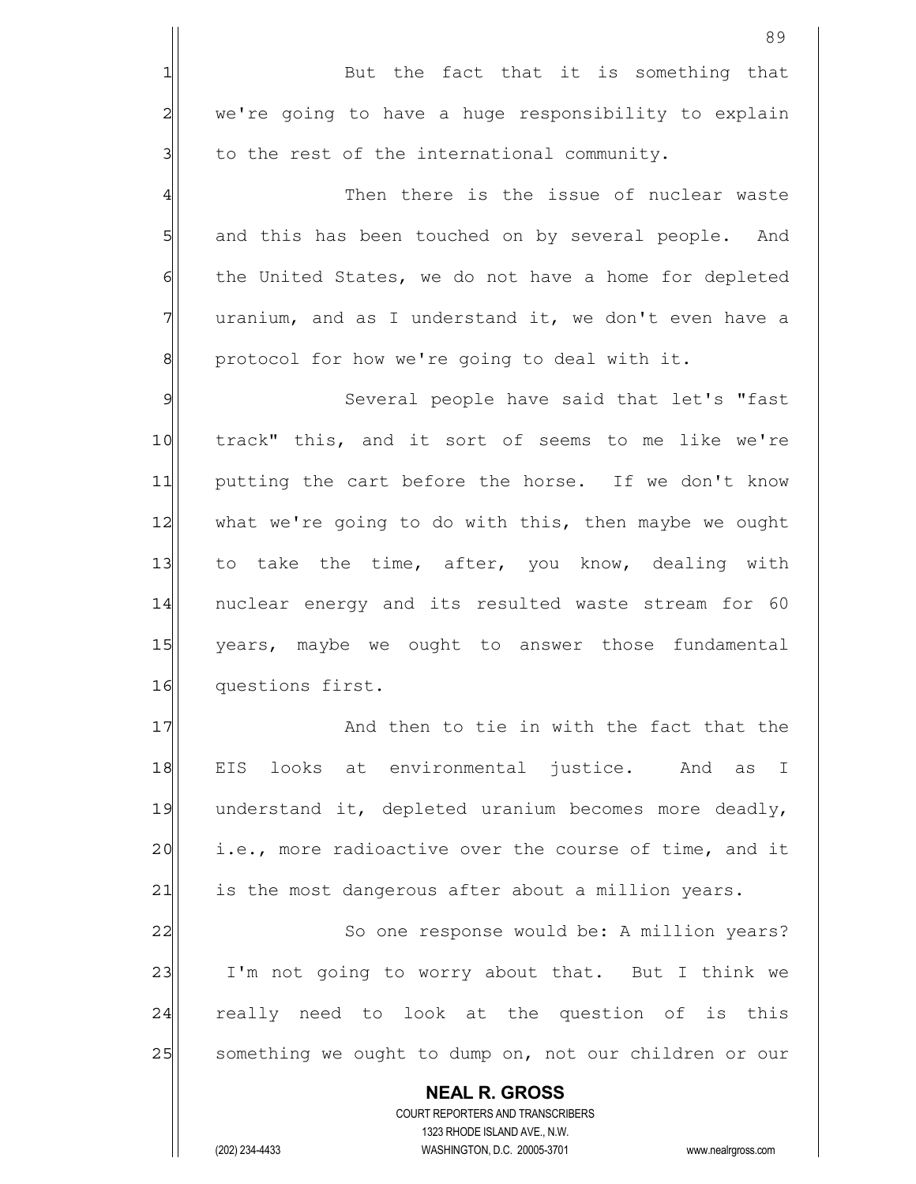But the fact that it is something that we're going to have a huge responsibility to explain to the rest of the international community.

Then there is the issue of nuclear waste and this has been touched on by several people. And the United States, we do not have a home for depleted uranium, and as I understand it, we don't even have a protocol for how we're going to deal with it.

Several people have said that let's "fast track" this, and it sort of seems to me like we're putting the cart before the horse. If we don't know what we're going to do with this, then maybe we ought to take the time, after, you know, dealing with nuclear energy and its resulted waste stream for 60 years, maybe we ought to answer those fundamental questions first.

And then to tie in with the fact that the EIS looks at environmental justice. And as I understand it, depleted uranium becomes more deadly, i.e., more radioactive over the course of time, and it is the most dangerous after about a million years.

So one response would be: A million years? I'm not going to worry about that. But I think we really need to look at the question of is this something we ought to dump on, not our children or our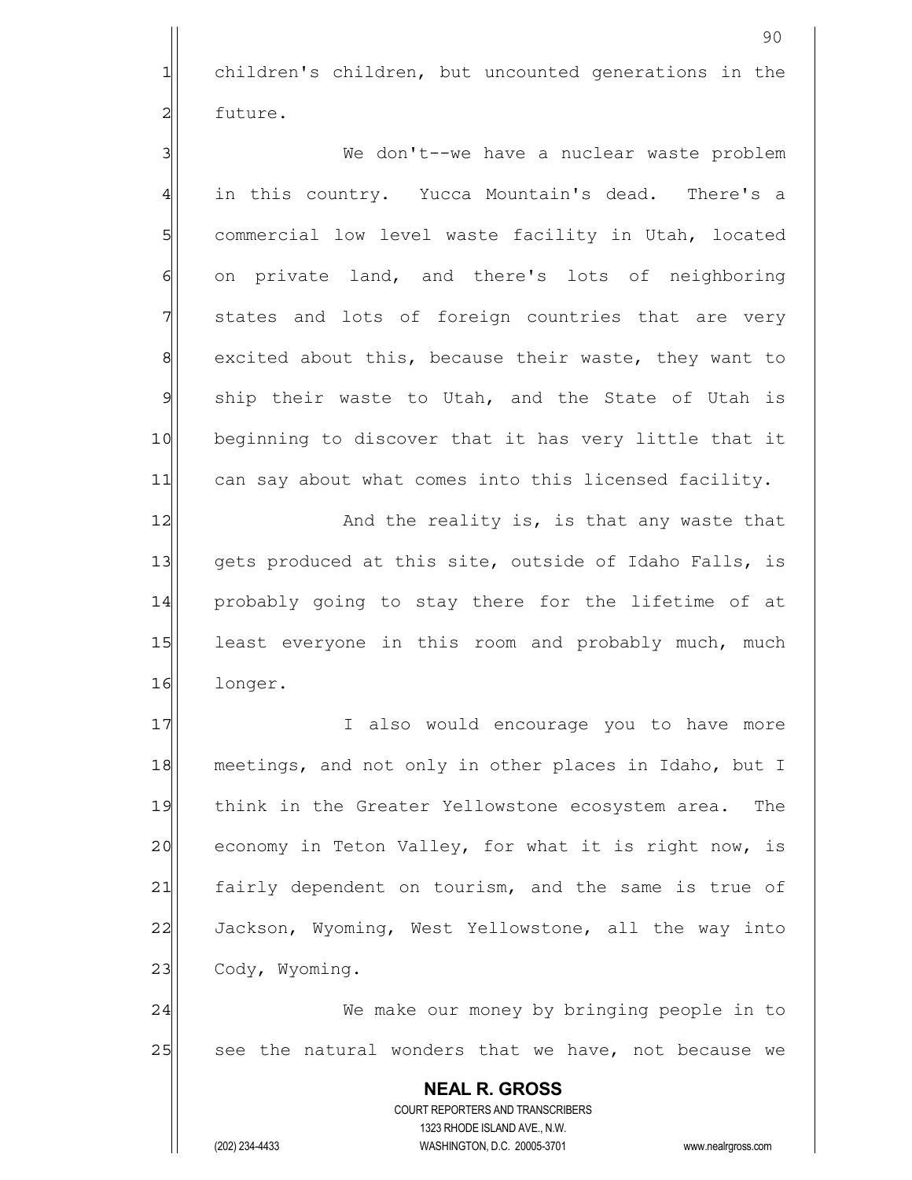children's children, but uncounted generations in the future.

We don't--we have a nuclear waste problem in this country. Yucca Mountain's dead. There's a commercial low level waste facility in Utah, located on private land, and there's lots of neighboring states and lots of foreign countries that are very excited about this, because their waste, they want to ship their waste to Utah, and the State of Utah is beginning to discover that it has very little that it can say about what comes into this licensed facility.

And the reality is, is that any waste that gets produced at this site, outside of Idaho Falls, is probably going to stay there for the lifetime of at least everyone in this room and probably much, much longer.

I also would encourage you to have more meetings, and not only in other places in Idaho, but I think in the Greater Yellowstone ecosystem area. The economy in Teton Valley, for what it is right now, is fairly dependent on tourism, and the same is true of Jackson, Wyoming, West Yellowstone, all the way into Cody, Wyoming.

We make our money by bringing people in to see the natural wonders that we have, not because we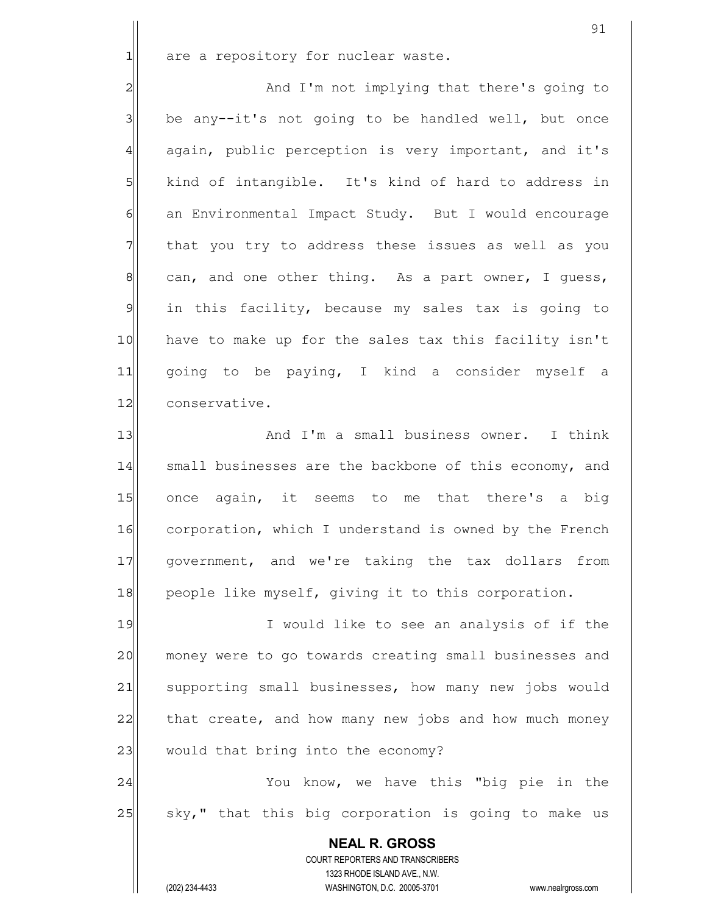are a repository for nuclear waste.

And I'm not implying that there's going to be any--it's not going to be handled well, but once again, public perception is very important, and it's kind of intangible. It's kind of hard to address in an Environmental Impact Study. But I would encourage that you try to address these issues as well as you can, and one other thing. As a part owner, I guess, in this facility, because my sales tax is going to have to make up for the sales tax this facility isn't going to be paying, I kind a consider myself a conservative.

And I'm a small business owner. I think small businesses are the backbone of this economy, and once again, it seems to me that there's a big corporation, which I understand is owned by the French government, and we're taking the tax dollars from people like myself, giving it to this corporation.

I would like to see an analysis of if the money were to go towards creating small businesses and supporting small businesses, how many new jobs would that create, and how many new jobs and how much money would that bring into the economy?

You know, we have this "big pie in the sky," that this big corporation is going to make us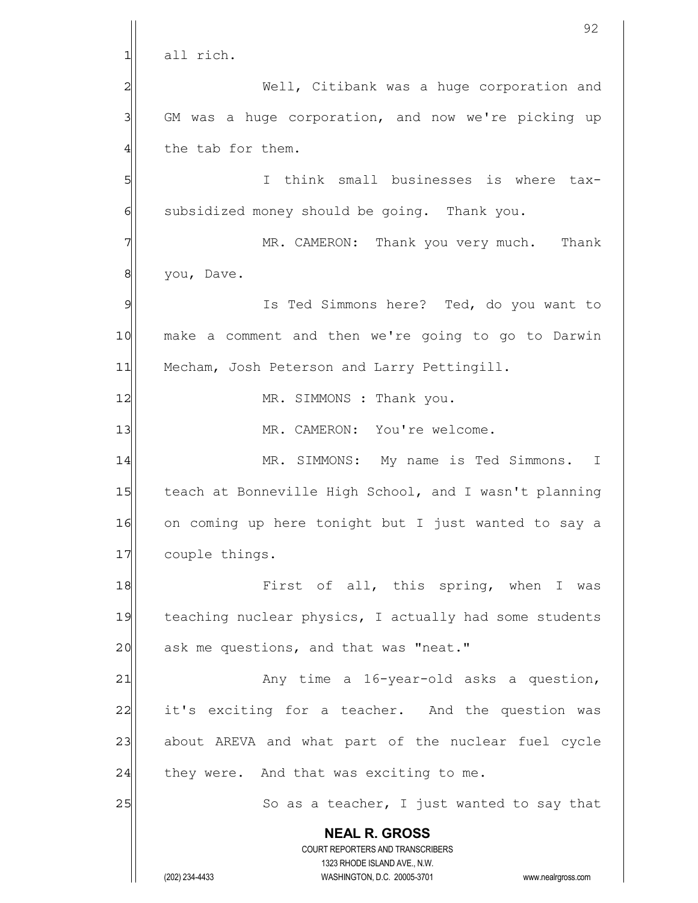all rich.

Well, Citibank was a huge corporation and GM was a huge corporation, and now we're picking up the tab for them.

I think small businesses is where tax-subsidized money should be going. Thank you.

MR. CAMERON: Thank you very much. Thank you, Dave.

Is Ted Simmons here? Ted, do you want to make a comment and then we're going to go to Darwin Mecham, Josh Peterson and Larry Pettingill.

MR. SIMMONS : Thank you.

MR. CAMERON: You're welcome.

MR. SIMMONS: My name is Ted Simmons. I teach at Bonneville High School, and I wasn't planning on coming up here tonight but I just wanted to say a couple things.

First of all, this spring, when I was teaching nuclear physics, I actually had some students ask me questions, and that was "neat."

Any time a 16-year-old asks a question, it's exciting for a teacher. And the question was about AREVA and what part of the nuclear fuel cycle they were. And that was exciting to me.

So as a teacher, I just wanted to say that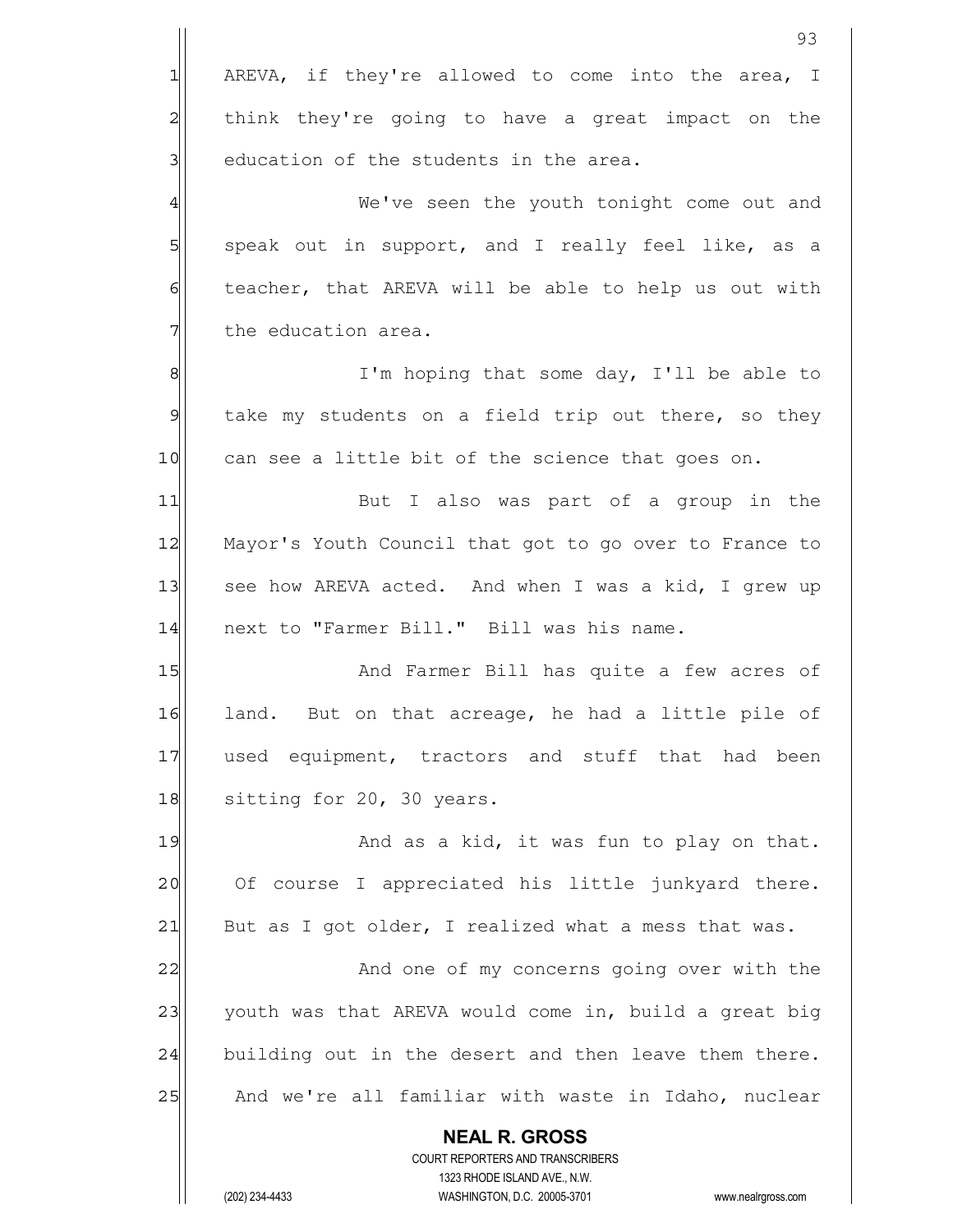AREVA, if they're allowed to come into the area, I think they're going to have a great impact on the education of the students in the area.

We've seen the youth tonight come out and speak out in support, and I really feel like, as a teacher, that AREVA will be able to help us out with the education area.

I'm hoping that some day, I'll be able to take my students on a field trip out there, so they can see a little bit of the science that goes on.

But I also was part of a group in the Mayor's Youth Council that got to go over to France to see how AREVA acted. And when I was a kid, I grew up next to "Farmer Bill." Bill was his name.

And Farmer Bill has quite a few acres of land. But on that acreage, he had a little pile of used equipment, tractors and stuff that had been sitting for 20, 30 years.

And as a kid, it was fun to play on that. Of course I appreciated his little junkyard there. But as I got older, I realized what a mess that was.

And one of my concerns going over with the youth was that AREVA would come in, build a great big building out in the desert and then leave them there. And we're all familiar with waste in Idaho, nuclear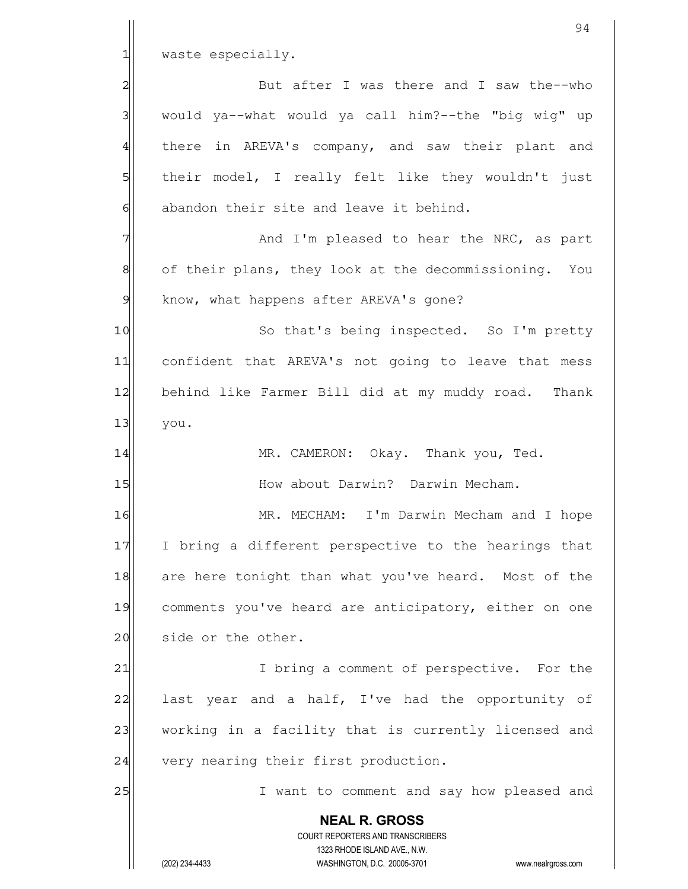waste especially.

But after I was there and I saw the--who would ya--what would ya call him?--the "big wig" up there in AREVA's company, and saw their plant and their model, I really felt like they wouldn't just abandon their site and leave it behind.

And I'm pleased to hear the NRC, as part of their plans, they look at the decommissioning. You know, what happens after AREVA's gone?

So that's being inspected. So I'm pretty confident that AREVA's not going to leave that mess behind like Farmer Bill did at my muddy road. Thank you.

MR. CAMERON: Okay. Thank you, Ted.

How about Darwin? Darwin Mecham.

MR. MECHAM: I'm Darwin Mecham and I hope I bring a different perspective to the hearings that are here tonight than what you've heard. Most of the comments you've heard are anticipatory, either on one side or the other.

I bring a comment of perspective. For the last year and a half, I've had the opportunity of working in a facility that is currently licensed and very nearing their first production.

I want to comment and say how pleased and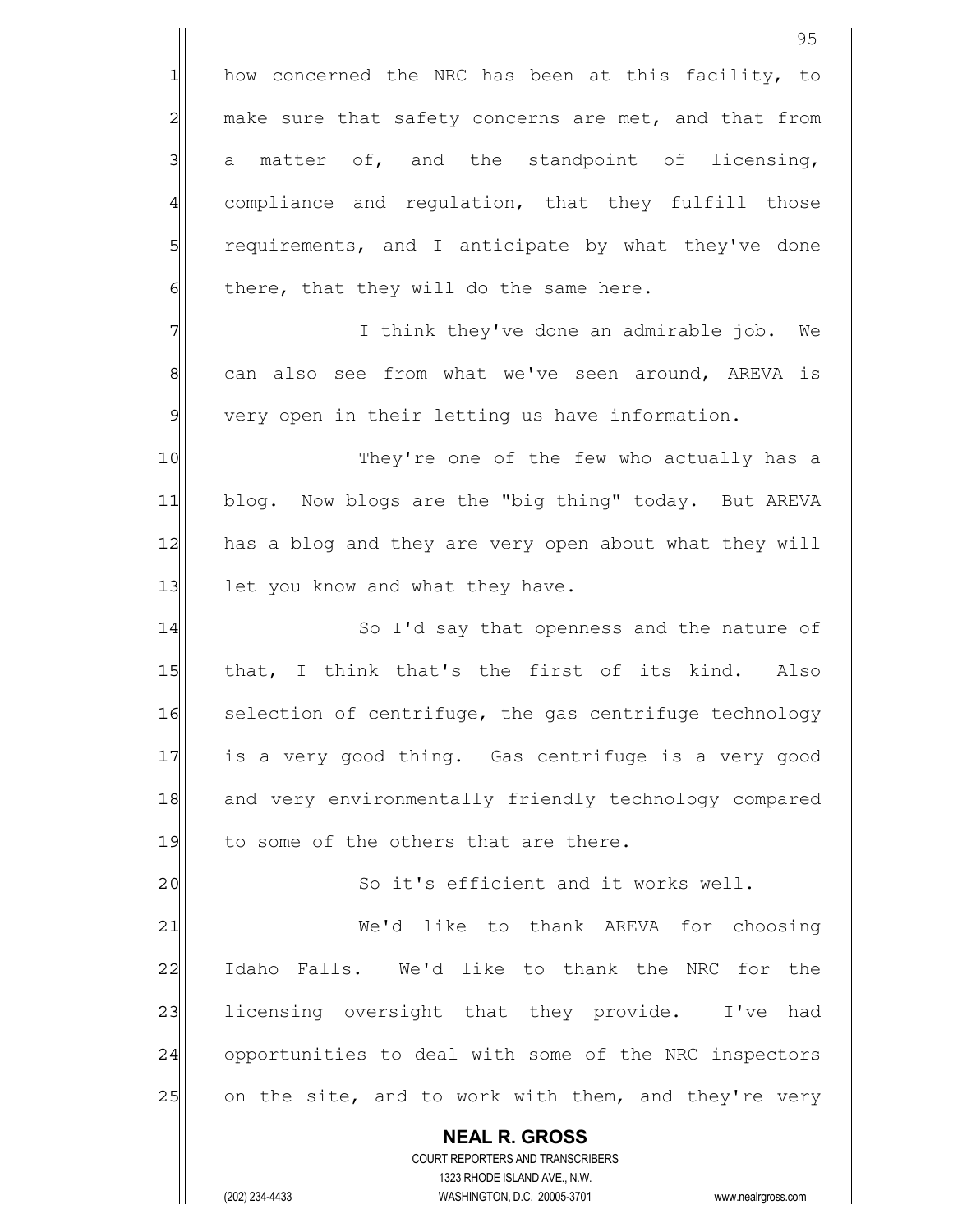how concerned the NRC has been at this facility, to make sure that safety concerns are met, and that from a matter of, and the standpoint of licensing, compliance and regulation, that they fulfill those requirements, and I anticipate by what they've done there, that they will do the same here.

I think they've done an admirable job. We can also see from what we've seen around, AREVA is very open in their letting us have information.

They're one of the few who actually has a blog. Now blogs are the "big thing" today. But AREVA has a blog and they are very open about what they will let you know and what they have.

So I'd say that openness and the nature of that, I think that's the first of its kind. Also selection of centrifuge, the gas centrifuge technology is a very good thing. Gas centrifuge is a very good and very environmentally friendly technology compared to some of the others that are there.

So it's efficient and it works well.

We'd like to thank AREVA for choosing Idaho Falls. We'd like to thank the NRC for the licensing oversight that they provide. I've had opportunities to deal with some of the NRC inspectors on the site, and to work with them, and they're very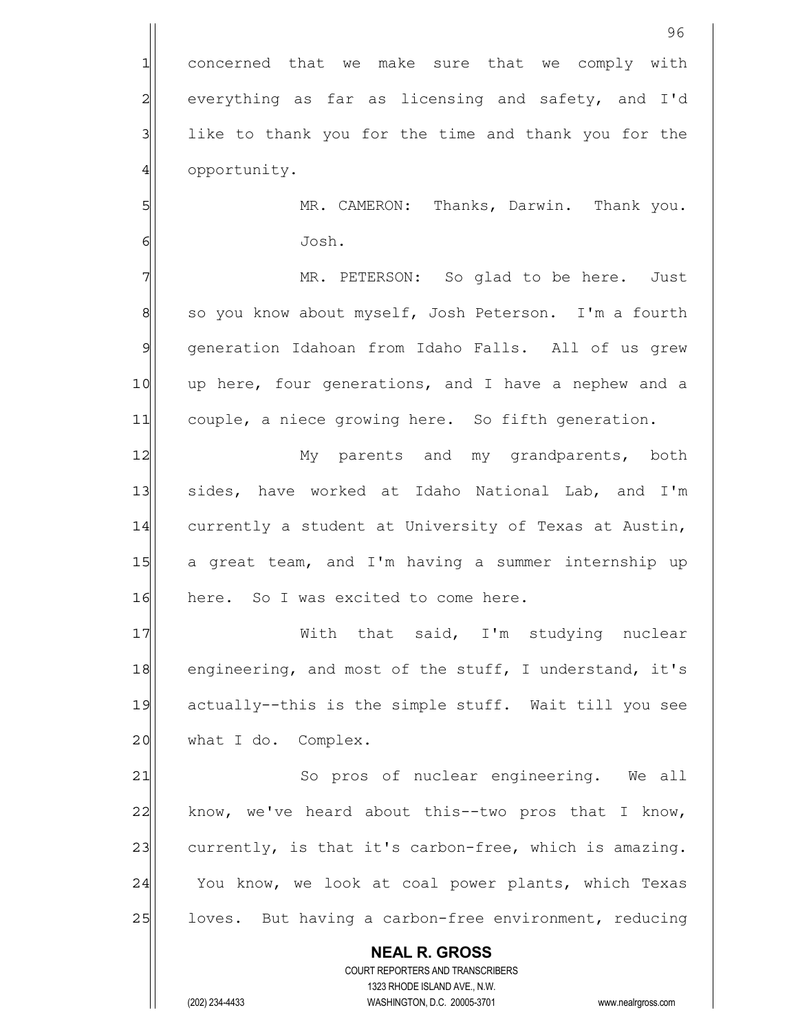concerned that we make sure that we comply with everything as far as licensing and safety, and I'd like to thank you for the time and thank you for the opportunity.

MR. CAMERON: Thanks, Darwin. Thank you. Josh.

MR. PETERSON: So glad to be here. Just so you know about myself, Josh Peterson. I'm a fourth generation Idahoan from Idaho Falls. All of us grew up here, four generations, and I have a nephew and a couple, a niece growing here. So fifth generation.

My parents and my grandparents, both sides, have worked at Idaho National Lab, and I'm currently a student at University of Texas at Austin, a great team, and I'm having a summer internship up here. So I was excited to come here.

With that said, I'm studying nuclear engineering, and most of the stuff, I understand, it's actually--this is the simple stuff. Wait till you see what I do. Complex.

So pros of nuclear engineering. We all know, we've heard about this--two pros that I know, currently, is that it's carbon-free, which is amazing. You know, we look at coal power plants, which Texas loves. But having a carbon-free environment, reducing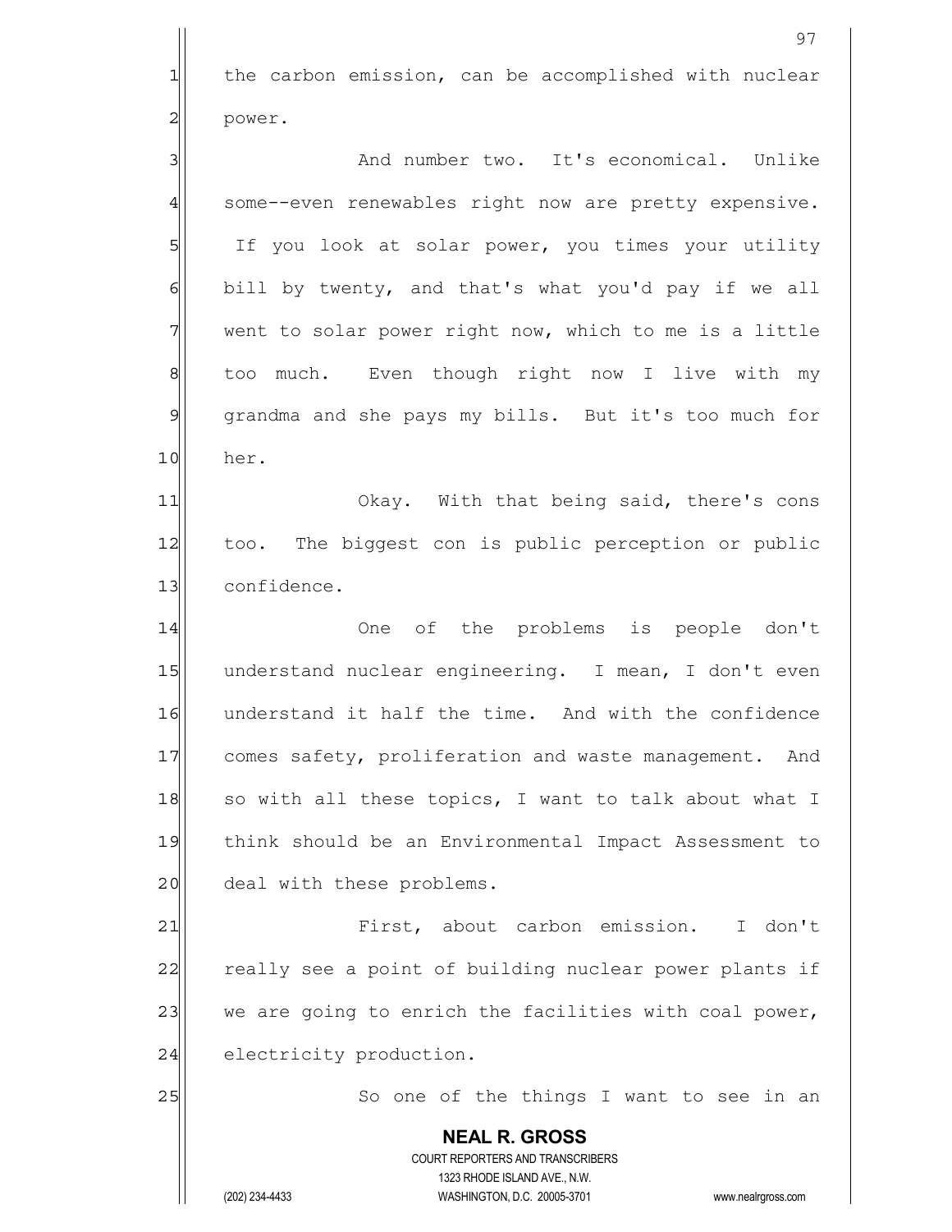the carbon emission, can be accomplished with nuclear power.

And number two. It's economical. Unlike some--even renewables right now are pretty expensive. If you look at solar power, you times your utility bill by twenty, and that's what you'd pay if we all went to solar power right now, which to me is a little too much. Even though right now I live with my grandma and she pays my bills. But it's too much for her.

Okay. With that being said, there's cons too. The biggest con is public perception or public confidence.

One of the problems is people don't understand nuclear engineering. I mean, I don't even understand it half the time. And with the confidence comes safety, proliferation and waste management. And so with all these topics, I want to talk about what I think should be an Environmental Impact Assessment to deal with these problems.

First, about carbon emission. I don't really see a point of building nuclear power plants if we are going to enrich the facilities with coal power, electricity production.

So one of the things I want to see in an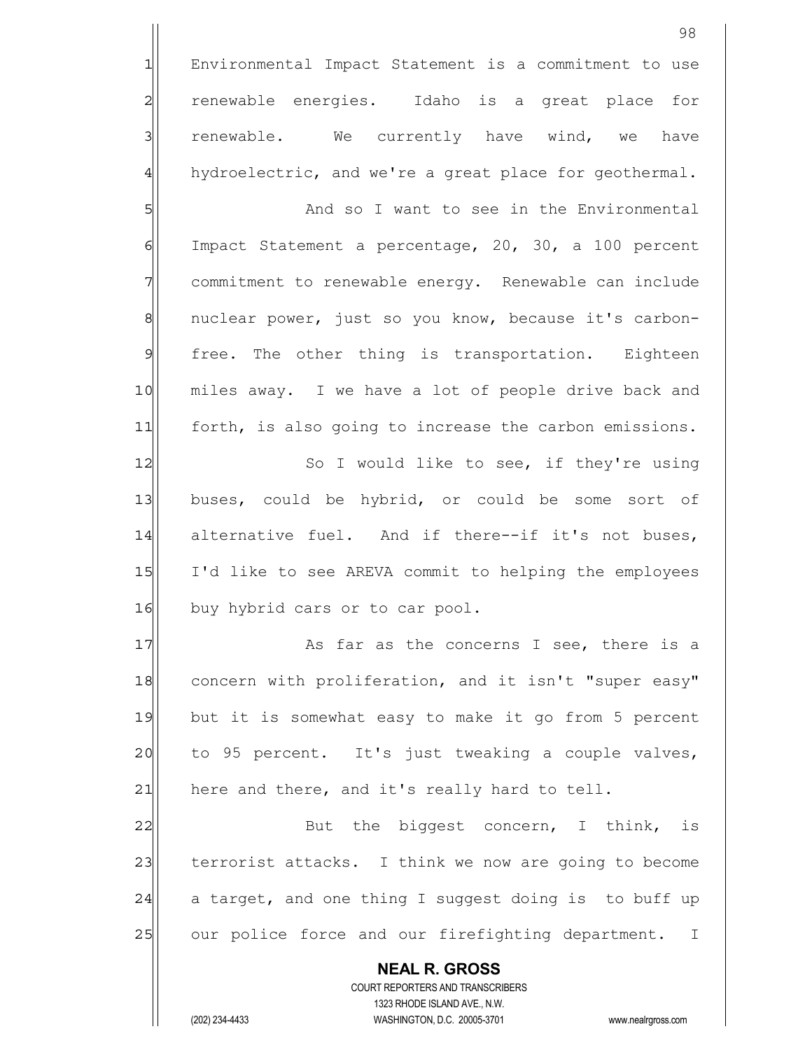Environmental Impact Statement is a commitment to use renewable energies. Idaho is a great place for renewable. We currently have wind, we have hydroelectric, and we're a great place for geothermal.

And so I want to see in the Environmental Impact Statement a percentage, 20, 30, a 100 percent commitment to renewable energy. Renewable can include nuclear power, just so you know, because it's carbon-free. The other thing is transportation. Eighteen miles away. I we have a lot of people drive back and forth, is also going to increase the carbon emissions.

So I would like to see, if they're using buses, could be hybrid, or could be some sort of alternative fuel. And if there--if it's not buses, I'd like to see AREVA commit to helping the employees buy hybrid cars or to car pool.

As far as the concerns I see, there is a concern with proliferation, and it isn't "super easy" but it is somewhat easy to make it go from 5 percent to 95 percent. It's just tweaking a couple valves, here and there, and it's really hard to tell.

But the biggest concern, I think, is terrorist attacks. I think we now are going to become a target, and one thing I suggest doing is to buff up our police force and our firefighting department. I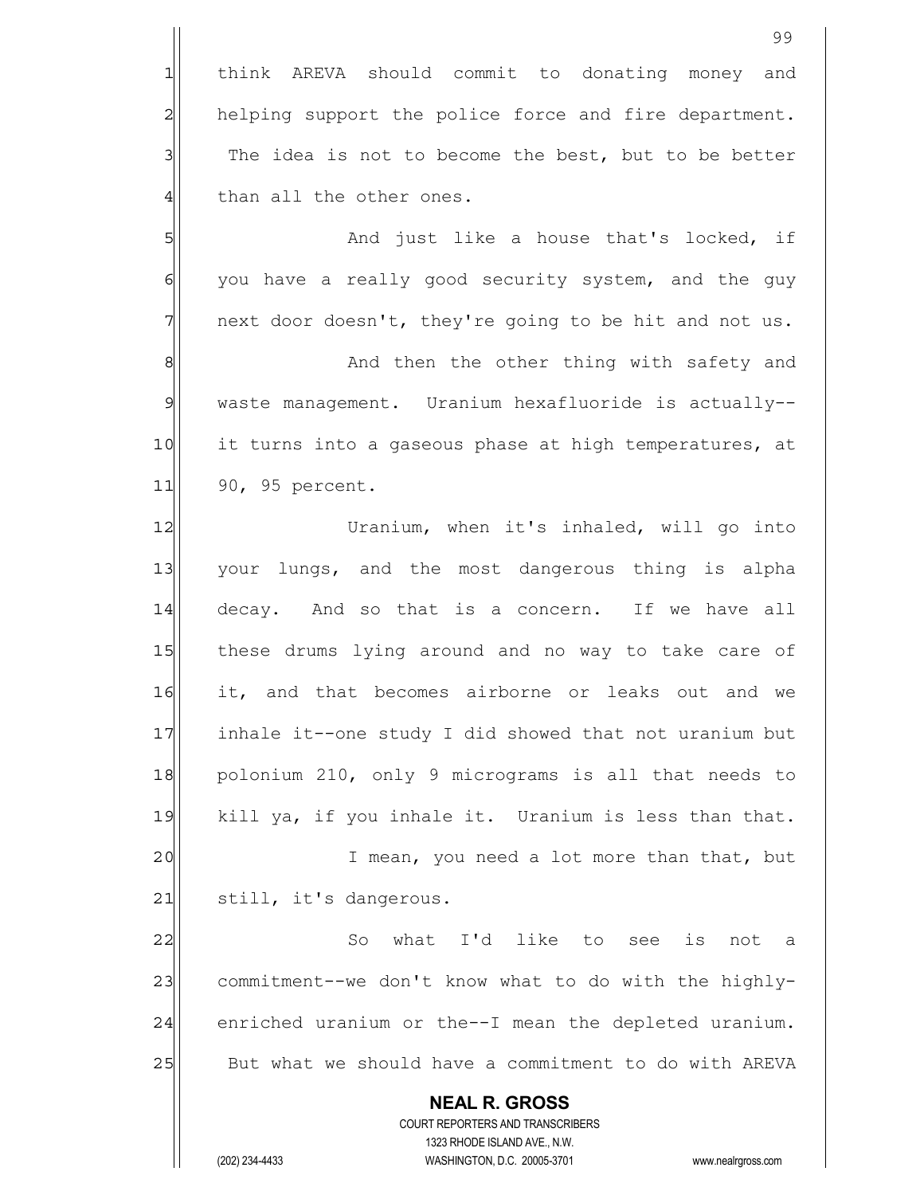think AREVA should commit to donating money and helping support the police force and fire department. The idea is not to become the best, but to be better than all the other ones.

And just like a house that's locked, if you have a really good security system, and the guy next door doesn't, they're going to be hit and not us.

And then the other thing with safety and waste management. Uranium hexafluoride is actually--it turns into a gaseous phase at high temperatures, at 90, 95 percent.

Uranium, when it's inhaled, will go into your lungs, and the most dangerous thing is alpha decay. And so that is a concern. If we have all these drums lying around and no way to take care of it, and that becomes airborne or leaks out and we inhale it--one study I did showed that not uranium but polonium 210, only 9 micrograms is all that needs to kill ya, if you inhale it. Uranium is less than that.

I mean, you need a lot more than that, but still, it's dangerous.

So what I'd like to see is not a commitment--we don't know what to do with the highly-enriched uranium or the--I mean the depleted uranium. But what we should have a commitment to do with AREVA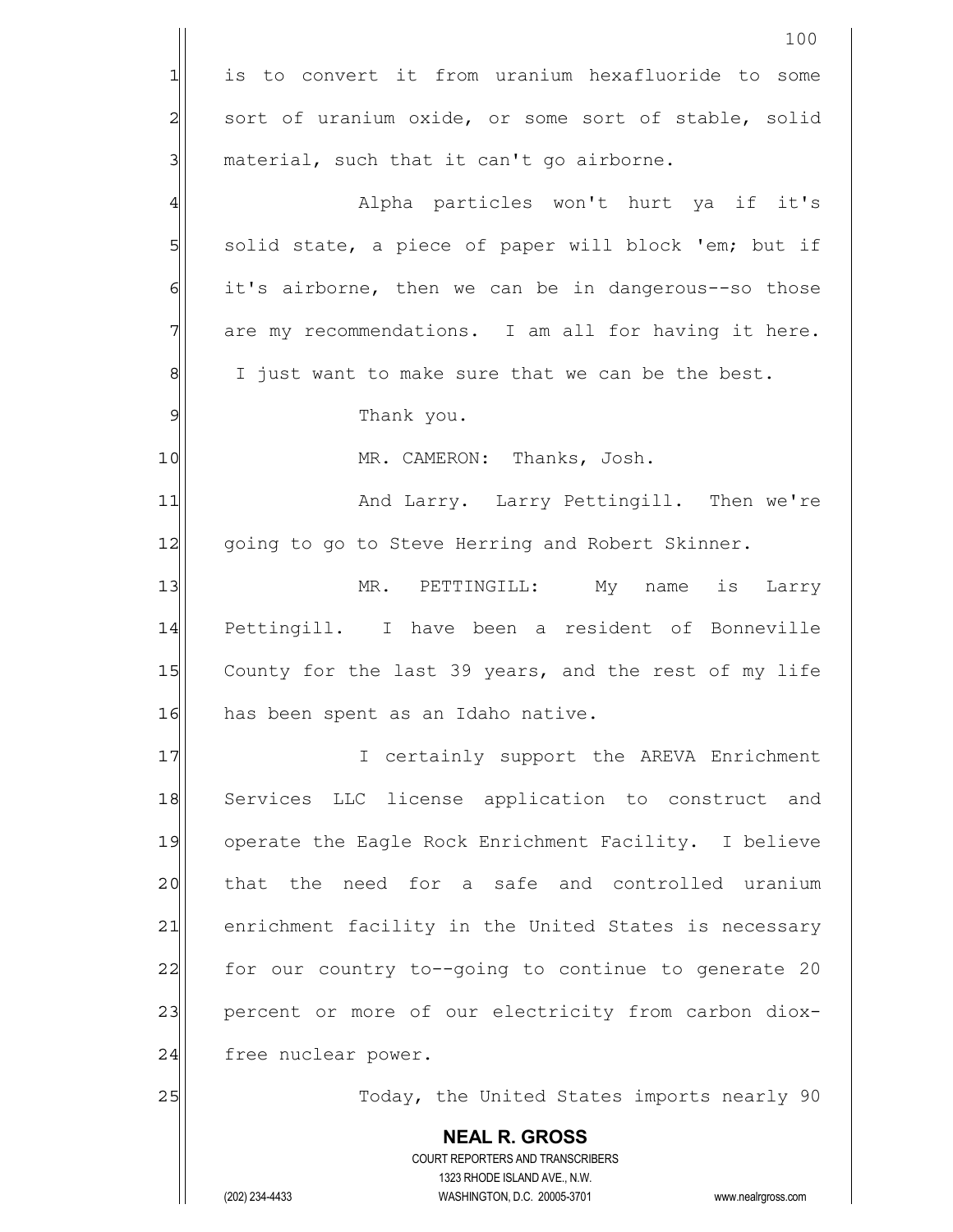is to convert it from uranium hexafluoride to some sort of uranium oxide, or some sort of stable, solid material, such that it can't go airborne.

Alpha particles won't hurt ya if it's solid state, a piece of paper will block 'em; but if it's airborne, then we can be in dangerous--so those are my recommendations. I am all for having it here. I just want to make sure that we can be the best.

Thank you.

MR. CAMERON: Thanks, Josh.

And Larry. Larry Pettingill. Then we're going to go to Steve Herring and Robert Skinner.

MR. PETTINGILL: My name is Larry Pettingill. I have been a resident of Bonneville County for the last 39 years, and the rest of my life has been spent as an Idaho native.

I certainly support the AREVA Enrichment Services LLC license application to construct and operate the Eagle Rock Enrichment Facility. I believe that the need for a safe and controlled uranium enrichment facility in the United States is necessary for our country to--going to continue to generate 20 percent or more of our electricity from carbon diox-free nuclear power.

Today, the United States imports nearly 90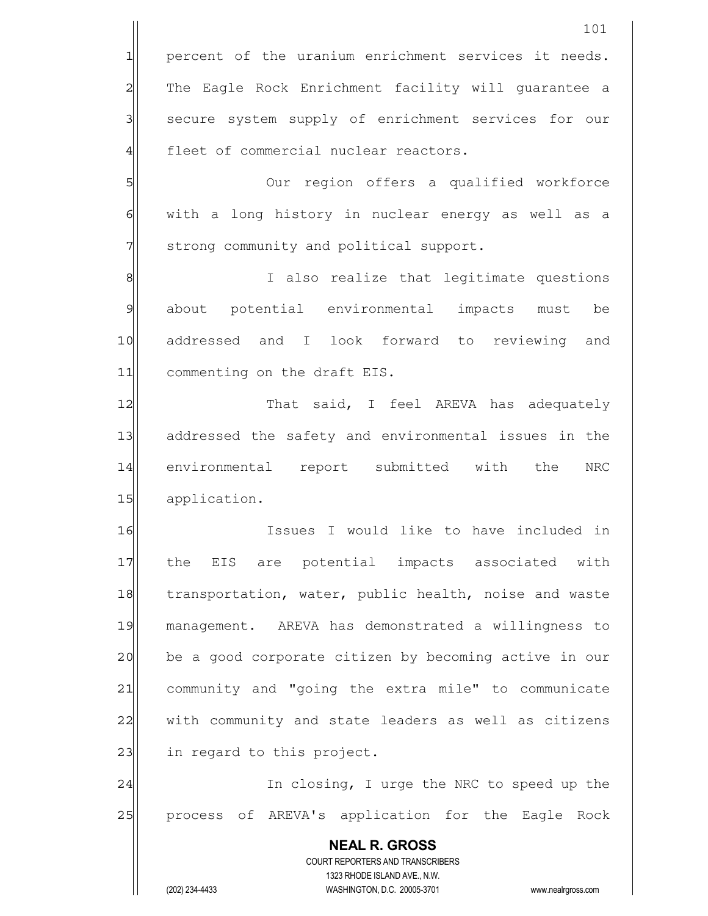percent of the uranium enrichment services it needs. The Eagle Rock Enrichment facility will guarantee a secure system supply of enrichment services for our fleet of commercial nuclear reactors.

Our region offers a qualified workforce with a long history in nuclear energy as well as a strong community and political support.

I also realize that legitimate questions about potential environmental impacts must be addressed and I look forward to reviewing and commenting on the draft EIS.

That said, I feel AREVA has adequately addressed the safety and environmental issues in the environmental report submitted with the NRC application.

Issues I would like to have included in the EIS are potential impacts associated with transportation, water, public health, noise and waste management. AREVA has demonstrated a willingness to be a good corporate citizen by becoming active in our community and "going the extra mile" to communicate with community and state leaders as well as citizens in regard to this project.

In closing, I urge the NRC to speed up the process of AREVA's application for the Eagle Rock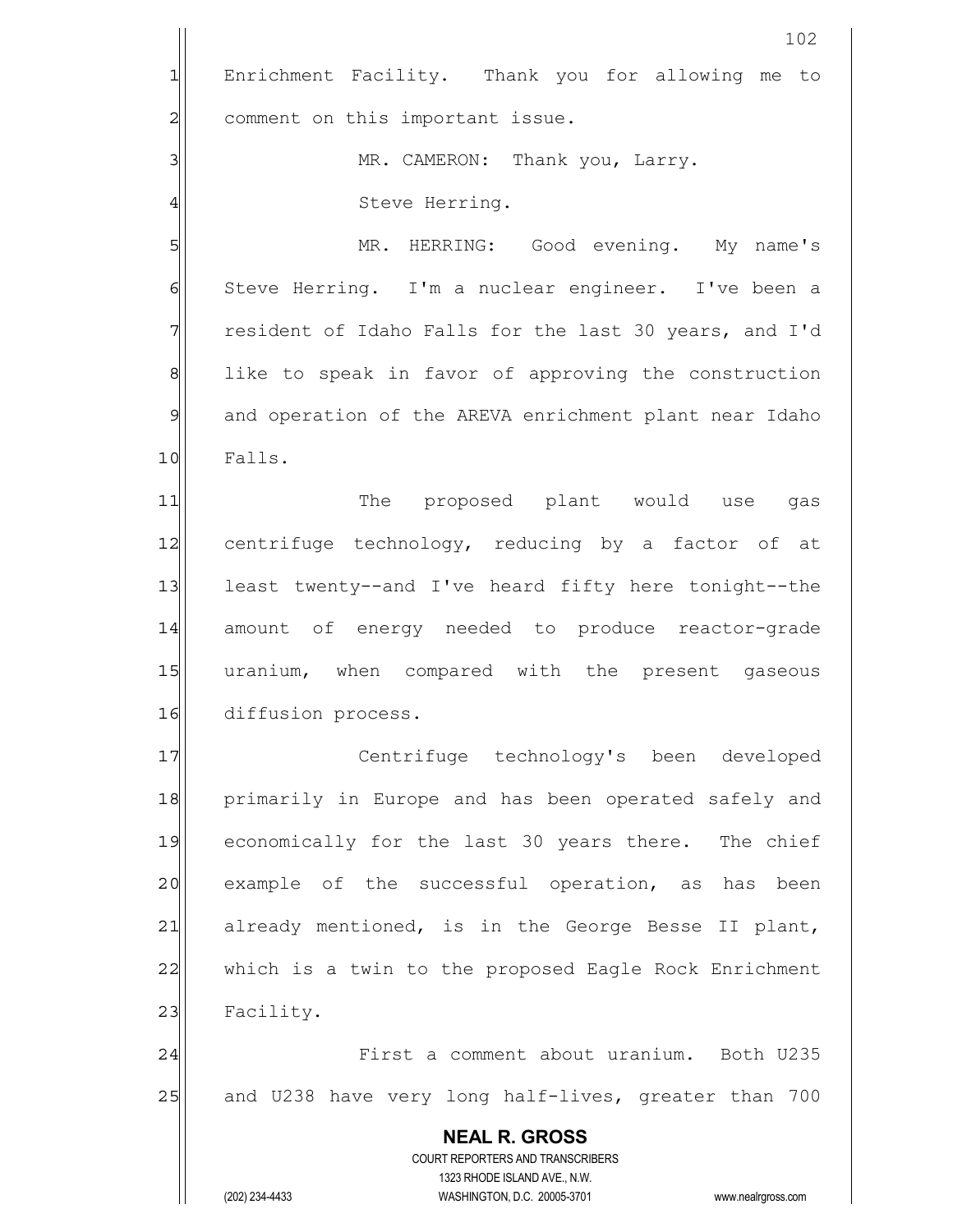Enrichment Facility. Thank you for allowing me to comment on this important issue.

MR. CAMERON: Thank you, Larry.

Steve Herring.

MR. HERRING: Good evening. My name's Steve Herring. I'm a nuclear engineer. I've been a resident of Idaho Falls for the last 30 years, and I'd like to speak in favor of approving the construction and operation of the AREVA enrichment plant near Idaho Falls.

The proposed plant would use gas centrifuge technology, reducing by a factor of at least twenty--and I've heard fifty here tonight--the amount of energy needed to produce reactor-grade uranium, when compared with the present gaseous diffusion process.

Centrifuge technology's been developed primarily in Europe and has been operated safely and economically for the last 30 years there. The chief example of the successful operation, as has been already mentioned, is in the George Besse II plant, which is a twin to the proposed Eagle Rock Enrichment Facility.

First a comment about uranium. Both U235 and U238 have very long half-lives, greater than 700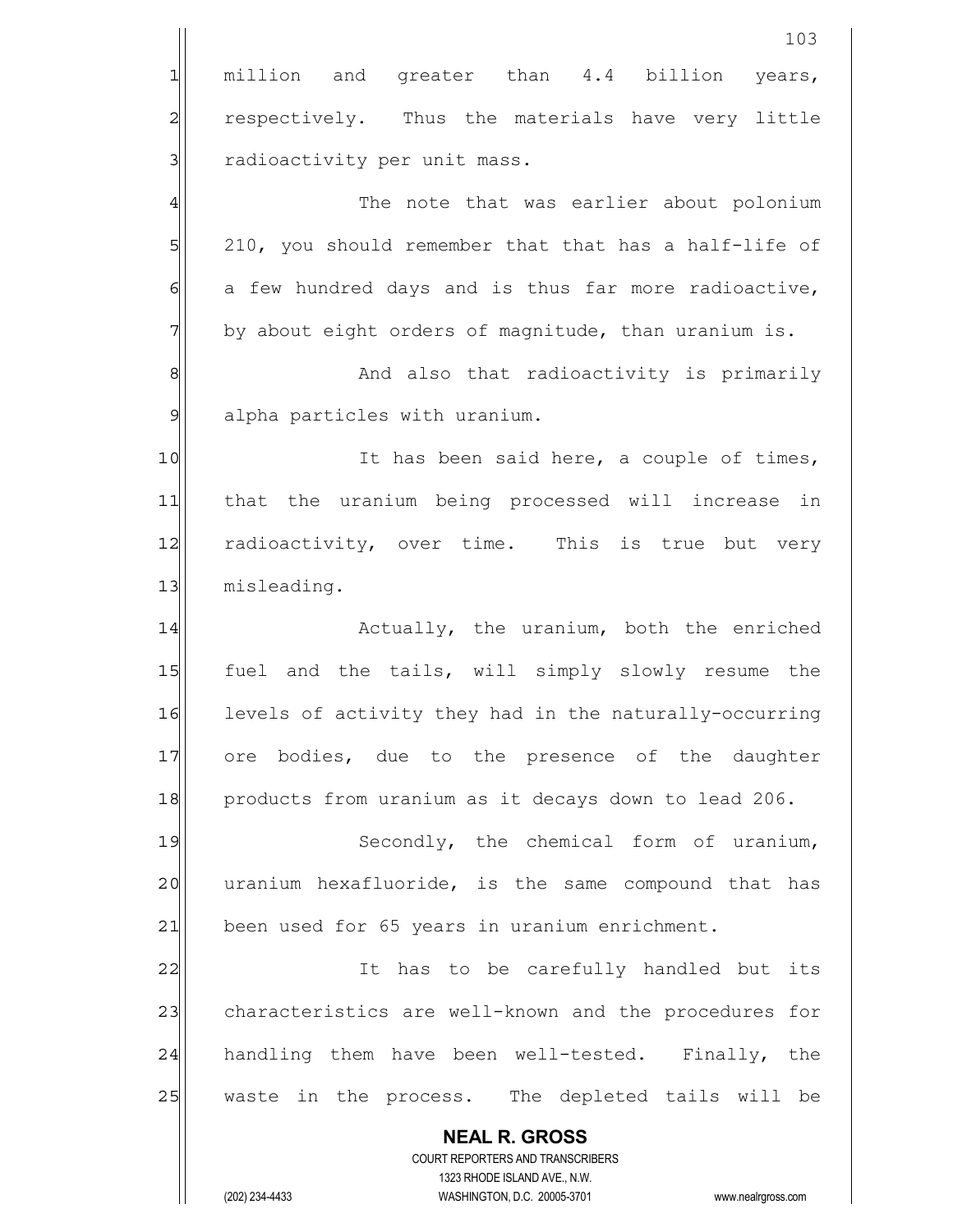million and greater than 4.4 billion years, respectively. Thus the materials have very little radioactivity per unit mass.

The note that was earlier about polonium 210, you should remember that that has a half-life of a few hundred days and is thus far more radioactive, by about eight orders of magnitude, than uranium is.

And also that radioactivity is primarily alpha particles with uranium.

It has been said here, a couple of times, that the uranium being processed will increase in radioactivity, over time. This is true but very misleading.

Actually, the uranium, both the enriched fuel and the tails, will simply slowly resume the levels of activity they had in the naturally-occurring ore bodies, due to the presence of the daughter products from uranium as it decays down to lead 206.

Secondly, the chemical form of uranium, uranium hexafluoride, is the same compound that has been used for 65 years in uranium enrichment.

It has to be carefully handled but its characteristics are well-known and the procedures for handling them have been well-tested. Finally, the waste in the process. The depleted tails will be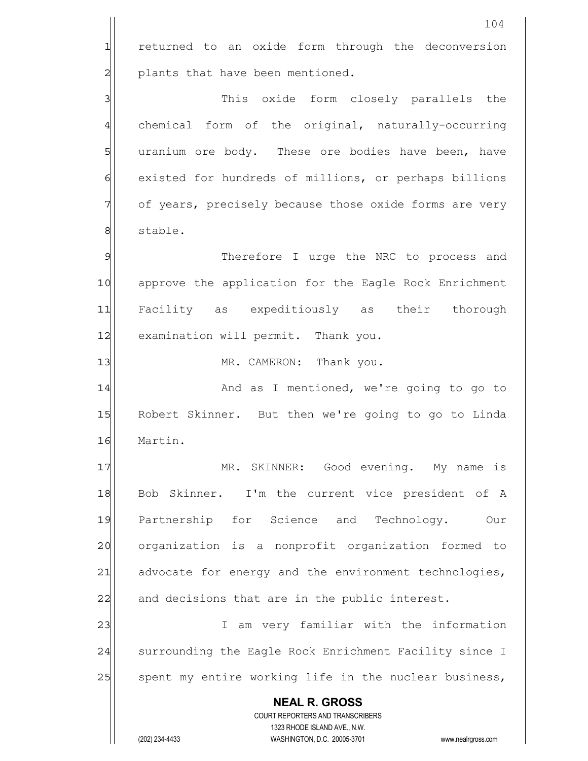returned to an oxide form through the deconversion plants that have been mentioned.

This oxide form closely parallels the chemical form of the original, naturally-occurring uranium ore body. These ore bodies have been, have existed for hundreds of millions, or perhaps billions of years, precisely because those oxide forms are very stable.

Therefore I urge the NRC to process and approve the application for the Eagle Rock Enrichment Facility as expeditiously as their thorough examination will permit. Thank you.

MR. CAMERON: Thank you.

And as I mentioned, we're going to go to Robert Skinner. But then we're going to go to Linda Martin.

MR. SKINNER: Good evening. My name is Bob Skinner. I'm the current vice president of A Partnership for Science and Technology. Our organization is a nonprofit organization formed to advocate for energy and the environment technologies, and decisions that are in the public interest.

I am very familiar with the information surrounding the Eagle Rock Enrichment Facility since I spent my entire working life in the nuclear business,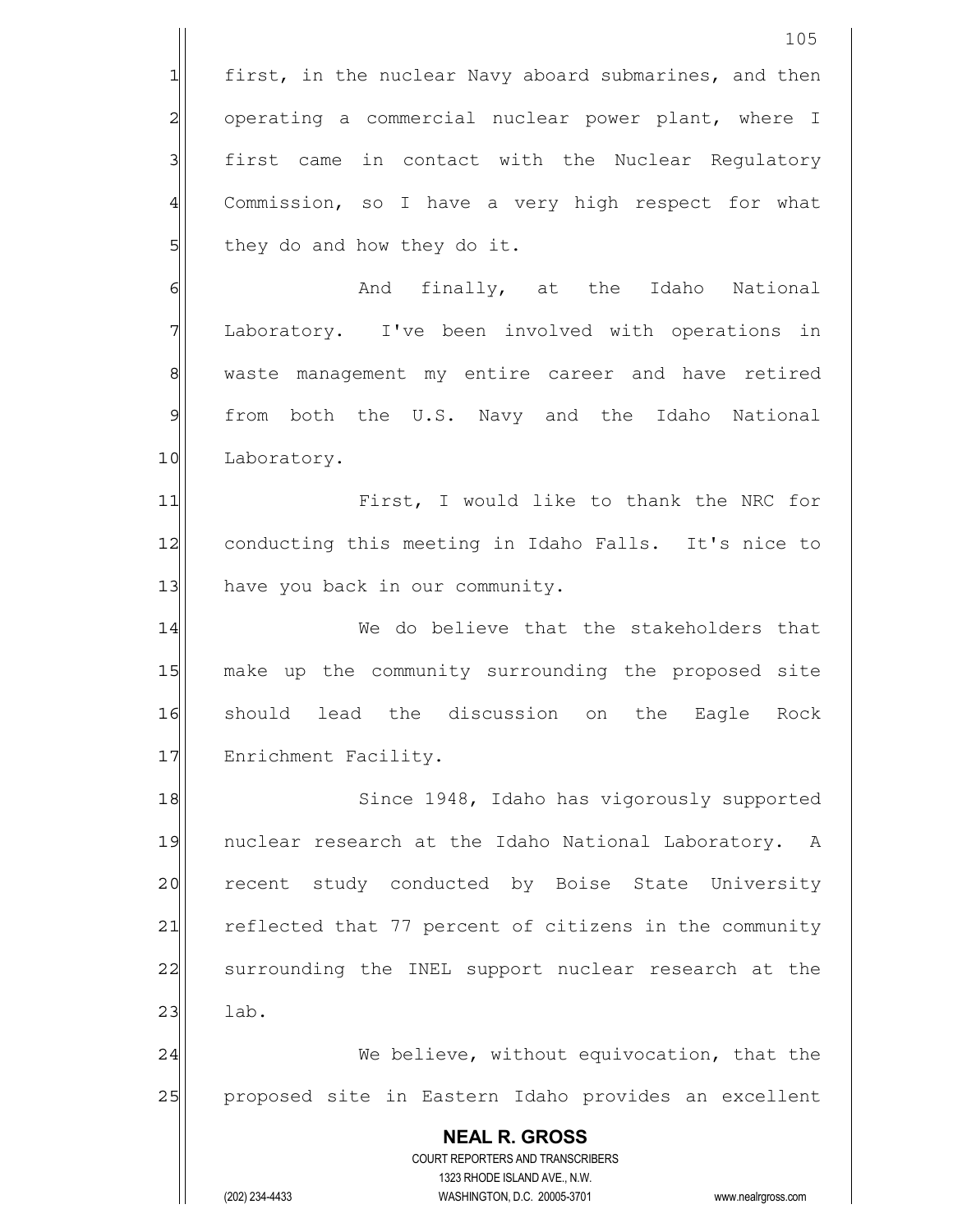first, in the nuclear Navy aboard submarines, and then operating a commercial nuclear power plant, where I first came in contact with the Nuclear Regulatory Commission, so I have a very high respect for what they do and how they do it.

And finally, at the Idaho National Laboratory. I've been involved with operations in waste management my entire career and have retired from both the U.S. Navy and the Idaho National Laboratory.

First, I would like to thank the NRC for conducting this meeting in Idaho Falls. It's nice to have you back in our community.

We do believe that the stakeholders that make up the community surrounding the proposed site should lead the discussion on the Eagle Rock Enrichment Facility.

Since 1948, Idaho has vigorously supported nuclear research at the Idaho National Laboratory. A recent study conducted by Boise State University reflected that 77 percent of citizens in the community surrounding the INEL support nuclear research at the lab.

We believe, without equivocation, that the proposed site in Eastern Idaho provides an excellent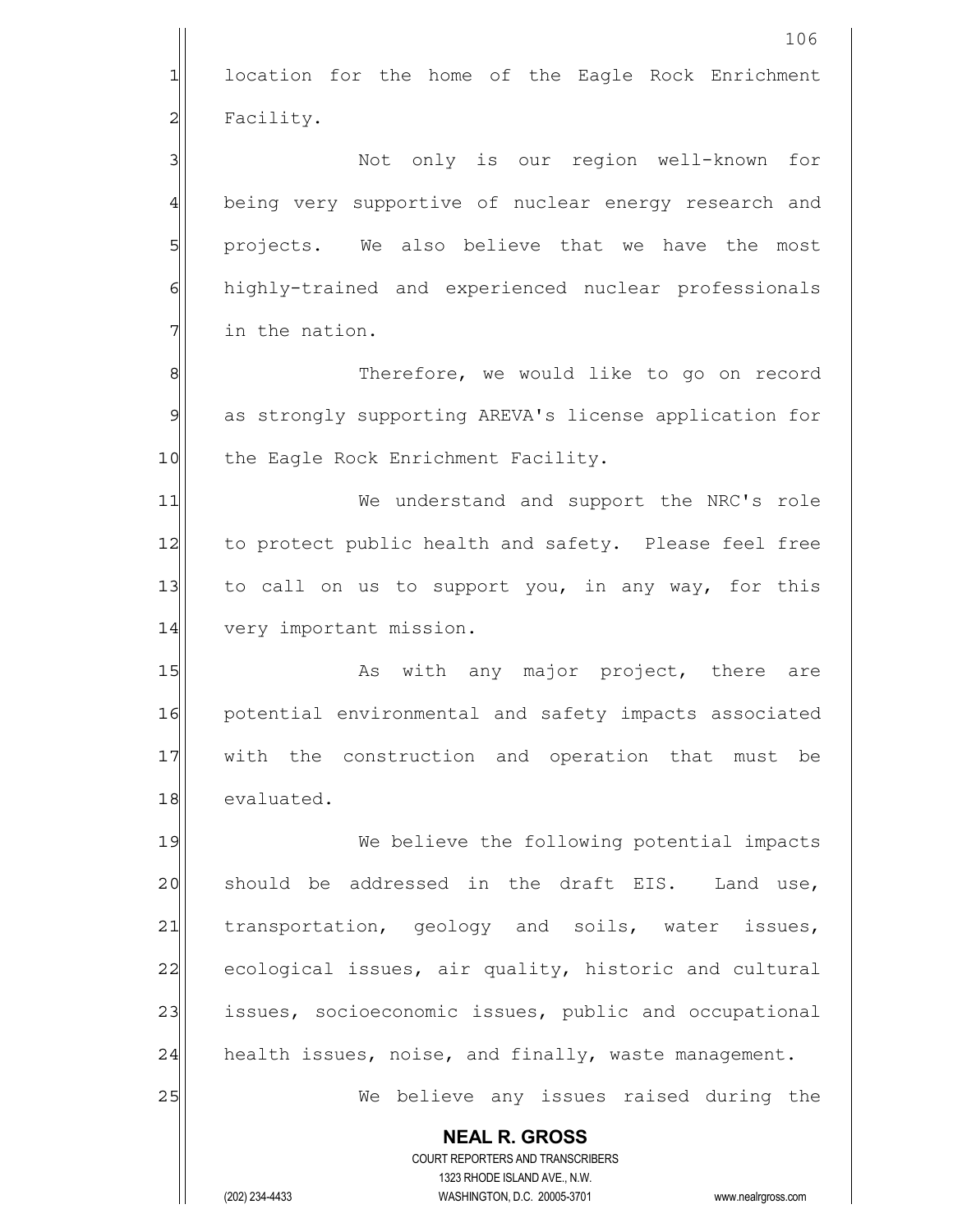location for the home of the Eagle Rock Enrichment Facility.

Not only is our region well-known for being very supportive of nuclear energy research and projects. We also believe that we have the most highly-trained and experienced nuclear professionals in the nation.

Therefore, we would like to go on record as strongly supporting AREVA's license application for the Eagle Rock Enrichment Facility.

We understand and support the NRC's role to protect public health and safety. Please feel free to call on us to support you, in any way, for this very important mission.

As with any major project, there are potential environmental and safety impacts associated with the construction and operation that must be evaluated.

We believe the following potential impacts should be addressed in the draft EIS. Land use, transportation, geology and soils, water issues, ecological issues, air quality, historic and cultural issues, socioeconomic issues, public and occupational health issues, noise, and finally, waste management.

We believe any issues raised during the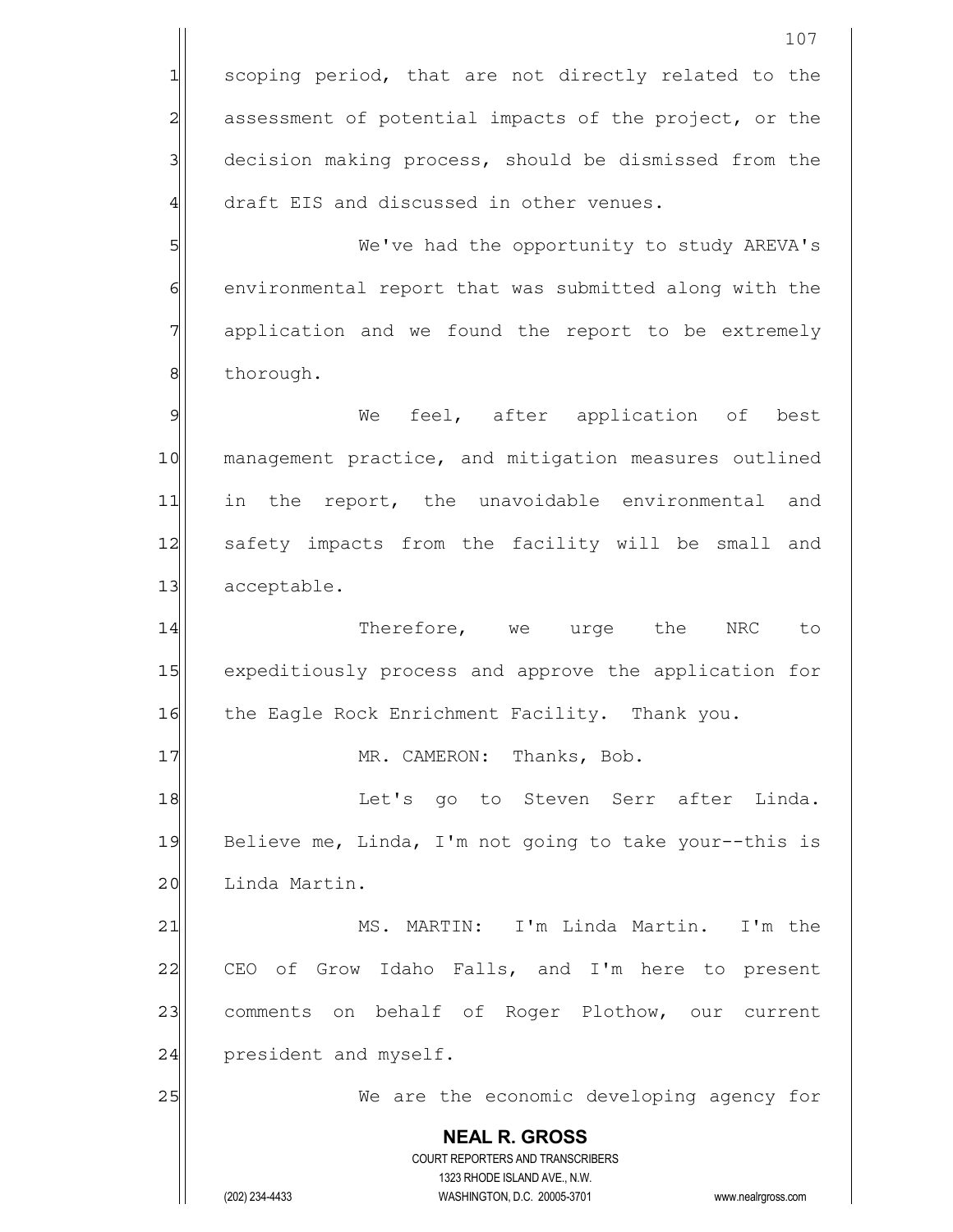scoping period, that are not directly related to the assessment of potential impacts of the project, or the decision making process, should be dismissed from the draft EIS and discussed in other venues.

We've had the opportunity to study AREVA's environmental report that was submitted along with the application and we found the report to be extremely thorough.

We feel, after application of best management practice, and mitigation measures outlined in the report, the unavoidable environmental and safety impacts from the facility will be small and acceptable.

Therefore, we urge the NRC to expeditiously process and approve the application for the Eagle Rock Enrichment Facility. Thank you.

MR. CAMERON: Thanks, Bob.

Let's go to Steven Serr after Linda. Believe me, Linda, I'm not going to take your--this is Linda Martin.

MS. MARTIN: I'm Linda Martin. I'm the CEO of Grow Idaho Falls, and I'm here to present comments on behalf of Roger Plothow, our current president and myself.

We are the economic developing agency for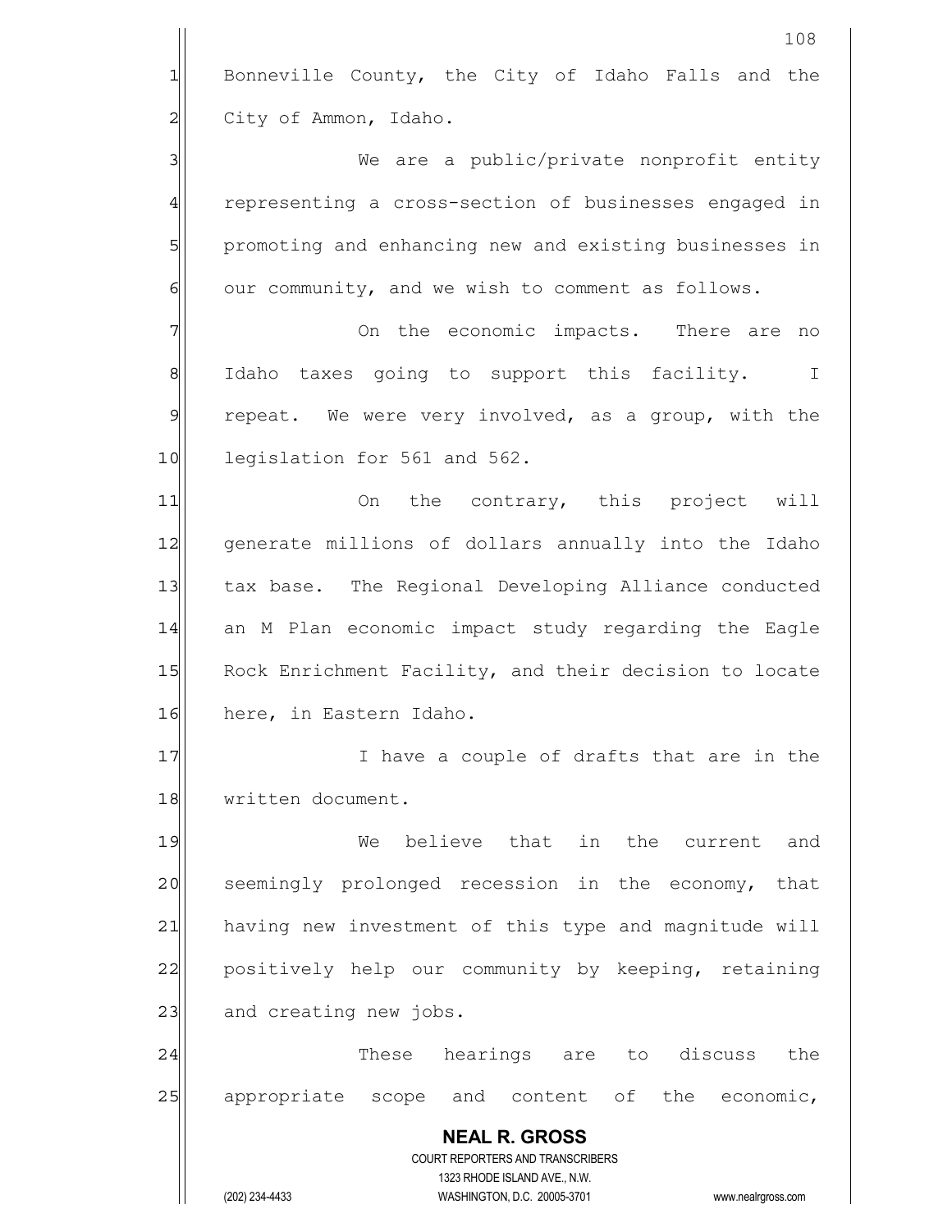Bonneville County, the City of Idaho Falls and the City of Ammon, Idaho.

We are a public/private nonprofit entity representing a cross-section of businesses engaged in promoting and enhancing new and existing businesses in our community, and we wish to comment as follows.

On the economic impacts. There are no Idaho taxes going to support this facility. I repeat. We were very involved, as a group, with the legislation for 561 and 562.

On the contrary, this project will generate millions of dollars annually into the Idaho tax base. The Regional Developing Alliance conducted an M Plan economic impact study regarding the Eagle Rock Enrichment Facility, and their decision to locate here, in Eastern Idaho.

I have a couple of drafts that are in the written document.

We believe that in the current and seemingly prolonged recession in the economy, that having new investment of this type and magnitude will positively help our community by keeping, retaining and creating new jobs.

These hearings are to discuss the appropriate scope and content of the economic,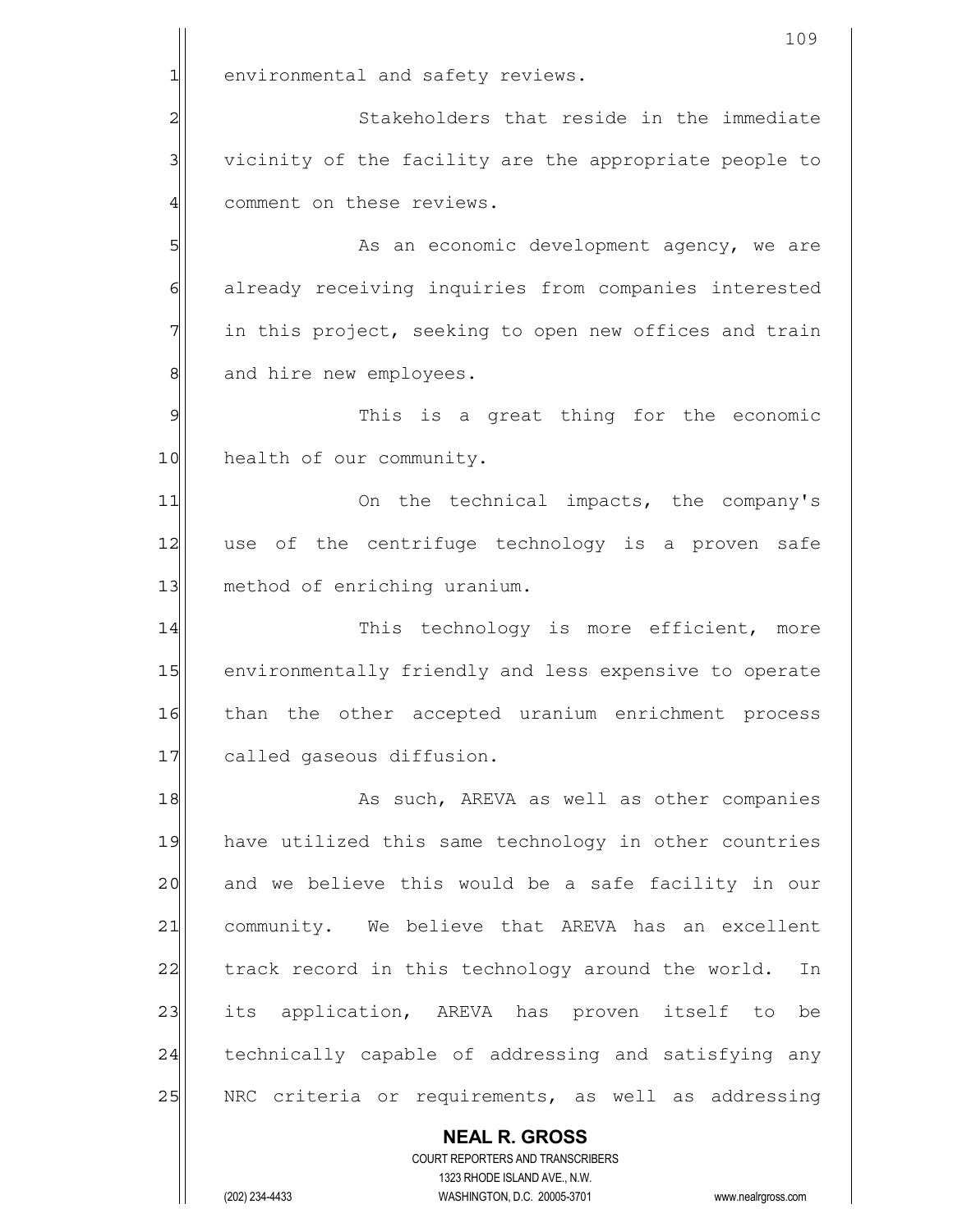environmental and safety reviews.

Stakeholders that reside in the immediate vicinity of the facility are the appropriate people to comment on these reviews.

As an economic development agency, we are already receiving inquiries from companies interested in this project, seeking to open new offices and train and hire new employees.

This is a great thing for the economic health of our community.

On the technical impacts, the company's use of the centrifuge technology is a proven safe method of enriching uranium.

This technology is more efficient, more environmentally friendly and less expensive to operate than the other accepted uranium enrichment process called gaseous diffusion.

As such, AREVA as well as other companies have utilized this same technology in other countries and we believe this would be a safe facility in our community. We believe that AREVA has an excellent track record in this technology around the world. In its application, AREVA has proven itself to be technically capable of addressing and satisfying any NRC criteria or requirements, as well as addressing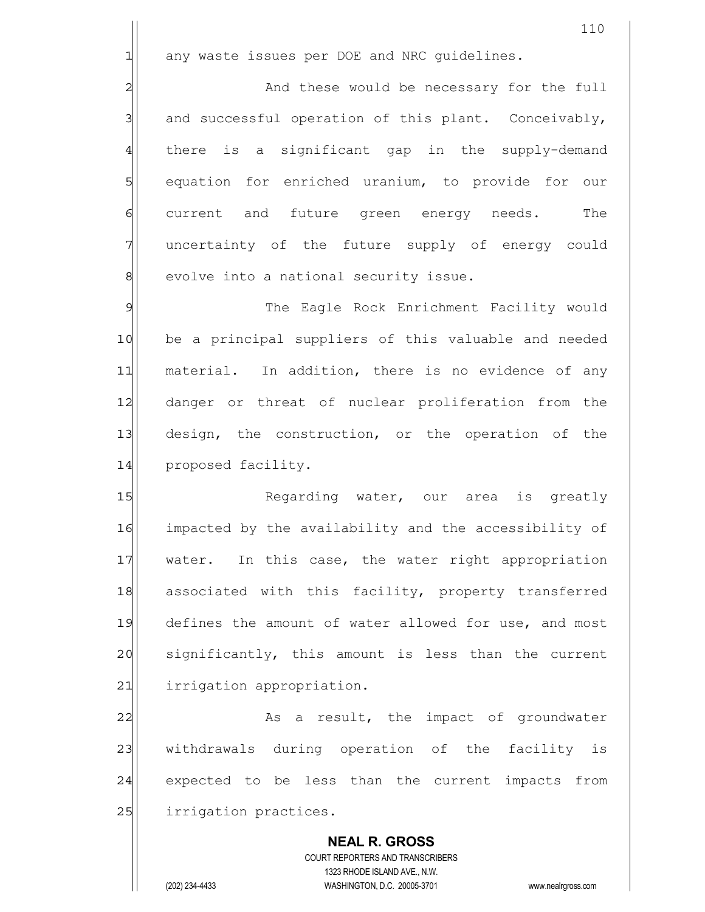any waste issues per DOE and NRC guidelines.

And these would be necessary for the full and successful operation of this plant. Conceivably, there is a significant gap in the supply-demand equation for enriched uranium, to provide for our current and future green energy needs. The uncertainty of the future supply of energy could evolve into a national security issue.

The Eagle Rock Enrichment Facility would be a principal suppliers of this valuable and needed material. In addition, there is no evidence of any danger or threat of nuclear proliferation from the design, the construction, or the operation of the proposed facility.

Regarding water, our area is greatly impacted by the availability and the accessibility of water. In this case, the water right appropriation associated with this facility, property transferred defines the amount of water allowed for use, and most significantly, this amount is less than the current irrigation appropriation.

As a result, the impact of groundwater withdrawals during operation of the facility is expected to be less than the current impacts from irrigation practices.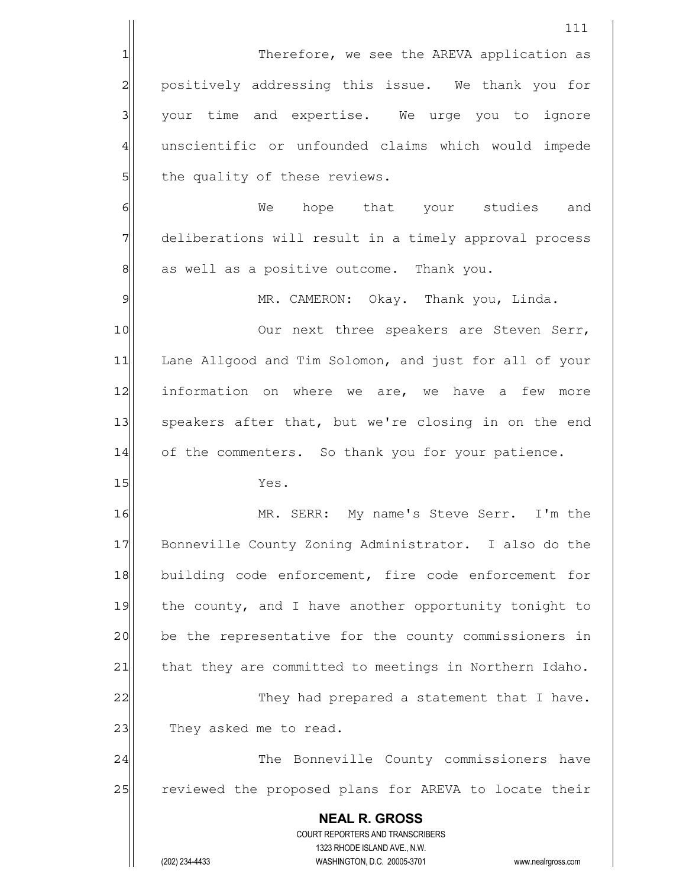Therefore, we see the AREVA application as positively addressing this issue. We thank you for your time and expertise. We urge you to ignore unscientific or unfounded claims which would impede the quality of these reviews.

We hope that your studies and deliberations will result in a timely approval process as well as a positive outcome. Thank you.

MR. CAMERON: Okay. Thank you, Linda.

Our next three speakers are Steven Serr, Lane Allgood and Tim Solomon, and just for all of your information on where we are, we have a few more speakers after that, but we're closing in on the end of the commenters. So thank you for your patience.

Yes.

MR. SERR: My name's Steve Serr. I'm the Bonneville County Zoning Administrator. I also do the building code enforcement, fire code enforcement for the county, and I have another opportunity tonight to be the representative for the county commissioners in that they are committed to meetings in Northern Idaho.

They had prepared a statement that I have. They asked me to read.

The Bonneville County commissioners have reviewed the proposed plans for AREVA to locate their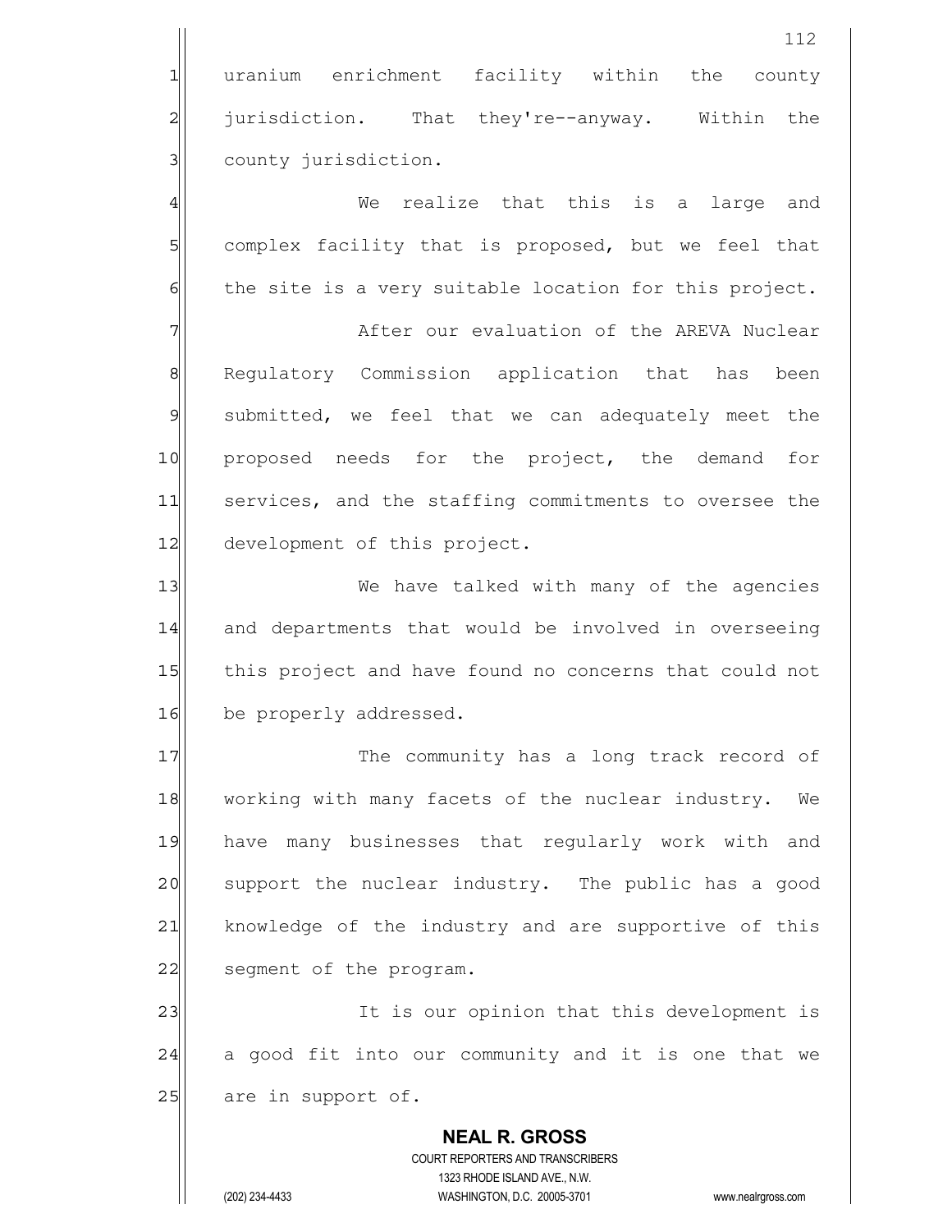uranium enrichment facility within the county jurisdiction. That they're--anyway. Within the county jurisdiction.

We realize that this is a large and complex facility that is proposed, but we feel that the site is a very suitable location for this project.

After our evaluation of the AREVA Nuclear Regulatory Commission application that has been submitted, we feel that we can adequately meet the proposed needs for the project, the demand for services, and the staffing commitments to oversee the development of this project.

We have talked with many of the agencies and departments that would be involved in overseeing this project and have found no concerns that could not be properly addressed.

The community has a long track record of working with many facets of the nuclear industry. We have many businesses that regularly work with and support the nuclear industry. The public has a good knowledge of the industry and are supportive of this segment of the program.

It is our opinion that this development is a good fit into our community and it is one that we are in support of.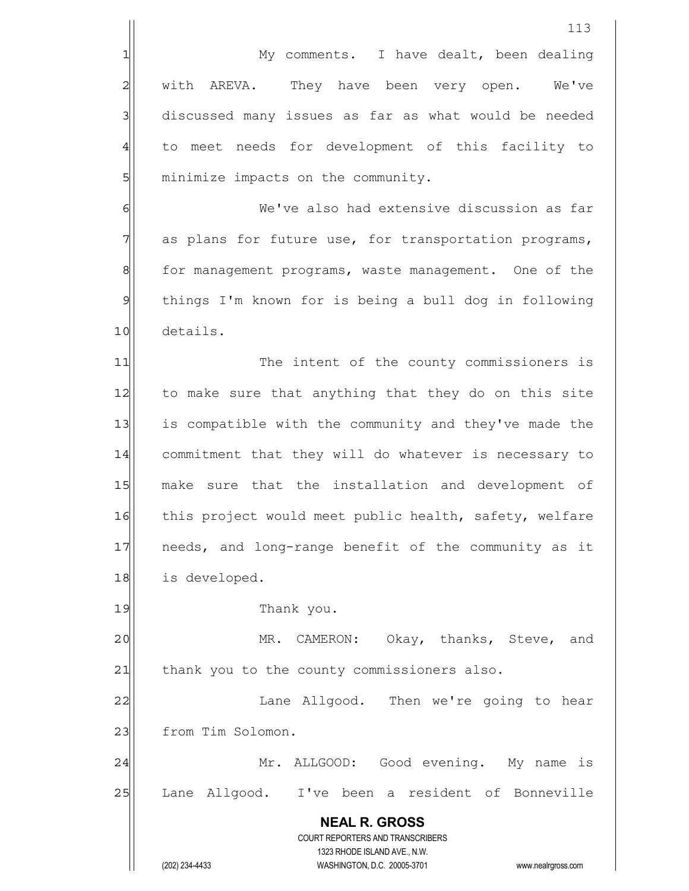My comments. I have dealt, been dealing with AREVA. They have been very open. We've discussed many issues as far as what would be needed to meet needs for development of this facility to minimize impacts on the community.

We've also had extensive discussion as far as plans for future use, for transportation programs, for management programs, waste management. One of the things I'm known for is being a bull dog in following details.

The intent of the county commissioners is to make sure that anything that they do on this site is compatible with the community and they've made the commitment that they will do whatever is necessary to make sure that the installation and development of this project would meet public health, safety, welfare needs, and long-range benefit of the community as it is developed.

Thank you.

MR. CAMERON: Okay, thanks, Steve, and thank you to the county commissioners also.

Lane Allgood. Then we're going to hear from Tim Solomon.

Mr. ALLGOOD: Good evening. My name is Lane Allgood. I've been a resident of Bonneville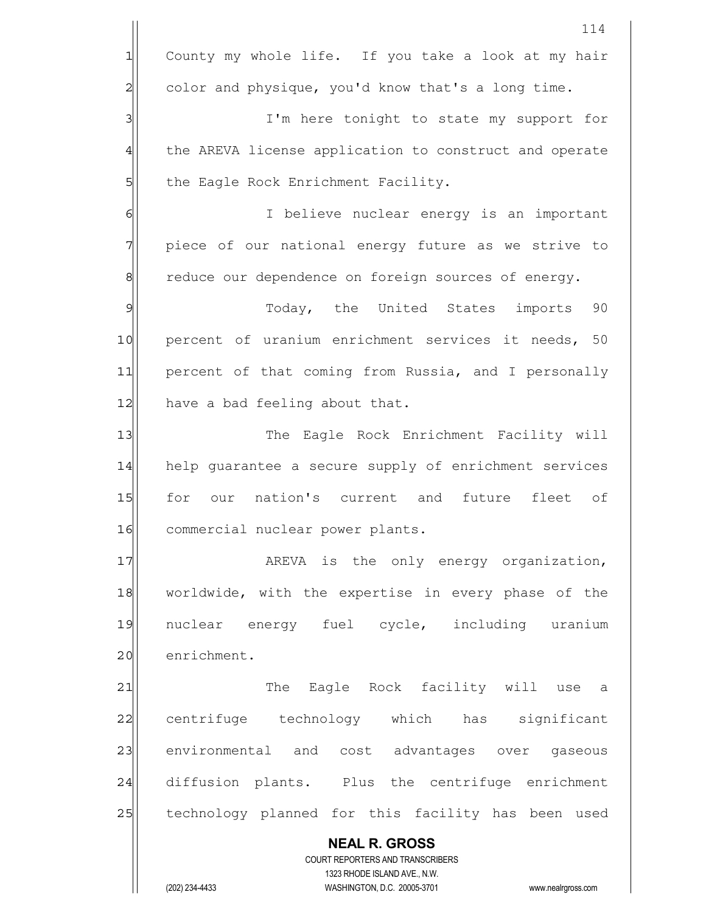County my whole life. If you take a look at my hair color and physique, you'd know that's a long time.

I'm here tonight to state my support for the AREVA license application to construct and operate the Eagle Rock Enrichment Facility.

I believe nuclear energy is an important piece of our national energy future as we strive to reduce our dependence on foreign sources of energy.

Today, the United States imports 90 percent of uranium enrichment services it needs, 50 percent of that coming from Russia, and I personally have a bad feeling about that.

The Eagle Rock Enrichment Facility will help guarantee a secure supply of enrichment services for our nation's current and future fleet of commercial nuclear power plants.

AREVA is the only energy organization, worldwide, with the expertise in every phase of the nuclear energy fuel cycle, including uranium enrichment.

The Eagle Rock facility will use a centrifuge technology which has significant environmental and cost advantages over gaseous diffusion plants. Plus the centrifuge enrichment technology planned for this facility has been used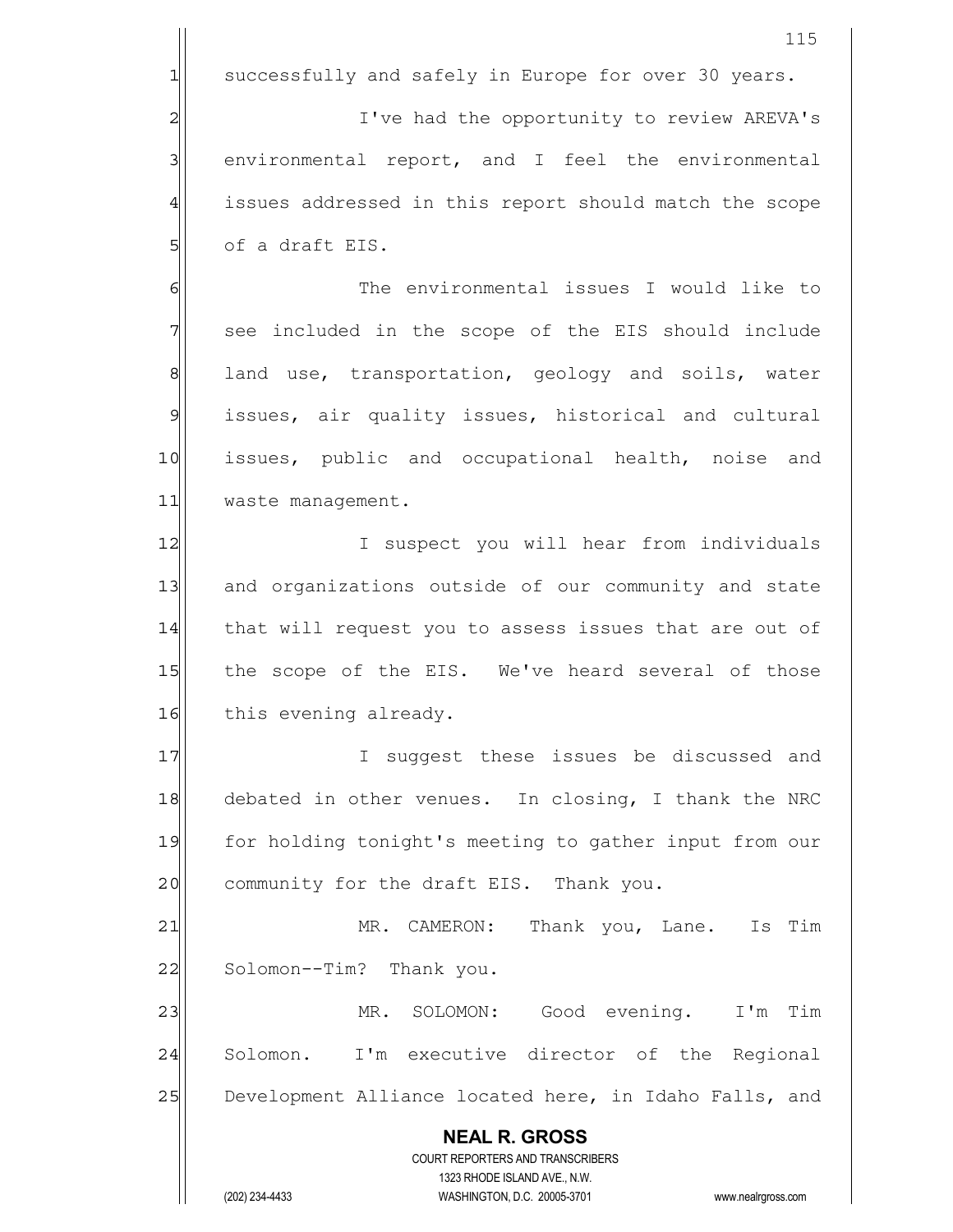successfully and safely in Europe for over 30 years.

I've had the opportunity to review AREVA's environmental report, and I feel the environmental issues addressed in this report should match the scope of a draft EIS.

The environmental issues I would like to see included in the scope of the EIS should include land use, transportation, geology and soils, water issues, air quality issues, historical and cultural issues, public and occupational health, noise and waste management.

I suspect you will hear from individuals and organizations outside of our community and state that will request you to assess issues that are out of the scope of the EIS. We've heard several of those this evening already.

I suggest these issues be discussed and debated in other venues. In closing, I thank the NRC for holding tonight's meeting to gather input from our community for the draft EIS. Thank you.

MR. CAMERON: Thank you, Lane. Is Tim Solomon--Tim? Thank you.

MR. SOLOMON: Good evening. I'm Tim Solomon. I'm executive director of the Regional Development Alliance located here, in Idaho Falls, and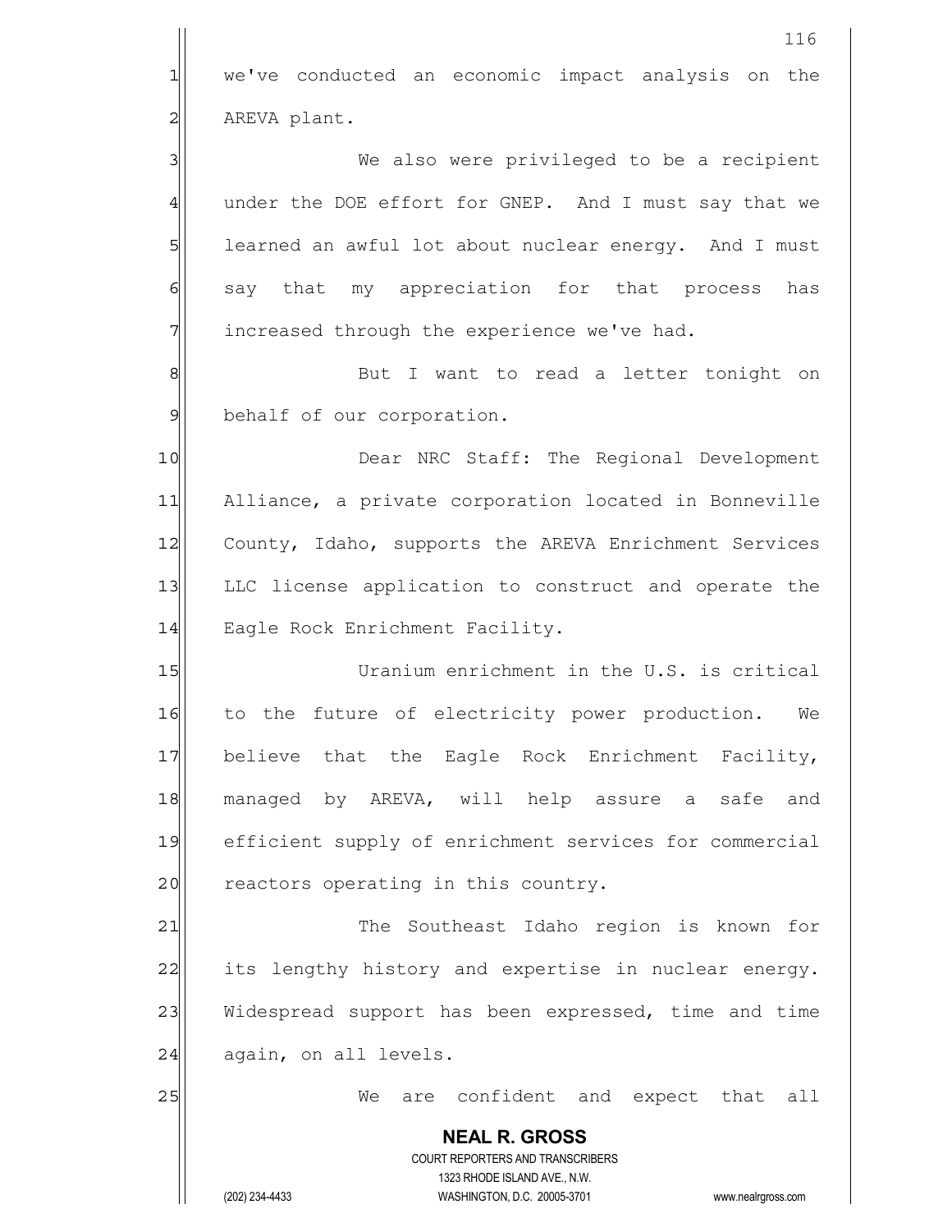we've conducted an economic impact analysis on the AREVA plant.

We also were privileged to be a recipient under the DOE effort for GNEP. And I must say that we learned an awful lot about nuclear energy. And I must say that my appreciation for that process has increased through the experience we've had.

But I want to read a letter tonight on behalf of our corporation.

Dear NRC Staff: The Regional Development Alliance, a private corporation located in Bonneville County, Idaho, supports the AREVA Enrichment Services LLC license application to construct and operate the Eagle Rock Enrichment Facility.

Uranium enrichment in the U.S. is critical to the future of electricity power production. We believe that the Eagle Rock Enrichment Facility, managed by AREVA, will help assure a safe and efficient supply of enrichment services for commercial reactors operating in this country.

The Southeast Idaho region is known for its lengthy history and expertise in nuclear energy. Widespread support has been expressed, time and time again, on all levels.

We are confident and expect that all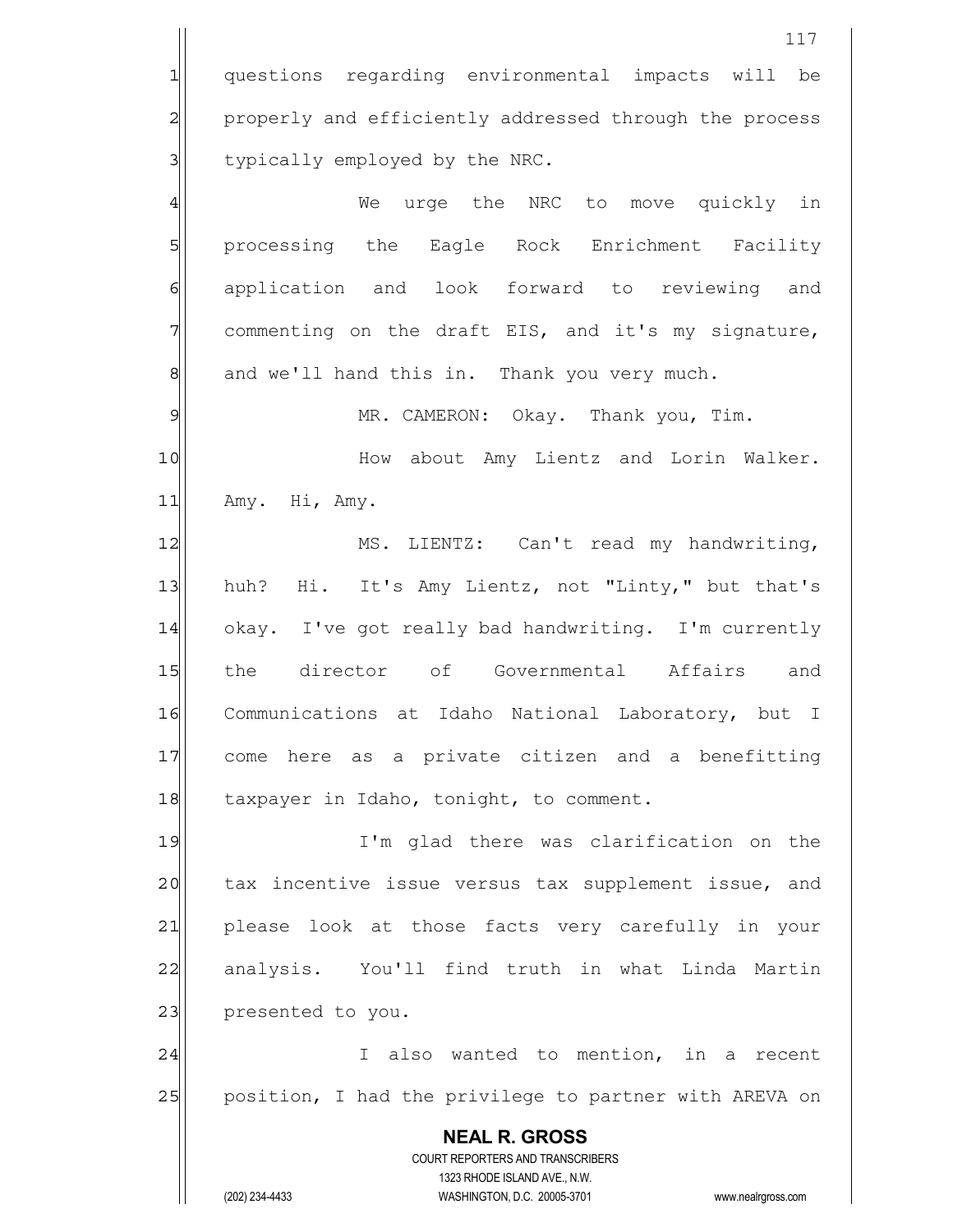questions regarding environmental impacts will be properly and efficiently addressed through the process typically employed by the NRC.

We urge the NRC to move quickly in processing the Eagle Rock Enrichment Facility application and look forward to reviewing and commenting on the draft EIS, and it's my signature, and we'll hand this in. Thank you very much.

MR. CAMERON: Okay. Thank you, Tim.

How about Amy Lientz and Lorin Walker. Amy. Hi, Amy.

MS. LIENTZ: Can't read my handwriting, huh? Hi. It's Amy Lientz, not "Linty," but that's okay. I've got really bad handwriting. I'm currently the director of Governmental Affairs and Communications at Idaho National Laboratory, but I come here as a private citizen and a benefitting taxpayer in Idaho, tonight, to comment.

I'm glad there was clarification on the tax incentive issue versus tax supplement issue, and please look at those facts very carefully in your analysis. You'll find truth in what Linda Martin presented to you.

I also wanted to mention, in a recent position, I had the privilege to partner with AREVA on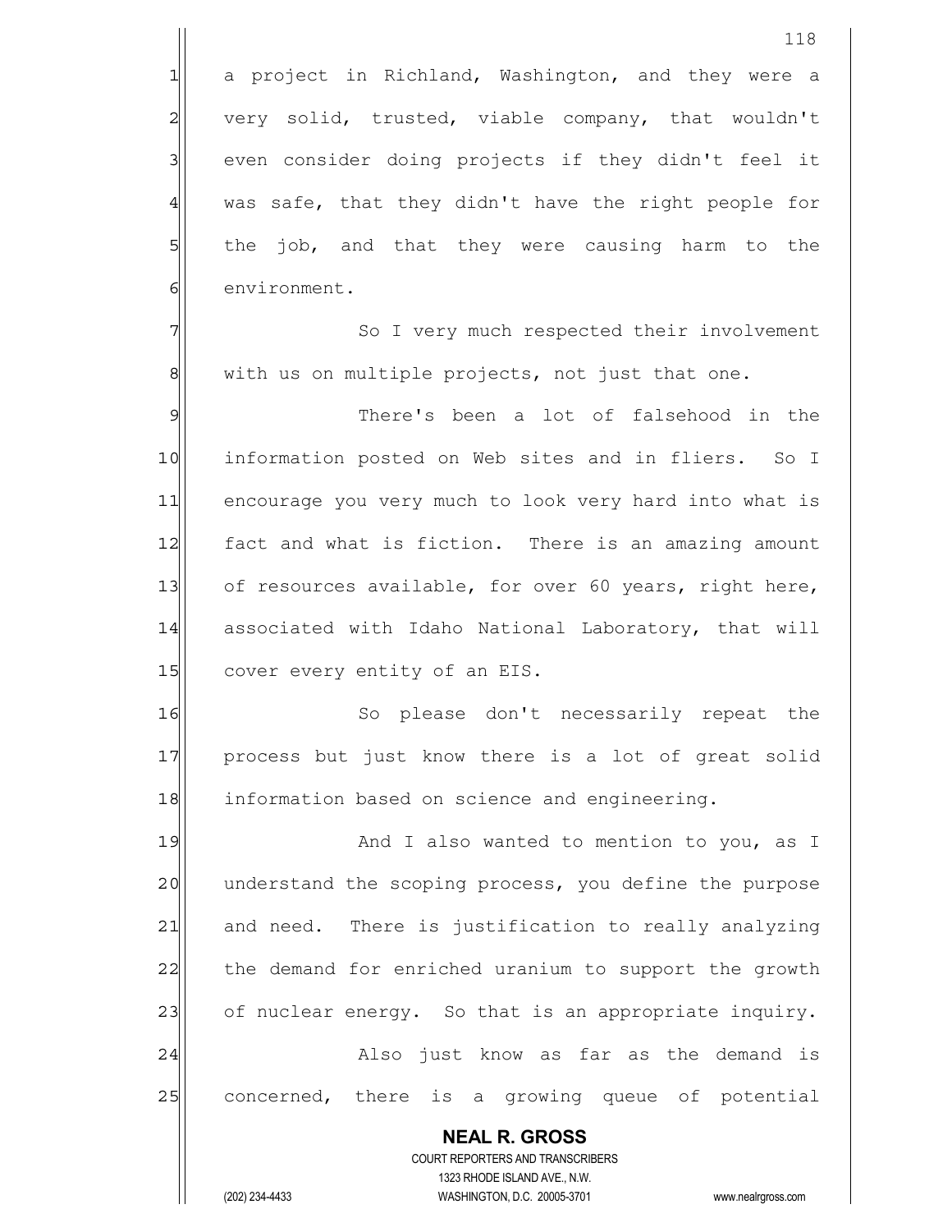a project in Richland, Washington, and they were a very solid, trusted, viable company, that wouldn't even consider doing projects if they didn't feel it was safe, that they didn't have the right people for the job, and that they were causing harm to the environment.

So I very much respected their involvement with us on multiple projects, not just that one.

There's been a lot of falsehood in the information posted on Web sites and in fliers. So I encourage you very much to look very hard into what is fact and what is fiction. There is an amazing amount of resources available, for over 60 years, right here, associated with Idaho National Laboratory, that will cover every entity of an EIS.

So please don't necessarily repeat the process but just know there is a lot of great solid information based on science and engineering.

And I also wanted to mention to you, as I understand the scoping process, you define the purpose and need. There is justification to really analyzing the demand for enriched uranium to support the growth of nuclear energy. So that is an appropriate inquiry.

Also just know as far as the demand is concerned, there is a growing queue of potential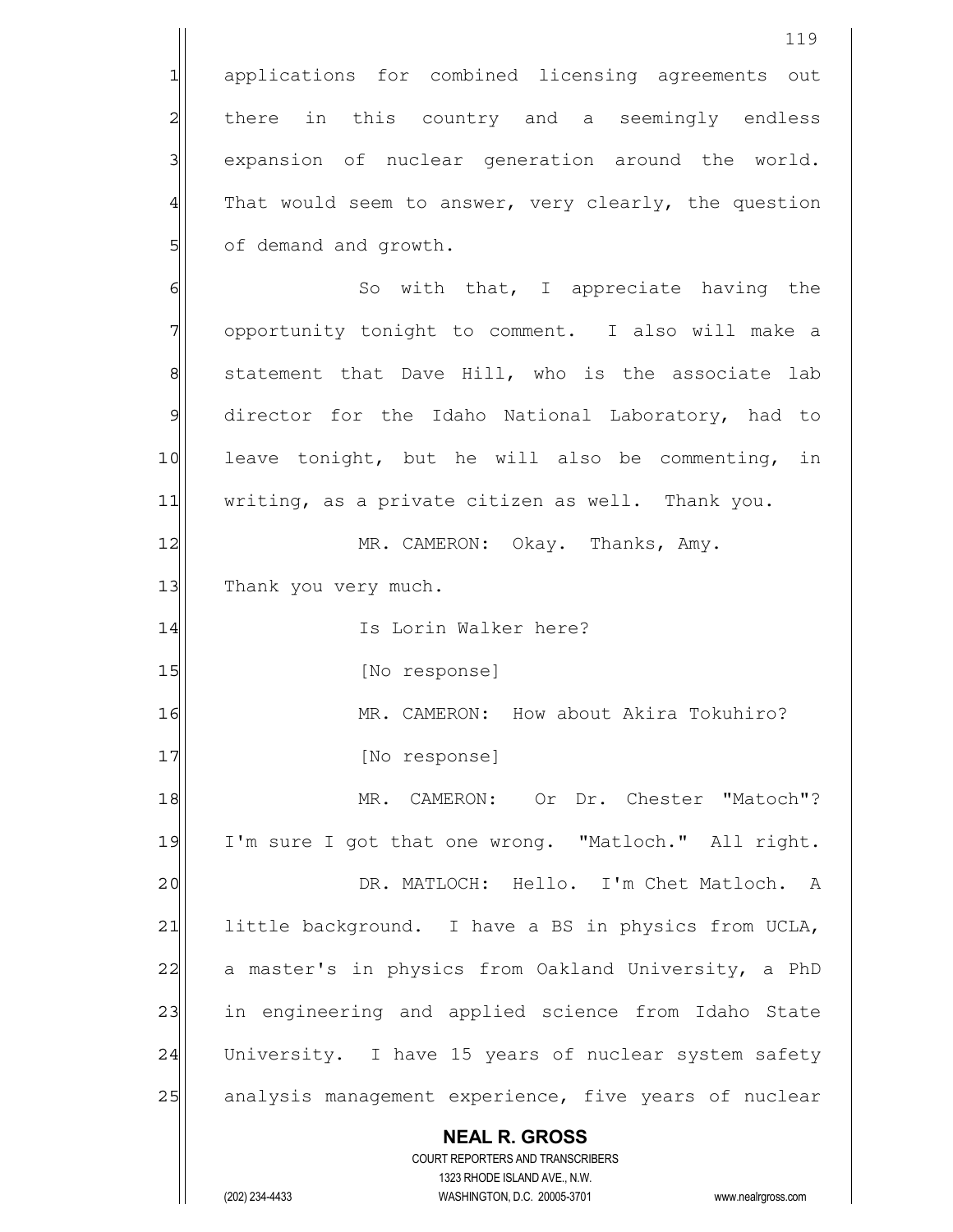applications for combined licensing agreements out there in this country and a seemingly endless expansion of nuclear generation around the world. That would seem to answer, very clearly, the question of demand and growth.

So with that, I appreciate having the opportunity tonight to comment. I also will make a statement that Dave Hill, who is the associate lab director for the Idaho National Laboratory, had to leave tonight, but he will also be commenting, in writing, as a private citizen as well. Thank you.

MR. CAMERON: Okay. Thanks, Amy. Thank you very much.

Is Lorin Walker here?

[No response]

MR. CAMERON: How about Akira Tokuhiro?

[No response]

MR. CAMERON: Or Dr. Chester "Matoch"? I'm sure I got that one wrong. "Matloch." All right.

DR. MATLOCH: Hello. I'm Chet Matloch. A little background. I have a BS in physics from UCLA, a master's in physics from Oakland University, a PhD in engineering and applied science from Idaho State University. I have 15 years of nuclear system safety analysis management experience, five years of nuclear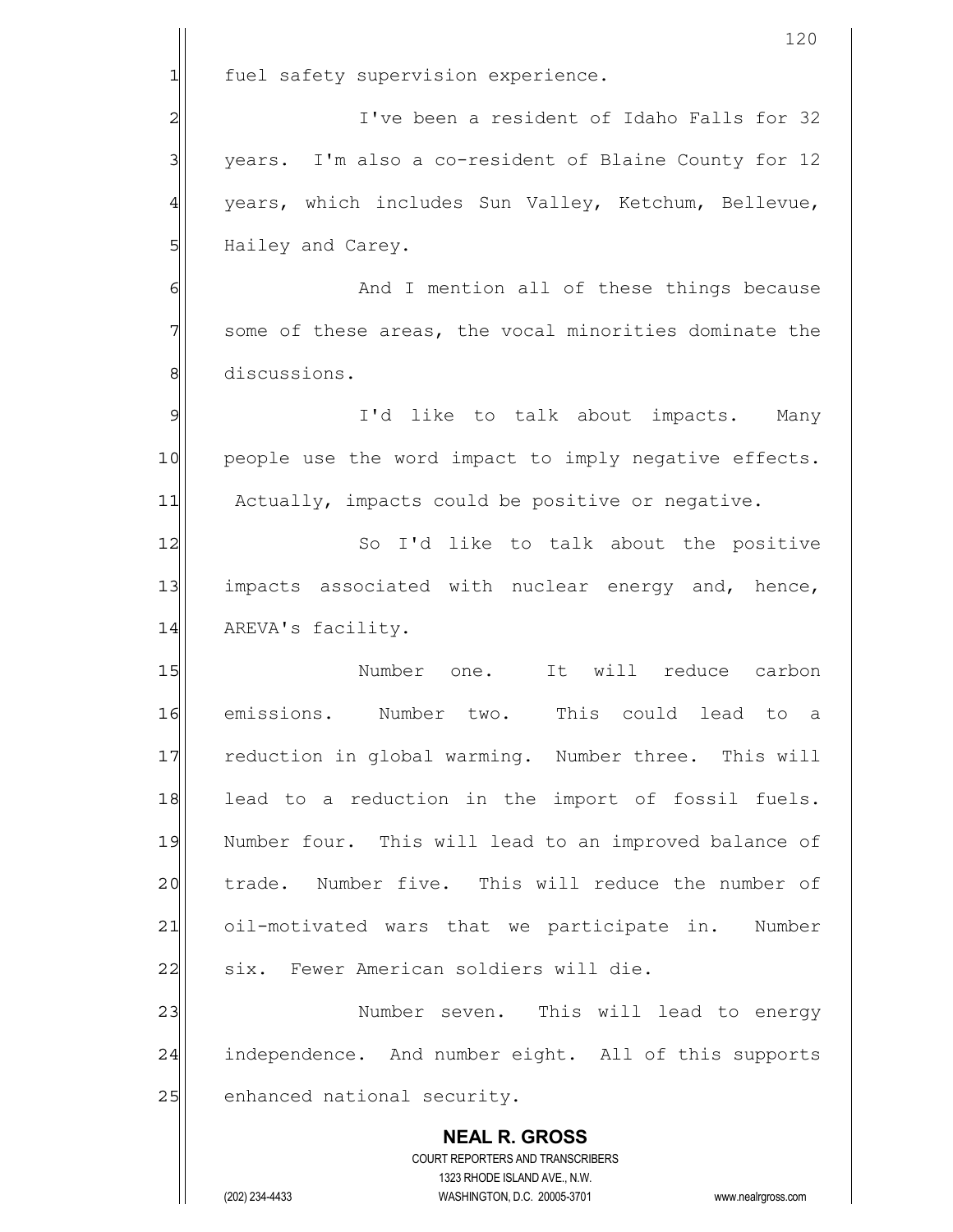fuel safety supervision experience.

I've been a resident of Idaho Falls for 32 years. I'm also a co-resident of Blaine County for 12 years, which includes Sun Valley, Ketchum, Bellevue, Hailey and Carey.

And I mention all of these things because some of these areas, the vocal minorities dominate the discussions.

I'd like to talk about impacts. Many people use the word impact to imply negative effects. Actually, impacts could be positive or negative.

So I'd like to talk about the positive impacts associated with nuclear energy and, hence, AREVA's facility.

Number one. It will reduce carbon emissions. Number two. This could lead to a reduction in global warming. Number three. This will lead to a reduction in the import of fossil fuels. Number four. This will lead to an improved balance of trade. Number five. This will reduce the number of oil-motivated wars that we participate in. Number six. Fewer American soldiers will die.

Number seven. This will lead to energy independence. And number eight. All of this supports enhanced national security.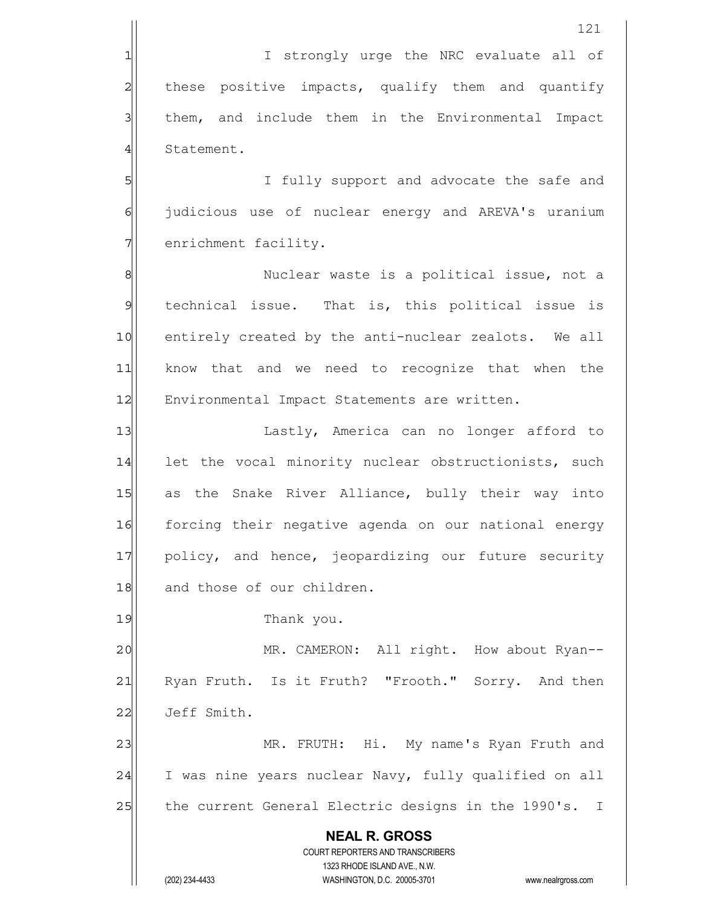I strongly urge the NRC evaluate all of these positive impacts, qualify them and quantify them, and include them in the Environmental Impact Statement.

I fully support and advocate the safe and judicious use of nuclear energy and AREVA's uranium enrichment facility.

Nuclear waste is a political issue, not a technical issue. That is, this political issue is entirely created by the anti-nuclear zealots. We all know that and we need to recognize that when the Environmental Impact Statements are written.

Lastly, America can no longer afford to let the vocal minority nuclear obstructionists, such as the Snake River Alliance, bully their way into forcing their negative agenda on our national energy policy, and hence, jeopardizing our future security and those of our children.

Thank you.

MR. CAMERON: All right. How about Ryan-- Ryan Fruth. Is it Fruth? "Frooth." Sorry. And then Jeff Smith.

MR. FRUTH: Hi. My name's Ryan Fruth and I was nine years nuclear Navy, fully qualified on all the current General Electric designs in the 1990's. I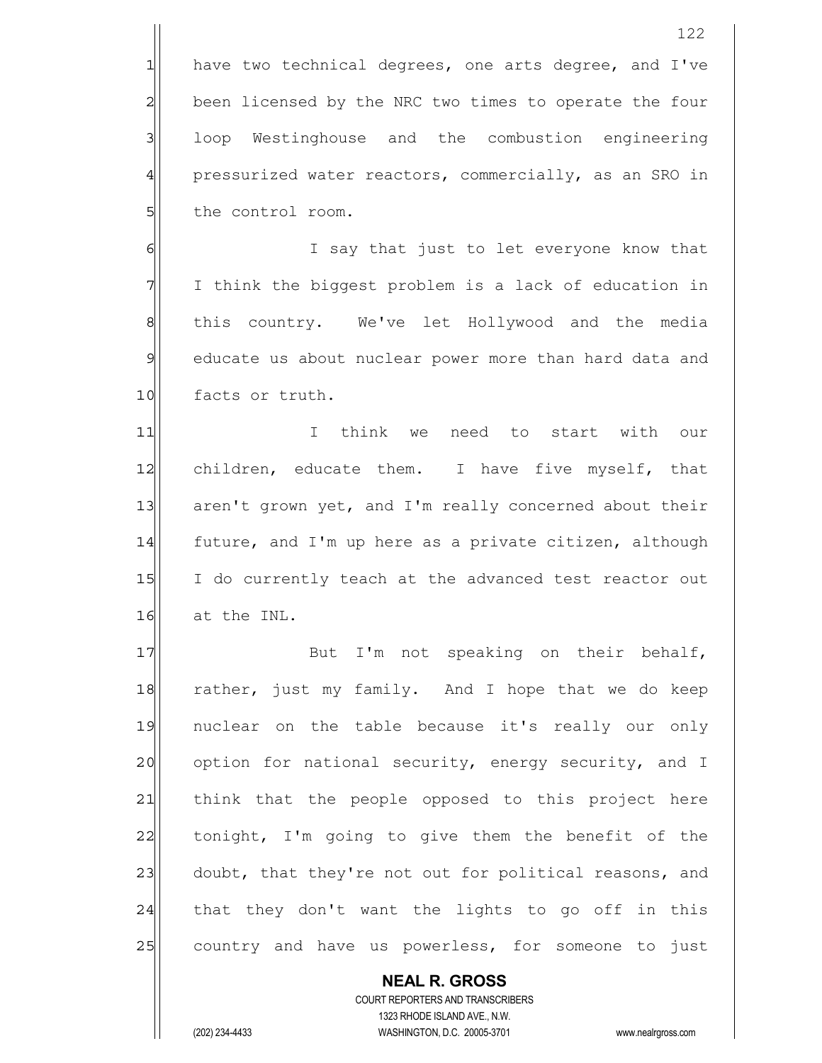have two technical degrees, one arts degree, and I've been licensed by the NRC two times to operate the four loop Westinghouse and the combustion engineering pressurized water reactors, commercially, as an SRO in the control room.

I say that just to let everyone know that I think the biggest problem is a lack of education in this country. We've let Hollywood and the media educate us about nuclear power more than hard data and facts or truth.

I think we need to start with our children, educate them. I have five myself, that aren't grown yet, and I'm really concerned about their future, and I'm up here as a private citizen, although I do currently teach at the advanced test reactor out at the INL.

But I'm not speaking on their behalf, rather, just my family. And I hope that we do keep nuclear on the table because it's really our only option for national security, energy security, and I think that the people opposed to this project here tonight, I'm going to give them the benefit of the doubt, that they're not out for political reasons, and that they don't want the lights to go off in this country and have us powerless, for someone to just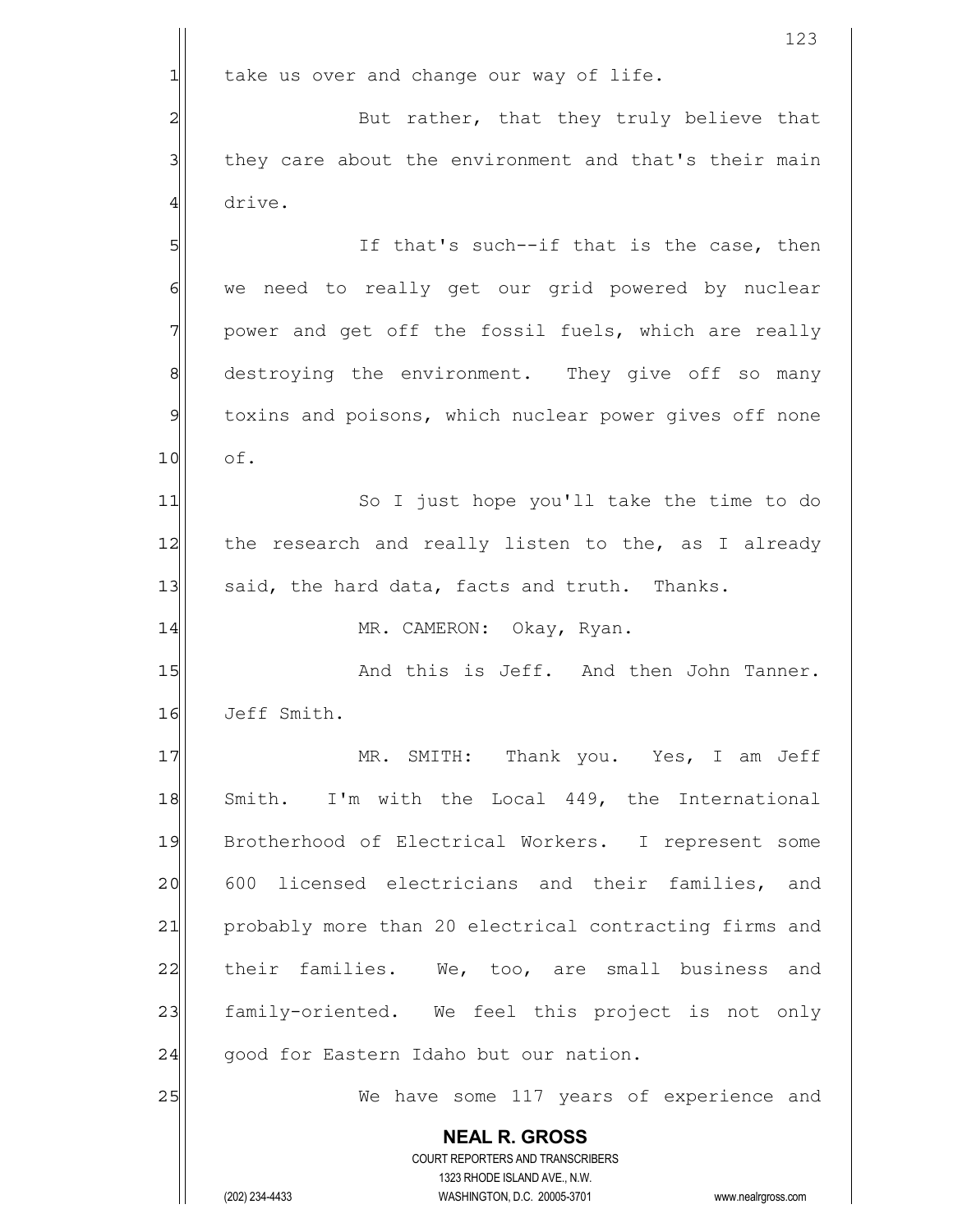take us over and change our way of life.

But rather, that they truly believe that they care about the environment and that's their main drive.

If that's such--if that is the case, then we need to really get our grid powered by nuclear power and get off the fossil fuels, which are really destroying the environment. They give off so many toxins and poisons, which nuclear power gives off none of.

So I just hope you'll take the time to do the research and really listen to the, as I already said, the hard data, facts and truth. Thanks.

MR. CAMERON: Okay, Ryan.

And this is Jeff. And then John Tanner. Jeff Smith.

MR. SMITH: Thank you. Yes, I am Jeff Smith. I'm with the Local 449, the International Brotherhood of Electrical Workers. I represent some 600 licensed electricians and their families, and probably more than 20 electrical contracting firms and their families. We, too, are small business and family-oriented. We feel this project is not only good for Eastern Idaho but our nation.

We have some 117 years of experience and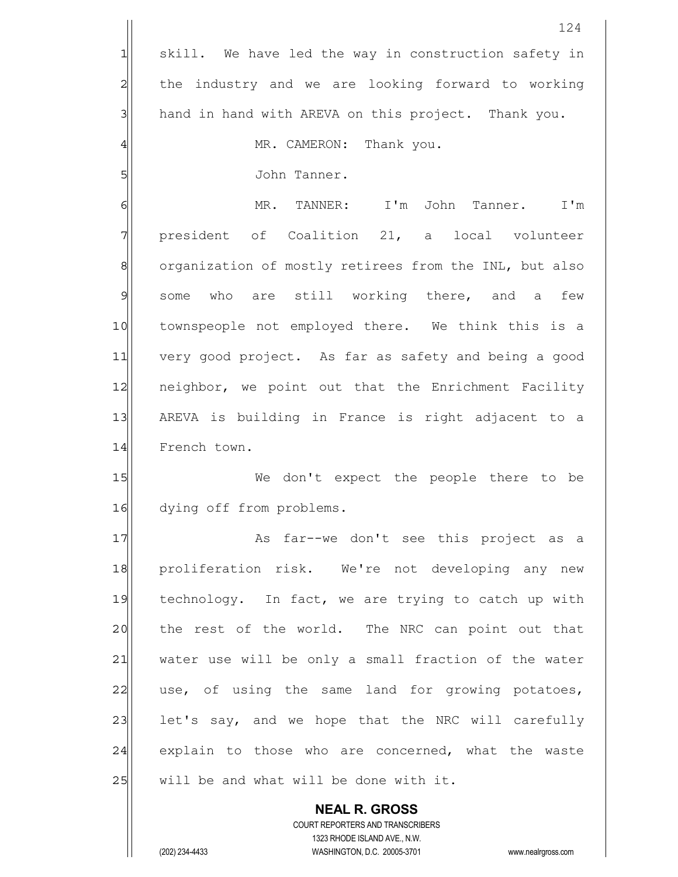skill. We have led the way in construction safety in the industry and we are looking forward to working hand in hand with AREVA on this project. Thank you.

MR. CAMERON: Thank you.

John Tanner.

MR. TANNER: I'm John Tanner. I'm president of Coalition 21, a local volunteer organization of mostly retirees from the INL, but also some who are still working there, and a few townspeople not employed there. We think this is a very good project. As far as safety and being a good neighbor, we point out that the Enrichment Facility AREVA is building in France is right adjacent to a French town.

We don't expect the people there to be dying off from problems.

As far--we don't see this project as a proliferation risk. We're not developing any new technology. In fact, we are trying to catch up with the rest of the world. The NRC can point out that water use will be only a small fraction of the water use, of using the same land for growing potatoes, let's say, and we hope that the NRC will carefully explain to those who are concerned, what the waste will be and what will be done with it.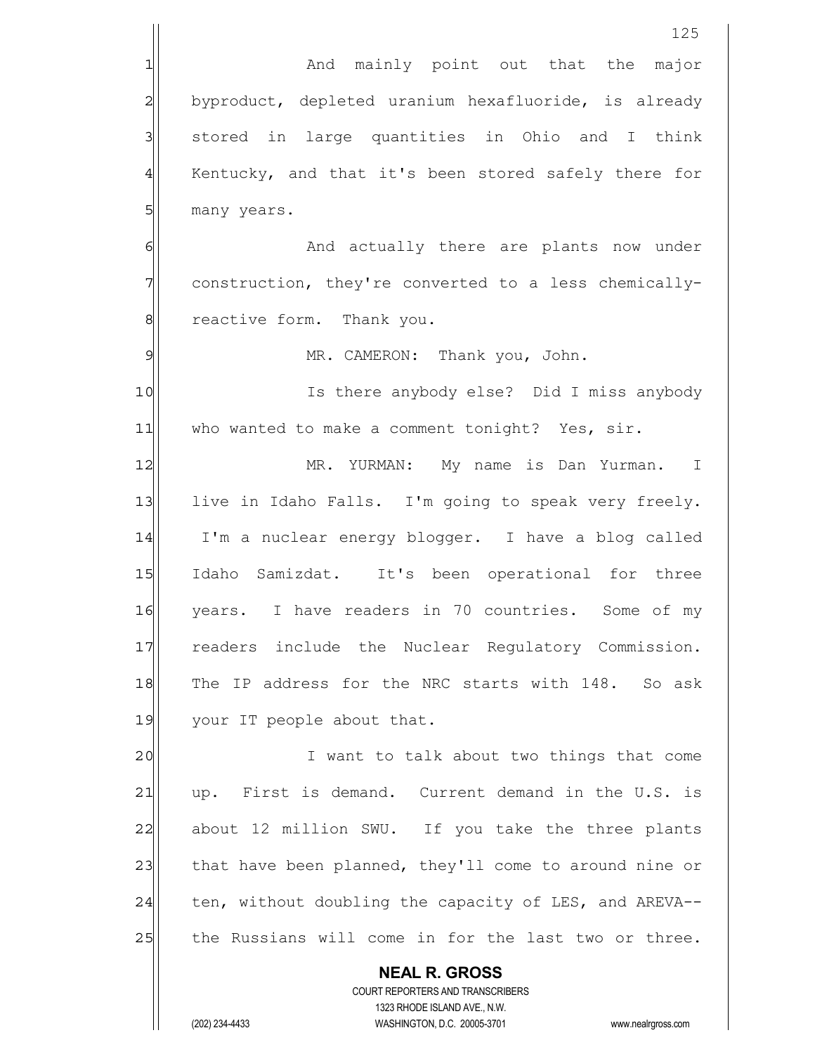And mainly point out that the major byproduct, depleted uranium hexafluoride, is already stored in large quantities in Ohio and I think Kentucky, and that it's been stored safely there for many years.

And actually there are plants now under construction, they're converted to a less chemically-reactive form. Thank you.

MR. CAMERON: Thank you, John.

Is there anybody else? Did I miss anybody who wanted to make a comment tonight? Yes, sir.

MR. YURMAN: My name is Dan Yurman. I live in Idaho Falls. I'm going to speak very freely. I'm a nuclear energy blogger. I have a blog called Idaho Samizdat. It's been operational for three years. I have readers in 70 countries. Some of my readers include the Nuclear Regulatory Commission. The IP address for the NRC starts with 148. So ask your IT people about that.

I want to talk about two things that come up. First is demand. Current demand in the U.S. is about 12 million SWU. If you take the three plants that have been planned, they'll come to around nine or ten, without doubling the capacity of LES, and AREVA-- the Russians will come in for the last two or three.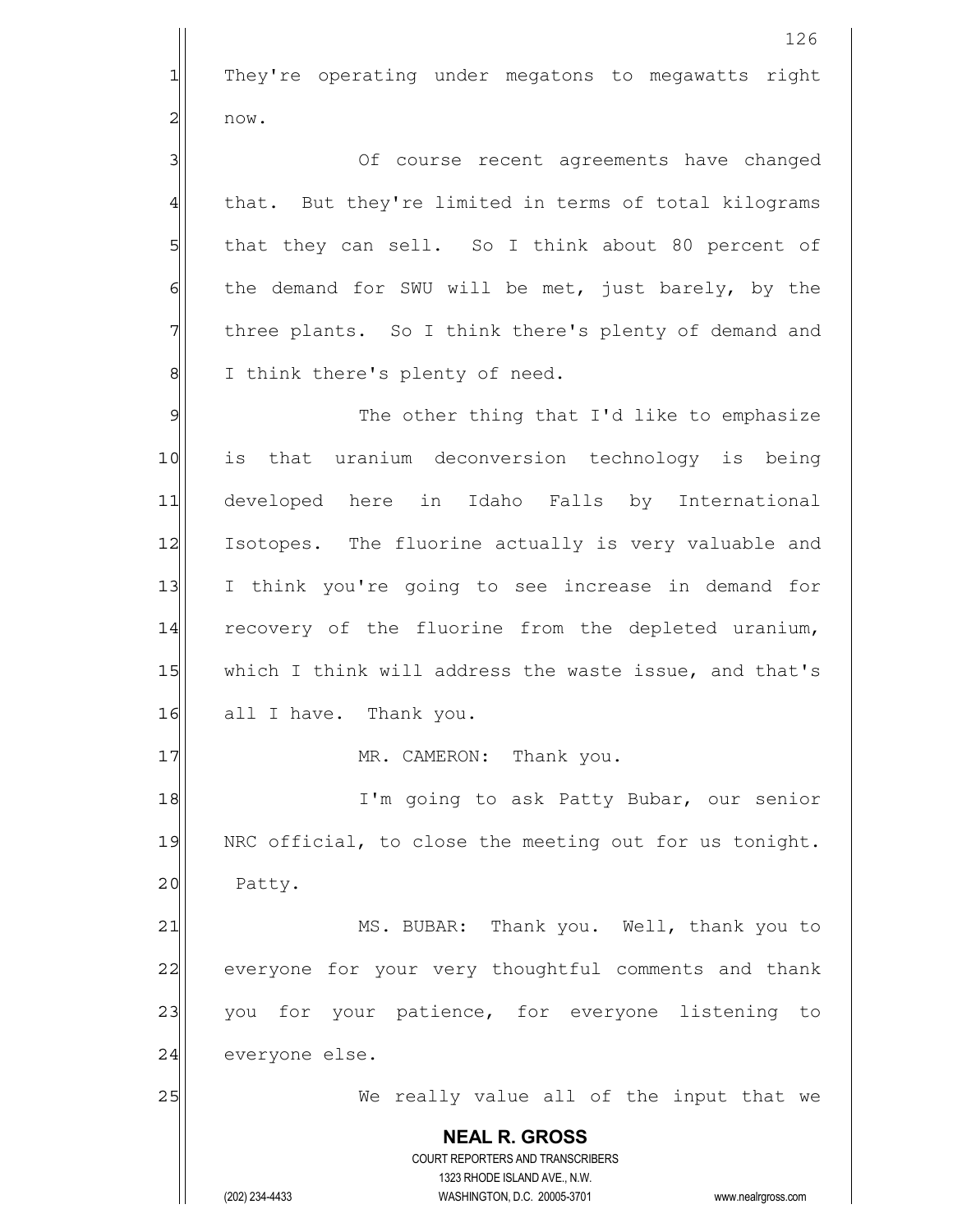They're operating under megatons to megawatts right now.

Of course recent agreements have changed that. But they're limited in terms of total kilograms that they can sell. So I think about 80 percent of the demand for SWU will be met, just barely, by the three plants. So I think there's plenty of demand and I think there's plenty of need.

The other thing that I'd like to emphasize is that uranium deconversion technology is being developed here in Idaho Falls by International Isotopes. The fluorine actually is very valuable and I think you're going to see increase in demand for recovery of the fluorine from the depleted uranium, which I think will address the waste issue, and that's all I have. Thank you.

MR. CAMERON: Thank you.

I'm going to ask Patty Bubar, our senior NRC official, to close the meeting out for us tonight. Patty.

MS. BUBAR: Thank you. Well, thank you to everyone for your very thoughtful comments and thank you for your patience, for everyone listening to everyone else.

We really value all of the input that we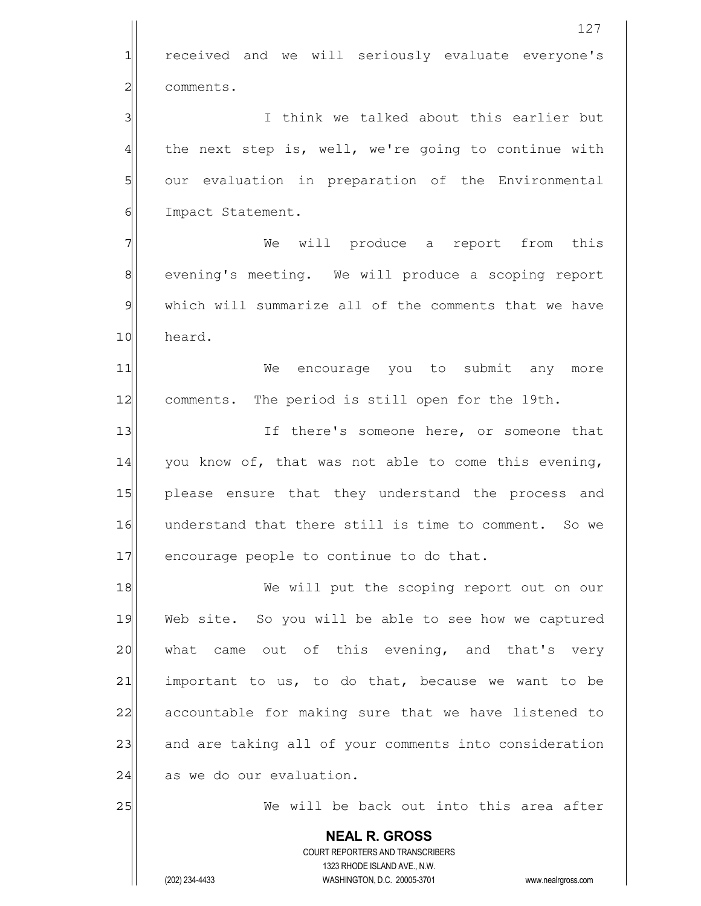received and we will seriously evaluate everyone's comments.

I think we talked about this earlier but the next step is, well, we're going to continue with our evaluation in preparation of the Environmental Impact Statement.

We will produce a report from this evening's meeting. We will produce a scoping report which will summarize all of the comments that we have heard.

We encourage you to submit any more comments. The period is still open for the 19th.

If there's someone here, or someone that you know of, that was not able to come this evening, please ensure that they understand the process and understand that there still is time to comment. So we encourage people to continue to do that.

We will put the scoping report out on our Web site. So you will be able to see how we captured what came out of this evening, and that's very important to us, to do that, because we want to be accountable for making sure that we have listened to and are taking all of your comments into consideration as we do our evaluation.

We will be back out into this area after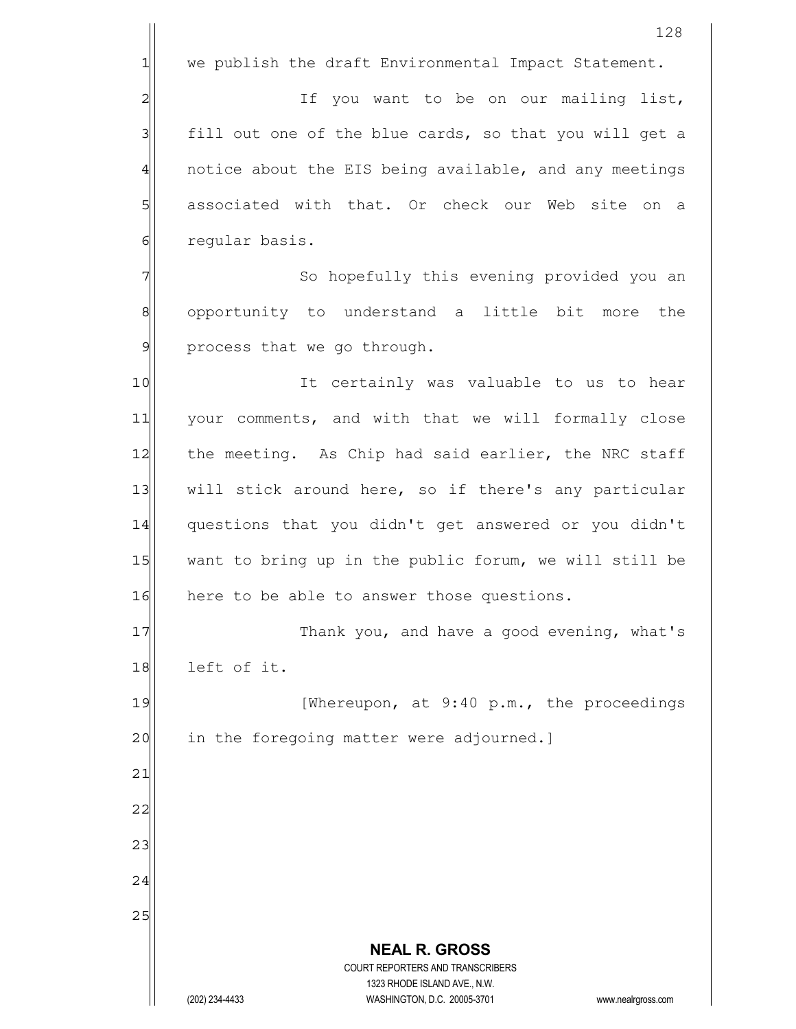we publish the draft Environmental Impact Statement.

If you want to be on our mailing list, fill out one of the blue cards, so that you will get a notice about the EIS being available, and any meetings associated with that. Or check our Web site on a regular basis.

So hopefully this evening provided you an opportunity to understand a little bit more the process that we go through.

It certainly was valuable to us to hear your comments, and with that we will formally close the meeting. As Chip had said earlier, the NRC staff will stick around here, so if there's any particular questions that you didn't get answered or you didn't want to bring up in the public forum, we will still be here to be able to answer those questions.

Thank you, and have a good evening, what's left of it.

[Whereupon, at 9:40 p.m., the proceedings in the foregoing matter were adjourned.]